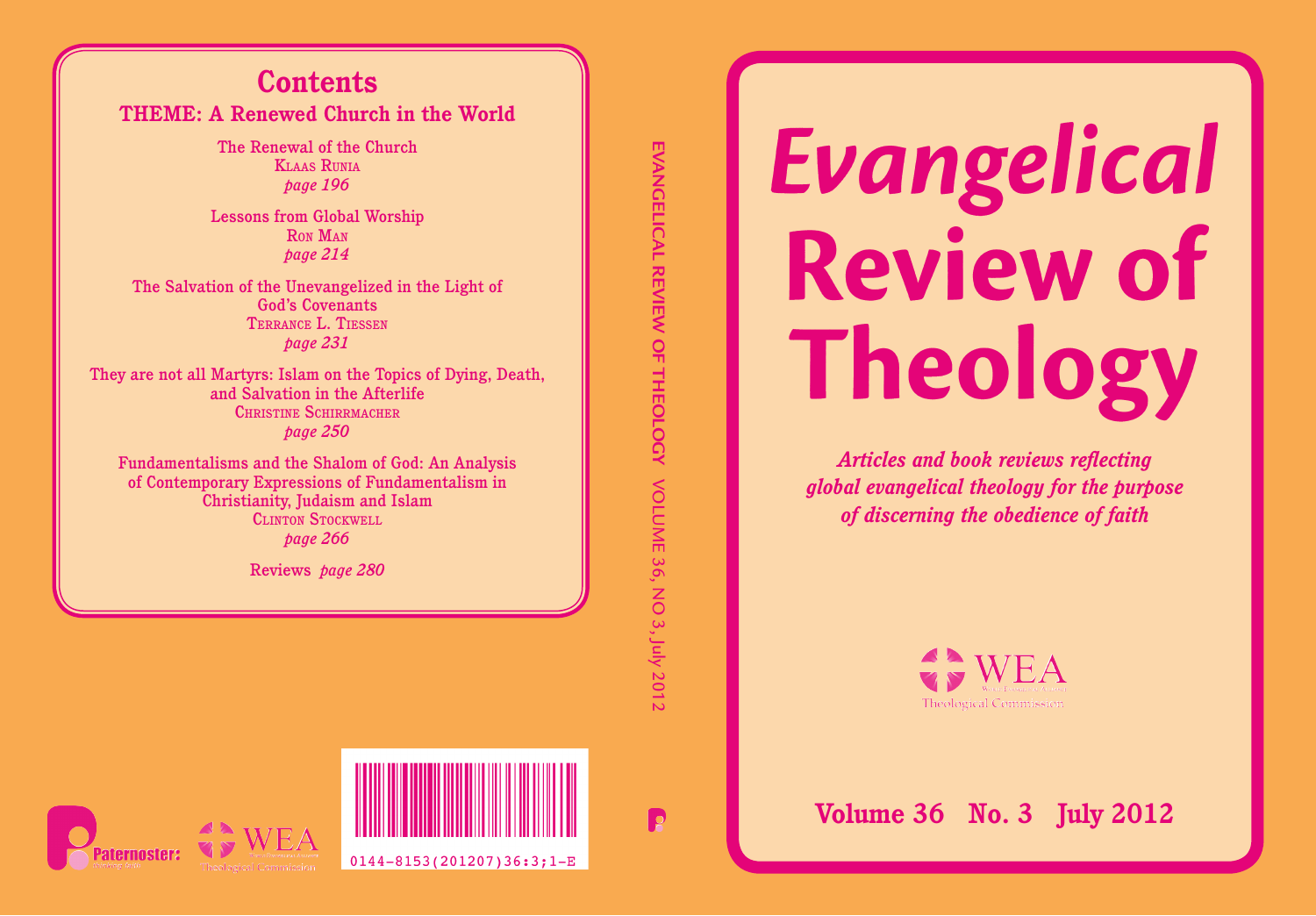# Evangelical Review of Theology

*Articles and book reviews reflecting global evangelical theology for the purpose of discerning the obedience of faith*

WEA
Theological Commission

**Volume 36 No. 3 July 2012**

EVANGELICAL REVIEW OF THEOLOGY VOLUME 36, NO 3, July 2012

## Contents

### THEME: A Renewed Church in the World

The Renewal of the Church
Klaas Runia
*page 196*

Lessons from Global Worship
Ron Man
*page 214*

The Salvation of the Unevangelized in the Light of God's Covenants
Terrance L. Tiessen
*page 231*

They are not all Martyrs: Islam on the Topics of Dying, Death, and Salvation in the Afterlife
Christine Schirrmacher
*page 250*

Fundamentalisms and the Shalom of God: An Analysis of Contemporary Expressions of Fundamentalism in Christianity, Judaism and Islam
Clinton Stockwell
*page 266*

Reviews *page 280*

Paternoster

WEA
Theological Commission

0144-8153(201207)36:3;1-E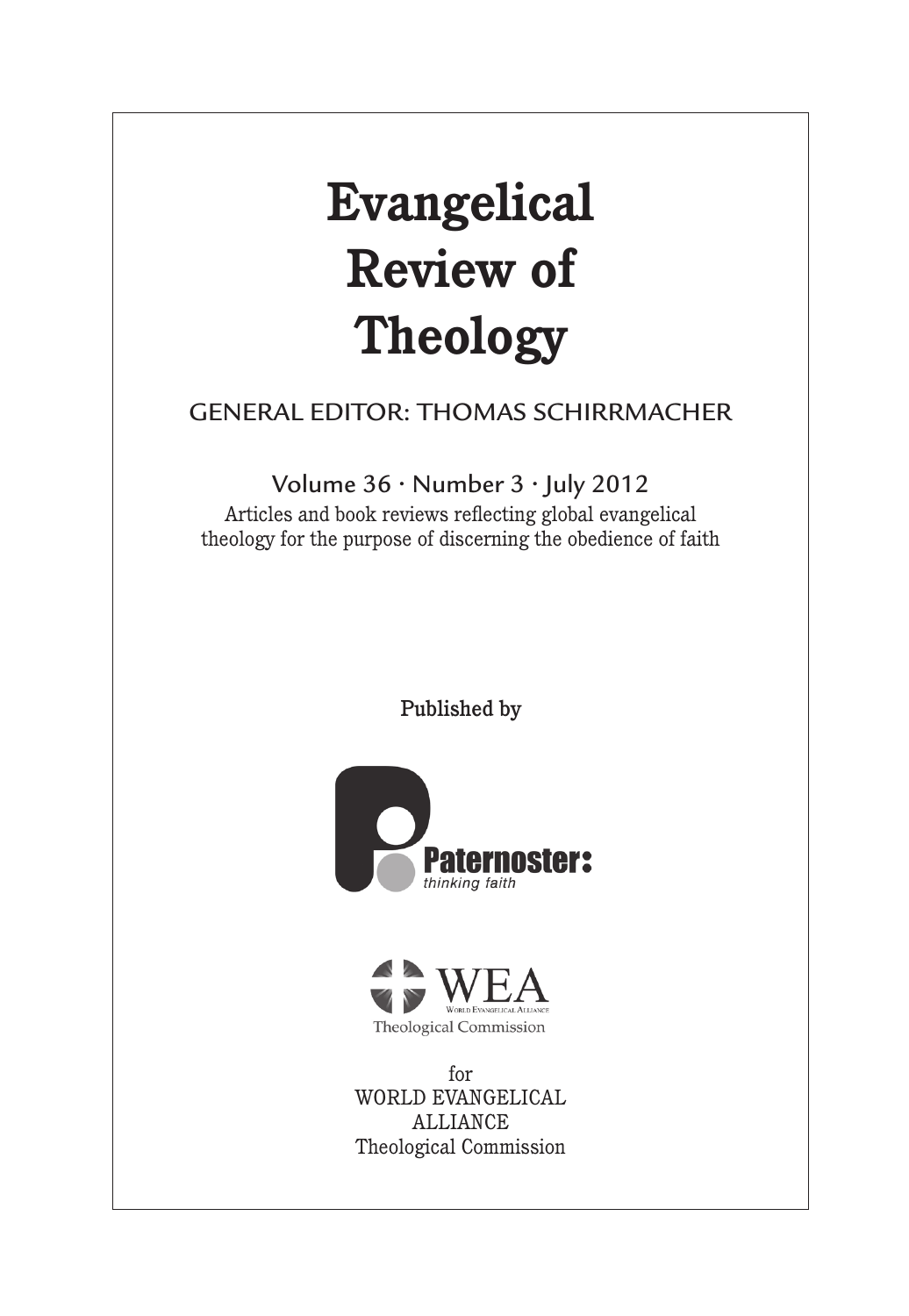# Evangelical Review of Theology

GENERAL EDITOR: THOMAS SCHIRRMACHER

Volume 36 · Number 3 · July 2012

Articles and book reviews reflecting global evangelical theology for the purpose of discerning the obedience of faith

Published by

Paternoster: thinking faith

WEA World Evangelical Alliance Theological Commission

for
WORLD EVANGELICAL ALLIANCE
Theological Commission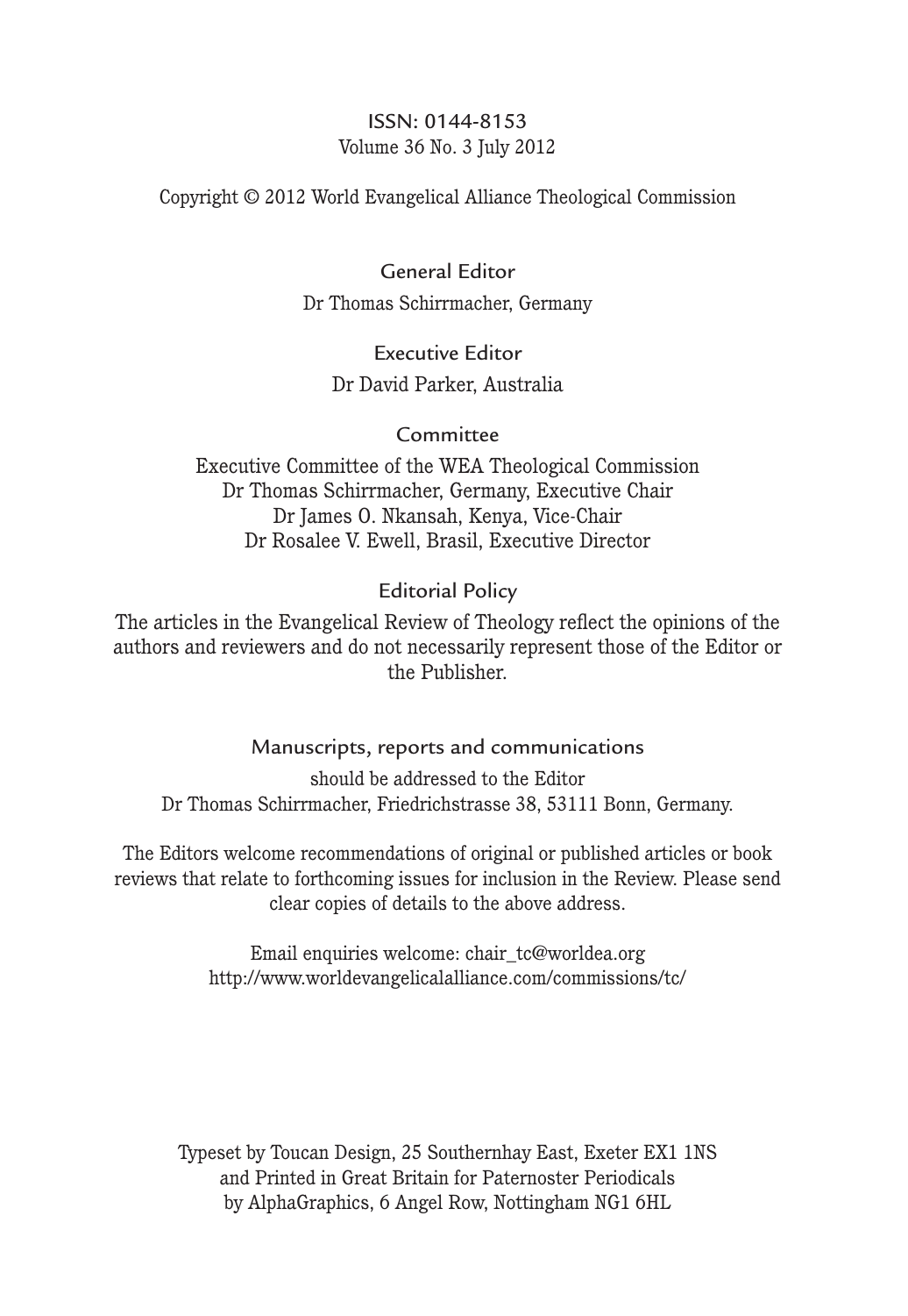ISSN: 0144-8153
Volume 36 No. 3 July 2012

Copyright © 2012 World Evangelical Alliance Theological Commission

## General Editor

Dr Thomas Schirrmacher, Germany

## Executive Editor

Dr David Parker, Australia

## Committee

Executive Committee of the WEA Theological Commission
Dr Thomas Schirrmacher, Germany, Executive Chair
Dr James O. Nkansah, Kenya, Vice-Chair
Dr Rosalee V. Ewell, Brasil, Executive Director

## Editorial Policy

The articles in the Evangelical Review of Theology reflect the opinions of the authors and reviewers and do not necessarily represent those of the Editor or the Publisher.

## Manuscripts, reports and communications

should be addressed to the Editor
Dr Thomas Schirrmacher, Friedrichstrasse 38, 53111 Bonn, Germany.

The Editors welcome recommendations of original or published articles or book reviews that relate to forthcoming issues for inclusion in the Review. Please send clear copies of details to the above address.

Email enquiries welcome: chair_tc@worldea.org
http://www.worldevangelicalalliance.com/commissions/tc/

Typeset by Toucan Design, 25 Southernhay East, Exeter EX1 1NS
and Printed in Great Britain for Paternoster Periodicals
by AlphaGraphics, 6 Angel Row, Nottingham NG1 6HL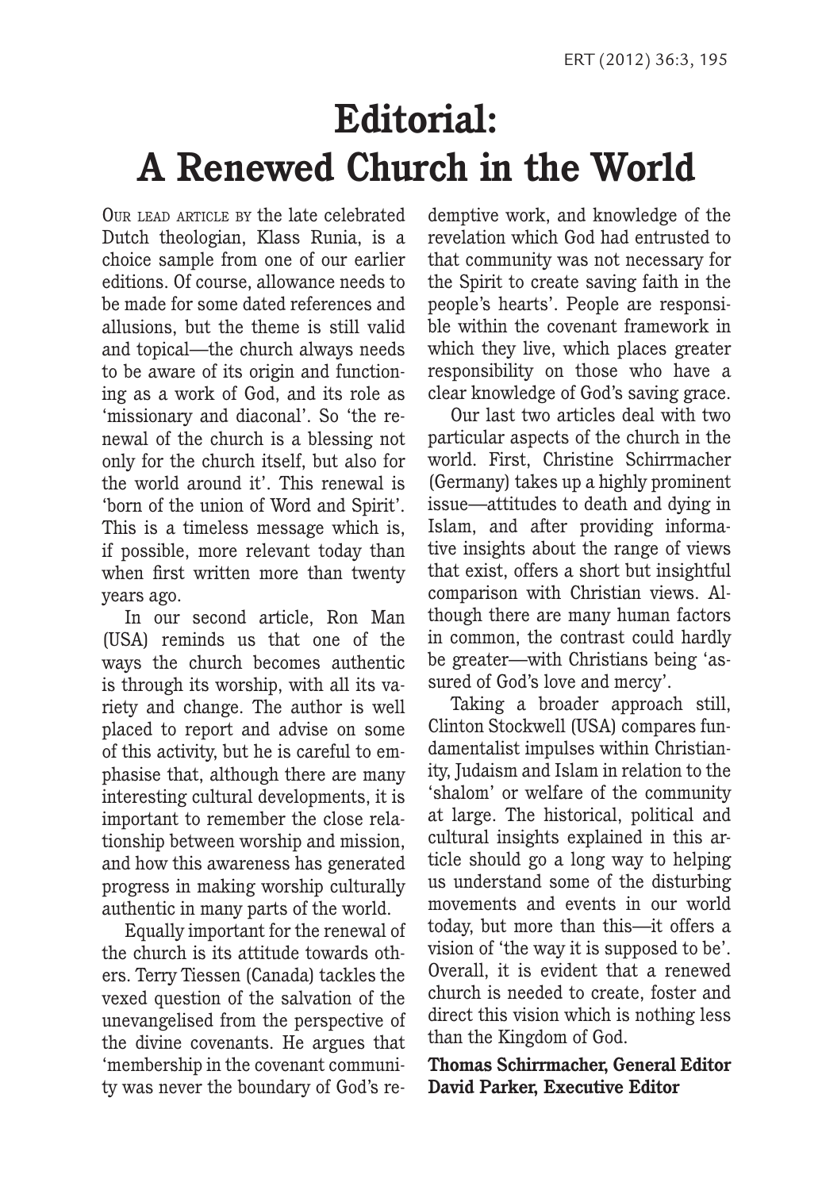# Editorial: A Renewed Church in the World

Our lead article by the late celebrated Dutch theologian, Klass Runia, is a choice sample from one of our earlier editions. Of course, allowance needs to be made for some dated references and allusions, but the theme is still valid and topical—the church always needs to be aware of its origin and functioning as a work of God, and its role as 'missionary and diaconal'. So 'the renewal of the church is a blessing not only for the church itself, but also for the world around it'. This renewal is 'born of the union of Word and Spirit'. This is a timeless message which is, if possible, more relevant today than when first written more than twenty years ago.

In our second article, Ron Man (USA) reminds us that one of the ways the church becomes authentic is through its worship, with all its variety and change. The author is well placed to report and advise on some of this activity, but he is careful to emphasise that, although there are many interesting cultural developments, it is important to remember the close relationship between worship and mission, and how this awareness has generated progress in making worship culturally authentic in many parts of the world.

Equally important for the renewal of the church is its attitude towards others. Terry Tiessen (Canada) tackles the vexed question of the salvation of the unevangelised from the perspective of the divine covenants. He argues that 'membership in the covenant community was never the boundary of God's redemptive work, and knowledge of the revelation which God had entrusted to that community was not necessary for the Spirit to create saving faith in the people's hearts'. People are responsible within the covenant framework in which they live, which places greater responsibility on those who have a clear knowledge of God's saving grace.

Our last two articles deal with two particular aspects of the church in the world. First, Christine Schirrmacher (Germany) takes up a highly prominent issue—attitudes to death and dying in Islam, and after providing informative insights about the range of views that exist, offers a short but insightful comparison with Christian views. Although there are many human factors in common, the contrast could hardly be greater—with Christians being 'assured of God's love and mercy'.

Taking a broader approach still, Clinton Stockwell (USA) compares fundamentalist impulses within Christianity, Judaism and Islam in relation to the 'shalom' or welfare of the community at large. The historical, political and cultural insights explained in this article should go a long way to helping us understand some of the disturbing movements and events in our world today, but more than this—it offers a vision of 'the way it is supposed to be'. Overall, it is evident that a renewed church is needed to create, foster and direct this vision which is nothing less than the Kingdom of God.

**Thomas Schirrmacher, General Editor**
**David Parker, Executive Editor**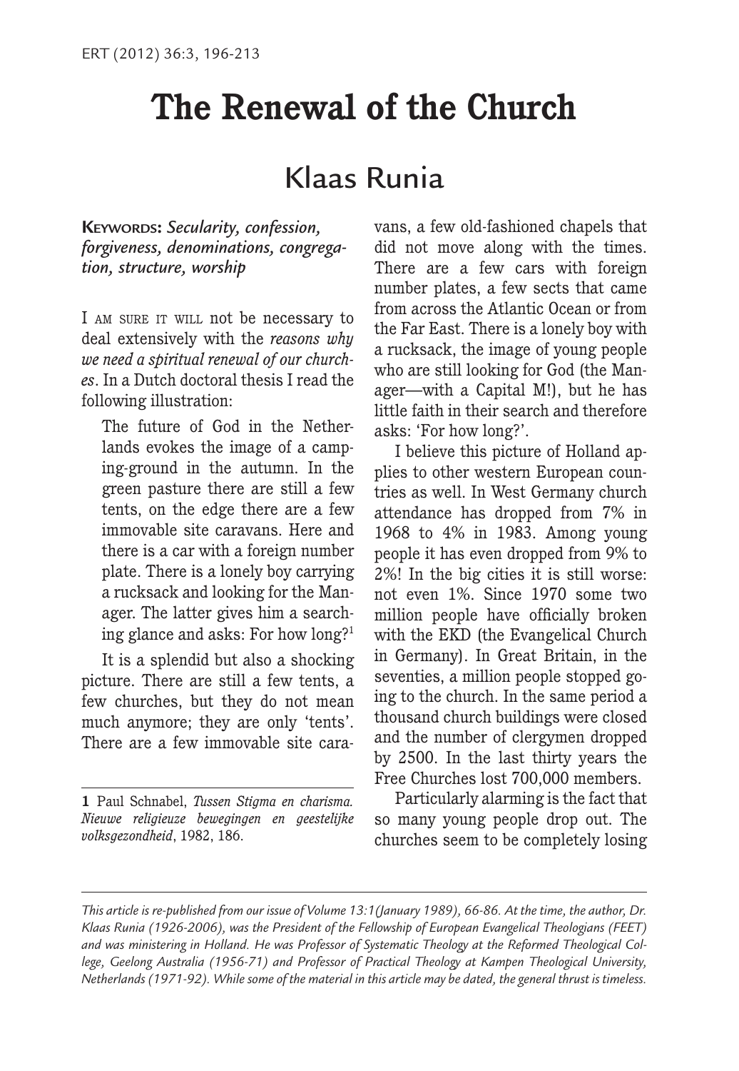# The Renewal of the Church

## Klaas Runia

**Keywords:** *Secularity, confession, forgiveness, denominations, congregation, structure, worship*

I am sure it will not be necessary to deal extensively with the *reasons why we need a spiritual renewal of our churches*. In a Dutch doctoral thesis I read the following illustration:

> The future of God in the Netherlands evokes the image of a camping-ground in the autumn. In the green pasture there are still a few tents, on the edge there are a few immovable site caravans. Here and there is a car with a foreign number plate. There is a lonely boy carrying a rucksack and looking for the Manager. The latter gives him a searching glance and asks: For how long?[1]

It is a splendid but also a shocking picture. There are still a few tents, a few churches, but they do not mean much anymore; they are only 'tents'. There are a few immovable site caravans, a few old-fashioned chapels that did not move along with the times. There are a few cars with foreign number plates, a few sects that came from across the Atlantic Ocean or from the Far East. There is a lonely boy with a rucksack, the image of young people who are still looking for God (the Manager—with a Capital M!), but he has little faith in their search and therefore asks: 'For how long?'.

I believe this picture of Holland applies to other western European countries as well. In West Germany church attendance has dropped from 7% in 1968 to 4% in 1983. Among young people it has even dropped from 9% to 2%! In the big cities it is still worse: not even 1%. Since 1970 some two million people have officially broken with the EKD (the Evangelical Church in Germany). In Great Britain, in the seventies, a million people stopped going to the church. In the same period a thousand church buildings were closed and the number of clergymen dropped by 2500. In the last thirty years the Free Churches lost 700,000 members.

Particularly alarming is the fact that so many young people drop out. The churches seem to be completely losing

---

[1] Paul Schnabel, *Tussen Stigma en charisma. Nieuwe religieuze bewegingen en geestelijke volksgezondheid*, 1982, 186.

*This article is re-published from our issue of Volume 13:1(January 1989), 66-86. At the time, the author, Dr. Klaas Runia (1926-2006), was the President of the Fellowship of European Evangelical Theologians (FEET) and was ministering in Holland. He was Professor of Systematic Theology at the Reformed Theological College, Geelong Australia (1956-71) and Professor of Practical Theology at Kampen Theological University, Netherlands (1971-92). While some of the material in this article may be dated, the general thrust is timeless.*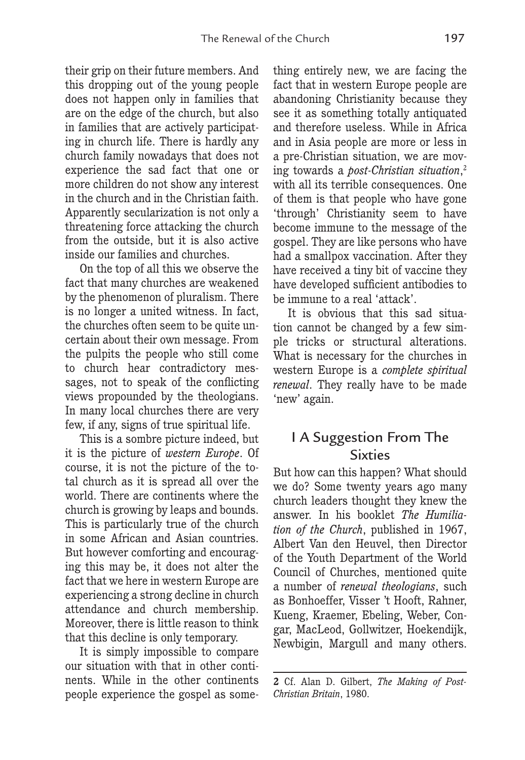their grip on their future members. And this dropping out of the young people does not happen only in families that are on the edge of the church, but also in families that are actively participating in church life. There is hardly any church family nowadays that does not experience the sad fact that one or more children do not show any interest in the church and in the Christian faith. Apparently secularization is not only a threatening force attacking the church from the outside, but it is also active inside our families and churches.

On the top of all this we observe the fact that many churches are weakened by the phenomenon of pluralism. There is no longer a united witness. In fact, the churches often seem to be quite uncertain about their own message. From the pulpits the people who still come to church hear contradictory messages, not to speak of the conflicting views propounded by the theologians. In many local churches there are very few, if any, signs of true spiritual life.

This is a sombre picture indeed, but it is the picture of *western Europe*. Of course, it is not the picture of the total church as it is spread all over the world. There are continents where the church is growing by leaps and bounds. This is particularly true of the church in some African and Asian countries. But however comforting and encouraging this may be, it does not alter the fact that we here in western Europe are experiencing a strong decline in church attendance and church membership. Moreover, there is little reason to think that this decline is only temporary.

It is simply impossible to compare our situation with that in other continents. While in the other continents people experience the gospel as something entirely new, we are facing the fact that in western Europe people are abandoning Christianity because they see it as something totally antiquated and therefore useless. While in Africa and in Asia people are more or less in a pre-Christian situation, we are moving towards a *post-Christian situation*,[2] with all its terrible consequences. One of them is that people who have gone 'through' Christianity seem to have become immune to the message of the gospel. They are like persons who have had a smallpox vaccination. After they have received a tiny bit of vaccine they have developed sufficient antibodies to be immune to a real 'attack'.

It is obvious that this sad situation cannot be changed by a few simple tricks or structural alterations. What is necessary for the churches in western Europe is a *complete spiritual renewal*. They really have to be made 'new' again.

## I A Suggestion From The Sixties

But how can this happen? What should we do? Some twenty years ago many church leaders thought they knew the answer. In his booklet *The Humiliation of the Church*, published in 1967, Albert Van den Heuvel, then Director of the Youth Department of the World Council of Churches, mentioned quite a number of *renewal theologians*, such as Bonhoeffer, Visser 't Hooft, Rahner, Kueng, Kraemer, Ebeling, Weber, Congar, MacLeod, Gollwitzer, Hoekendijk, Newbigin, Margull and many others.

---

**2** Cf. Alan D. Gilbert, *The Making of Post-Christian Britain*, 1980.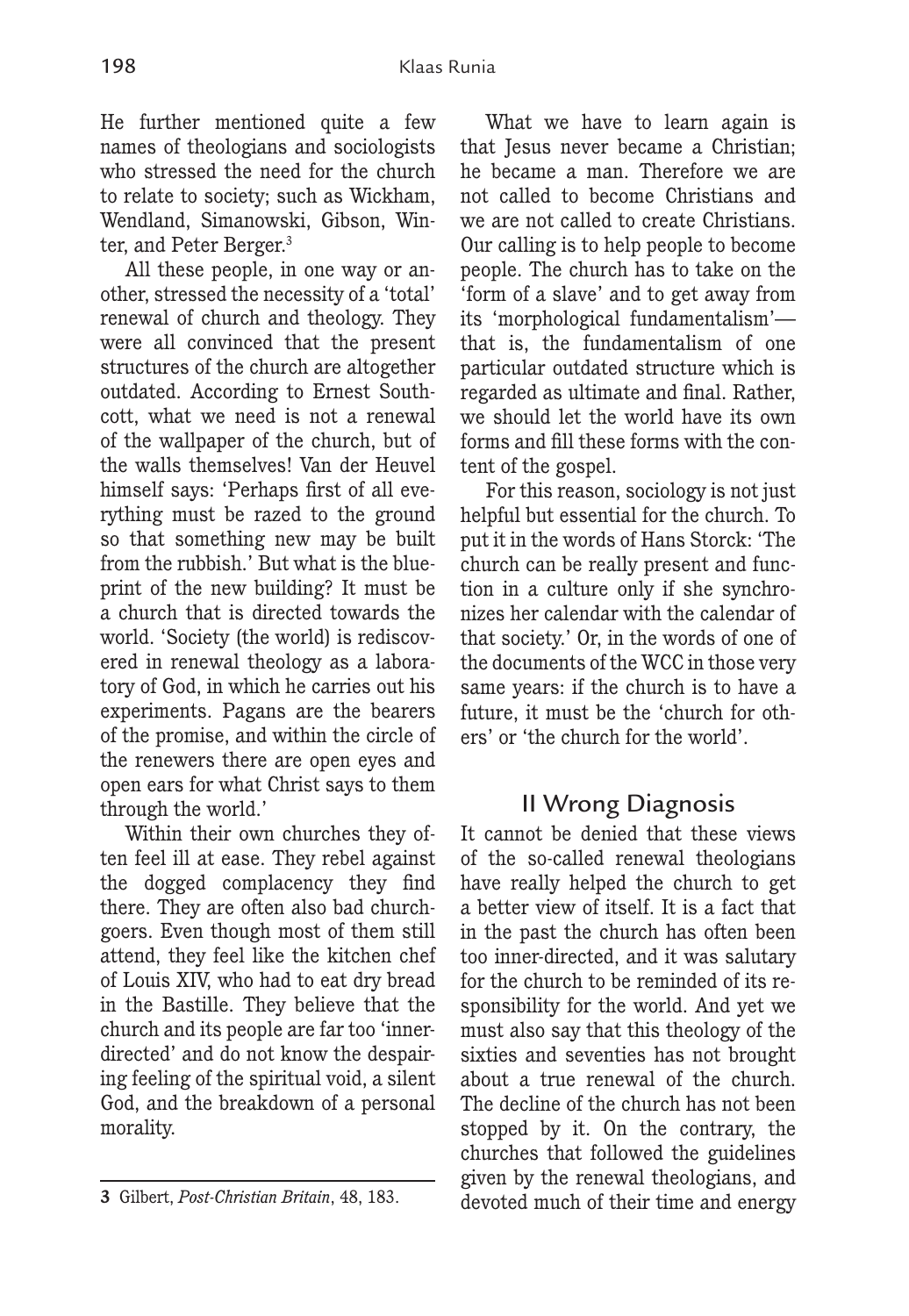He further mentioned quite a few names of theologians and sociologists who stressed the need for the church to relate to society; such as Wickham, Wendland, Simanowski, Gibson, Winter, and Peter Berger.[3]

All these people, in one way or another, stressed the necessity of a 'total' renewal of church and theology. They were all convinced that the present structures of the church are altogether outdated. According to Ernest Southcott, what we need is not a renewal of the wallpaper of the church, but of the walls themselves! Van der Heuvel himself says: 'Perhaps first of all everything must be razed to the ground so that something new may be built from the rubbish.' But what is the blueprint of the new building? It must be a church that is directed towards the world. 'Society (the world) is rediscovered in renewal theology as a laboratory of God, in which he carries out his experiments. Pagans are the bearers of the promise, and within the circle of the renewers there are open eyes and open ears for what Christ says to them through the world.'

Within their own churches they often feel ill at ease. They rebel against the dogged complacency they find there. They are often also bad churchgoers. Even though most of them still attend, they feel like the kitchen chef of Louis XIV, who had to eat dry bread in the Bastille. They believe that the church and its people are far too 'inner-directed' and do not know the despairing feeling of the spiritual void, a silent God, and the breakdown of a personal morality.

What we have to learn again is that Jesus never became a Christian; he became a man. Therefore we are not called to become Christians and we are not called to create Christians. Our calling is to help people to become people. The church has to take on the 'form of a slave' and to get away from its 'morphological fundamentalism'—that is, the fundamentalism of one particular outdated structure which is regarded as ultimate and final. Rather, we should let the world have its own forms and fill these forms with the content of the gospel.

For this reason, sociology is not just helpful but essential for the church. To put it in the words of Hans Storck: 'The church can be really present and function in a culture only if she synchronizes her calendar with the calendar of that society.' Or, in the words of one of the documents of the WCC in those very same years: if the church is to have a future, it must be the 'church for others' or 'the church for the world'.

## II Wrong Diagnosis

It cannot be denied that these views of the so-called renewal theologians have really helped the church to get a better view of itself. It is a fact that in the past the church has often been too inner-directed, and it was salutary for the church to be reminded of its responsibility for the world. And yet we must also say that this theology of the sixties and seventies has not brought about a true renewal of the church. The decline of the church has not been stopped by it. On the contrary, the churches that followed the guidelines given by the renewal theologians, and devoted much of their time and energy

---

**3** Gilbert, *Post-Christian Britain*, 48, 183.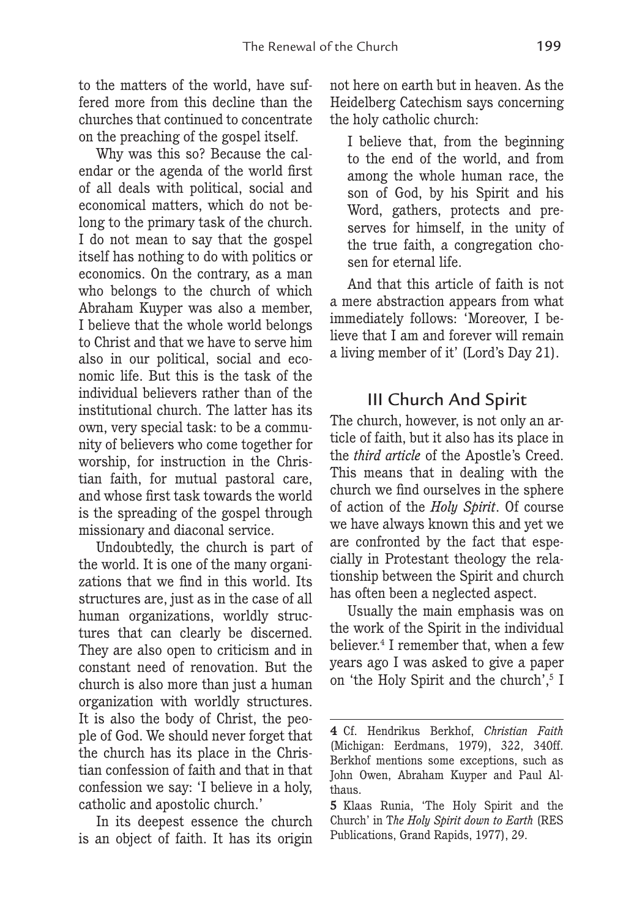to the matters of the world, have suffered more from this decline than the churches that continued to concentrate on the preaching of the gospel itself.

Why was this so? Because the calendar or the agenda of the world first of all deals with political, social and economical matters, which do not belong to the primary task of the church. I do not mean to say that the gospel itself has nothing to do with politics or economics. On the contrary, as a man who belongs to the church of which Abraham Kuyper was also a member, I believe that the whole world belongs to Christ and that we have to serve him also in our political, social and economic life. But this is the task of the individual believers rather than of the institutional church. The latter has its own, very special task: to be a community of believers who come together for worship, for instruction in the Christian faith, for mutual pastoral care, and whose first task towards the world is the spreading of the gospel through missionary and diaconal service.

Undoubtedly, the church is part of the world. It is one of the many organizations that we find in this world. Its structures are, just as in the case of all human organizations, worldly structures that can clearly be discerned. They are also open to criticism and in constant need of renovation. But the church is also more than just a human organization with worldly structures. It is also the body of Christ, the people of God. We should never forget that the church has its place in the Christian confession of faith and that in that confession we say: 'I believe in a holy, catholic and apostolic church.'

In its deepest essence the church is an object of faith. It has its origin not here on earth but in heaven. As the Heidelberg Catechism says concerning the holy catholic church:

> I believe that, from the beginning to the end of the world, and from among the whole human race, the son of God, by his Spirit and his Word, gathers, protects and preserves for himself, in the unity of the true faith, a congregation chosen for eternal life.

And that this article of faith is not a mere abstraction appears from what immediately follows: 'Moreover, I believe that I am and forever will remain a living member of it' (Lord's Day 21).

## III Church And Spirit

The church, however, is not only an article of faith, but it also has its place in the *third article* of the Apostle's Creed. This means that in dealing with the church we find ourselves in the sphere of action of the *Holy Spirit*. Of course we have always known this and yet we are confronted by the fact that especially in Protestant theology the relationship between the Spirit and church has often been a neglected aspect.

Usually the main emphasis was on the work of the Spirit in the individual believer.[4] I remember that, when a few years ago I was asked to give a paper on 'the Holy Spirit and the church',[5] I

---

**4** Cf. Hendrikus Berkhof, *Christian Faith* (Michigan: Eerdmans, 1979), 322, 340ff. Berkhof mentions some exceptions, such as John Owen, Abraham Kuyper and Paul Althaus.

**5** Klaas Runia, 'The Holy Spirit and the Church' in *The Holy Spirit down to Earth* (RES Publications, Grand Rapids, 1977), 29.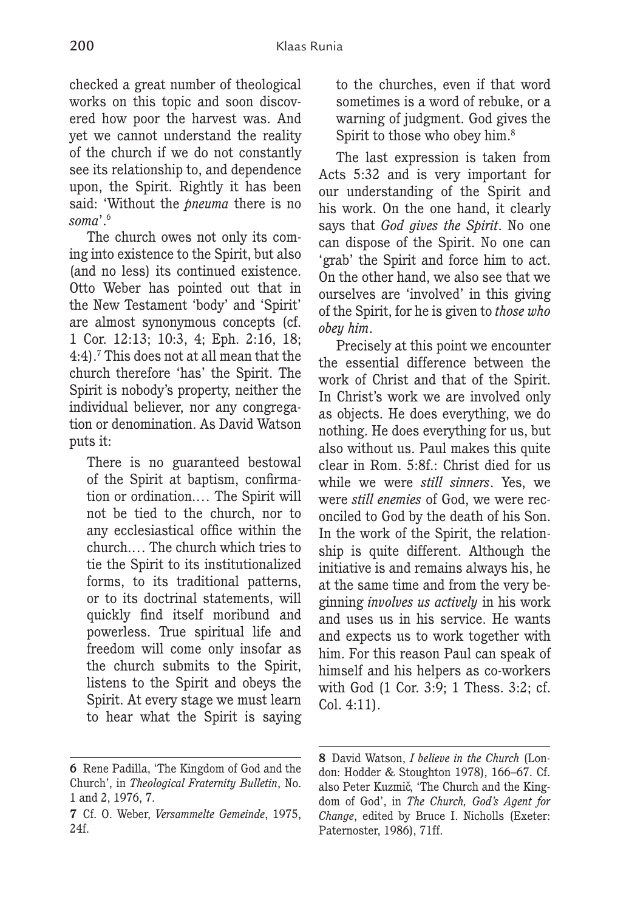checked a great number of theological works on this topic and soon discovered how poor the harvest was. And yet we cannot understand the reality of the church if we do not constantly see its relationship to, and dependence upon, the Spirit. Rightly it has been said: 'Without the *pneuma* there is no *soma*'.[6]

The church owes not only its coming into existence to the Spirit, but also (and no less) its continued existence. Otto Weber has pointed out that in the New Testament 'body' and 'Spirit' are almost synonymous concepts (cf. 1 Cor. 12:13; 10:3, 4; Eph. 2:16, 18; 4:4).[7] This does not at all mean that the church therefore 'has' the Spirit. The Spirit is nobody's property, neither the individual believer, nor any congregation or denomination. As David Watson puts it:

> There is no guaranteed bestowal of the Spirit at baptism, confirmation or ordination.… The Spirit will not be tied to the church, nor to any ecclesiastical office within the church.… The church which tries to tie the Spirit to its institutionalized forms, to its traditional patterns, or to its doctrinal statements, will quickly find itself moribund and powerless. True spiritual life and freedom will come only insofar as the church submits to the Spirit, listens to the Spirit and obeys the Spirit. At every stage we must learn to hear what the Spirit is saying to the churches, even if that word sometimes is a word of rebuke, or a warning of judgment. God gives the Spirit to those who obey him.[8]

The last expression is taken from Acts 5:32 and is very important for our understanding of the Spirit and his work. On the one hand, it clearly says that *God gives the Spirit*. No one can dispose of the Spirit. No one can 'grab' the Spirit and force him to act. On the other hand, we also see that we ourselves are 'involved' in this giving of the Spirit, for he is given to *those who obey him*.

Precisely at this point we encounter the essential difference between the work of Christ and that of the Spirit. In Christ's work we are involved only as objects. He does everything, we do nothing. He does everything for us, but also without us. Paul makes this quite clear in Rom. 5:8f.: Christ died for us while we were *still sinners*. Yes, we were *still enemies* of God, we were reconciled to God by the death of his Son. In the work of the Spirit, the relationship is quite different. Although the initiative is and remains always his, he at the same time and from the very beginning *involves us actively* in his work and uses us in his service. He wants and expects us to work together with him. For this reason Paul can speak of himself and his helpers as co-workers with God (1 Cor. 3:9; 1 Thess. 3:2; cf. Col. 4:11).

---

**6** Rene Padilla, 'The Kingdom of God and the Church', in *Theological Fraternity Bulletin*, No. 1 and 2, 1976, 7.

**7** Cf. O. Weber, *Versammelte Gemeinde*, 1975, 24f.

**8** David Watson, *I believe in the Church* (London: Hodder & Stoughton 1978), 166–67. Cf. also Peter Kuzmič, 'The Church and the Kingdom of God', in *The Church, God's Agent for Change*, edited by Bruce I. Nicholls (Exeter: Paternoster, 1986), 71ff.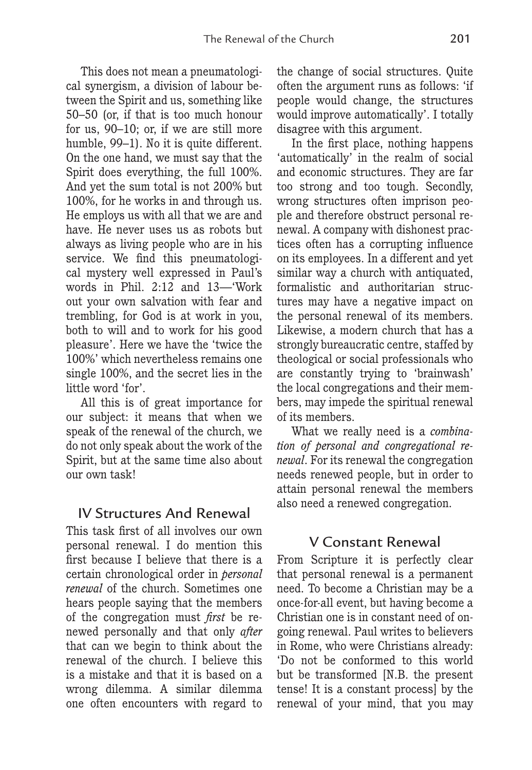This does not mean a pneumatological synergism, a division of labour between the Spirit and us, something like 50–50 (or, if that is too much honour for us, 90–10; or, if we are still more humble, 99–1). No it is quite different. On the one hand, we must say that the Spirit does everything, the full 100%. And yet the sum total is not 200% but 100%, for he works in and through us. He employs us with all that we are and have. He never uses us as robots but always as living people who are in his service. We find this pneumatological mystery well expressed in Paul's words in Phil. 2:12 and 13—'Work out your own salvation with fear and trembling, for God is at work in you, both to will and to work for his good pleasure'. Here we have the 'twice the 100%' which nevertheless remains one single 100%, and the secret lies in the little word 'for'.

All this is of great importance for our subject: it means that when we speak of the renewal of the church, we do not only speak about the work of the Spirit, but at the same time also about our own task!

## IV Structures And Renewal

This task first of all involves our own personal renewal. I do mention this first because I believe that there is a certain chronological order in *personal renewal* of the church. Sometimes one hears people saying that the members of the congregation must *first* be renewed personally and that only *after* that can we begin to think about the renewal of the church. I believe this is a mistake and that it is based on a wrong dilemma. A similar dilemma one often encounters with regard to the change of social structures. Quite often the argument runs as follows: 'if people would change, the structures would improve automatically'. I totally disagree with this argument.

In the first place, nothing happens 'automatically' in the realm of social and economic structures. They are far too strong and too tough. Secondly, wrong structures often imprison people and therefore obstruct personal renewal. A company with dishonest practices often has a corrupting influence on its employees. In a different and yet similar way a church with antiquated, formalistic and authoritarian structures may have a negative impact on the personal renewal of its members. Likewise, a modern church that has a strongly bureaucratic centre, staffed by theological or social professionals who are constantly trying to 'brainwash' the local congregations and their members, may impede the spiritual renewal of its members.

What we really need is a *combination of personal and congregational renewal*. For its renewal the congregation needs renewed people, but in order to attain personal renewal the members also need a renewed congregation.

## V Constant Renewal

From Scripture it is perfectly clear that personal renewal is a permanent need. To become a Christian may be a once-for-all event, but having become a Christian one is in constant need of ongoing renewal. Paul writes to believers in Rome, who were Christians already: 'Do not be conformed to this world but be transformed [N.B. the present tense! It is a constant process] by the renewal of your mind, that you may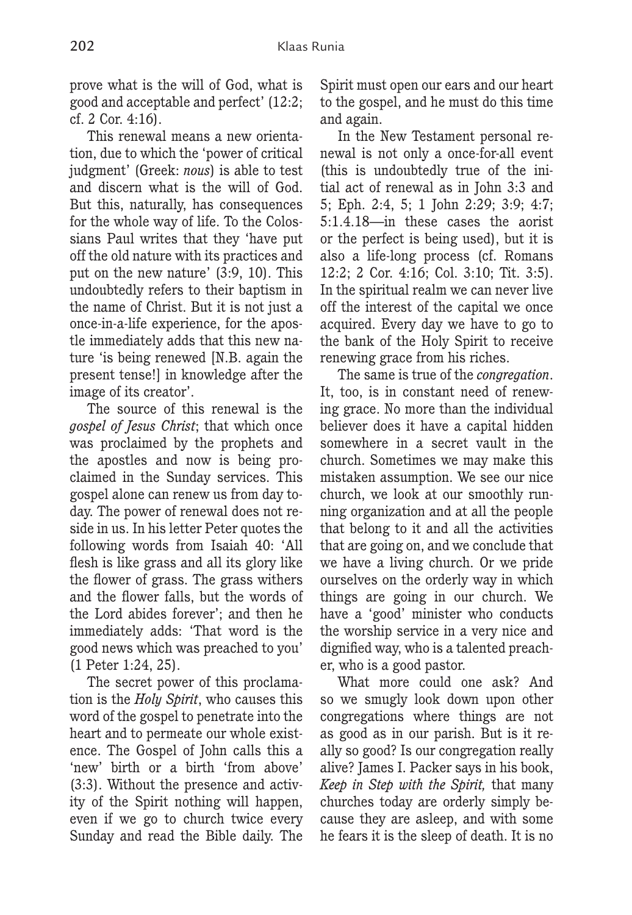prove what is the will of God, what is good and acceptable and perfect' (12:2; cf. 2 Cor. 4:16).

This renewal means a new orientation, due to which the 'power of critical judgment' (Greek: *nous*) is able to test and discern what is the will of God. But this, naturally, has consequences for the whole way of life. To the Colossians Paul writes that they 'have put off the old nature with its practices and put on the new nature' (3:9, 10). This undoubtedly refers to their baptism in the name of Christ. But it is not just a once-in-a-life experience, for the apostle immediately adds that this new nature 'is being renewed [N.B. again the present tense!] in knowledge after the image of its creator'.

The source of this renewal is the *gospel of Jesus Christ*; that which once was proclaimed by the prophets and the apostles and now is being proclaimed in the Sunday services. This gospel alone can renew us from day today. The power of renewal does not reside in us. In his letter Peter quotes the following words from Isaiah 40: 'All flesh is like grass and all its glory like the flower of grass. The grass withers and the flower falls, but the words of the Lord abides forever'; and then he immediately adds: 'That word is the good news which was preached to you' (1 Peter 1:24, 25).

The secret power of this proclamation is the *Holy Spirit*, who causes this word of the gospel to penetrate into the heart and to permeate our whole existence. The Gospel of John calls this a 'new' birth or a birth 'from above' (3:3). Without the presence and activity of the Spirit nothing will happen, even if we go to church twice every Sunday and read the Bible daily. The Spirit must open our ears and our heart to the gospel, and he must do this time and again.

In the New Testament personal renewal is not only a once-for-all event (this is undoubtedly true of the initial act of renewal as in John 3:3 and 5; Eph. 2:4, 5; 1 John 2:29; 3:9; 4:7; 5:1.4.18—in these cases the aorist or the perfect is being used), but it is also a life-long process (cf. Romans 12:2; 2 Cor. 4:16; Col. 3:10; Tit. 3:5). In the spiritual realm we can never live off the interest of the capital we once acquired. Every day we have to go to the bank of the Holy Spirit to receive renewing grace from his riches.

The same is true of the *congregation*. It, too, is in constant need of renewing grace. No more than the individual believer does it have a capital hidden somewhere in a secret vault in the church. Sometimes we may make this mistaken assumption. We see our nice church, we look at our smoothly running organization and at all the people that belong to it and all the activities that are going on, and we conclude that we have a living church. Or we pride ourselves on the orderly way in which things are going in our church. We have a 'good' minister who conducts the worship service in a very nice and dignified way, who is a talented preacher, who is a good pastor.

What more could one ask? And so we smugly look down upon other congregations where things are not as good as in our parish. But is it really so good? Is our congregation really alive? James I. Packer says in his book, *Keep in Step with the Spirit,* that many churches today are orderly simply because they are asleep, and with some he fears it is the sleep of death. It is no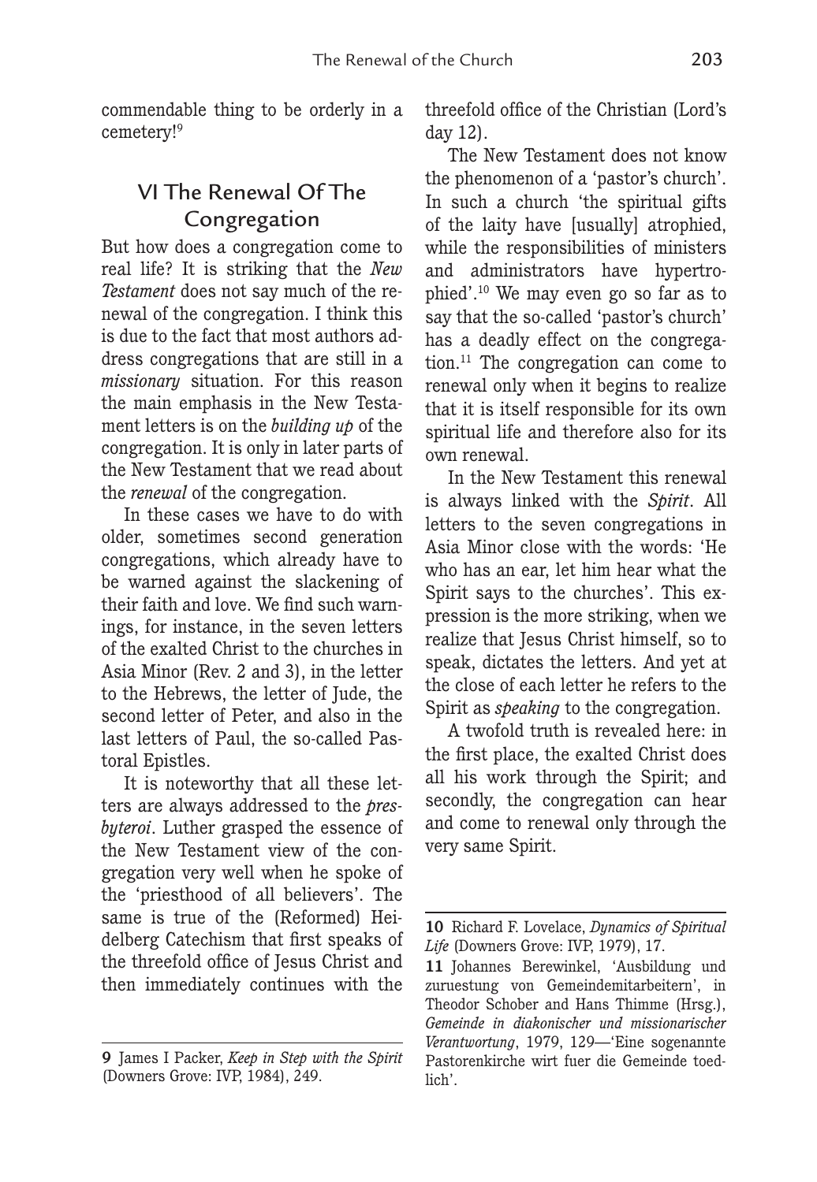commendable thing to be orderly in a cemetery![9]

## VI The Renewal Of The Congregation

But how does a congregation come to real life? It is striking that the *New Testament* does not say much of the renewal of the congregation. I think this is due to the fact that most authors address congregations that are still in a *missionary* situation. For this reason the main emphasis in the New Testament letters is on the *building up* of the congregation. It is only in later parts of the New Testament that we read about the *renewal* of the congregation.

In these cases we have to do with older, sometimes second generation congregations, which already have to be warned against the slackening of their faith and love. We find such warnings, for instance, in the seven letters of the exalted Christ to the churches in Asia Minor (Rev. 2 and 3), in the letter to the Hebrews, the letter of Jude, the second letter of Peter, and also in the last letters of Paul, the so-called Pastoral Epistles.

It is noteworthy that all these letters are always addressed to the *presbyteroi*. Luther grasped the essence of the New Testament view of the congregation very well when he spoke of the 'priesthood of all believers'. The same is true of the (Reformed) Heidelberg Catechism that first speaks of the threefold office of Jesus Christ and then immediately continues with the threefold office of the Christian (Lord's day 12).

The New Testament does not know the phenomenon of a 'pastor's church'. In such a church 'the spiritual gifts of the laity have [usually] atrophied, while the responsibilities of ministers and administrators have hypertrophied'.[10] We may even go so far as to say that the so-called 'pastor's church' has a deadly effect on the congregation.[11] The congregation can come to renewal only when it begins to realize that it is itself responsible for its own spiritual life and therefore also for its own renewal.

In the New Testament this renewal is always linked with the *Spirit*. All letters to the seven congregations in Asia Minor close with the words: 'He who has an ear, let him hear what the Spirit says to the churches'. This expression is the more striking, when we realize that Jesus Christ himself, so to speak, dictates the letters. And yet at the close of each letter he refers to the Spirit as *speaking* to the congregation.

A twofold truth is revealed here: in the first place, the exalted Christ does all his work through the Spirit; and secondly, the congregation can hear and come to renewal only through the very same Spirit.

---

**9** James I Packer, *Keep in Step with the Spirit* (Downers Grove: IVP, 1984), 249.

**10** Richard F. Lovelace, *Dynamics of Spiritual Life* (Downers Grove: IVP, 1979), 17.

**11** Johannes Berewinkel, 'Ausbildung und zuruestung von Gemeindemitarbeitern', in Theodor Schober and Hans Thimme (Hrsg.), *Gemeinde in diakonischer und missionarischer Verantwortung*, 1979, 129—'Eine sogenannte Pastorenkirche wirt fuer die Gemeinde toedlich'.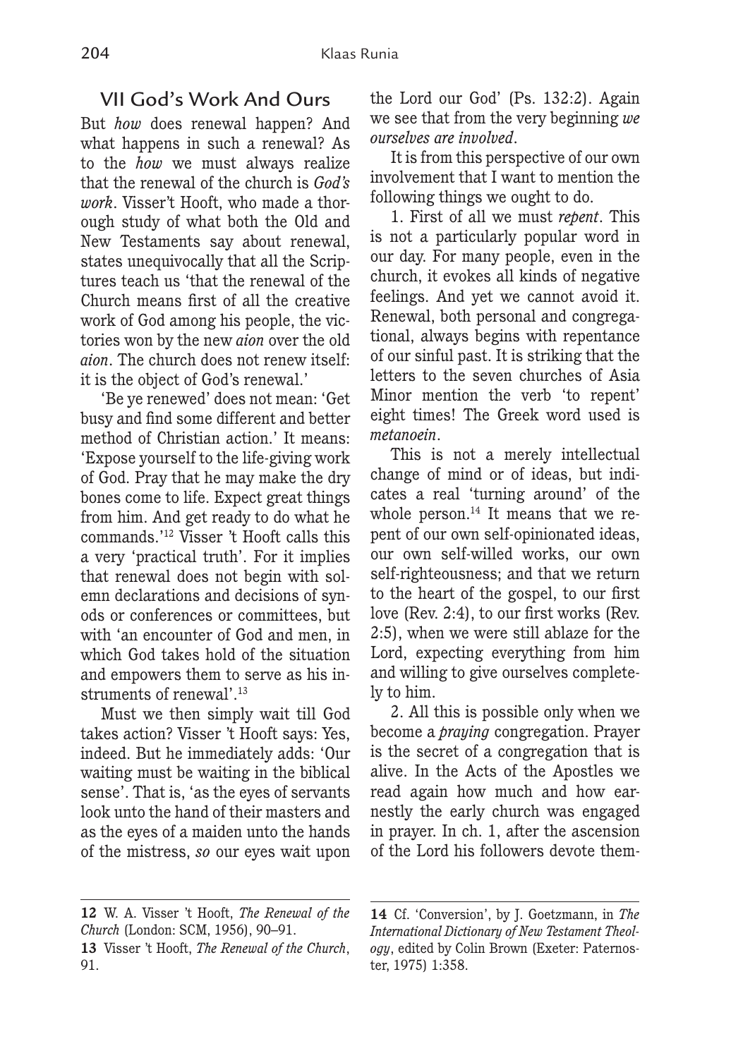## VII God's Work And Ours

But *how* does renewal happen? And what happens in such a renewal? As to the *how* we must always realize that the renewal of the church is *God's work*. Visser't Hooft, who made a thorough study of what both the Old and New Testaments say about renewal, states unequivocally that all the Scriptures teach us 'that the renewal of the Church means first of all the creative work of God among his people, the victories won by the new *aion* over the old *aion*. The church does not renew itself: it is the object of God's renewal.'

'Be ye renewed' does not mean: 'Get busy and find some different and better method of Christian action.' It means: 'Expose yourself to the life-giving work of God. Pray that he may make the dry bones come to life. Expect great things from him. And get ready to do what he commands.'[12] Visser 't Hooft calls this a very 'practical truth'. For it implies that renewal does not begin with solemn declarations and decisions of synods or conferences or committees, but with 'an encounter of God and men, in which God takes hold of the situation and empowers them to serve as his instruments of renewal'.[13]

Must we then simply wait till God takes action? Visser 't Hooft says: Yes, indeed. But he immediately adds: 'Our waiting must be waiting in the biblical sense'. That is, 'as the eyes of servants look unto the hand of their masters and as the eyes of a maiden unto the hands of the mistress, *so* our eyes wait upon the Lord our God' (Ps. 132:2). Again we see that from the very beginning *we ourselves are involved*.

It is from this perspective of our own involvement that I want to mention the following things we ought to do.

1. First of all we must *repent*. This is not a particularly popular word in our day. For many people, even in the church, it evokes all kinds of negative feelings. And yet we cannot avoid it. Renewal, both personal and congregational, always begins with repentance of our sinful past. It is striking that the letters to the seven churches of Asia Minor mention the verb 'to repent' eight times! The Greek word used is *metanoein*.

This is not a merely intellectual change of mind or of ideas, but indicates a real 'turning around' of the whole person.[14] It means that we repent of our own self-opinionated ideas, our own self-willed works, our own self-righteousness; and that we return to the heart of the gospel, to our first love (Rev. 2:4), to our first works (Rev. 2:5), when we were still ablaze for the Lord, expecting everything from him and willing to give ourselves completely to him.

2. All this is possible only when we become a *praying* congregation. Prayer is the secret of a congregation that is alive. In the Acts of the Apostles we read again how much and how earnestly the early church was engaged in prayer. In ch. 1, after the ascension of the Lord his followers devote them-

---

**12** W. A. Visser 't Hooft, *The Renewal of the Church* (London: SCM, 1956), 90–91.

**13** Visser 't Hooft, *The Renewal of the Church*, 91.

**14** Cf. 'Conversion', by J. Goetzmann, in *The International Dictionary of New Testament Theology*, edited by Colin Brown (Exeter: Paternoster, 1975) 1:358.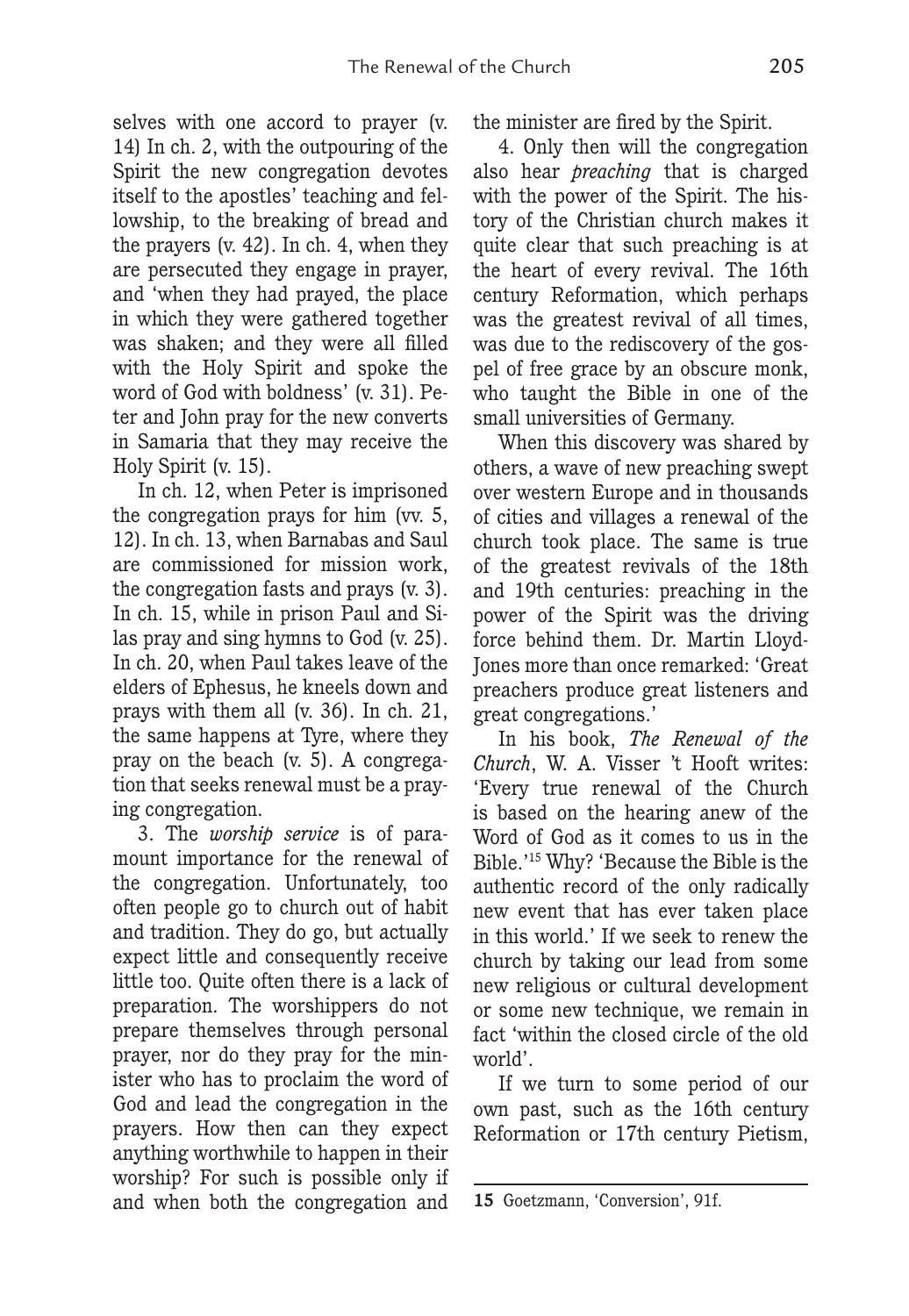selves with one accord to prayer (v. 14) In ch. 2, with the outpouring of the Spirit the new congregation devotes itself to the apostles' teaching and fellowship, to the breaking of bread and the prayers (v. 42). In ch. 4, when they are persecuted they engage in prayer, and 'when they had prayed, the place in which they were gathered together was shaken; and they were all filled with the Holy Spirit and spoke the word of God with boldness' (v. 31). Peter and John pray for the new converts in Samaria that they may receive the Holy Spirit (v. 15).

In ch. 12, when Peter is imprisoned the congregation prays for him (vv. 5, 12). In ch. 13, when Barnabas and Saul are commissioned for mission work, the congregation fasts and prays (v. 3). In ch. 15, while in prison Paul and Silas pray and sing hymns to God (v. 25). In ch. 20, when Paul takes leave of the elders of Ephesus, he kneels down and prays with them all (v. 36). In ch. 21, the same happens at Tyre, where they pray on the beach (v. 5). A congregation that seeks renewal must be a praying congregation.

3. The *worship service* is of paramount importance for the renewal of the congregation. Unfortunately, too often people go to church out of habit and tradition. They do go, but actually expect little and consequently receive little too. Quite often there is a lack of preparation. The worshippers do not prepare themselves through personal prayer, nor do they pray for the minister who has to proclaim the word of God and lead the congregation in the prayers. How then can they expect anything worthwhile to happen in their worship? For such is possible only if and when both the congregation and the minister are fired by the Spirit.

4. Only then will the congregation also hear *preaching* that is charged with the power of the Spirit. The history of the Christian church makes it quite clear that such preaching is at the heart of every revival. The 16th century Reformation, which perhaps was the greatest revival of all times, was due to the rediscovery of the gospel of free grace by an obscure monk, who taught the Bible in one of the small universities of Germany.

When this discovery was shared by others, a wave of new preaching swept over western Europe and in thousands of cities and villages a renewal of the church took place. The same is true of the greatest revivals of the 18th and 19th centuries: preaching in the power of the Spirit was the driving force behind them. Dr. Martin Lloyd-Jones more than once remarked: 'Great preachers produce great listeners and great congregations.'

In his book, *The Renewal of the Church*, W. A. Visser 't Hooft writes: 'Every true renewal of the Church is based on the hearing anew of the Word of God as it comes to us in the Bible.'[15] Why? 'Because the Bible is the authentic record of the only radically new event that has ever taken place in this world.' If we seek to renew the church by taking our lead from some new religious or cultural development or some new technique, we remain in fact 'within the closed circle of the old world'.

If we turn to some period of our own past, such as the 16th century Reformation or 17th century Pietism,

---

**15** Goetzmann, 'Conversion', 91f.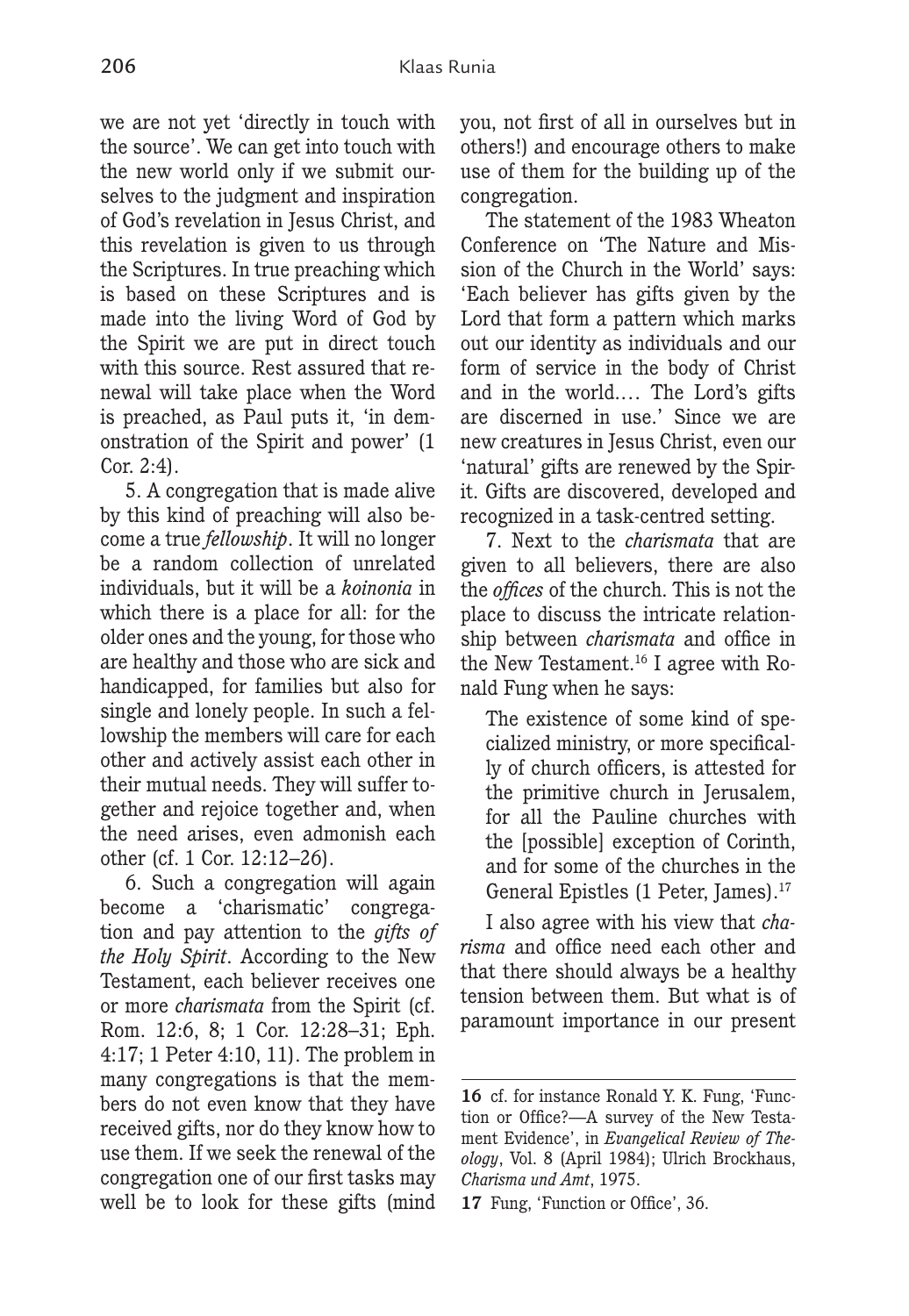we are not yet 'directly in touch with the source'. We can get into touch with the new world only if we submit ourselves to the judgment and inspiration of God's revelation in Jesus Christ, and this revelation is given to us through the Scriptures. In true preaching which is based on these Scriptures and is made into the living Word of God by the Spirit we are put in direct touch with this source. Rest assured that renewal will take place when the Word is preached, as Paul puts it, 'in demonstration of the Spirit and power' (1 Cor. 2:4).

5. A congregation that is made alive by this kind of preaching will also become a true *fellowship*. It will no longer be a random collection of unrelated individuals, but it will be a *koinonia* in which there is a place for all: for the older ones and the young, for those who are healthy and those who are sick and handicapped, for families but also for single and lonely people. In such a fellowship the members will care for each other and actively assist each other in their mutual needs. They will suffer together and rejoice together and, when the need arises, even admonish each other (cf. 1 Cor. 12:12–26).

6. Such a congregation will again become a 'charismatic' congregation and pay attention to the *gifts of the Holy Spirit*. According to the New Testament, each believer receives one or more *charismata* from the Spirit (cf. Rom. 12:6, 8; 1 Cor. 12:28–31; Eph. 4:17; 1 Peter 4:10, 11). The problem in many congregations is that the members do not even know that they have received gifts, nor do they know how to use them. If we seek the renewal of the congregation one of our first tasks may well be to look for these gifts (mind you, not first of all in ourselves but in others!) and encourage others to make use of them for the building up of the congregation.

The statement of the 1983 Wheaton Conference on 'The Nature and Mission of the Church in the World' says: 'Each believer has gifts given by the Lord that form a pattern which marks out our identity as individuals and our form of service in the body of Christ and in the world.... The Lord's gifts are discerned in use.' Since we are new creatures in Jesus Christ, even our 'natural' gifts are renewed by the Spirit. Gifts are discovered, developed and recognized in a task-centred setting.

7. Next to the *charismata* that are given to all believers, there are also the *offices* of the church. This is not the place to discuss the intricate relationship between *charismata* and office in the New Testament.[16] I agree with Ronald Fung when he says:

> The existence of some kind of specialized ministry, or more specifically of church officers, is attested for the primitive church in Jerusalem, for all the Pauline churches with the [possible] exception of Corinth, and for some of the churches in the General Epistles (1 Peter, James).[17]

I also agree with his view that *charisma* and office need each other and that there should always be a healthy tension between them. But what is of paramount importance in our present

---

16 cf. for instance Ronald Y. K. Fung, 'Function or Office?—A survey of the New Testament Evidence', in *Evangelical Review of Theology*, Vol. 8 (April 1984); Ulrich Brockhaus, *Charisma und Amt*, 1975.

17 Fung, 'Function or Office', 36.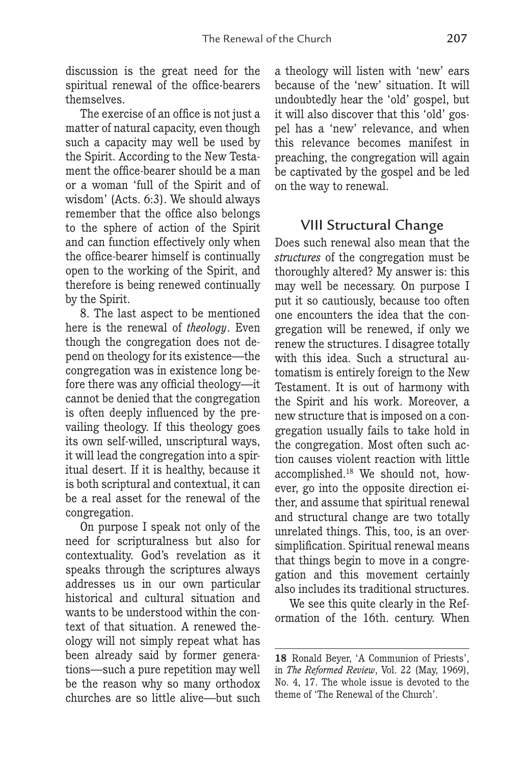discussion is the great need for the spiritual renewal of the office-bearers themselves.

The exercise of an office is not just a matter of natural capacity, even though such a capacity may well be used by the Spirit. According to the New Testament the office-bearer should be a man or a woman 'full of the Spirit and of wisdom' (Acts. 6:3). We should always remember that the office also belongs to the sphere of action of the Spirit and can function effectively only when the office-bearer himself is continually open to the working of the Spirit, and therefore is being renewed continually by the Spirit.

8. The last aspect to be mentioned here is the renewal of *theology*. Even though the congregation does not depend on theology for its existence—the congregation was in existence long before there was any official theology—it cannot be denied that the congregation is often deeply influenced by the prevailing theology. If this theology goes its own self-willed, unscriptural ways, it will lead the congregation into a spiritual desert. If it is healthy, because it is both scriptural and contextual, it can be a real asset for the renewal of the congregation.

On purpose I speak not only of the need for scripturalness but also for contextuality. God's revelation as it speaks through the scriptures always addresses us in our own particular historical and cultural situation and wants to be understood within the context of that situation. A renewed theology will not simply repeat what has been already said by former generations—such a pure repetition may well be the reason why so many orthodox churches are so little alive—but such a theology will listen with 'new' ears because of the 'new' situation. It will undoubtedly hear the 'old' gospel, but it will also discover that this 'old' gospel has a 'new' relevance, and when this relevance becomes manifest in preaching, the congregation will again be captivated by the gospel and be led on the way to renewal.

## VIII Structural Change

Does such renewal also mean that the *structures* of the congregation must be thoroughly altered? My answer is: this may well be necessary. On purpose I put it so cautiously, because too often one encounters the idea that the congregation will be renewed, if only we renew the structures. I disagree totally with this idea. Such a structural automatism is entirely foreign to the New Testament. It is out of harmony with the Spirit and his work. Moreover, a new structure that is imposed on a congregation usually fails to take hold in the congregation. Most often such action causes violent reaction with little accomplished.[18] We should not, however, go into the opposite direction either, and assume that spiritual renewal and structural change are two totally unrelated things. This, too, is an oversimplification. Spiritual renewal means that things begin to move in a congregation and this movement certainly also includes its traditional structures.

We see this quite clearly in the Reformation of the 16th. century. When

---

**18** Ronald Beyer, 'A Communion of Priests', in *The Reformed Review*, Vol. 22 (May, 1969), No. 4, 17. The whole issue is devoted to the theme of 'The Renewal of the Church'.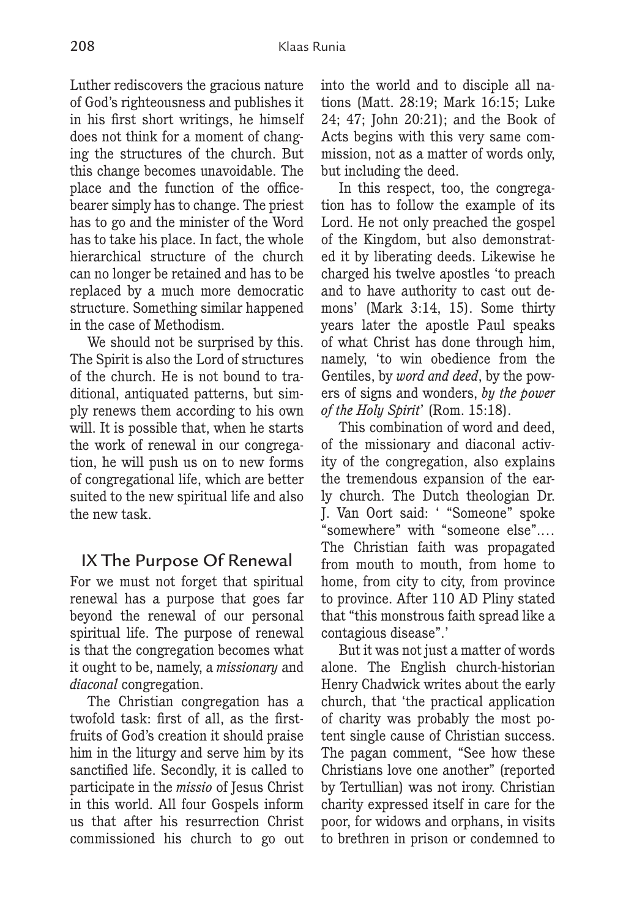Luther rediscovers the gracious nature of God's righteousness and publishes it in his first short writings, he himself does not think for a moment of changing the structures of the church. But this change becomes unavoidable. The place and the function of the office-bearer simply has to change. The priest has to go and the minister of the Word has to take his place. In fact, the whole hierarchical structure of the church can no longer be retained and has to be replaced by a much more democratic structure. Something similar happened in the case of Methodism.

We should not be surprised by this. The Spirit is also the Lord of structures of the church. He is not bound to traditional, antiquated patterns, but simply renews them according to his own will. It is possible that, when he starts the work of renewal in our congregation, he will push us on to new forms of congregational life, which are better suited to the new spiritual life and also the new task.

## IX The Purpose Of Renewal

For we must not forget that spiritual renewal has a purpose that goes far beyond the renewal of our personal spiritual life. The purpose of renewal is that the congregation becomes what it ought to be, namely, a *missionary* and *diaconal* congregation.

The Christian congregation has a twofold task: first of all, as the first-fruits of God's creation it should praise him in the liturgy and serve him by its sanctified life. Secondly, it is called to participate in the *missio* of Jesus Christ in this world. All four Gospels inform us that after his resurrection Christ commissioned his church to go out into the world and to disciple all nations (Matt. 28:19; Mark 16:15; Luke 24; 47; John 20:21); and the Book of Acts begins with this very same commission, not as a matter of words only, but including the deed.

In this respect, too, the congregation has to follow the example of its Lord. He not only preached the gospel of the Kingdom, but also demonstrated it by liberating deeds. Likewise he charged his twelve apostles 'to preach and to have authority to cast out demons' (Mark 3:14, 15). Some thirty years later the apostle Paul speaks of what Christ has done through him, namely, 'to win obedience from the Gentiles, by *word and deed*, by the powers of signs and wonders, *by the power of the Holy Spirit*' (Rom. 15:18).

This combination of word and deed, of the missionary and diaconal activity of the congregation, also explains the tremendous expansion of the early church. The Dutch theologian Dr. J. Van Oort said: ' "Someone" spoke "somewhere" with "someone else".… The Christian faith was propagated from mouth to mouth, from home to home, from city to city, from province to province. After 110 AD Pliny stated that "this monstrous faith spread like a contagious disease".'

But it was not just a matter of words alone. The English church-historian Henry Chadwick writes about the early church, that 'the practical application of charity was probably the most potent single cause of Christian success. The pagan comment, "See how these Christians love one another" (reported by Tertullian) was not irony. Christian charity expressed itself in care for the poor, for widows and orphans, in visits to brethren in prison or condemned to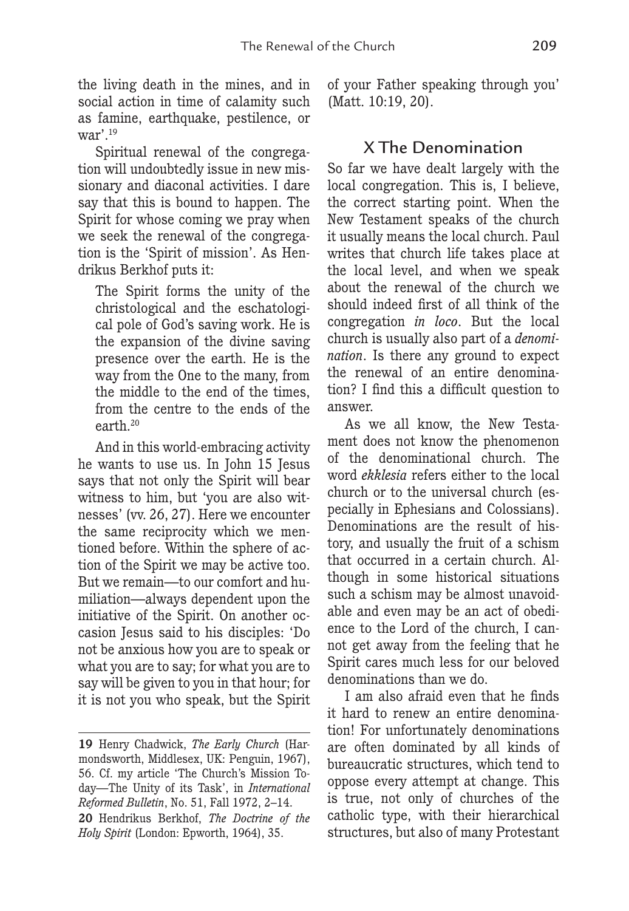the living death in the mines, and in social action in time of calamity such as famine, earthquake, pestilence, or war'.[19]

Spiritual renewal of the congregation will undoubtedly issue in new missionary and diaconal activities. I dare say that this is bound to happen. The Spirit for whose coming we pray when we seek the renewal of the congregation is the 'Spirit of mission'. As Hendrikus Berkhof puts it:

> The Spirit forms the unity of the christological and the eschatological pole of God's saving work. He is the expansion of the divine saving presence over the earth. He is the way from the One to the many, from the middle to the end of the times, from the centre to the ends of the earth.[20]

And in this world-embracing activity he wants to use us. In John 15 Jesus says that not only the Spirit will bear witness to him, but 'you are also witnesses' (vv. 26, 27). Here we encounter the same reciprocity which we mentioned before. Within the sphere of action of the Spirit we may be active too. But we remain—to our comfort and humiliation—always dependent upon the initiative of the Spirit. On another occasion Jesus said to his disciples: 'Do not be anxious how you are to speak or what you are to say; for what you are to say will be given to you in that hour; for it is not you who speak, but the Spirit of your Father speaking through you' (Matt. 10:19, 20).

## X The Denomination

So far we have dealt largely with the local congregation. This is, I believe, the correct starting point. When the New Testament speaks of the church it usually means the local church. Paul writes that church life takes place at the local level, and when we speak about the renewal of the church we should indeed first of all think of the congregation *in loco*. But the local church is usually also part of a *denomination*. Is there any ground to expect the renewal of an entire denomination? I find this a difficult question to answer.

As we all know, the New Testament does not know the phenomenon of the denominational church. The word *ekklesia* refers either to the local church or to the universal church (especially in Ephesians and Colossians). Denominations are the result of history, and usually the fruit of a schism that occurred in a certain church. Although in some historical situations such a schism may be almost unavoidable and even may be an act of obedience to the Lord of the church, I cannot get away from the feeling that he Spirit cares much less for our beloved denominations than we do.

I am also afraid even that he finds it hard to renew an entire denomination! For unfortunately denominations are often dominated by all kinds of bureaucratic structures, which tend to oppose every attempt at change. This is true, not only of churches of the catholic type, with their hierarchical structures, but also of many Protestant

---

**19** Henry Chadwick, *The Early Church* (Harmondsworth, Middlesex, UK: Penguin, 1967), 56. Cf. my article 'The Church's Mission Today—The Unity of its Task', in *International Reformed Bulletin*, No. 51, Fall 1972, 2–14.

**20** Hendrikus Berkhof, *The Doctrine of the Holy Spirit* (London: Epworth, 1964), 35.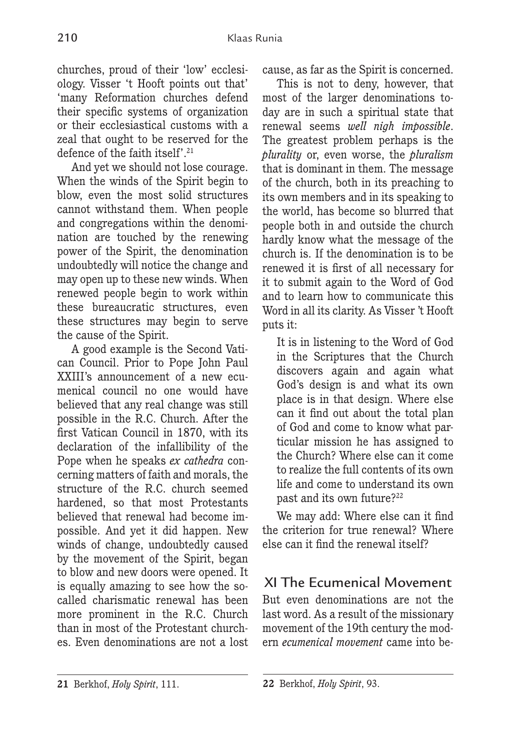churches, proud of their 'low' ecclesiology. Visser 't Hooft points out that' 'many Reformation churches defend their specific systems of organization or their ecclesiastical customs with a zeal that ought to be reserved for the defence of the faith itself'.[21]

And yet we should not lose courage. When the winds of the Spirit begin to blow, even the most solid structures cannot withstand them. When people and congregations within the denomination are touched by the renewing power of the Spirit, the denomination undoubtedly will notice the change and may open up to these new winds. When renewed people begin to work within these bureaucratic structures, even these structures may begin to serve the cause of the Spirit.

A good example is the Second Vatican Council. Prior to Pope John Paul XXIII's announcement of a new ecumenical council no one would have believed that any real change was still possible in the R.C. Church. After the first Vatican Council in 1870, with its declaration of the infallibility of the Pope when he speaks *ex cathedra* concerning matters of faith and morals, the structure of the R.C. church seemed hardened, so that most Protestants believed that renewal had become impossible. And yet it did happen. New winds of change, undoubtedly caused by the movement of the Spirit, began to blow and new doors were opened. It is equally amazing to see how the so-called charismatic renewal has been more prominent in the R.C. Church than in most of the Protestant churches. Even denominations are not a lost cause, as far as the Spirit is concerned.

This is not to deny, however, that most of the larger denominations today are in such a spiritual state that renewal seems *well nigh impossible*. The greatest problem perhaps is the *plurality* or, even worse, the *pluralism* that is dominant in them. The message of the church, both in its preaching to its own members and in its speaking to the world, has become so blurred that people both in and outside the church hardly know what the message of the church is. If the denomination is to be renewed it is first of all necessary for it to submit again to the Word of God and to learn how to communicate this Word in all its clarity. As Visser 't Hooft puts it:

> It is in listening to the Word of God in the Scriptures that the Church discovers again and again what God's design is and what its own place is in that design. Where else can it find out about the total plan of God and come to know what particular mission he has assigned to the Church? Where else can it come to realize the full contents of its own life and come to understand its own past and its own future?[22]

We may add: Where else can it find the criterion for true renewal? Where else can it find the renewal itself?

## XI The Ecumenical Movement

But even denominations are not the last word. As a result of the missionary movement of the 19th century the modern *ecumenical movement* came into be-

---

21 Berkhof, *Holy Spirit*, 111.

22 Berkhof, *Holy Spirit*, 93.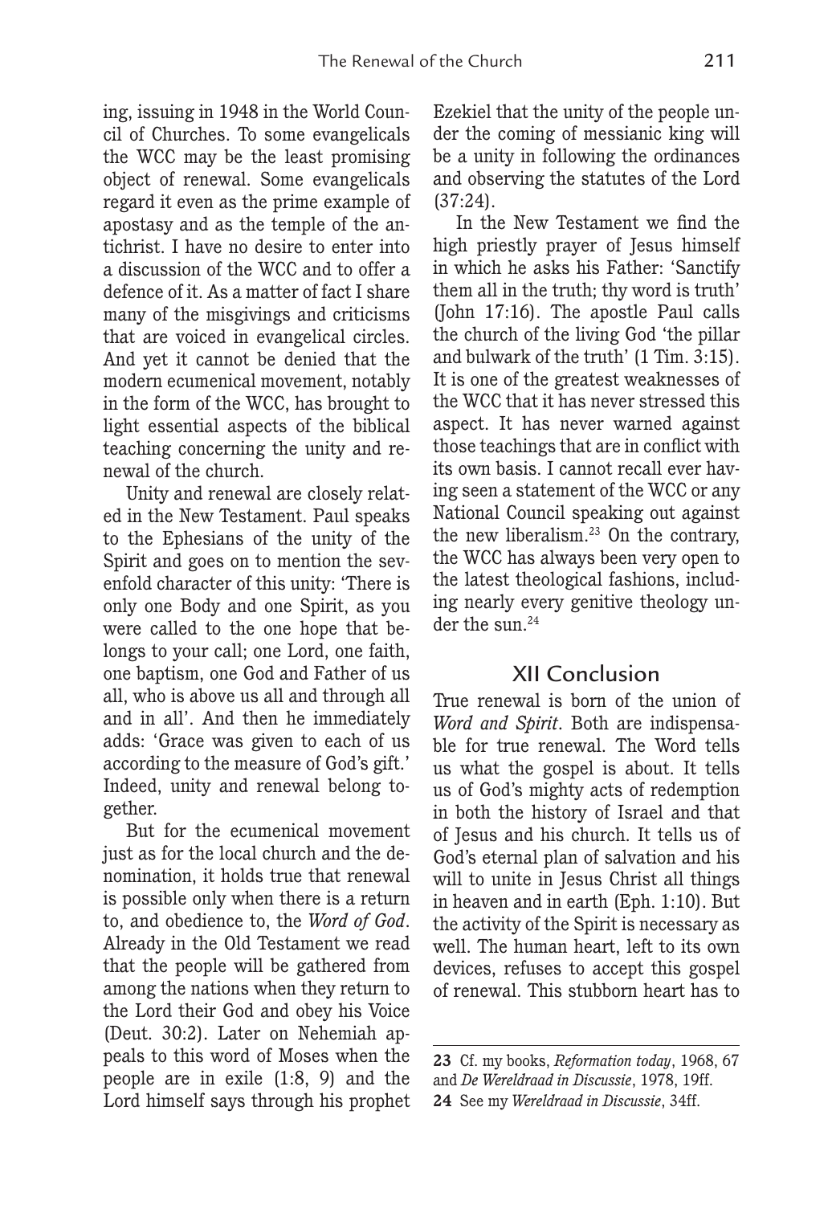ing, issuing in 1948 in the World Council of Churches. To some evangelicals the WCC may be the least promising object of renewal. Some evangelicals regard it even as the prime example of apostasy and as the temple of the antichrist. I have no desire to enter into a discussion of the WCC and to offer a defence of it. As a matter of fact I share many of the misgivings and criticisms that are voiced in evangelical circles. And yet it cannot be denied that the modern ecumenical movement, notably in the form of the WCC, has brought to light essential aspects of the biblical teaching concerning the unity and renewal of the church.

Unity and renewal are closely related in the New Testament. Paul speaks to the Ephesians of the unity of the Spirit and goes on to mention the sevenfold character of this unity: 'There is only one Body and one Spirit, as you were called to the one hope that belongs to your call; one Lord, one faith, one baptism, one God and Father of us all, who is above us all and through all and in all'. And then he immediately adds: 'Grace was given to each of us according to the measure of God's gift.' Indeed, unity and renewal belong together.

But for the ecumenical movement just as for the local church and the denomination, it holds true that renewal is possible only when there is a return to, and obedience to, the *Word of God*. Already in the Old Testament we read that the people will be gathered from among the nations when they return to the Lord their God and obey his Voice (Deut. 30:2). Later on Nehemiah appeals to this word of Moses when the people are in exile (1:8, 9) and the Lord himself says through his prophet Ezekiel that the unity of the people under the coming of messianic king will be a unity in following the ordinances and observing the statutes of the Lord (37:24).

In the New Testament we find the high priestly prayer of Jesus himself in which he asks his Father: 'Sanctify them all in the truth; thy word is truth' (John 17:16). The apostle Paul calls the church of the living God 'the pillar and bulwark of the truth' (1 Tim. 3:15). It is one of the greatest weaknesses of the WCC that it has never stressed this aspect. It has never warned against those teachings that are in conflict with its own basis. I cannot recall ever having seen a statement of the WCC or any National Council speaking out against the new liberalism.[23] On the contrary, the WCC has always been very open to the latest theological fashions, including nearly every genitive theology under the sun.[24]

## XII Conclusion

True renewal is born of the union of *Word and Spirit*. Both are indispensable for true renewal. The Word tells us what the gospel is about. It tells us of God's mighty acts of redemption in both the history of Israel and that of Jesus and his church. It tells us of God's eternal plan of salvation and his will to unite in Jesus Christ all things in heaven and in earth (Eph. 1:10). But the activity of the Spirit is necessary as well. The human heart, left to its own devices, refuses to accept this gospel of renewal. This stubborn heart has to

---

**23** Cf. my books, *Reformation today*, 1968, 67 and *De Wereldraad in Discussie*, 1978, 19ff.

**24** See my *Wereldraad in Discussie*, 34ff.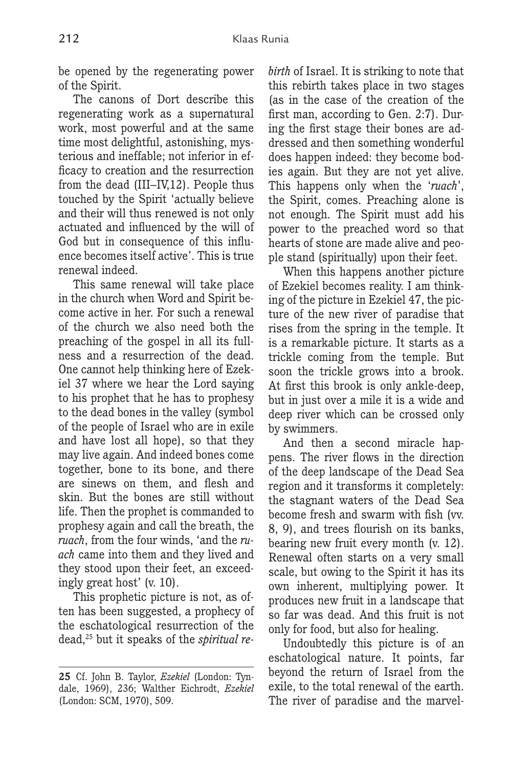be opened by the regenerating power of the Spirit.

The canons of Dort describe this regenerating work as a supernatural work, most powerful and at the same time most delightful, astonishing, mysterious and ineffable; not inferior in efficacy to creation and the resurrection from the dead (III–IV,12). People thus touched by the Spirit 'actually believe and their will thus renewed is not only actuated and influenced by the will of God but in consequence of this influence becomes itself active'. This is true renewal indeed.

This same renewal will take place in the church when Word and Spirit become active in her. For such a renewal of the church we also need both the preaching of the gospel in all its fullness and a resurrection of the dead. One cannot help thinking here of Ezekiel 37 where we hear the Lord saying to his prophet that he has to prophesy to the dead bones in the valley (symbol of the people of Israel who are in exile and have lost all hope), so that they may live again. And indeed bones come together, bone to its bone, and there are sinews on them, and flesh and skin. But the bones are still without life. Then the prophet is commanded to prophesy again and call the breath, the *ruach*, from the four winds, 'and the *ruach* came into them and they lived and they stood upon their feet, an exceedingly great host' (v. 10).

This prophetic picture is not, as often has been suggested, a prophecy of the eschatological resurrection of the dead,[25] but it speaks of the *spiritual rebirth* of Israel. It is striking to note that this rebirth takes place in two stages (as in the case of the creation of the first man, according to Gen. 2:7). During the first stage their bones are addressed and then something wonderful does happen indeed: they become bodies again. But they are not yet alive. This happens only when the '*ruach*', the Spirit, comes. Preaching alone is not enough. The Spirit must add his power to the preached word so that hearts of stone are made alive and people stand (spiritually) upon their feet.

When this happens another picture of Ezekiel becomes reality. I am thinking of the picture in Ezekiel 47, the picture of the new river of paradise that rises from the spring in the temple. It is a remarkable picture. It starts as a trickle coming from the temple. But soon the trickle grows into a brook. At first this brook is only ankle-deep, but in just over a mile it is a wide and deep river which can be crossed only by swimmers.

And then a second miracle happens. The river flows in the direction of the deep landscape of the Dead Sea region and it transforms it completely: the stagnant waters of the Dead Sea become fresh and swarm with fish (vv. 8, 9), and trees flourish on its banks, bearing new fruit every month (v. 12). Renewal often starts on a very small scale, but owing to the Spirit it has its own inherent, multiplying power. It produces new fruit in a landscape that so far was dead. And this fruit is not only for food, but also for healing.

Undoubtedly this picture is of an eschatological nature. It points, far beyond the return of Israel from the exile, to the total renewal of the earth. The river of paradise and the marvel-

---

**25** Cf. John B. Taylor, *Ezekiel* (London: Tyndale, 1969), 236; Walther Eichrodt, *Ezekiel* (London: SCM, 1970), 509.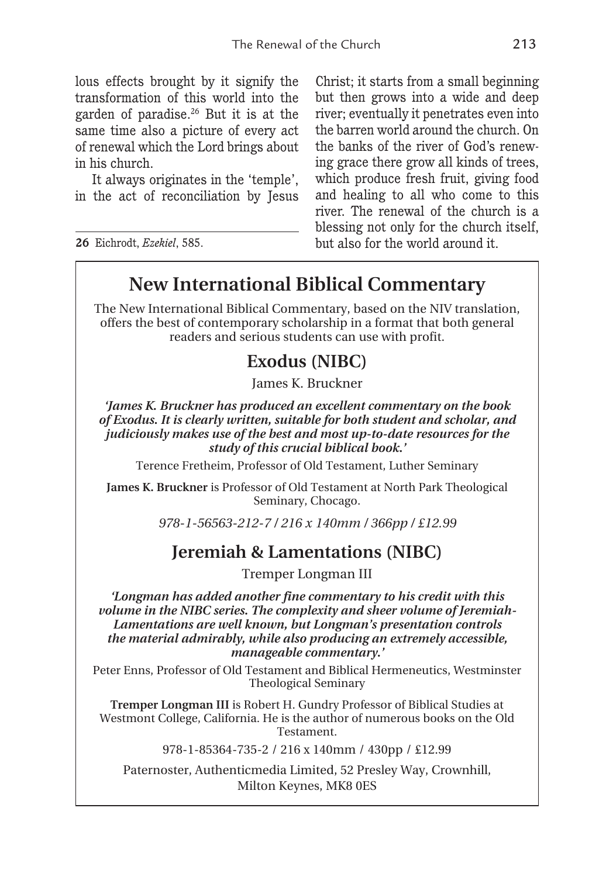lous effects brought by it signify the transformation of this world into the garden of paradise.[26] But it is at the same time also a picture of every act of renewal which the Lord brings about in his church.

It always originates in the 'temple', in the act of reconciliation by Jesus Christ; it starts from a small beginning but then grows into a wide and deep river; eventually it penetrates even into the barren world around the church. On the banks of the river of God's renewing grace there grow all kinds of trees, which produce fresh fruit, giving food and healing to all who come to this river. The renewal of the church is a blessing not only for the church itself, but also for the world around it.

**26** Eichrodt, *Ezekiel*, 585.

---

## New International Biblical Commentary

The New International Biblical Commentary, based on the NIV translation, offers the best of contemporary scholarship in a format that both general readers and serious students can use with profit.

### Exodus (NIBC)

James K. Bruckner

***'James K. Bruckner has produced an excellent commentary on the book of Exodus. It is clearly written, suitable for both student and scholar, and judiciously makes use of the best and most up-to-date resources for the study of this crucial biblical book.'***

Terence Fretheim, Professor of Old Testament, Luther Seminary

**James K. Bruckner** is Professor of Old Testament at North Park Theological Seminary, Chocago.

*978-1-56563-212-7 / 216 x 140mm / 366pp / £12.99*

### Jeremiah & Lamentations (NIBC)

Tremper Longman III

***'Longman has added another fine commentary to his credit with this volume in the NIBC series. The complexity and sheer volume of Jeremiah-Lamentations are well known, but Longman's presentation controls the material admirably, while also producing an extremely accessible, manageable commentary.'***

Peter Enns, Professor of Old Testament and Biblical Hermeneutics, Westminster Theological Seminary

**Tremper Longman III** is Robert H. Gundry Professor of Biblical Studies at Westmont College, California. He is the author of numerous books on the Old Testament.

978-1-85364-735-2 / 216 x 140mm / 430pp / £12.99

Paternoster, Authenticmedia Limited, 52 Presley Way, Crownhill, Milton Keynes, MK8 0ES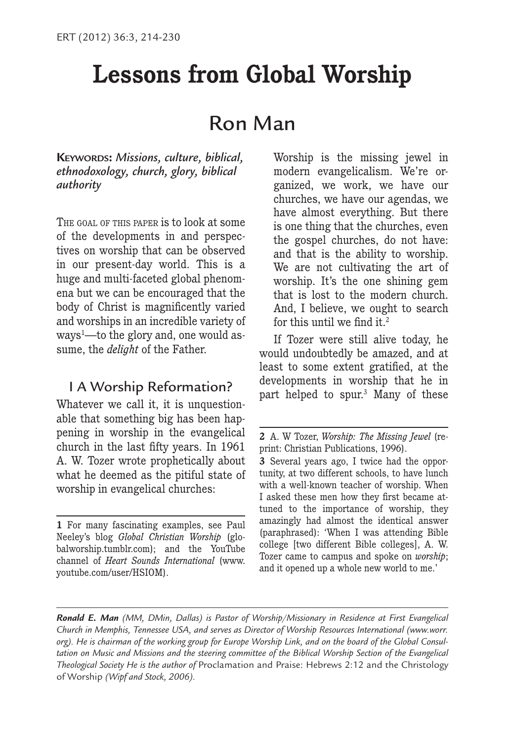# Lessons from Global Worship

## Ron Man

**Keywords:** *Missions, culture, biblical, ethnodoxology, church, glory, biblical authority*

The goal of this paper is to look at some of the developments in and perspectives on worship that can be observed in our present-day world. This is a huge and multi-faceted global phenomena but we can be encouraged that the body of Christ is magnificently varied and worships in an incredible variety of ways[1]—to the glory and, one would assume, the *delight* of the Father.

### I A Worship Reformation?

Whatever we call it, it is unquestionable that something big has been happening in worship in the evangelical church in the last fifty years. In 1961 A. W. Tozer wrote prophetically about what he deemed as the pitiful state of worship in evangelical churches:

> Worship is the missing jewel in modern evangelicalism. We're organized, we work, we have our churches, we have our agendas, we have almost everything. But there is one thing that the churches, even the gospel churches, do not have: and that is the ability to worship. We are not cultivating the art of worship. It's the one shining gem that is lost to the modern church. And, I believe, we ought to search for this until we find it.[2]

If Tozer were still alive today, he would undoubtedly be amazed, and at least to some extent gratified, at the developments in worship that he in part helped to spur.[3] Many of these

---

1 For many fascinating examples, see Paul Neeley's blog *Global Christian Worship* (globalworship.tumblr.com); and the YouTube channel of *Heart Sounds International* (www.youtube.com/user/HSIOM).

2 A. W Tozer, *Worship: The Missing Jewel* (reprint: Christian Publications, 1996).

3 Several years ago, I twice had the opportunity, at two different schools, to have lunch with a well-known teacher of worship. When I asked these men how they first became attuned to the importance of worship, they amazingly had almost the identical answer (paraphrased): 'When I was attending Bible college [two different Bible colleges], A. W. Tozer came to campus and spoke on *worship*; and it opened up a whole new world to me.'

---

***Ronald E. Man*** *(MM, DMin, Dallas) is Pastor of Worship/Missionary in Residence at First Evangelical Church in Memphis, Tennessee USA, and serves as Director of Worship Resources International (www.worr.org). He is chairman of the working group for Europe Worship Link, and on the board of the Global Consultation on Music and Missions and the steering committee of the Biblical Worship Section of the Evangelical Theological Society He is the author of* Proclamation and Praise: Hebrews 2:12 and the Christology of Worship *(Wipf and Stock, 2006).*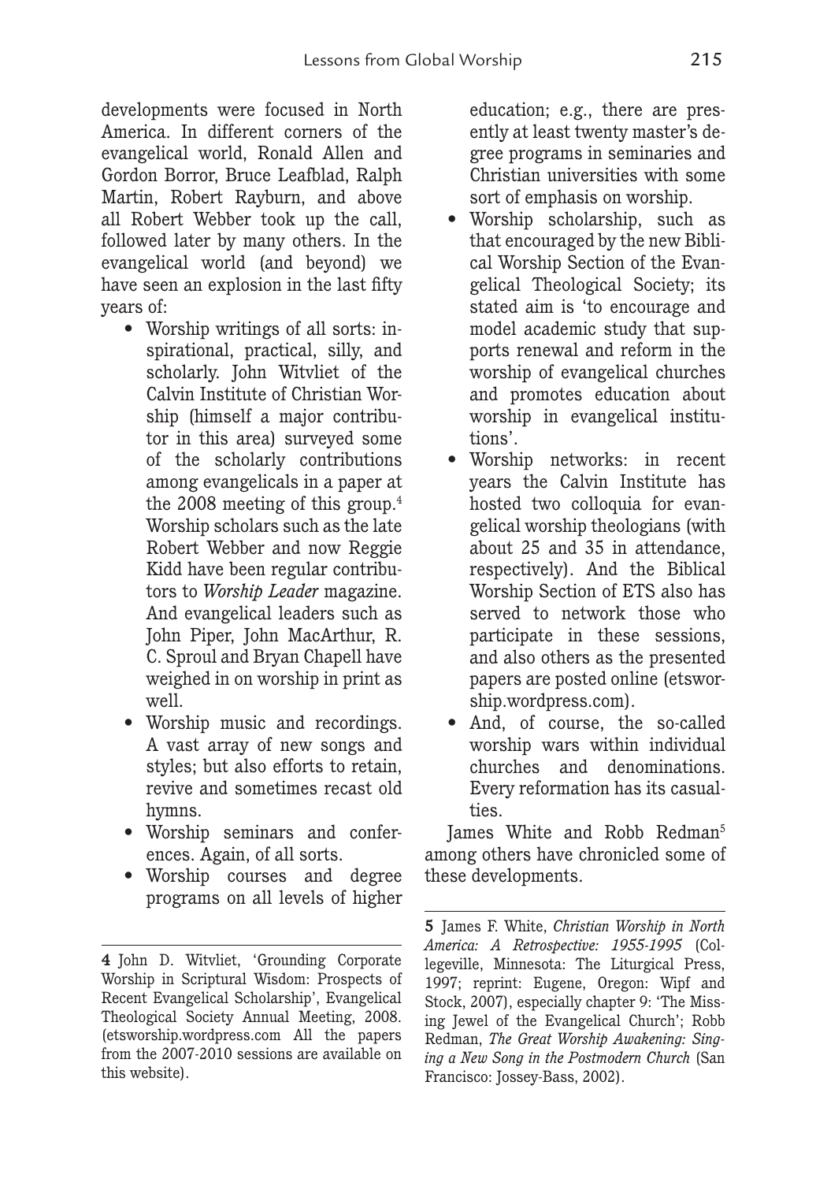developments were focused in North America. In different corners of the evangelical world, Ronald Allen and Gordon Borror, Bruce Leafblad, Ralph Martin, Robert Rayburn, and above all Robert Webber took up the call, followed later by many others. In the evangelical world (and beyond) we have seen an explosion in the last fifty years of:

- Worship writings of all sorts: inspirational, practical, silly, and scholarly. John Witvliet of the Calvin Institute of Christian Worship (himself a major contributor in this area) surveyed some of the scholarly contributions among evangelicals in a paper at the 2008 meeting of this group.[4] Worship scholars such as the late Robert Webber and now Reggie Kidd have been regular contributors to *Worship Leader* magazine. And evangelical leaders such as John Piper, John MacArthur, R. C. Sproul and Bryan Chapell have weighed in on worship in print as well.
- Worship music and recordings. A vast array of new songs and styles; but also efforts to retain, revive and sometimes recast old hymns.
- Worship seminars and conferences. Again, of all sorts.
- Worship courses and degree programs on all levels of higher education; e.g., there are presently at least twenty master's degree programs in seminaries and Christian universities with some sort of emphasis on worship.
- Worship scholarship, such as that encouraged by the new Biblical Worship Section of the Evangelical Theological Society; its stated aim is 'to encourage and model academic study that supports renewal and reform in the worship of evangelical churches and promotes education about worship in evangelical institutions'.
- Worship networks: in recent years the Calvin Institute has hosted two colloquia for evangelical worship theologians (with about 25 and 35 in attendance, respectively). And the Biblical Worship Section of ETS also has served to network those who participate in these sessions, and also others as the presented papers are posted online (etsworship.wordpress.com).
- And, of course, the so-called worship wars within individual churches and denominations. Every reformation has its casualties.

James White and Robb Redman[5] among others have chronicled some of these developments.

---

**4** John D. Witvliet, 'Grounding Corporate Worship in Scriptural Wisdom: Prospects of Recent Evangelical Scholarship', Evangelical Theological Society Annual Meeting, 2008. (etsworship.wordpress.com All the papers from the 2007-2010 sessions are available on this website).

**5** James F. White, *Christian Worship in North America: A Retrospective: 1955-1995* (Collegeville, Minnesota: The Liturgical Press, 1997; reprint: Eugene, Oregon: Wipf and Stock, 2007), especially chapter 9: 'The Missing Jewel of the Evangelical Church'; Robb Redman, *The Great Worship Awakening: Singing a New Song in the Postmodern Church* (San Francisco: Jossey-Bass, 2002).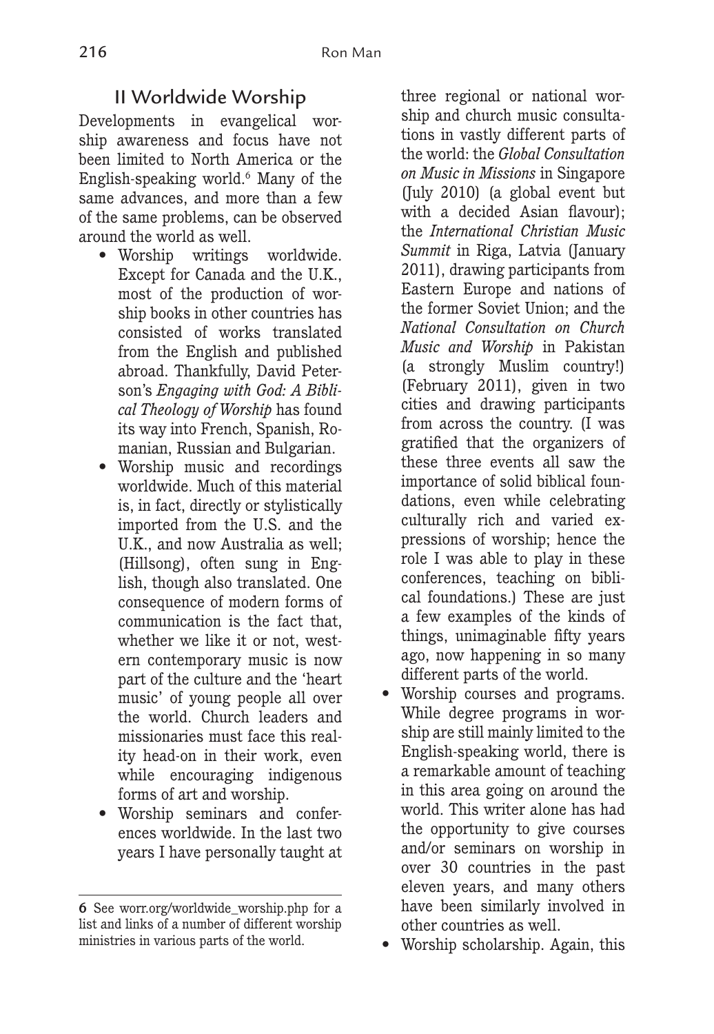## II Worldwide Worship

Developments in evangelical worship awareness and focus have not been limited to North America or the English-speaking world.[6] Many of the same advances, and more than a few of the same problems, can be observed around the world as well.

- Worship writings worldwide. Except for Canada and the U.K., most of the production of worship books in other countries has consisted of works translated from the English and published abroad. Thankfully, David Peterson's *Engaging with God: A Biblical Theology of Worship* has found its way into French, Spanish, Romanian, Russian and Bulgarian.
- Worship music and recordings worldwide. Much of this material is, in fact, directly or stylistically imported from the U.S. and the U.K., and now Australia as well; (Hillsong), often sung in English, though also translated. One consequence of modern forms of communication is the fact that, whether we like it or not, western contemporary music is now part of the culture and the 'heart music' of young people all over the world. Church leaders and missionaries must face this reality head-on in their work, even while encouraging indigenous forms of art and worship.
- Worship seminars and conferences worldwide. In the last two years I have personally taught at three regional or national worship and church music consultations in vastly different parts of the world: the *Global Consultation on Music in Missions* in Singapore (July 2010) (a global event but with a decided Asian flavour); the *International Christian Music Summit* in Riga, Latvia (January 2011), drawing participants from Eastern Europe and nations of the former Soviet Union; and the *National Consultation on Church Music and Worship* in Pakistan (a strongly Muslim country!) (February 2011), given in two cities and drawing participants from across the country. (I was gratified that the organizers of these three events all saw the importance of solid biblical foundations, even while celebrating culturally rich and varied expressions of worship; hence the role I was able to play in these conferences, teaching on biblical foundations.) These are just a few examples of the kinds of things, unimaginable fifty years ago, now happening in so many different parts of the world.
- Worship courses and programs. While degree programs in worship are still mainly limited to the English-speaking world, there is a remarkable amount of teaching in this area going on around the world. This writer alone has had the opportunity to give courses and/or seminars on worship in over 30 countries in the past eleven years, and many others have been similarly involved in other countries as well.
- Worship scholarship. Again, this

---

**6** See worr.org/worldwide_worship.php for a list and links of a number of different worship ministries in various parts of the world.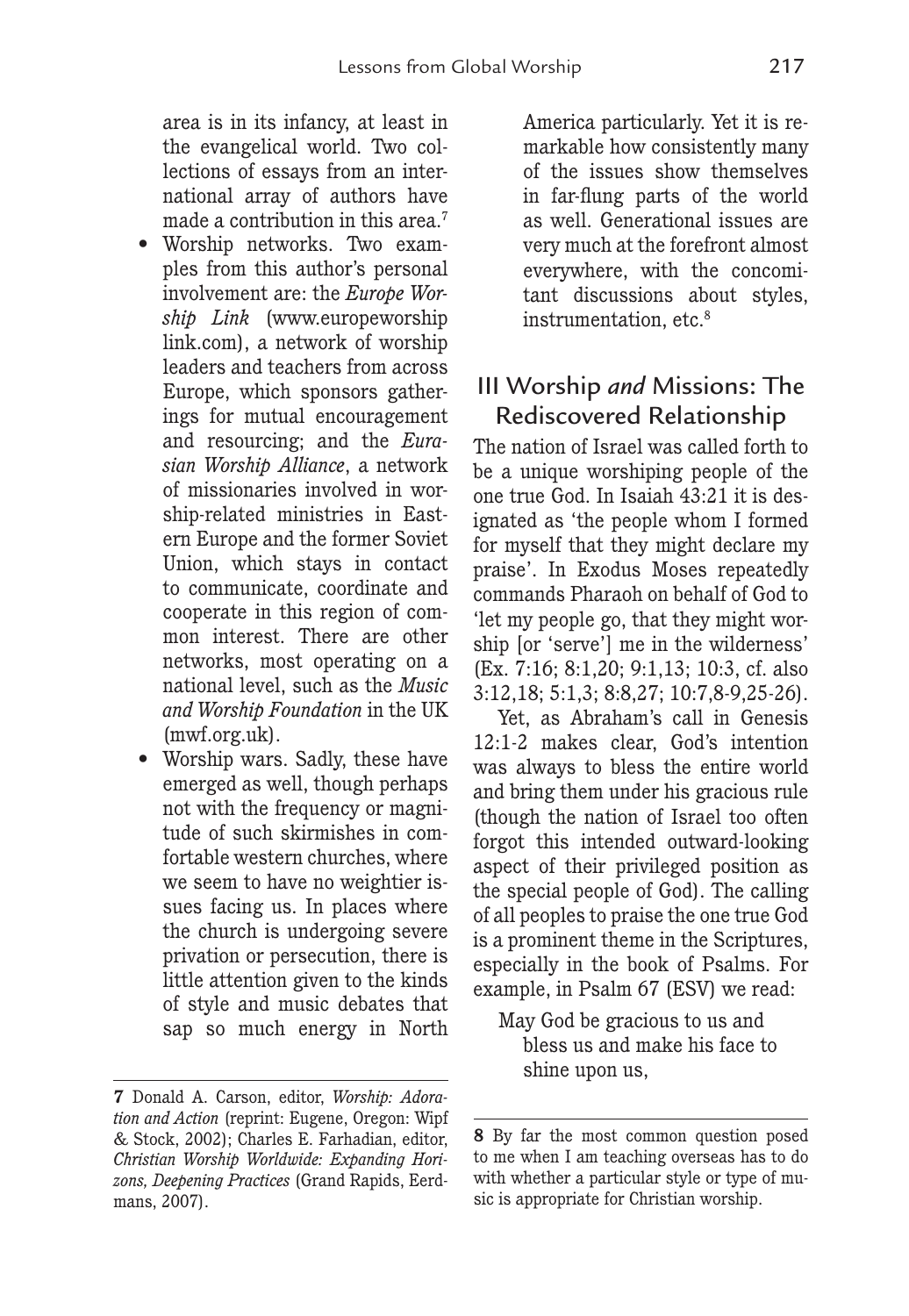area is in its infancy, at least in the evangelical world. Two collections of essays from an international array of authors have made a contribution in this area.[7]

- Worship networks. Two examples from this author's personal involvement are: the *Europe Worship Link* (www.europeworshiplink.com), a network of worship leaders and teachers from across Europe, which sponsors gatherings for mutual encouragement and resourcing; and the *Eurasian Worship Alliance*, a network of missionaries involved in worship-related ministries in Eastern Europe and the former Soviet Union, which stays in contact to communicate, coordinate and cooperate in this region of common interest. There are other networks, most operating on a national level, such as the *Music and Worship Foundation* in the UK (mwf.org.uk).
- Worship wars. Sadly, these have emerged as well, though perhaps not with the frequency or magnitude of such skirmishes in comfortable western churches, where we seem to have no weightier issues facing us. In places where the church is undergoing severe privation or persecution, there is little attention given to the kinds of style and music debates that sap so much energy in North America particularly. Yet it is remarkable how consistently many of the issues show themselves in far-flung parts of the world as well. Generational issues are very much at the forefront almost everywhere, with the concomitant discussions about styles, instrumentation, etc.[8]

## III Worship *and* Missions: The Rediscovered Relationship

The nation of Israel was called forth to be a unique worshiping people of the one true God. In Isaiah 43:21 it is designated as 'the people whom I formed for myself that they might declare my praise'. In Exodus Moses repeatedly commands Pharaoh on behalf of God to 'let my people go, that they might worship [or 'serve'] me in the wilderness' (Ex. 7:16; 8:1,20; 9:1,13; 10:3, cf. also 3:12,18; 5:1,3; 8:8,27; 10:7,8-9,25-26).

Yet, as Abraham's call in Genesis 12:1-2 makes clear, God's intention was always to bless the entire world and bring them under his gracious rule (though the nation of Israel too often forgot this intended outward-looking aspect of their privileged position as the special people of God). The calling of all peoples to praise the one true God is a prominent theme in the Scriptures, especially in the book of Psalms. For example, in Psalm 67 (ESV) we read:

> May God be gracious to us and
> bless us and make his face to
> shine upon us,

---

**7** Donald A. Carson, editor, *Worship: Adoration and Action* (reprint: Eugene, Oregon: Wipf & Stock, 2002); Charles E. Farhadian, editor, *Christian Worship Worldwide: Expanding Horizons, Deepening Practices* (Grand Rapids, Eerdmans, 2007).

**8** By far the most common question posed to me when I am teaching overseas has to do with whether a particular style or type of music is appropriate for Christian worship.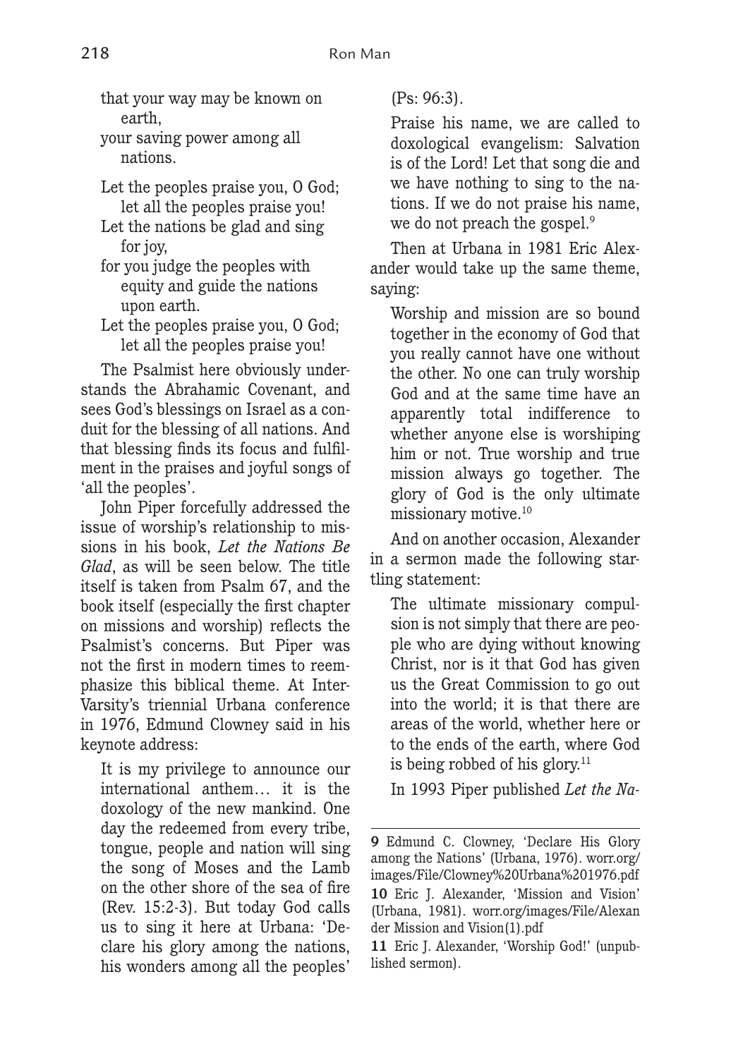that your way may be known on earth,
your saving power among all nations.

Let the peoples praise you, O God; let all the peoples praise you!
Let the nations be glad and sing for joy,
for you judge the peoples with equity and guide the nations upon earth.
Let the peoples praise you, O God; let all the peoples praise you!

The Psalmist here obviously understands the Abrahamic Covenant, and sees God's blessings on Israel as a conduit for the blessing of all nations. And that blessing finds its focus and fulfilment in the praises and joyful songs of 'all the peoples'.

John Piper forcefully addressed the issue of worship's relationship to missions in his book, *Let the Nations Be Glad*, as will be seen below. The title itself is taken from Psalm 67, and the book itself (especially the first chapter on missions and worship) reflects the Psalmist's concerns. But Piper was not the first in modern times to reemphasize this biblical theme. At InterVarsity's triennial Urbana conference in 1976, Edmund Clowney said in his keynote address:

> It is my privilege to announce our international anthem… it is the doxology of the new mankind. One day the redeemed from every tribe, tongue, people and nation will sing the song of Moses and the Lamb on the other shore of the sea of fire (Rev. 15:2-3). But today God calls us to sing it here at Urbana: 'Declare his glory among the nations, his wonders among all the peoples' (Ps: 96:3).
>
> Praise his name, we are called to doxological evangelism: Salvation is of the Lord! Let that song die and we have nothing to sing to the nations. If we do not praise his name, we do not preach the gospel.[9]

Then at Urbana in 1981 Eric Alexander would take up the same theme, saying:

> Worship and mission are so bound together in the economy of God that you really cannot have one without the other. No one can truly worship God and at the same time have an apparently total indifference to whether anyone else is worshiping him or not. True worship and true mission always go together. The glory of God is the only ultimate missionary motive.[10]

And on another occasion, Alexander in a sermon made the following startling statement:

> The ultimate missionary compulsion is not simply that there are people who are dying without knowing Christ, nor is it that God has given us the Great Commission to go out into the world; it is that there are areas of the world, whether here or to the ends of the earth, where God is being robbed of his glory.[11]

In 1993 Piper published *Let the Na-*

---

**9** Edmund C. Clowney, 'Declare His Glory among the Nations' (Urbana, 1976). worr.org/images/File/Clowney%20Urbana%201976.pdf

**10** Eric J. Alexander, 'Mission and Vision' (Urbana, 1981). worr.org/images/File/Alexander Mission and Vision(1).pdf

**11** Eric J. Alexander, 'Worship God!' (unpublished sermon).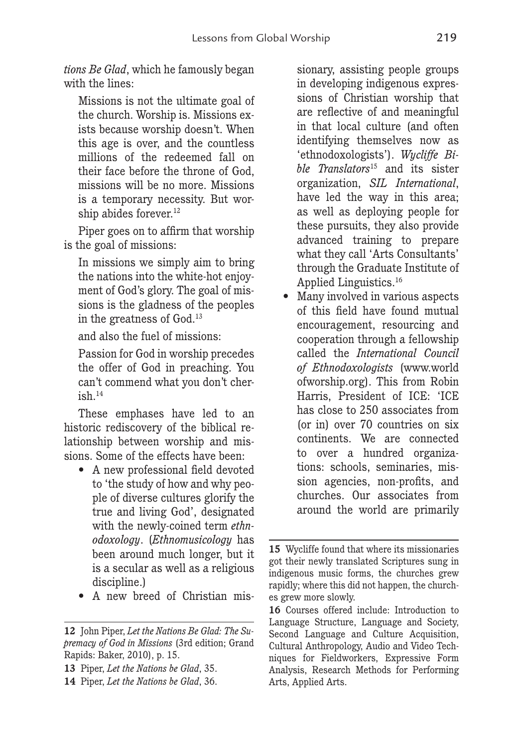*tions Be Glad*, which he famously began with the lines:

> Missions is not the ultimate goal of the church. Worship is. Missions exists because worship doesn't. When this age is over, and the countless millions of the redeemed fall on their face before the throne of God, missions will be no more. Missions is a temporary necessity. But worship abides forever.[12]

Piper goes on to affirm that worship is the goal of missions:

> In missions we simply aim to bring the nations into the white-hot enjoyment of God's glory. The goal of missions is the gladness of the peoples in the greatness of God.[13]

and also the fuel of missions:

> Passion for God in worship precedes the offer of God in preaching. You can't commend what you don't cherish.[14]

These emphases have led to an historic rediscovery of the biblical relationship between worship and missions. Some of the effects have been:

- A new professional field devoted to 'the study of how and why people of diverse cultures glorify the true and living God', designated with the newly-coined term *ethnodoxology*. (*Ethnomusicology* has been around much longer, but it is a secular as well as a religious discipline.)
- A new breed of Christian missionary, assisting people groups in developing indigenous expressions of Christian worship that are reflective of and meaningful in that local culture (and often identifying themselves now as 'ethnodoxologists'). *Wycliffe Bible Translators*[15] and its sister organization, *SIL International*, have led the way in this area; as well as deploying people for these pursuits, they also provide advanced training to prepare what they call 'Arts Consultants' through the Graduate Institute of Applied Linguistics.[16]
- Many involved in various aspects of this field have found mutual encouragement, resourcing and cooperation through a fellowship called the *International Council of Ethnodoxologists* (www.worldofworship.org). This from Robin Harris, President of ICE: 'ICE has close to 250 associates from (or in) over 70 countries on six continents. We are connected to over a hundred organizations: schools, seminaries, mission agencies, non-profits, and churches. Our associates from around the world are primarily

**12** John Piper, *Let the Nations Be Glad: The Supremacy of God in Missions* (3rd edition; Grand Rapids: Baker, 2010), p. 15.

**13** Piper, *Let the Nations be Glad*, 35.

**14** Piper, *Let the Nations be Glad*, 36.

**15** Wycliffe found that where its missionaries got their newly translated Scriptures sung in indigenous music forms, the churches grew rapidly; where this did not happen, the churches grew more slowly.

**16** Courses offered include: Introduction to Language Structure, Language and Society, Second Language and Culture Acquisition, Cultural Anthropology, Audio and Video Techniques for Fieldworkers, Expressive Form Analysis, Research Methods for Performing Arts, Applied Arts.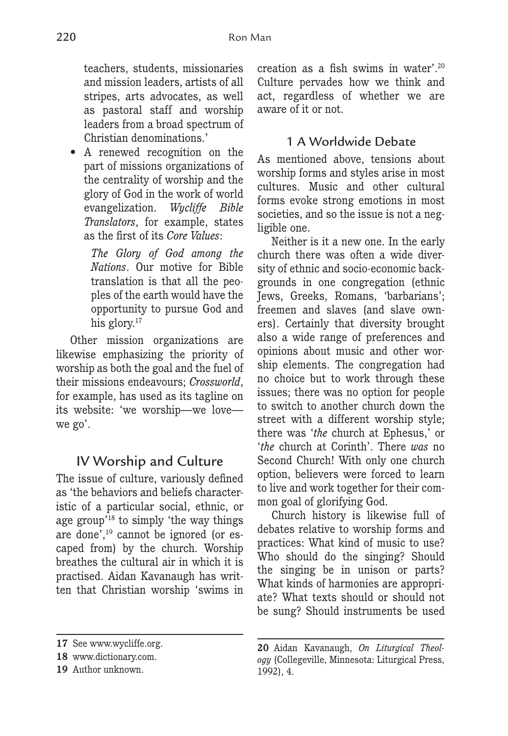teachers, students, missionaries and mission leaders, artists of all stripes, arts advocates, as well as pastoral staff and worship leaders from a broad spectrum of Christian denominations.'

- A renewed recognition on the part of missions organizations of the centrality of worship and the glory of God in the work of world evangelization. *Wycliffe Bible Translators*, for example, states as the first of its *Core Values*:

  > *The Glory of God among the Nations*. Our motive for Bible translation is that all the peoples of the earth would have the opportunity to pursue God and his glory.[17]

Other mission organizations are likewise emphasizing the priority of worship as both the goal and the fuel of their missions endeavours; *Crossworld*, for example, has used as its tagline on its website: 'we worship—we love—we go'.

## IV Worship and Culture

The issue of culture, variously defined as 'the behaviors and beliefs characteristic of a particular social, ethnic, or age group'[18] to simply 'the way things are done',[19] cannot be ignored (or escaped from) by the church. Worship breathes the cultural air in which it is practised. Aidan Kavanaugh has written that Christian worship 'swims in creation as a fish swims in water'.[20] Culture pervades how we think and act, regardless of whether we are aware of it or not.

### 1 A Worldwide Debate

As mentioned above, tensions about worship forms and styles arise in most cultures. Music and other cultural forms evoke strong emotions in most societies, and so the issue is not a negligible one.

Neither is it a new one. In the early church there was often a wide diversity of ethnic and socio-economic backgrounds in one congregation (ethnic Jews, Greeks, Romans, 'barbarians'; freemen and slaves (and slave owners). Certainly that diversity brought also a wide range of preferences and opinions about music and other worship elements. The congregation had no choice but to work through these issues; there was no option for people to switch to another church down the street with a different worship style; there was '*the* church at Ephesus,' or '*the* church at Corinth'. There *was* no Second Church! With only one church option, believers were forced to learn to live and work together for their common goal of glorifying God.

Church history is likewise full of debates relative to worship forms and practices: What kind of music to use? Who should do the singing? Should the singing be in unison or parts? What kinds of harmonies are appropriate? What texts should or should not be sung? Should instruments be used

---

**17** See www.wycliffe.org.

**18** www.dictionary.com.

**19** Author unknown.

**20** Aidan Kavanaugh, *On Liturgical Theology* (Collegeville, Minnesota: Liturgical Press, 1992), 4.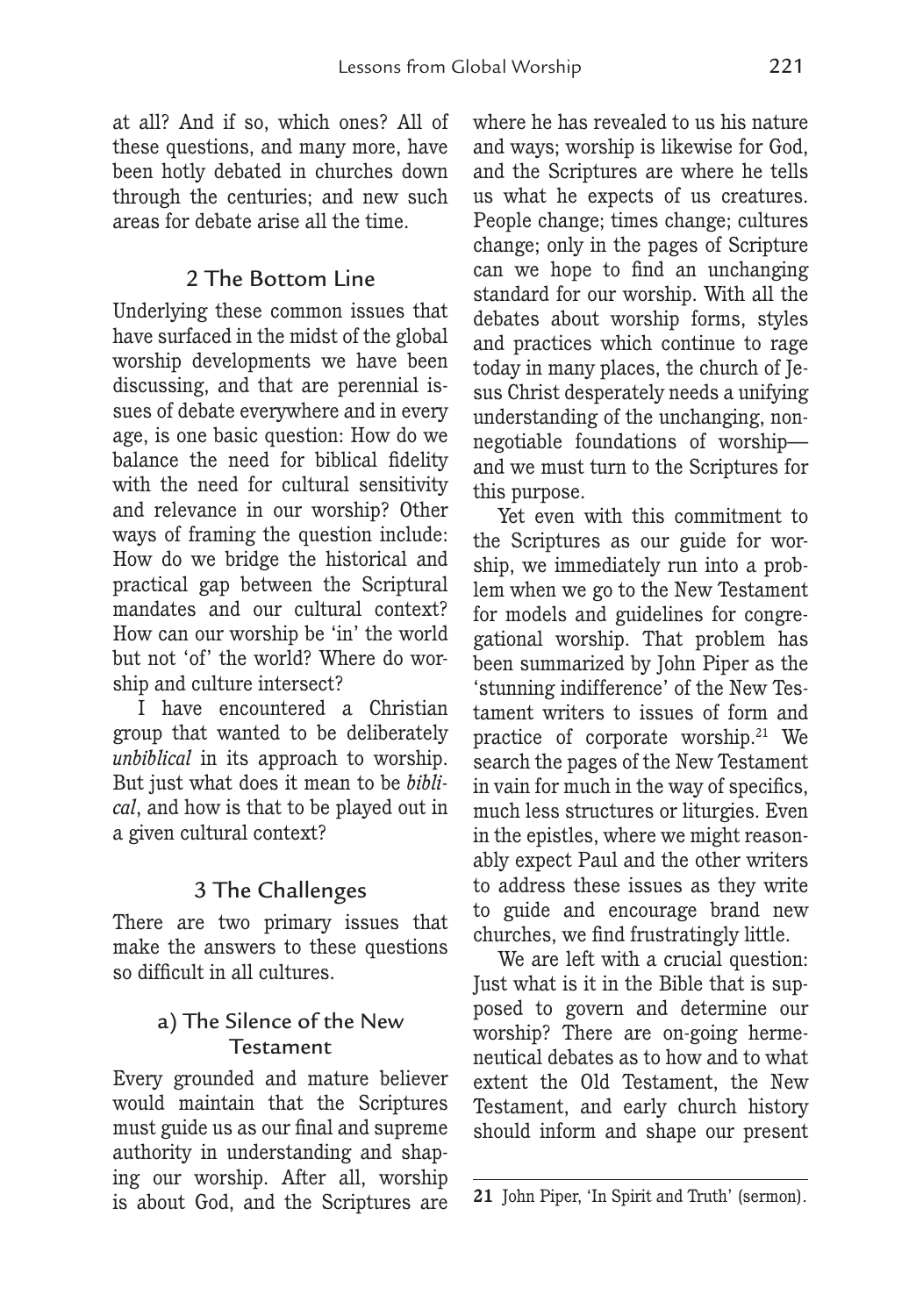at all? And if so, which ones? All of these questions, and many more, have been hotly debated in churches down through the centuries; and new such areas for debate arise all the time.

## 2 The Bottom Line

Underlying these common issues that have surfaced in the midst of the global worship developments we have been discussing, and that are perennial issues of debate everywhere and in every age, is one basic question: How do we balance the need for biblical fidelity with the need for cultural sensitivity and relevance in our worship? Other ways of framing the question include: How do we bridge the historical and practical gap between the Scriptural mandates and our cultural context? How can our worship be 'in' the world but not 'of' the world? Where do worship and culture intersect?

I have encountered a Christian group that wanted to be deliberately *unbiblical* in its approach to worship. But just what does it mean to be *biblical*, and how is that to be played out in a given cultural context?

## 3 The Challenges

There are two primary issues that make the answers to these questions so difficult in all cultures.

### a) The Silence of the New Testament

Every grounded and mature believer would maintain that the Scriptures must guide us as our final and supreme authority in understanding and shaping our worship. After all, worship is about God, and the Scriptures are where he has revealed to us his nature and ways; worship is likewise for God, and the Scriptures are where he tells us what he expects of us creatures. People change; times change; cultures change; only in the pages of Scripture can we hope to find an unchanging standard for our worship. With all the debates about worship forms, styles and practices which continue to rage today in many places, the church of Jesus Christ desperately needs a unifying understanding of the unchanging, non-negotiable foundations of worship—and we must turn to the Scriptures for this purpose.

Yet even with this commitment to the Scriptures as our guide for worship, we immediately run into a problem when we go to the New Testament for models and guidelines for congregational worship. That problem has been summarized by John Piper as the 'stunning indifference' of the New Testament writers to issues of form and practice of corporate worship.[21] We search the pages of the New Testament in vain for much in the way of specifics, much less structures or liturgies. Even in the epistles, where we might reasonably expect Paul and the other writers to address these issues as they write to guide and encourage brand new churches, we find frustratingly little.

We are left with a crucial question: Just what is it in the Bible that is supposed to govern and determine our worship? There are on-going hermeneutical debates as to how and to what extent the Old Testament, the New Testament, and early church history should inform and shape our present

---

**21** John Piper, 'In Spirit and Truth' (sermon).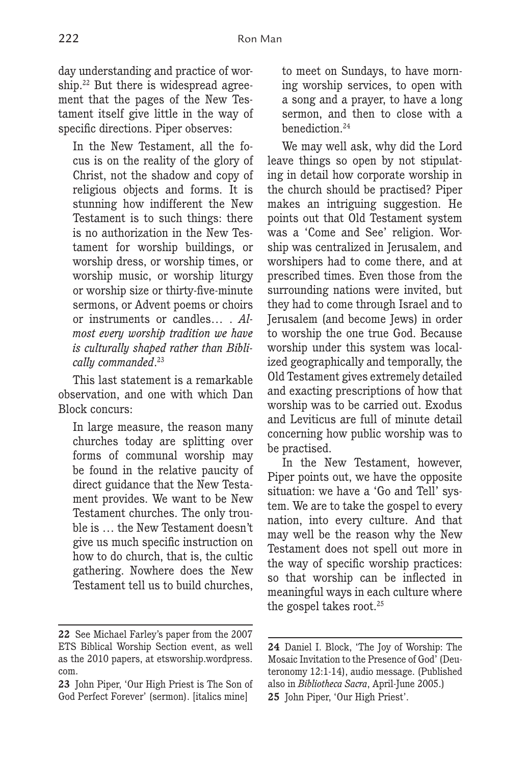day understanding and practice of worship.[22] But there is widespread agreement that the pages of the New Testament itself give little in the way of specific directions. Piper observes:

> In the New Testament, all the focus is on the reality of the glory of Christ, not the shadow and copy of religious objects and forms. It is stunning how indifferent the New Testament is to such things: there is no authorization in the New Testament for worship buildings, or worship dress, or worship times, or worship music, or worship liturgy or worship size or thirty-five-minute sermons, or Advent poems or choirs or instruments or candles… . *Almost every worship tradition we have is culturally shaped rather than Biblically commanded*.[23]

This last statement is a remarkable observation, and one with which Dan Block concurs:

> In large measure, the reason many churches today are splitting over forms of communal worship may be found in the relative paucity of direct guidance that the New Testament provides. We want to be New Testament churches. The only trouble is … the New Testament doesn't give us much specific instruction on how to do church, that is, the cultic gathering. Nowhere does the New Testament tell us to build churches, to meet on Sundays, to have morning worship services, to open with a song and a prayer, to have a long sermon, and then to close with a benediction.[24]

We may well ask, why did the Lord leave things so open by not stipulating in detail how corporate worship in the church should be practised? Piper makes an intriguing suggestion. He points out that Old Testament system was a 'Come and See' religion. Worship was centralized in Jerusalem, and worshipers had to come there, and at prescribed times. Even those from the surrounding nations were invited, but they had to come through Israel and to Jerusalem (and become Jews) in order to worship the one true God. Because worship under this system was localized geographically and temporally, the Old Testament gives extremely detailed and exacting prescriptions of how that worship was to be carried out. Exodus and Leviticus are full of minute detail concerning how public worship was to be practised.

In the New Testament, however, Piper points out, we have the opposite situation: we have a 'Go and Tell' system. We are to take the gospel to every nation, into every culture. And that may well be the reason why the New Testament does not spell out more in the way of specific worship practices: so that worship can be inflected in meaningful ways in each culture where the gospel takes root.[25]

---

**22** See Michael Farley's paper from the 2007 ETS Biblical Worship Section event, as well as the 2010 papers, at etsworship.wordpress.com.

**23** John Piper, 'Our High Priest is The Son of God Perfect Forever' (sermon). [italics mine]

**24** Daniel I. Block, 'The Joy of Worship: The Mosaic Invitation to the Presence of God' (Deuteronomy 12:1-14), audio message. (Published also in *Bibliotheca Sacra*, April-June 2005.)

**25** John Piper, 'Our High Priest'.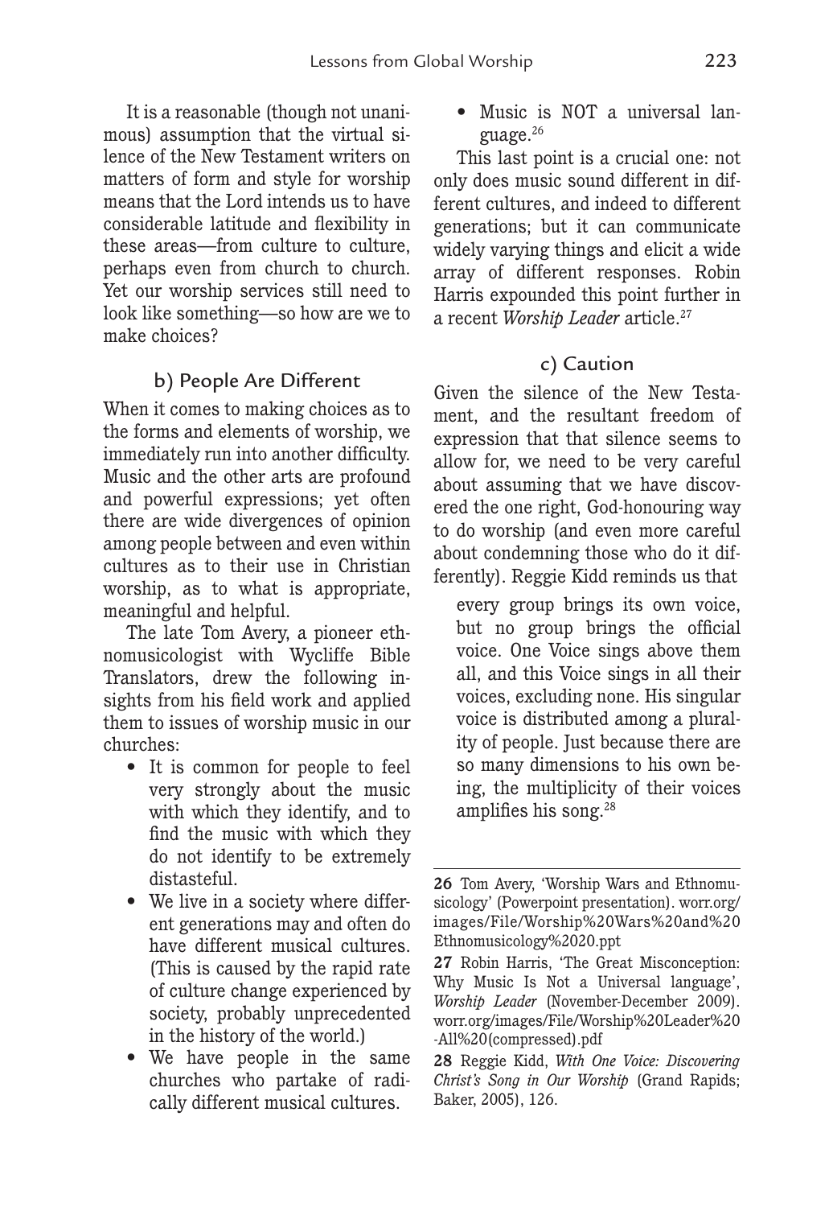It is a reasonable (though not unanimous) assumption that the virtual silence of the New Testament writers on matters of form and style for worship means that the Lord intends us to have considerable latitude and flexibility in these areas—from culture to culture, perhaps even from church to church. Yet our worship services still need to look like something—so how are we to make choices?

### b) People Are Different

When it comes to making choices as to the forms and elements of worship, we immediately run into another difficulty. Music and the other arts are profound and powerful expressions; yet often there are wide divergences of opinion among people between and even within cultures as to their use in Christian worship, as to what is appropriate, meaningful and helpful.

The late Tom Avery, a pioneer ethnomusicologist with Wycliffe Bible Translators, drew the following insights from his field work and applied them to issues of worship music in our churches:

- It is common for people to feel very strongly about the music with which they identify, and to find the music with which they do not identify to be extremely distasteful.
- We live in a society where different generations may and often do have different musical cultures. (This is caused by the rapid rate of culture change experienced by society, probably unprecedented in the history of the world.)
- We have people in the same churches who partake of radically different musical cultures.
- Music is NOT a universal language.[26]

This last point is a crucial one: not only does music sound different in different cultures, and indeed to different generations; but it can communicate widely varying things and elicit a wide array of different responses. Robin Harris expounded this point further in a recent *Worship Leader* article.[27]

### c) Caution

Given the silence of the New Testament, and the resultant freedom of expression that that silence seems to allow for, we need to be very careful about assuming that we have discovered the one right, God-honouring way to do worship (and even more careful about condemning those who do it differently). Reggie Kidd reminds us that

> every group brings its own voice, but no group brings the official voice. One Voice sings above them all, and this Voice sings in all their voices, excluding none. His singular voice is distributed among a plurality of people. Just because there are so many dimensions to his own being, the multiplicity of their voices amplifies his song.[28]

---

**26** Tom Avery, 'Worship Wars and Ethnomusicology' (Powerpoint presentation). worr.org/images/File/Worship%20Wars%20and%20Ethnomusicology%2020.ppt

**27** Robin Harris, 'The Great Misconception: Why Music Is Not a Universal language', *Worship Leader* (November-December 2009). worr.org/images/File/Worship%20Leader%20-All%20(compressed).pdf

**28** Reggie Kidd, *With One Voice: Discovering Christ's Song in Our Worship* (Grand Rapids; Baker, 2005), 126.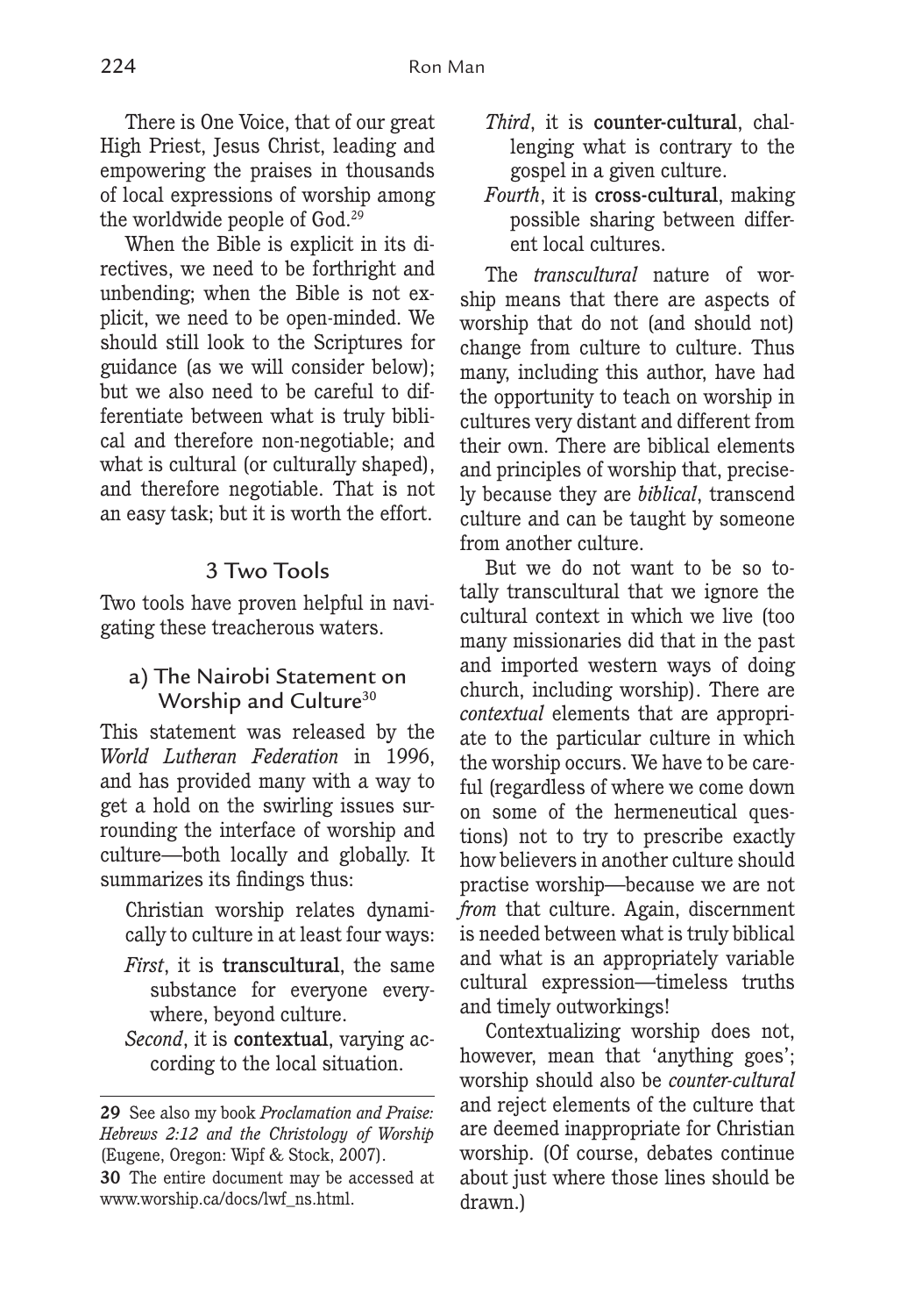There is One Voice, that of our great High Priest, Jesus Christ, leading and empowering the praises in thousands of local expressions of worship among the worldwide people of God.[29]

When the Bible is explicit in its directives, we need to be forthright and unbending; when the Bible is not explicit, we need to be open-minded. We should still look to the Scriptures for guidance (as we will consider below); but we also need to be careful to differentiate between what is truly biblical and therefore non-negotiable; and what is cultural (or culturally shaped), and therefore negotiable. That is not an easy task; but it is worth the effort.

## 3 Two Tools

Two tools have proven helpful in navigating these treacherous waters.

### a) The Nairobi Statement on Worship and Culture[30]

This statement was released by the *World Lutheran Federation* in 1996, and has provided many with a way to get a hold on the swirling issues surrounding the interface of worship and culture—both locally and globally. It summarizes its findings thus:

> Christian worship relates dynamically to culture in at least four ways:
>
> *First*, it is **transcultural**, the same substance for everyone everywhere, beyond culture.
>
> *Second*, it is **contextual**, varying according to the local situation.
>
> *Third*, it is **counter-cultural**, challenging what is contrary to the gospel in a given culture.
>
> *Fourth*, it is **cross-cultural**, making possible sharing between different local cultures.

The *transcultural* nature of worship means that there are aspects of worship that do not (and should not) change from culture to culture. Thus many, including this author, have had the opportunity to teach on worship in cultures very distant and different from their own. There are biblical elements and principles of worship that, precisely because they are *biblical*, transcend culture and can be taught by someone from another culture.

But we do not want to be so totally transcultural that we ignore the cultural context in which we live (too many missionaries did that in the past and imported western ways of doing church, including worship). There are *contextual* elements that are appropriate to the particular culture in which the worship occurs. We have to be careful (regardless of where we come down on some of the hermeneutical questions) not to try to prescribe exactly how believers in another culture should practise worship—because we are not *from* that culture. Again, discernment is needed between what is truly biblical and what is an appropriately variable cultural expression—timeless truths and timely outworkings!

Contextualizing worship does not, however, mean that 'anything goes'; worship should also be *counter-cultural* and reject elements of the culture that are deemed inappropriate for Christian worship. (Of course, debates continue about just where those lines should be drawn.)

---

**29** See also my book *Proclamation and Praise: Hebrews 2:12 and the Christology of Worship* (Eugene, Oregon: Wipf & Stock, 2007).

**30** The entire document may be accessed at www.worship.ca/docs/lwf_ns.html.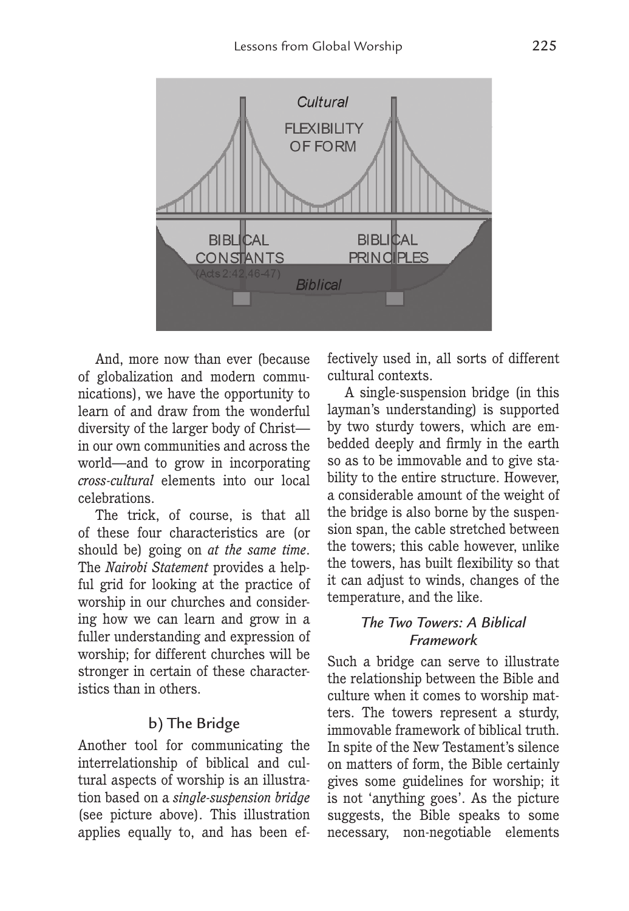And, more now than ever (because of globalization and modern communications), we have the opportunity to learn of and draw from the wonderful diversity of the larger body of Christ—in our own communities and across the world—and to grow in incorporating *cross-cultural* elements into our local celebrations.

The trick, of course, is that all of these four characteristics are (or should be) going on *at the same time*. The *Nairobi Statement* provides a helpful grid for looking at the practice of worship in our churches and considering how we can learn and grow in a fuller understanding and expression of worship; for different churches will be stronger in certain of these characteristics than in others.

### b) The Bridge

Another tool for communicating the interrelationship of biblical and cultural aspects of worship is an illustration based on a *single-suspension bridge* (see picture above). This illustration applies equally to, and has been effectively used in, all sorts of different cultural contexts.

A single-suspension bridge (in this layman's understanding) is supported by two sturdy towers, which are embedded deeply and firmly in the earth so as to be immovable and to give stability to the entire structure. However, a considerable amount of the weight of the bridge is also borne by the suspension span, the cable stretched between the towers; this cable however, unlike the towers, has built flexibility so that it can adjust to winds, changes of the temperature, and the like.

#### *The Two Towers: A Biblical Framework*

Such a bridge can serve to illustrate the relationship between the Bible and culture when it comes to worship matters. The towers represent a sturdy, immovable framework of biblical truth. In spite of the New Testament's silence on matters of form, the Bible certainly gives some guidelines for worship; it is not 'anything goes'. As the picture suggests, the Bible speaks to some necessary, non-negotiable elements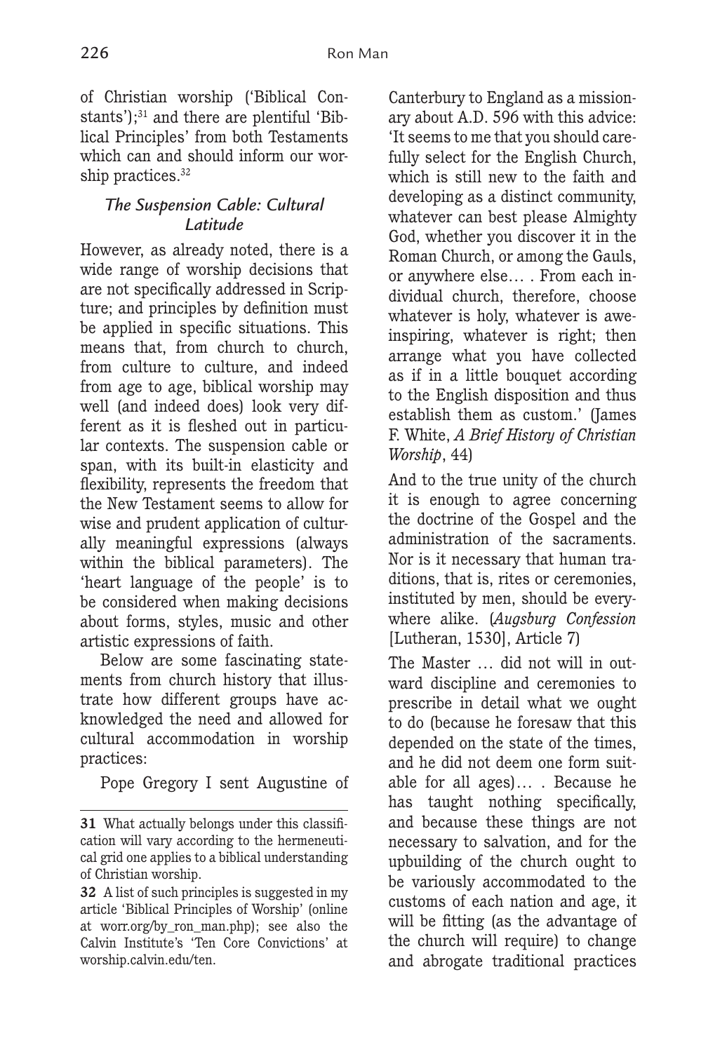of Christian worship ('Biblical Constants');[31] and there are plentiful 'Biblical Principles' from both Testaments which can and should inform our worship practices.[32]

### *The Suspension Cable: Cultural Latitude*

However, as already noted, there is a wide range of worship decisions that are not specifically addressed in Scripture; and principles by definition must be applied in specific situations. This means that, from church to church, from culture to culture, and indeed from age to age, biblical worship may well (and indeed does) look very different as it is fleshed out in particular contexts. The suspension cable or span, with its built-in elasticity and flexibility, represents the freedom that the New Testament seems to allow for wise and prudent application of culturally meaningful expressions (always within the biblical parameters). The 'heart language of the people' is to be considered when making decisions about forms, styles, music and other artistic expressions of faith.

Below are some fascinating statements from church history that illustrate how different groups have acknowledged the need and allowed for cultural accommodation in worship practices:

Pope Gregory I sent Augustine of Canterbury to England as a missionary about A.D. 596 with this advice: 'It seems to me that you should carefully select for the English Church, which is still new to the faith and developing as a distinct community, whatever can best please Almighty God, whether you discover it in the Roman Church, or among the Gauls, or anywhere else… . From each individual church, therefore, choose whatever is holy, whatever is awe-inspiring, whatever is right; then arrange what you have collected as if in a little bouquet according to the English disposition and thus establish them as custom.' (James F. White, *A Brief History of Christian Worship*, 44)

And to the true unity of the church it is enough to agree concerning the doctrine of the Gospel and the administration of the sacraments. Nor is it necessary that human traditions, that is, rites or ceremonies, instituted by men, should be everywhere alike. (*Augsburg Confession* [Lutheran, 1530], Article 7)

The Master … did not will in outward discipline and ceremonies to prescribe in detail what we ought to do (because he foresaw that this depended on the state of the times, and he did not deem one form suitable for all ages)… . Because he has taught nothing specifically, and because these things are not necessary to salvation, and for the upbuilding of the church ought to be variously accommodated to the customs of each nation and age, it will be fitting (as the advantage of the church will require) to change and abrogate traditional practices

---

31 What actually belongs under this classification will vary according to the hermeneutical grid one applies to a biblical understanding of Christian worship.

32 A list of such principles is suggested in my article 'Biblical Principles of Worship' (online at worr.org/by_ron_man.php); see also the Calvin Institute's 'Ten Core Convictions' at worship.calvin.edu/ten.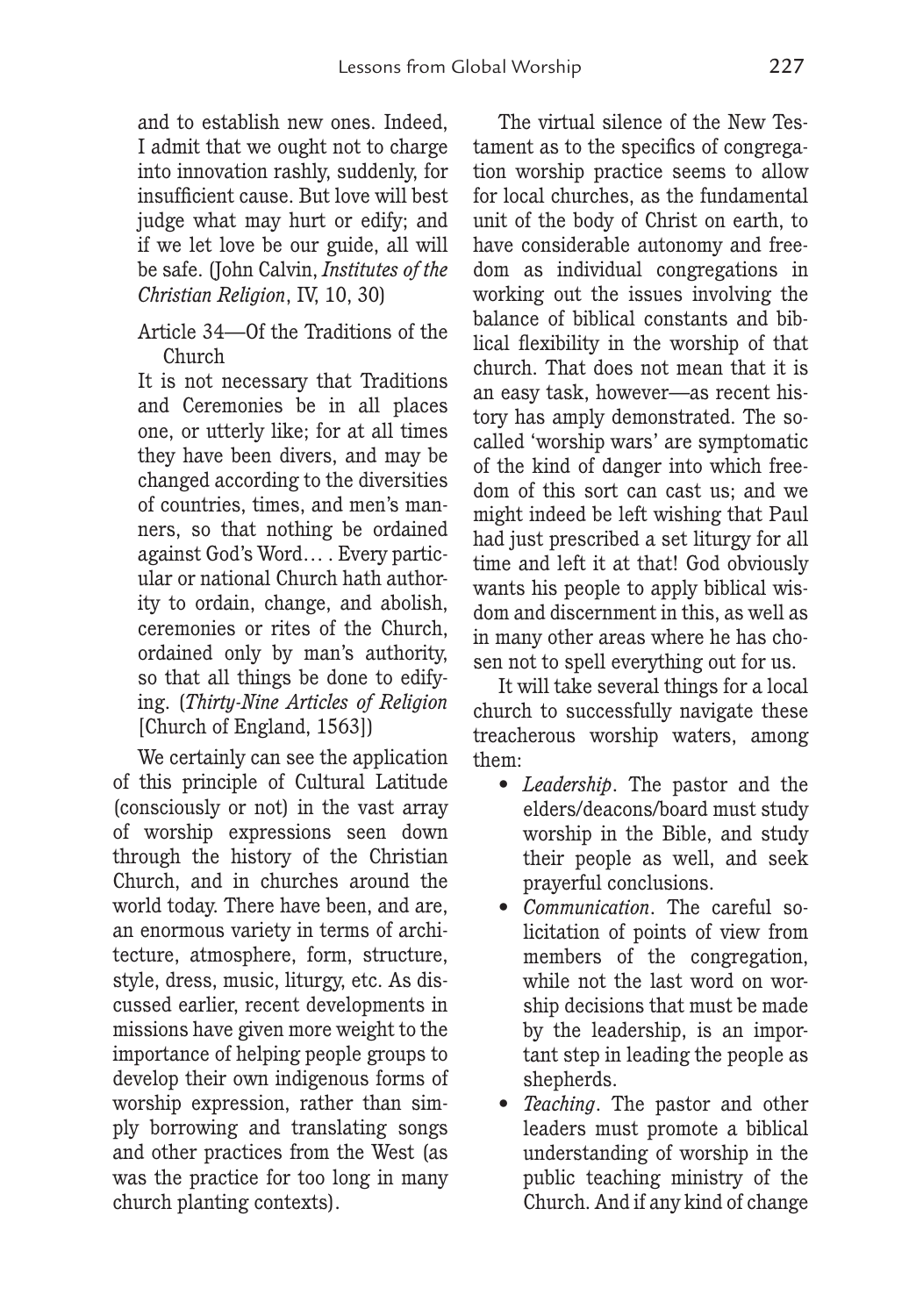and to establish new ones. Indeed, I admit that we ought not to charge into innovation rashly, suddenly, for insufficient cause. But love will best judge what may hurt or edify; and if we let love be our guide, all will be safe. (John Calvin, *Institutes of the Christian Religion*, IV, 10, 30)

Article 34—Of the Traditions of the Church

It is not necessary that Traditions and Ceremonies be in all places one, or utterly like; for at all times they have been divers, and may be changed according to the diversities of countries, times, and men's manners, so that nothing be ordained against God's Word… . Every particular or national Church hath authority to ordain, change, and abolish, ceremonies or rites of the Church, ordained only by man's authority, so that all things be done to edifying. (*Thirty-Nine Articles of Religion* [Church of England, 1563])

We certainly can see the application of this principle of Cultural Latitude (consciously or not) in the vast array of worship expressions seen down through the history of the Christian Church, and in churches around the world today. There have been, and are, an enormous variety in terms of architecture, atmosphere, form, structure, style, dress, music, liturgy, etc. As discussed earlier, recent developments in missions have given more weight to the importance of helping people groups to develop their own indigenous forms of worship expression, rather than simply borrowing and translating songs and other practices from the West (as was the practice for too long in many church planting contexts).

The virtual silence of the New Testament as to the specifics of congregation worship practice seems to allow for local churches, as the fundamental unit of the body of Christ on earth, to have considerable autonomy and freedom as individual congregations in working out the issues involving the balance of biblical constants and biblical flexibility in the worship of that church. That does not mean that it is an easy task, however—as recent history has amply demonstrated. The so-called 'worship wars' are symptomatic of the kind of danger into which freedom of this sort can cast us; and we might indeed be left wishing that Paul had just prescribed a set liturgy for all time and left it at that! God obviously wants his people to apply biblical wisdom and discernment in this, as well as in many other areas where he has chosen not to spell everything out for us.

It will take several things for a local church to successfully navigate these treacherous worship waters, among them:

- *Leadership*. The pastor and the elders/deacons/board must study worship in the Bible, and study their people as well, and seek prayerful conclusions.
- *Communication*. The careful solicitation of points of view from members of the congregation, while not the last word on worship decisions that must be made by the leadership, is an important step in leading the people as shepherds.
- *Teaching*. The pastor and other leaders must promote a biblical understanding of worship in the public teaching ministry of the Church. And if any kind of change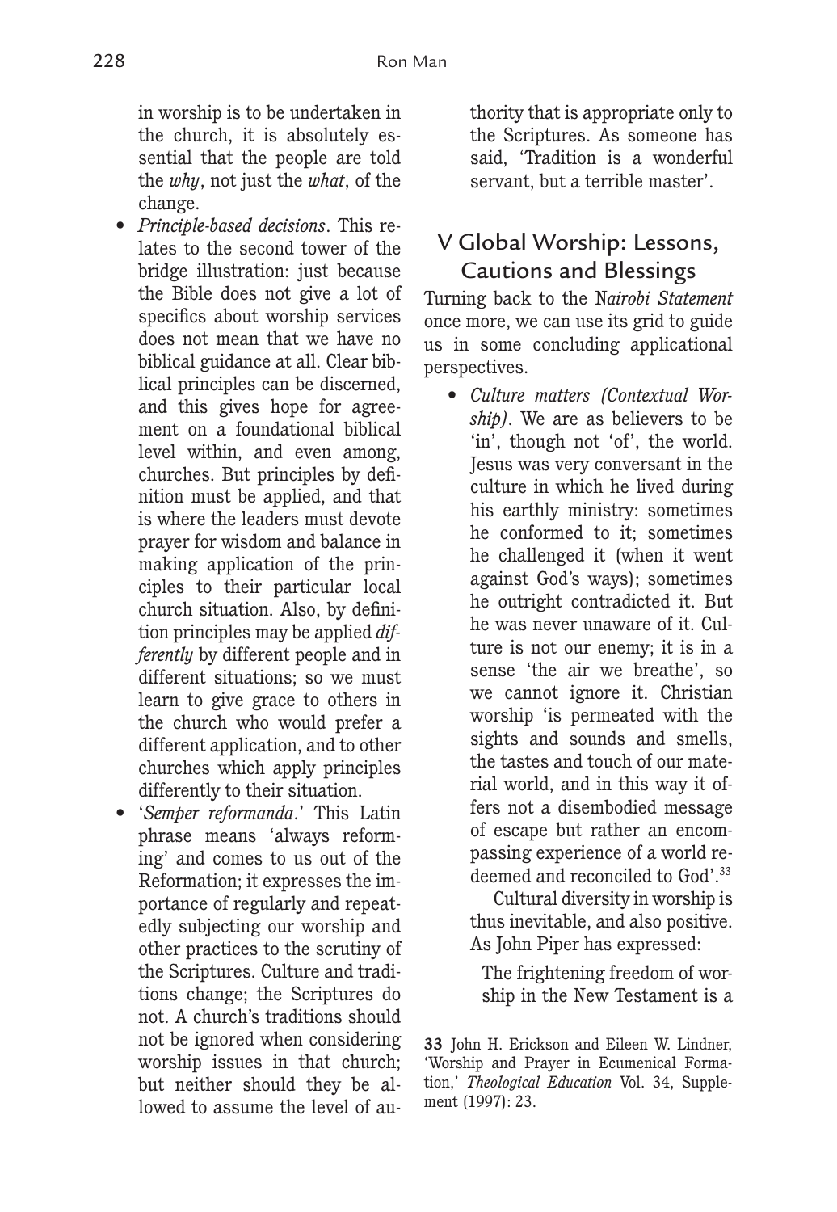in worship is to be undertaken in the church, it is absolutely essential that the people are told the *why*, not just the *what*, of the change.

- *Principle-based decisions*. This relates to the second tower of the bridge illustration: just because the Bible does not give a lot of specifics about worship services does not mean that we have no biblical guidance at all. Clear biblical principles can be discerned, and this gives hope for agreement on a foundational biblical level within, and even among, churches. But principles by definition must be applied, and that is where the leaders must devote prayer for wisdom and balance in making application of the principles to their particular local church situation. Also, by definition principles may be applied *differently* by different people and in different situations; so we must learn to give grace to others in the church who would prefer a different application, and to other churches which apply principles differently to their situation.
- '*Semper reformanda*.' This Latin phrase means 'always reforming' and comes to us out of the Reformation; it expresses the importance of regularly and repeatedly subjecting our worship and other practices to the scrutiny of the Scriptures. Culture and traditions change; the Scriptures do not. A church's traditions should not be ignored when considering worship issues in that church; but neither should they be allowed to assume the level of authority that is appropriate only to the Scriptures. As someone has said, 'Tradition is a wonderful servant, but a terrible master'.

## V Global Worship: Lessons, Cautions and Blessings

Turning back to the *Nairobi Statement* once more, we can use its grid to guide us in some concluding applicational perspectives.

- *Culture matters (Contextual Worship)*. We are as believers to be 'in', though not 'of', the world. Jesus was very conversant in the culture in which he lived during his earthly ministry: sometimes he conformed to it; sometimes he challenged it (when it went against God's ways); sometimes he outright contradicted it. But he was never unaware of it. Culture is not our enemy; it is in a sense 'the air we breathe', so we cannot ignore it. Christian worship 'is permeated with the sights and sounds and smells, the tastes and touch of our material world, and in this way it offers not a disembodied message of escape but rather an encompassing experience of a world redeemed and reconciled to God'.[33]

  Cultural diversity in worship is thus inevitable, and also positive. As John Piper has expressed:

  > The frightening freedom of worship in the New Testament is a

**33** John H. Erickson and Eileen W. Lindner, 'Worship and Prayer in Ecumenical Formation,' *Theological Education* Vol. 34, Supplement (1997): 23.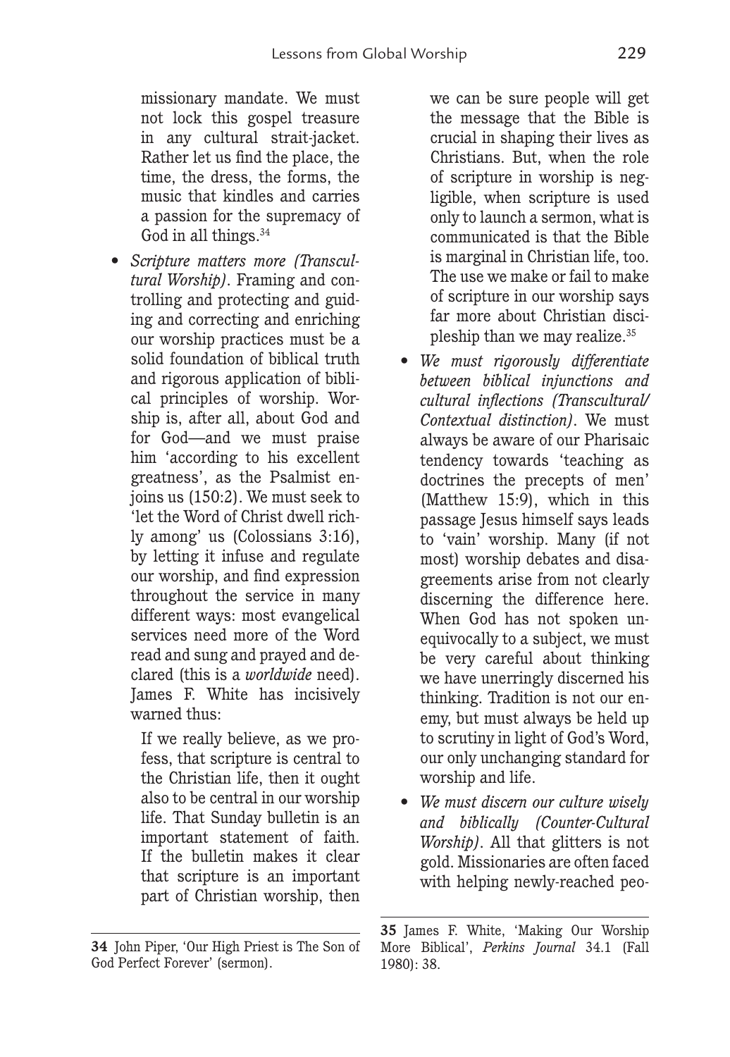missionary mandate. We must not lock this gospel treasure in any cultural strait-jacket. Rather let us find the place, the time, the dress, the forms, the music that kindles and carries a passion for the supremacy of God in all things.[34]

- *Scripture matters more (Transcultural Worship)*. Framing and controlling and protecting and guiding and correcting and enriching our worship practices must be a solid foundation of biblical truth and rigorous application of biblical principles of worship. Worship is, after all, about God and for God—and we must praise him 'according to his excellent greatness', as the Psalmist enjoins us (150:2). We must seek to 'let the Word of Christ dwell richly among' us (Colossians 3:16), by letting it infuse and regulate our worship, and find expression throughout the service in many different ways: most evangelical services need more of the Word read and sung and prayed and declared (this is a *worldwide* need). James F. White has incisively warned thus:

  > If we really believe, as we profess, that scripture is central to the Christian life, then it ought also to be central in our worship life. That Sunday bulletin is an important statement of faith. If the bulletin makes it clear that scripture is an important part of Christian worship, then we can be sure people will get the message that the Bible is crucial in shaping their lives as Christians. But, when the role of scripture in worship is negligible, when scripture is used only to launch a sermon, what is communicated is that the Bible is marginal in Christian life, too. The use we make or fail to make of scripture in our worship says far more about Christian discipleship than we may realize.[35]

- *We must rigorously differentiate between biblical injunctions and cultural inflections (Transcultural/Contextual distinction)*. We must always be aware of our Pharisaic tendency towards 'teaching as doctrines the precepts of men' (Matthew 15:9), which in this passage Jesus himself says leads to 'vain' worship. Many (if not most) worship debates and disagreements arise from not clearly discerning the difference here. When God has not spoken unequivocally to a subject, we must be very careful about thinking we have unerringly discerned his thinking. Tradition is not our enemy, but must always be held up to scrutiny in light of God's Word, our only unchanging standard for worship and life.

- *We must discern our culture wisely and biblically (Counter-Cultural Worship)*. All that glitters is not gold. Missionaries are often faced with helping newly-reached peo-

---

**34** John Piper, 'Our High Priest is The Son of God Perfect Forever' (sermon).

**35** James F. White, 'Making Our Worship More Biblical', *Perkins Journal* 34.1 (Fall 1980): 38.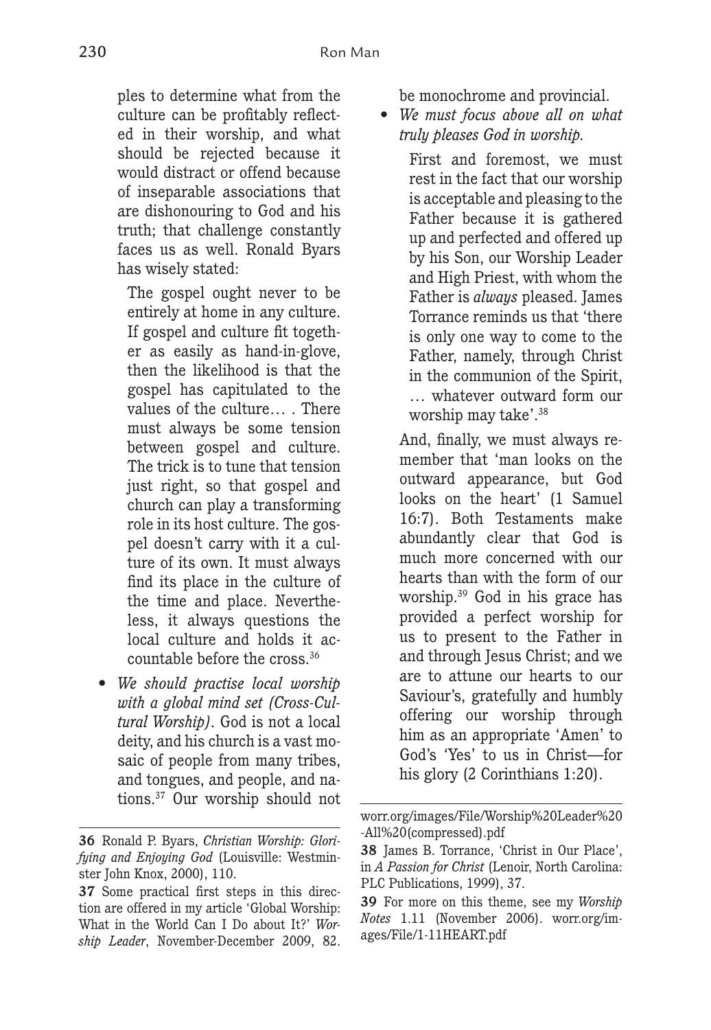ples to determine what from the culture can be profitably reflected in their worship, and what should be rejected because it would distract or offend because of inseparable associations that are dishonouring to God and his truth; that challenge constantly faces us as well. Ronald Byars has wisely stated:

> The gospel ought never to be entirely at home in any culture. If gospel and culture fit together as easily as hand-in-glove, then the likelihood is that the gospel has capitulated to the values of the culture… . There must always be some tension between gospel and culture. The trick is to tune that tension just right, so that gospel and church can play a transforming role in its host culture. The gospel doesn't carry with it a culture of its own. It must always find its place in the culture of the time and place. Nevertheless, it always questions the local culture and holds it accountable before the cross.[36]

- *We should practise local worship with a global mind set (Cross-Cultural Worship)*. God is not a local deity, and his church is a vast mosaic of people from many tribes, and tongues, and people, and nations.[37] Our worship should not be monochrome and provincial.
- *We must focus above all on what truly pleases God in worship.*

  First and foremost, we must rest in the fact that our worship is acceptable and pleasing to the Father because it is gathered up and perfected and offered up by his Son, our Worship Leader and High Priest, with whom the Father is *always* pleased. James Torrance reminds us that 'there is only one way to come to the Father, namely, through Christ in the communion of the Spirit, … whatever outward form our worship may take'.[38]

And, finally, we must always remember that 'man looks on the outward appearance, but God looks on the heart' (1 Samuel 16:7). Both Testaments make abundantly clear that God is much more concerned with our hearts than with the form of our worship.[39] God in his grace has provided a perfect worship for us to present to the Father in and through Jesus Christ; and we are to attune our hearts to our Saviour's, gratefully and humbly offering our worship through him as an appropriate 'Amen' to God's 'Yes' to us in Christ—for his glory (2 Corinthians 1:20).

---

**36** Ronald P. Byars, *Christian Worship: Glorifying and Enjoying God* (Louisville: Westminster John Knox, 2000), 110.

**37** Some practical first steps in this direction are offered in my article 'Global Worship: What in the World Can I Do about It?' *Worship Leader*, November-December 2009, 82. worr.org/images/File/Worship%20Leader%20-All%20(compressed).pdf

**38** James B. Torrance, 'Christ in Our Place', in *A Passion for Christ* (Lenoir, North Carolina: PLC Publications, 1999), 37.

**39** For more on this theme, see my *Worship Notes* 1.11 (November 2006). worr.org/images/File/1-11HEART.pdf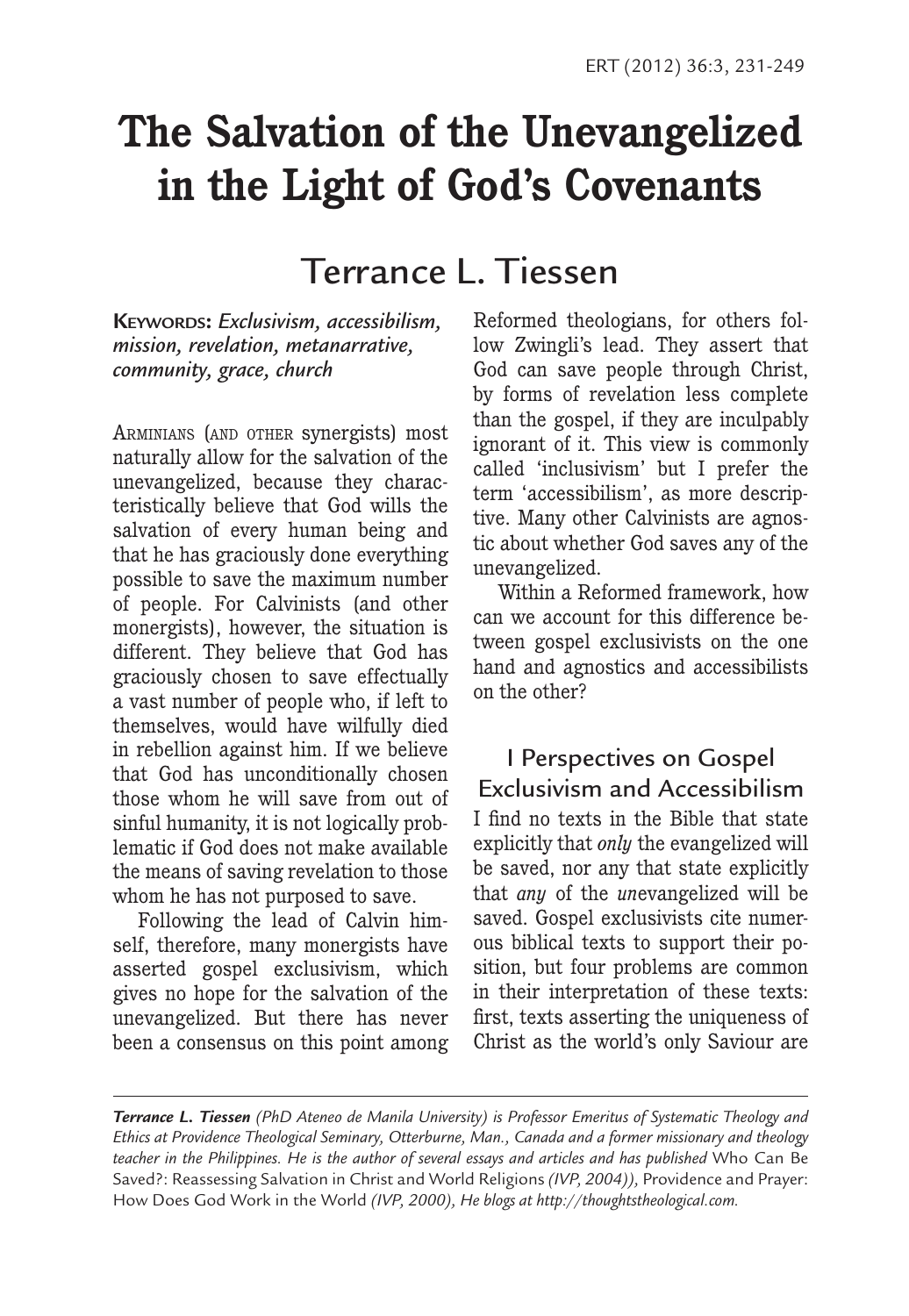# The Salvation of the Unevangelized in the Light of God's Covenants

## Terrance L. Tiessen

**Keywords:** *Exclusivism, accessibilism, mission, revelation, metanarrative, community, grace, church*

Arminians (and other synergists) most naturally allow for the salvation of the unevangelized, because they characteristically believe that God wills the salvation of every human being and that he has graciously done everything possible to save the maximum number of people. For Calvinists (and other monergists), however, the situation is different. They believe that God has graciously chosen to save effectually a vast number of people who, if left to themselves, would have wilfully died in rebellion against him. If we believe that God has unconditionally chosen those whom he will save from out of sinful humanity, it is not logically problematic if God does not make available the means of saving revelation to those whom he has not purposed to save.

Following the lead of Calvin himself, therefore, many monergists have asserted gospel exclusivism, which gives no hope for the salvation of the unevangelized. But there has never been a consensus on this point among Reformed theologians, for others follow Zwingli's lead. They assert that God can save people through Christ, by forms of revelation less complete than the gospel, if they are inculpably ignorant of it. This view is commonly called 'inclusivism' but I prefer the term 'accessibilism', as more descriptive. Many other Calvinists are agnostic about whether God saves any of the unevangelized.

Within a Reformed framework, how can we account for this difference between gospel exclusivists on the one hand and agnostics and accessibilists on the other?

## I Perspectives on Gospel Exclusivism and Accessibilism

I find no texts in the Bible that state explicitly that *only* the evangelized will be saved, nor any that state explicitly that *any* of the *un*evangelized will be saved. Gospel exclusivists cite numerous biblical texts to support their position, but four problems are common in their interpretation of these texts: first, texts asserting the uniqueness of Christ as the world's only Saviour are

---

***Terrance L. Tiessen** (PhD Ateneo de Manila University) is Professor Emeritus of Systematic Theology and Ethics at Providence Theological Seminary, Otterburne, Man., Canada and a former missionary and theology teacher in the Philippines. He is the author of several essays and articles and has published* Who Can Be Saved?: Reassessing Salvation in Christ and World Religions *(IVP, 2004)),* Providence and Prayer: How Does God Work in the World *(IVP, 2000), He blogs at http://thoughtstheological.com.*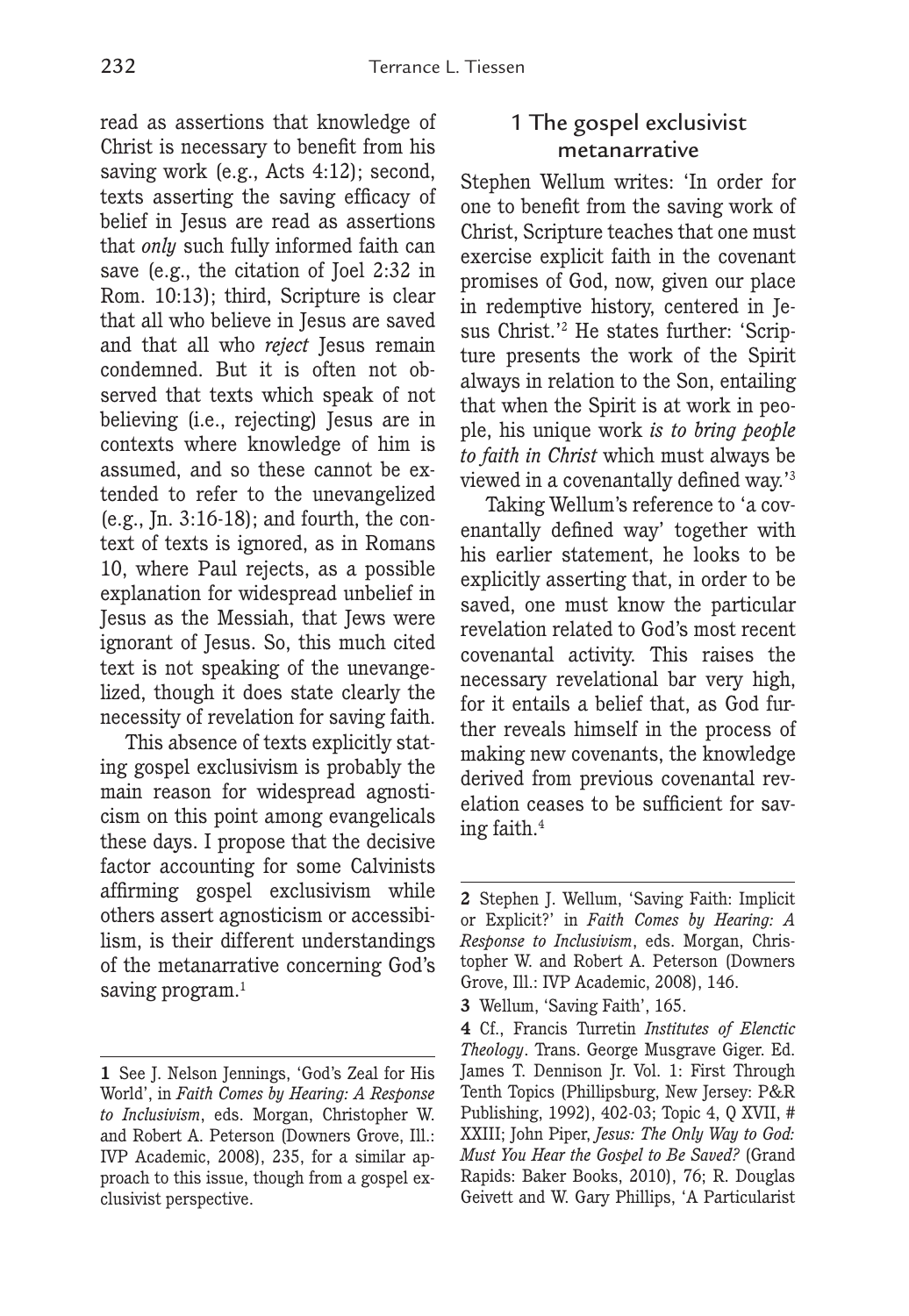read as assertions that knowledge of Christ is necessary to benefit from his saving work (e.g., Acts 4:12); second, texts asserting the saving efficacy of belief in Jesus are read as assertions that *only* such fully informed faith can save (e.g., the citation of Joel 2:32 in Rom. 10:13); third, Scripture is clear that all who believe in Jesus are saved and that all who *reject* Jesus remain condemned. But it is often not observed that texts which speak of not believing (i.e., rejecting) Jesus are in contexts where knowledge of him is assumed, and so these cannot be extended to refer to the unevangelized (e.g., Jn. 3:16-18); and fourth, the context of texts is ignored, as in Romans 10, where Paul rejects, as a possible explanation for widespread unbelief in Jesus as the Messiah, that Jews were ignorant of Jesus. So, this much cited text is not speaking of the unevangelized, though it does state clearly the necessity of revelation for saving faith.

This absence of texts explicitly stating gospel exclusivism is probably the main reason for widespread agnosticism on this point among evangelicals these days. I propose that the decisive factor accounting for some Calvinists affirming gospel exclusivism while others assert agnosticism or accessibilism, is their different understandings of the metanarrative concerning God's saving program.[1]

## 1 The gospel exclusivist metanarrative

Stephen Wellum writes: 'In order for one to benefit from the saving work of Christ, Scripture teaches that one must exercise explicit faith in the covenant promises of God, now, given our place in redemptive history, centered in Jesus Christ.'[2] He states further: 'Scripture presents the work of the Spirit always in relation to the Son, entailing that when the Spirit is at work in people, his unique work *is to bring people to faith in Christ* which must always be viewed in a covenantally defined way.'[3]

Taking Wellum's reference to 'a covenantally defined way' together with his earlier statement, he looks to be explicitly asserting that, in order to be saved, one must know the particular revelation related to God's most recent covenantal activity. This raises the necessary revelational bar very high, for it entails a belief that, as God further reveals himself in the process of making new covenants, the knowledge derived from previous covenantal revelation ceases to be sufficient for saving faith.[4]

---

**1** See J. Nelson Jennings, 'God's Zeal for His World', in *Faith Comes by Hearing: A Response to Inclusivism*, eds. Morgan, Christopher W. and Robert A. Peterson (Downers Grove, Ill.: IVP Academic, 2008), 235, for a similar approach to this issue, though from a gospel exclusivist perspective.

**2** Stephen J. Wellum, 'Saving Faith: Implicit or Explicit?' in *Faith Comes by Hearing: A Response to Inclusivism*, eds. Morgan, Christopher W. and Robert A. Peterson (Downers Grove, Ill.: IVP Academic, 2008), 146.

**3** Wellum, 'Saving Faith', 165.

**4** Cf., Francis Turretin *Institutes of Elenctic Theology*. Trans. George Musgrave Giger. Ed. James T. Dennison Jr. Vol. 1: First Through Tenth Topics (Phillipsburg, New Jersey: P&R Publishing, 1992), 402-03; Topic 4, Q XVII, # XXIII; John Piper, *Jesus: The Only Way to God: Must You Hear the Gospel to Be Saved?* (Grand Rapids: Baker Books, 2010), 76; R. Douglas Geivett and W. Gary Phillips, 'A Particularist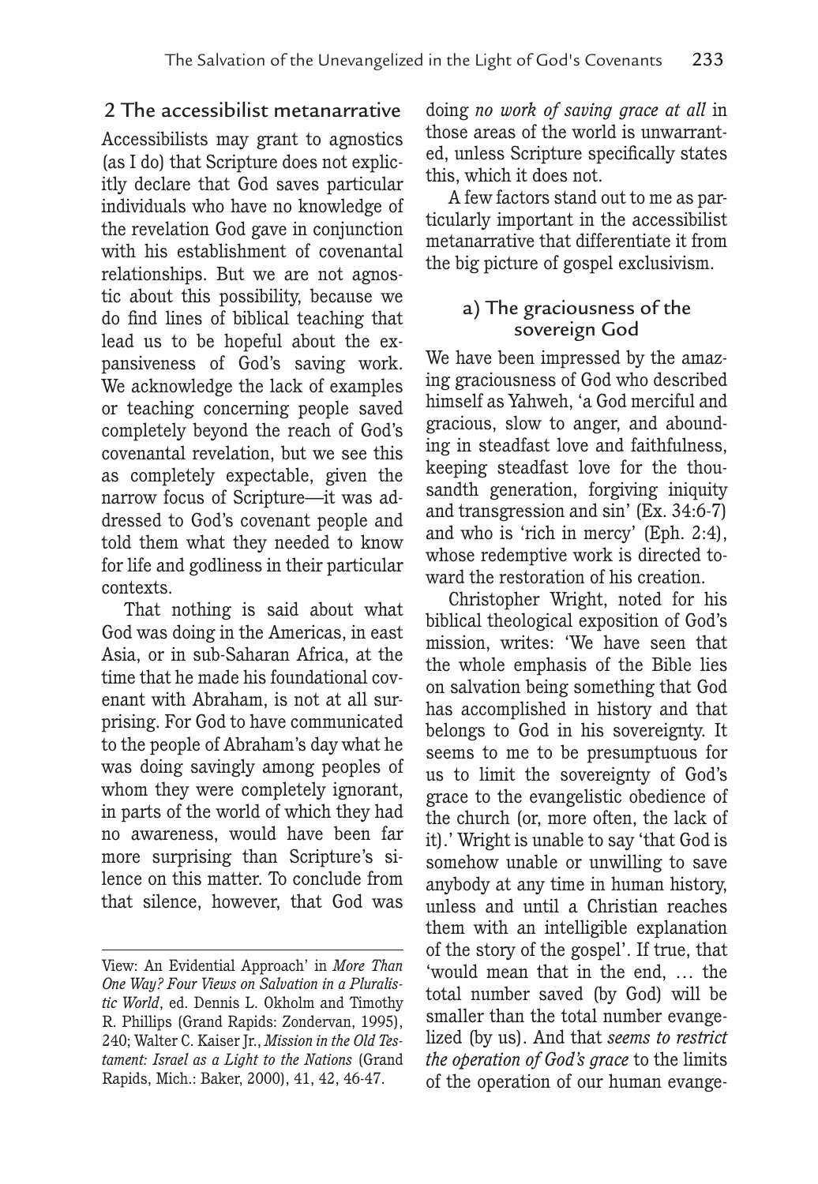## 2 The accessibilist metanarrative

Accessibilists may grant to agnostics (as I do) that Scripture does not explicitly declare that God saves particular individuals who have no knowledge of the revelation God gave in conjunction with his establishment of covenantal relationships. But we are not agnostic about this possibility, because we do find lines of biblical teaching that lead us to be hopeful about the expansiveness of God's saving work. We acknowledge the lack of examples or teaching concerning people saved completely beyond the reach of God's covenantal revelation, but we see this as completely expectable, given the narrow focus of Scripture—it was addressed to God's covenant people and told them what they needed to know for life and godliness in their particular contexts.

That nothing is said about what God was doing in the Americas, in east Asia, or in sub-Saharan Africa, at the time that he made his foundational covenant with Abraham, is not at all surprising. For God to have communicated to the people of Abraham's day what he was doing savingly among peoples of whom they were completely ignorant, in parts of the world of which they had no awareness, would have been far more surprising than Scripture's silence on this matter. To conclude from that silence, however, that God was doing *no work of saving grace at all* in those areas of the world is unwarranted, unless Scripture specifically states this, which it does not.

A few factors stand out to me as particularly important in the accessibilist metanarrative that differentiate it from the big picture of gospel exclusivism.

### a) The graciousness of the sovereign God

We have been impressed by the amazing graciousness of God who described himself as Yahweh, 'a God merciful and gracious, slow to anger, and abounding in steadfast love and faithfulness, keeping steadfast love for the thousandth generation, forgiving iniquity and transgression and sin' (Ex. 34:6-7) and who is 'rich in mercy' (Eph. 2:4), whose redemptive work is directed toward the restoration of his creation.

Christopher Wright, noted for his biblical theological exposition of God's mission, writes: 'We have seen that the whole emphasis of the Bible lies on salvation being something that God has accomplished in history and that belongs to God in his sovereignty. It seems to me to be presumptuous for us to limit the sovereignty of God's grace to the evangelistic obedience of the church (or, more often, the lack of it).' Wright is unable to say 'that God is somehow unable or unwilling to save anybody at any time in human history, unless and until a Christian reaches them with an intelligible explanation of the story of the gospel'. If true, that 'would mean that in the end, … the total number saved (by God) will be smaller than the total number evangelized (by us). And that *seems to restrict the operation of God's grace* to the limits of the operation of our human evange-

---

View: An Evidential Approach' in *More Than One Way? Four Views on Salvation in a Pluralistic World*, ed. Dennis L. Okholm and Timothy R. Phillips (Grand Rapids: Zondervan, 1995), 240; Walter C. Kaiser Jr., *Mission in the Old Testament: Israel as a Light to the Nations* (Grand Rapids, Mich.: Baker, 2000), 41, 42, 46-47.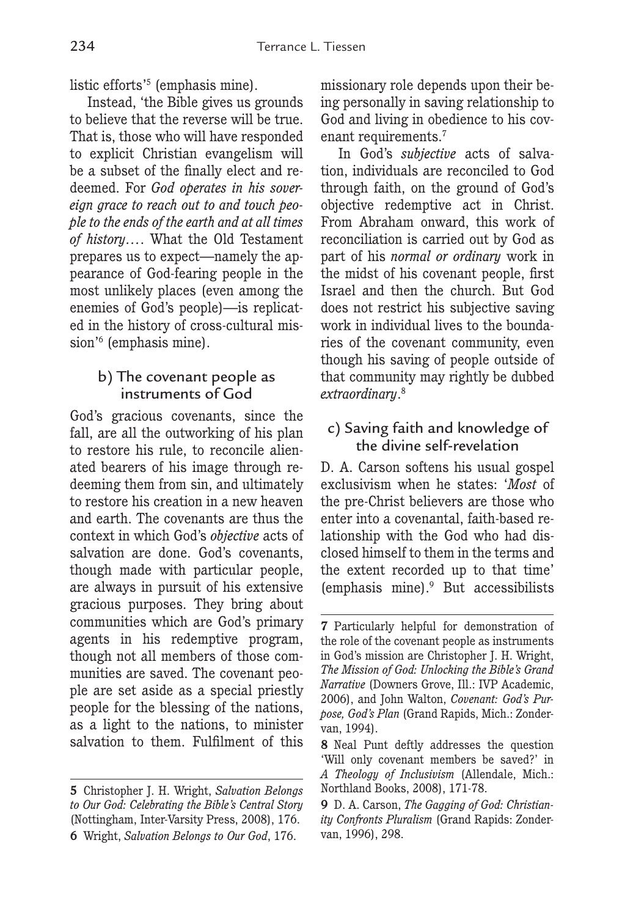listic efforts'[5] (emphasis mine).

Instead, 'the Bible gives us grounds to believe that the reverse will be true. That is, those who will have responded to explicit Christian evangelism will be a subset of the finally elect and redeemed. For *God operates in his sovereign grace to reach out to and touch people to the ends of the earth and at all times of history*…. What the Old Testament prepares us to expect—namely the appearance of God-fearing people in the most unlikely places (even among the enemies of God's people)—is replicated in the history of cross-cultural mission'[6] (emphasis mine).

### b) The covenant people as instruments of God

God's gracious covenants, since the fall, are all the outworking of his plan to restore his rule, to reconcile alienated bearers of his image through redeeming them from sin, and ultimately to restore his creation in a new heaven and earth. The covenants are thus the context in which God's *objective* acts of salvation are done. God's covenants, though made with particular people, are always in pursuit of his extensive gracious purposes. They bring about communities which are God's primary agents in his redemptive program, though not all members of those communities are saved. The covenant people are set aside as a special priestly people for the blessing of the nations, as a light to the nations, to minister salvation to them. Fulfilment of this missionary role depends upon their being personally in saving relationship to God and living in obedience to his covenant requirements.[7]

In God's *subjective* acts of salvation, individuals are reconciled to God through faith, on the ground of God's objective redemptive act in Christ. From Abraham onward, this work of reconciliation is carried out by God as part of his *normal or ordinary* work in the midst of his covenant people, first Israel and then the church. But God does not restrict his subjective saving work in individual lives to the boundaries of the covenant community, even though his saving of people outside of that community may rightly be dubbed *extraordinary*.[8]

### c) Saving faith and knowledge of the divine self-revelation

D. A. Carson softens his usual gospel exclusivism when he states: '*Most* of the pre-Christ believers are those who enter into a covenantal, faith-based relationship with the God who had disclosed himself to them in the terms and the extent recorded up to that time' (emphasis mine).[9] But accessibilists

---

**5** Christopher J. H. Wright, *Salvation Belongs to Our God: Celebrating the Bible's Central Story* (Nottingham, Inter-Varsity Press, 2008), 176.

**6** Wright, *Salvation Belongs to Our God*, 176.

**7** Particularly helpful for demonstration of the role of the covenant people as instruments in God's mission are Christopher J. H. Wright, *The Mission of God: Unlocking the Bible's Grand Narrative* (Downers Grove, Ill.: IVP Academic, 2006), and John Walton, *Covenant: God's Purpose, God's Plan* (Grand Rapids, Mich.: Zondervan, 1994).

**8** Neal Punt deftly addresses the question 'Will only covenant members be saved?' in *A Theology of Inclusivism* (Allendale, Mich.: Northland Books, 2008), 171-78.

**9** D. A. Carson, *The Gagging of God: Christianity Confronts Pluralism* (Grand Rapids: Zondervan, 1996), 298.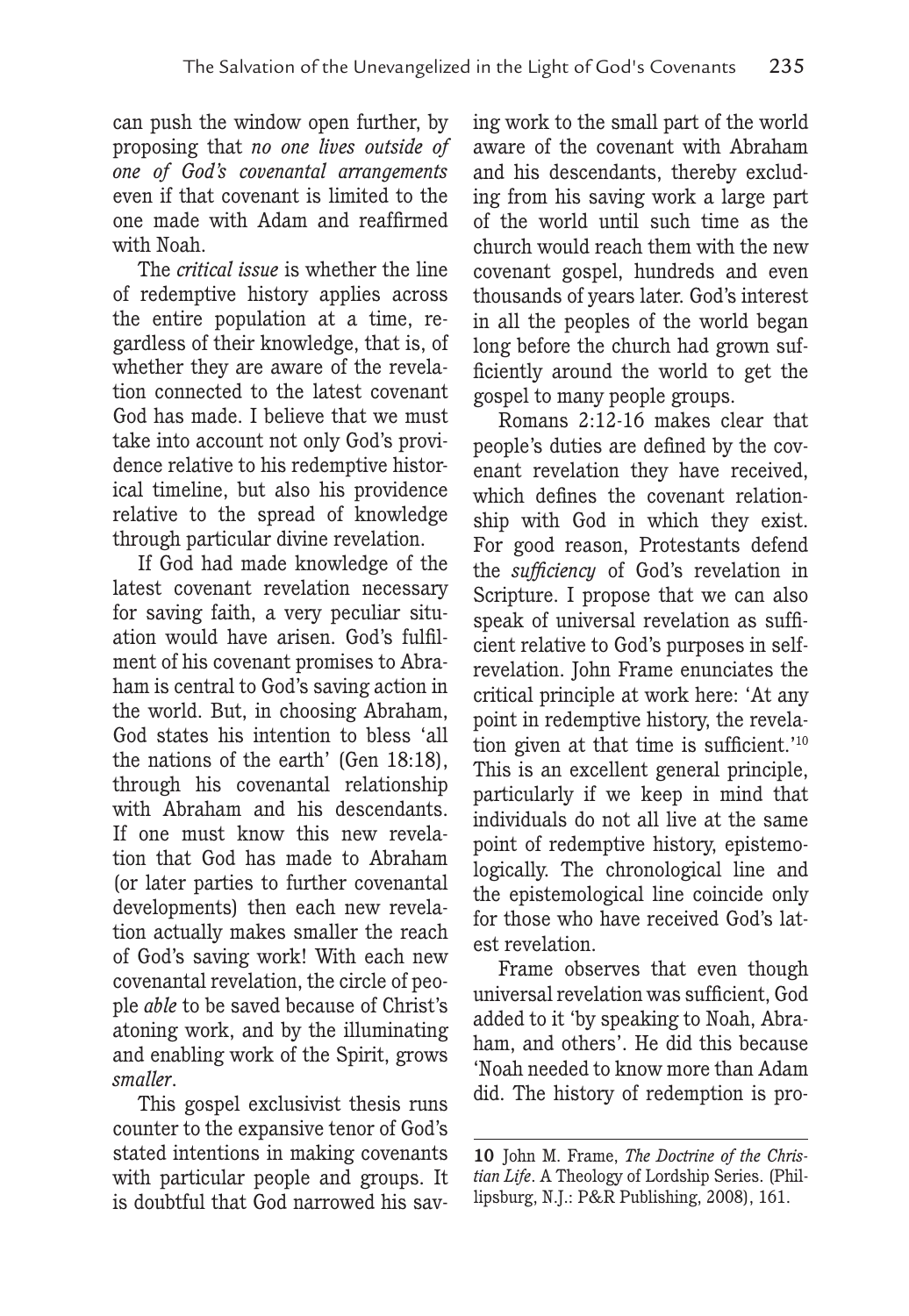can push the window open further, by proposing that *no one lives outside of one of God's covenantal arrangements* even if that covenant is limited to the one made with Adam and reaffirmed with Noah.

The *critical issue* is whether the line of redemptive history applies across the entire population at a time, regardless of their knowledge, that is, of whether they are aware of the revelation connected to the latest covenant God has made. I believe that we must take into account not only God's providence relative to his redemptive historical timeline, but also his providence relative to the spread of knowledge through particular divine revelation.

If God had made knowledge of the latest covenant revelation necessary for saving faith, a very peculiar situation would have arisen. God's fulfilment of his covenant promises to Abraham is central to God's saving action in the world. But, in choosing Abraham, God states his intention to bless 'all the nations of the earth' (Gen 18:18), through his covenantal relationship with Abraham and his descendants. If one must know this new revelation that God has made to Abraham (or later parties to further covenantal developments) then each new revelation actually makes smaller the reach of God's saving work! With each new covenantal revelation, the circle of people *able* to be saved because of Christ's atoning work, and by the illuminating and enabling work of the Spirit, grows *smaller*.

This gospel exclusivist thesis runs counter to the expansive tenor of God's stated intentions in making covenants with particular people and groups. It is doubtful that God narrowed his saving work to the small part of the world aware of the covenant with Abraham and his descendants, thereby excluding from his saving work a large part of the world until such time as the church would reach them with the new covenant gospel, hundreds and even thousands of years later. God's interest in all the peoples of the world began long before the church had grown sufficiently around the world to get the gospel to many people groups.

Romans 2:12-16 makes clear that people's duties are defined by the covenant revelation they have received, which defines the covenant relationship with God in which they exist. For good reason, Protestants defend the *sufficiency* of God's revelation in Scripture. I propose that we can also speak of universal revelation as sufficient relative to God's purposes in self-revelation. John Frame enunciates the critical principle at work here: 'At any point in redemptive history, the revelation given at that time is sufficient.'[10] This is an excellent general principle, particularly if we keep in mind that individuals do not all live at the same point of redemptive history, epistemologically. The chronological line and the epistemological line coincide only for those who have received God's latest revelation.

Frame observes that even though universal revelation was sufficient, God added to it 'by speaking to Noah, Abraham, and others'. He did this because 'Noah needed to know more than Adam did. The history of redemption is pro-

**10** John M. Frame, *The Doctrine of the Christian Life*. A Theology of Lordship Series. (Phillipsburg, N.J.: P&R Publishing, 2008), 161.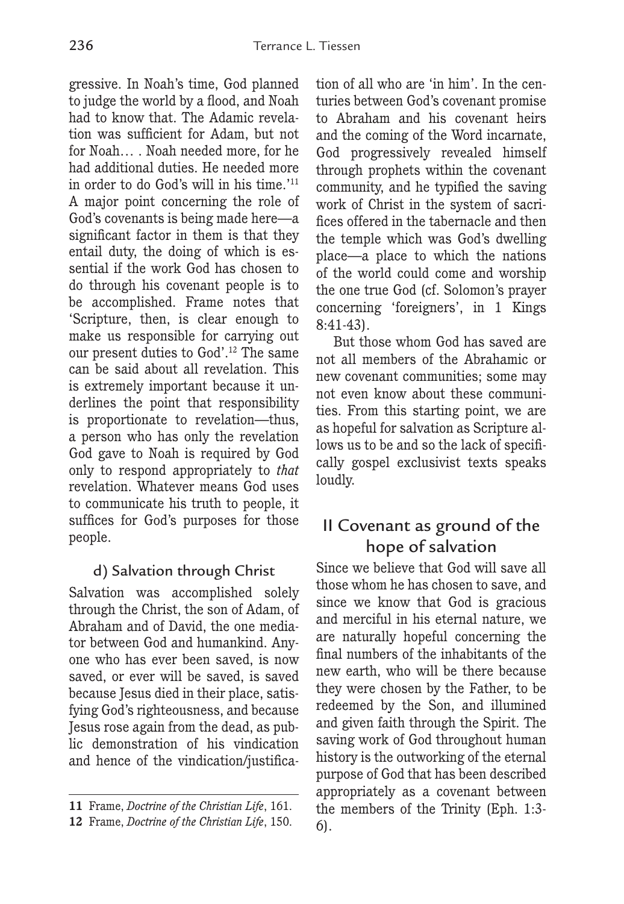gressive. In Noah's time, God planned to judge the world by a flood, and Noah had to know that. The Adamic revelation was sufficient for Adam, but not for Noah… . Noah needed more, for he had additional duties. He needed more in order to do God's will in his time.'[11] A major point concerning the role of God's covenants is being made here—a significant factor in them is that they entail duty, the doing of which is essential if the work God has chosen to do through his covenant people is to be accomplished. Frame notes that 'Scripture, then, is clear enough to make us responsible for carrying out our present duties to God'.[12] The same can be said about all revelation. This is extremely important because it underlines the point that responsibility is proportionate to revelation—thus, a person who has only the revelation God gave to Noah is required by God only to respond appropriately to *that* revelation. Whatever means God uses to communicate his truth to people, it suffices for God's purposes for those people.

### d) Salvation through Christ

Salvation was accomplished solely through the Christ, the son of Adam, of Abraham and of David, the one mediator between God and humankind. Anyone who has ever been saved, is now saved, or ever will be saved, is saved because Jesus died in their place, satisfying God's righteousness, and because Jesus rose again from the dead, as public demonstration of his vindication and hence of the vindication/justification of all who are 'in him'. In the centuries between God's covenant promise to Abraham and his covenant heirs and the coming of the Word incarnate, God progressively revealed himself through prophets within the covenant community, and he typified the saving work of Christ in the system of sacrifices offered in the tabernacle and then the temple which was God's dwelling place—a place to which the nations of the world could come and worship the one true God (cf. Solomon's prayer concerning 'foreigners', in 1 Kings 8:41-43).

But those whom God has saved are not all members of the Abrahamic or new covenant communities; some may not even know about these communities. From this starting point, we are as hopeful for salvation as Scripture allows us to be and so the lack of specifically gospel exclusivist texts speaks loudly.

## II Covenant as ground of the hope of salvation

Since we believe that God will save all those whom he has chosen to save, and since we know that God is gracious and merciful in his eternal nature, we are naturally hopeful concerning the final numbers of the inhabitants of the new earth, who will be there because they were chosen by the Father, to be redeemed by the Son, and illumined and given faith through the Spirit. The saving work of God throughout human history is the outworking of the eternal purpose of God that has been described appropriately as a covenant between the members of the Trinity (Eph. 1:3-6).

---

**11** Frame, *Doctrine of the Christian Life*, 161.

**12** Frame, *Doctrine of the Christian Life*, 150.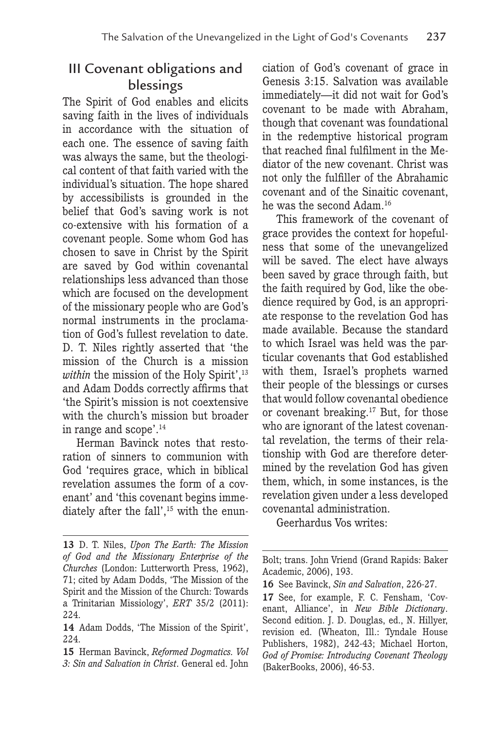## III Covenant obligations and blessings

The Spirit of God enables and elicits saving faith in the lives of individuals in accordance with the situation of each one. The essence of saving faith was always the same, but the theological content of that faith varied with the individual's situation. The hope shared by accessibilists is grounded in the belief that God's saving work is not co-extensive with his formation of a covenant people. Some whom God has chosen to save in Christ by the Spirit are saved by God within covenantal relationships less advanced than those which are focused on the development of the missionary people who are God's normal instruments in the proclamation of God's fullest revelation to date. D. T. Niles rightly asserted that 'the mission of the Church is a mission *within* the mission of the Holy Spirit',[13] and Adam Dodds correctly affirms that 'the Spirit's mission is not coextensive with the church's mission but broader in range and scope'.[14]

Herman Bavinck notes that restoration of sinners to communion with God 'requires grace, which in biblical revelation assumes the form of a covenant' and 'this covenant begins immediately after the fall',[15] with the enunciation of God's covenant of grace in Genesis 3:15. Salvation was available immediately—it did not wait for God's covenant to be made with Abraham, though that covenant was foundational in the redemptive historical program that reached final fulfilment in the Mediator of the new covenant. Christ was not only the fulfiller of the Abrahamic covenant and of the Sinaitic covenant, he was the second Adam.[16]

This framework of the covenant of grace provides the context for hopefulness that some of the unevangelized will be saved. The elect have always been saved by grace through faith, but the faith required by God, like the obedience required by God, is an appropriate response to the revelation God has made available. Because the standard to which Israel was held was the particular covenants that God established with them, Israel's prophets warned their people of the blessings or curses that would follow covenantal obedience or covenant breaking.[17] But, for those who are ignorant of the latest covenantal revelation, the terms of their relationship with God are therefore determined by the revelation God has given them, which, in some instances, is the revelation given under a less developed covenantal administration.

Geerhardus Vos writes:

---

**13** D. T. Niles, *Upon The Earth: The Mission of God and the Missionary Enterprise of the Churches* (London: Lutterworth Press, 1962), 71; cited by Adam Dodds, 'The Mission of the Spirit and the Mission of the Church: Towards a Trinitarian Missiology', *ERT* 35/2 (2011): 224.

**14** Adam Dodds, 'The Mission of the Spirit', 224.

**15** Herman Bavinck, *Reformed Dogmatics. Vol 3: Sin and Salvation in Christ*. General ed. John Bolt; trans. John Vriend (Grand Rapids: Baker Academic, 2006), 193.

**16** See Bavinck, *Sin and Salvation*, 226-27.

**17** See, for example, F. C. Fensham, 'Covenant, Alliance', in *New Bible Dictionary*. Second edition. J. D. Douglas, ed., N. Hillyer, revision ed. (Wheaton, Ill.: Tyndale House Publishers, 1982), 242-43; Michael Horton, *God of Promise: Introducing Covenant Theology* (BakerBooks, 2006), 46-53.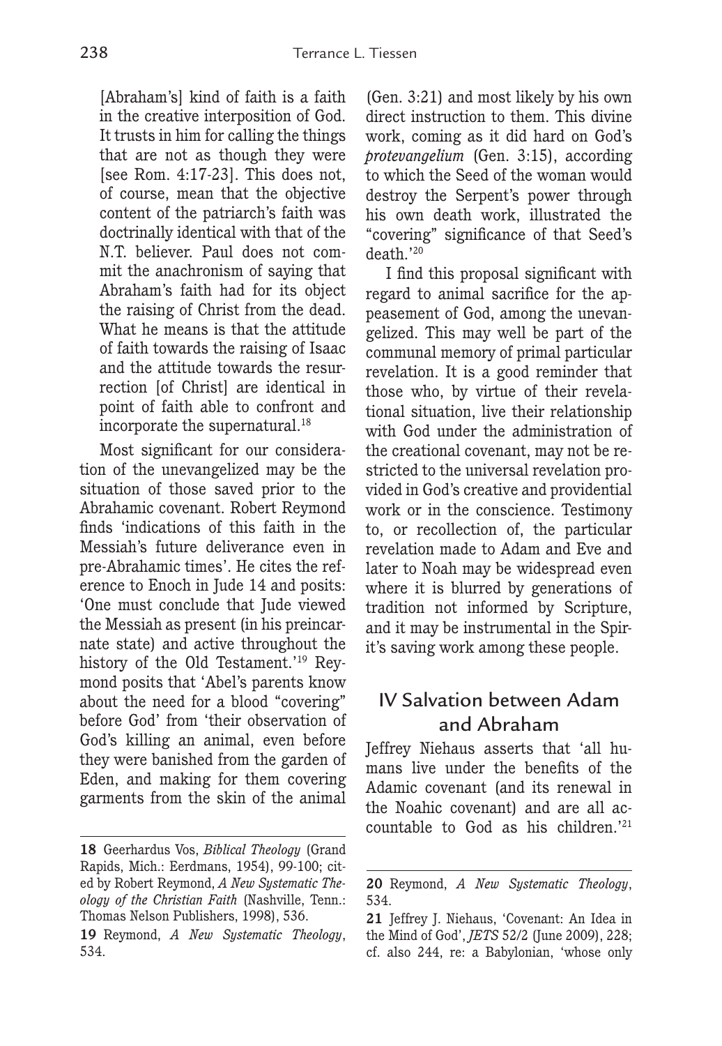[Abraham's] kind of faith is a faith in the creative interposition of God. It trusts in him for calling the things that are not as though they were [see Rom. 4:17-23]. This does not, of course, mean that the objective content of the patriarch's faith was doctrinally identical with that of the N.T. believer. Paul does not commit the anachronism of saying that Abraham's faith had for its object the raising of Christ from the dead. What he means is that the attitude of faith towards the raising of Isaac and the attitude towards the resurrection [of Christ] are identical in point of faith able to confront and incorporate the supernatural.[18]

Most significant for our consideration of the unevangelized may be the situation of those saved prior to the Abrahamic covenant. Robert Reymond finds 'indications of this faith in the Messiah's future deliverance even in pre-Abrahamic times'. He cites the reference to Enoch in Jude 14 and posits: 'One must conclude that Jude viewed the Messiah as present (in his preincarnate state) and active throughout the history of the Old Testament.'[19] Reymond posits that 'Abel's parents know about the need for a blood "covering" before God' from 'their observation of God's killing an animal, even before they were banished from the garden of Eden, and making for them covering garments from the skin of the animal (Gen. 3:21) and most likely by his own direct instruction to them. This divine work, coming as it did hard on God's *protevangelium* (Gen. 3:15), according to which the Seed of the woman would destroy the Serpent's power through his own death work, illustrated the "covering" significance of that Seed's death.'[20]

I find this proposal significant with regard to animal sacrifice for the appeasement of God, among the unevangelized. This may well be part of the communal memory of primal particular revelation. It is a good reminder that those who, by virtue of their revelational situation, live their relationship with God under the administration of the creational covenant, may not be restricted to the universal revelation provided in God's creative and providential work or in the conscience. Testimony to, or recollection of, the particular revelation made to Adam and Eve and later to Noah may be widespread even where it is blurred by generations of tradition not informed by Scripture, and it may be instrumental in the Spirit's saving work among these people.

## IV Salvation between Adam and Abraham

Jeffrey Niehaus asserts that 'all humans live under the benefits of the Adamic covenant (and its renewal in the Noahic covenant) and are all accountable to God as his children.'[21]

---

**18** Geerhardus Vos, *Biblical Theology* (Grand Rapids, Mich.: Eerdmans, 1954), 99-100; cited by Robert Reymond, *A New Systematic Theology of the Christian Faith* (Nashville, Tenn.: Thomas Nelson Publishers, 1998), 536.

**19** Reymond, *A New Systematic Theology*, 534.

**20** Reymond, *A New Systematic Theology*, 534.

**21** Jeffrey J. Niehaus, 'Covenant: An Idea in the Mind of God', *JETS* 52/2 (June 2009), 228; cf. also 244, re: a Babylonian, 'whose only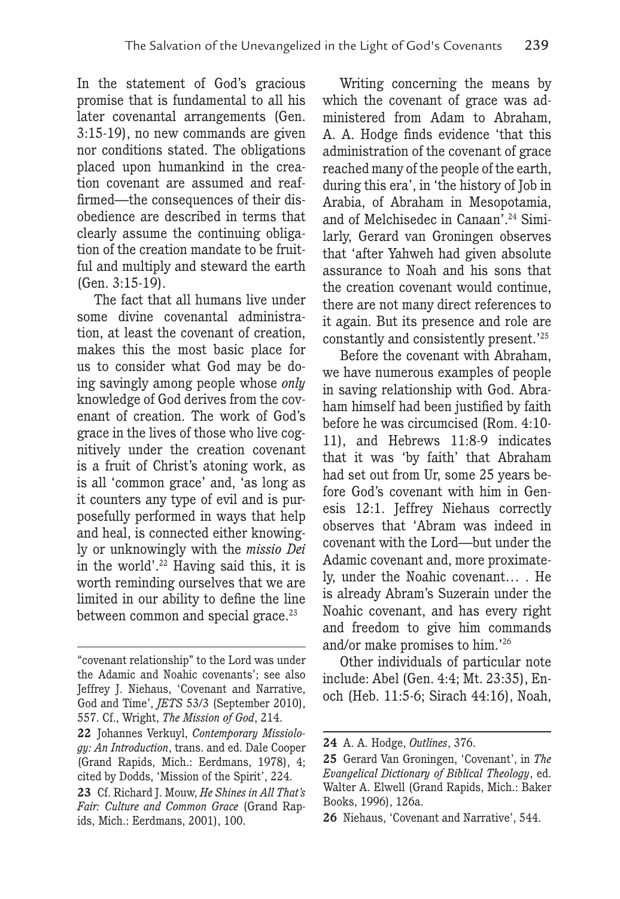In the statement of God's gracious promise that is fundamental to all his later covenantal arrangements (Gen. 3:15-19), no new commands are given nor conditions stated. The obligations placed upon humankind in the creation covenant are assumed and reaffirmed—the consequences of their disobedience are described in terms that clearly assume the continuing obligation of the creation mandate to be fruitful and multiply and steward the earth (Gen. 3:15-19).

The fact that all humans live under some divine covenantal administration, at least the covenant of creation, makes this the most basic place for us to consider what God may be doing savingly among people whose *only* knowledge of God derives from the covenant of creation. The work of God's grace in the lives of those who live cognitively under the creation covenant is a fruit of Christ's atoning work, as is all 'common grace' and, 'as long as it counters any type of evil and is purposefully performed in ways that help and heal, is connected either knowingly or unknowingly with the *missio Dei* in the world'.[22] Having said this, it is worth reminding ourselves that we are limited in our ability to define the line between common and special grace.[23]

Writing concerning the means by which the covenant of grace was administered from Adam to Abraham, A. A. Hodge finds evidence 'that this administration of the covenant of grace reached many of the people of the earth, during this era', in 'the history of Job in Arabia, of Abraham in Mesopotamia, and of Melchisedec in Canaan'.[24] Similarly, Gerard van Groningen observes that 'after Yahweh had given absolute assurance to Noah and his sons that the creation covenant would continue, there are not many direct references to it again. But its presence and role are constantly and consistently present.'[25]

Before the covenant with Abraham, we have numerous examples of people in saving relationship with God. Abraham himself had been justified by faith before he was circumcised (Rom. 4:10-11), and Hebrews 11:8-9 indicates that it was 'by faith' that Abraham had set out from Ur, some 25 years before God's covenant with him in Genesis 12:1. Jeffrey Niehaus correctly observes that 'Abram was indeed in covenant with the Lord—but under the Adamic covenant and, more proximately, under the Noahic covenant… . He is already Abram's Suzerain under the Noahic covenant, and has every right and freedom to give him commands and/or make promises to him.'[26]

Other individuals of particular note include: Abel (Gen. 4:4; Mt. 23:35), Enoch (Heb. 11:5-6; Sirach 44:16), Noah,

---

"covenant relationship" to the Lord was under the Adamic and Noahic covenants'; see also Jeffrey J. Niehaus, 'Covenant and Narrative, God and Time', *JETS* 53/3 (September 2010), 557. Cf., Wright, *The Mission of God*, 214.

**22** Johannes Verkuyl, *Contemporary Missiology: An Introduction*, trans. and ed. Dale Cooper (Grand Rapids, Mich.: Eerdmans, 1978), 4; cited by Dodds, 'Mission of the Spirit', 224.

**23** Cf. Richard J. Mouw, *He Shines in All That's Fair: Culture and Common Grace* (Grand Rapids, Mich.: Eerdmans, 2001), 100.

**24** A. A. Hodge, *Outlines*, 376.

**25** Gerard Van Groningen, 'Covenant', in *The Evangelical Dictionary of Biblical Theology*, ed. Walter A. Elwell (Grand Rapids, Mich.: Baker Books, 1996), 126a.

**26** Niehaus, 'Covenant and Narrative', 544.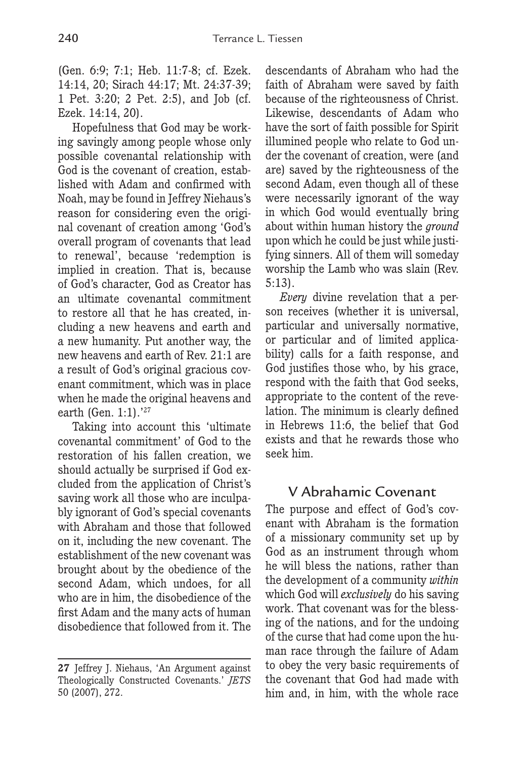(Gen. 6:9; 7:1; Heb. 11:7-8; cf. Ezek. 14:14, 20; Sirach 44:17; Mt. 24:37-39; 1 Pet. 3:20; 2 Pet. 2:5), and Job (cf. Ezek. 14:14, 20).

Hopefulness that God may be working savingly among people whose only possible covenantal relationship with God is the covenant of creation, established with Adam and confirmed with Noah, may be found in Jeffrey Niehaus's reason for considering even the original covenant of creation among 'God's overall program of covenants that lead to renewal', because 'redemption is implied in creation. That is, because of God's character, God as Creator has an ultimate covenantal commitment to restore all that he has created, including a new heavens and earth and a new humanity. Put another way, the new heavens and earth of Rev. 21:1 are a result of God's original gracious covenant commitment, which was in place when he made the original heavens and earth (Gen. 1:1).'[27]

Taking into account this 'ultimate covenantal commitment' of God to the restoration of his fallen creation, we should actually be surprised if God excluded from the application of Christ's saving work all those who are inculpably ignorant of God's special covenants with Abraham and those that followed on it, including the new covenant. The establishment of the new covenant was brought about by the obedience of the second Adam, which undoes, for all who are in him, the disobedience of the first Adam and the many acts of human disobedience that followed from it. The descendants of Abraham who had the faith of Abraham were saved by faith because of the righteousness of Christ. Likewise, descendants of Adam who have the sort of faith possible for Spirit illumined people who relate to God under the covenant of creation, were (and are) saved by the righteousness of the second Adam, even though all of these were necessarily ignorant of the way in which God would eventually bring about within human history the *ground* upon which he could be just while justifying sinners. All of them will someday worship the Lamb who was slain (Rev. 5:13).

*Every* divine revelation that a person receives (whether it is universal, particular and universally normative, or particular and of limited applicability) calls for a faith response, and God justifies those who, by his grace, respond with the faith that God seeks, appropriate to the content of the revelation. The minimum is clearly defined in Hebrews 11:6, the belief that God exists and that he rewards those who seek him.

## V Abrahamic Covenant

The purpose and effect of God's covenant with Abraham is the formation of a missionary community set up by God as an instrument through whom he will bless the nations, rather than the development of a community *within* which God will *exclusively* do his saving work. That covenant was for the blessing of the nations, and for the undoing of the curse that had come upon the human race through the failure of Adam to obey the very basic requirements of the covenant that God had made with him and, in him, with the whole race

---

**27** Jeffrey J. Niehaus, 'An Argument against Theologically Constructed Covenants.' *JETS* 50 (2007), 272.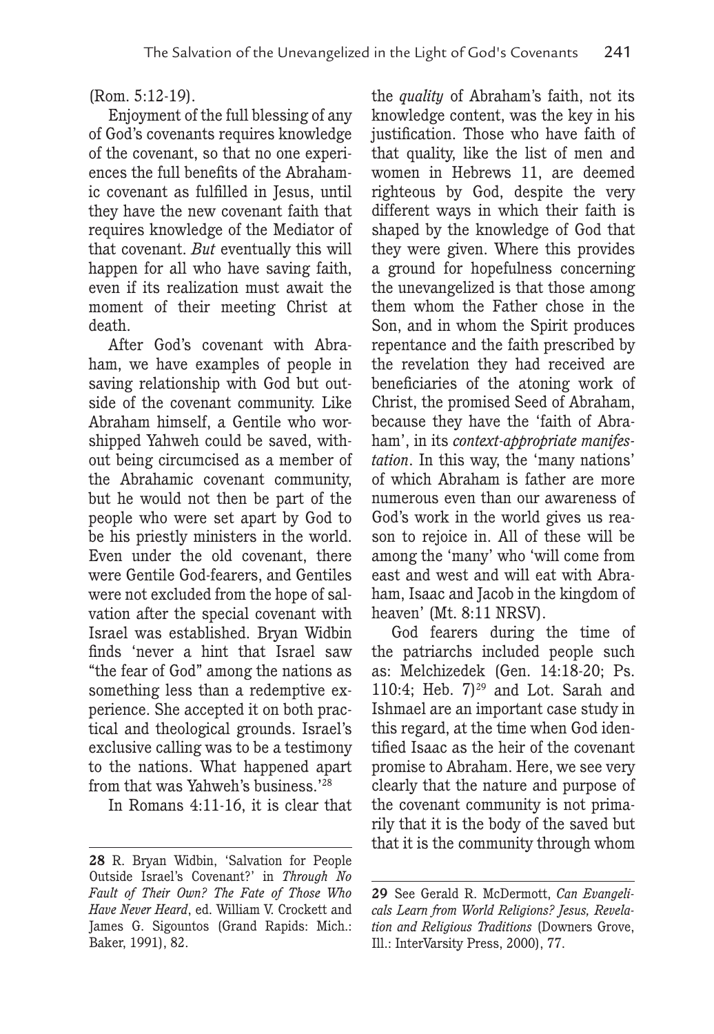(Rom. 5:12-19).

Enjoyment of the full blessing of any of God's covenants requires knowledge of the covenant, so that no one experiences the full benefits of the Abrahamic covenant as fulfilled in Jesus, until they have the new covenant faith that requires knowledge of the Mediator of that covenant. *But* eventually this will happen for all who have saving faith, even if its realization must await the moment of their meeting Christ at death.

After God's covenant with Abraham, we have examples of people in saving relationship with God but outside of the covenant community. Like Abraham himself, a Gentile who worshipped Yahweh could be saved, without being circumcised as a member of the Abrahamic covenant community, but he would not then be part of the people who were set apart by God to be his priestly ministers in the world. Even under the old covenant, there were Gentile God-fearers, and Gentiles were not excluded from the hope of salvation after the special covenant with Israel was established. Bryan Widbin finds 'never a hint that Israel saw "the fear of God" among the nations as something less than a redemptive experience. She accepted it on both practical and theological grounds. Israel's exclusive calling was to be a testimony to the nations. What happened apart from that was Yahweh's business.'[28]

In Romans 4:11-16, it is clear that the *quality* of Abraham's faith, not its knowledge content, was the key in his justification. Those who have faith of that quality, like the list of men and women in Hebrews 11, are deemed righteous by God, despite the very different ways in which their faith is shaped by the knowledge of God that they were given. Where this provides a ground for hopefulness concerning the unevangelized is that those among them whom the Father chose in the Son, and in whom the Spirit produces repentance and the faith prescribed by the revelation they had received are beneficiaries of the atoning work of Christ, the promised Seed of Abraham, because they have the 'faith of Abraham', in its *context-appropriate manifestation*. In this way, the 'many nations' of which Abraham is father are more numerous even than our awareness of God's work in the world gives us reason to rejoice in. All of these will be among the 'many' who 'will come from east and west and will eat with Abraham, Isaac and Jacob in the kingdom of heaven' (Mt. 8:11 NRSV).

God fearers during the time of the patriarchs included people such as: Melchizedek (Gen. 14:18-20; Ps. 110:4; Heb. 7)[29] and Lot. Sarah and Ishmael are an important case study in this regard, at the time when God identified Isaac as the heir of the covenant promise to Abraham. Here, we see very clearly that the nature and purpose of the covenant community is not primarily that it is the body of the saved but that it is the community through whom

---

**28** R. Bryan Widbin, 'Salvation for People Outside Israel's Covenant?' in *Through No Fault of Their Own? The Fate of Those Who Have Never Heard*, ed. William V. Crockett and James G. Sigountos (Grand Rapids: Mich.: Baker, 1991), 82.

**29** See Gerald R. McDermott, *Can Evangelicals Learn from World Religions? Jesus, Revelation and Religious Traditions* (Downers Grove, Ill.: InterVarsity Press, 2000), 77.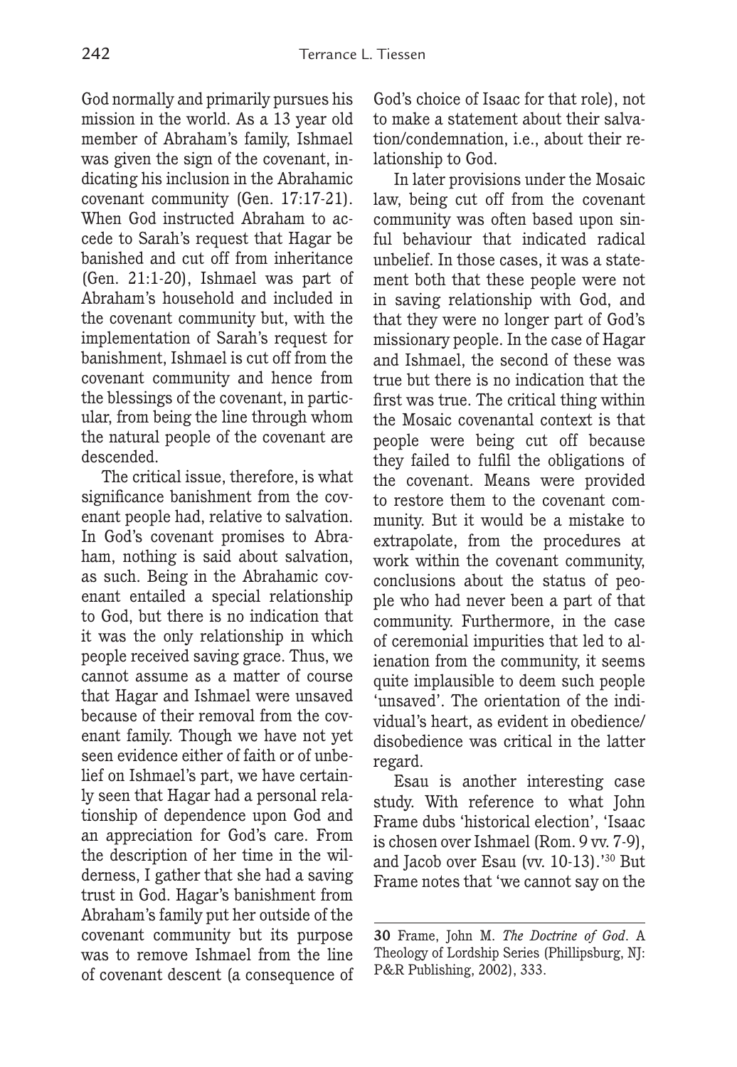God normally and primarily pursues his mission in the world. As a 13 year old member of Abraham's family, Ishmael was given the sign of the covenant, indicating his inclusion in the Abrahamic covenant community (Gen. 17:17-21). When God instructed Abraham to accede to Sarah's request that Hagar be banished and cut off from inheritance (Gen. 21:1-20), Ishmael was part of Abraham's household and included in the covenant community but, with the implementation of Sarah's request for banishment, Ishmael is cut off from the covenant community and hence from the blessings of the covenant, in particular, from being the line through whom the natural people of the covenant are descended.

The critical issue, therefore, is what significance banishment from the covenant people had, relative to salvation. In God's covenant promises to Abraham, nothing is said about salvation, as such. Being in the Abrahamic covenant entailed a special relationship to God, but there is no indication that it was the only relationship in which people received saving grace. Thus, we cannot assume as a matter of course that Hagar and Ishmael were unsaved because of their removal from the covenant family. Though we have not yet seen evidence either of faith or of unbelief on Ishmael's part, we have certainly seen that Hagar had a personal relationship of dependence upon God and an appreciation for God's care. From the description of her time in the wilderness, I gather that she had a saving trust in God. Hagar's banishment from Abraham's family put her outside of the covenant community but its purpose was to remove Ishmael from the line of covenant descent (a consequence of God's choice of Isaac for that role), not to make a statement about their salvation/condemnation, i.e., about their relationship to God.

In later provisions under the Mosaic law, being cut off from the covenant community was often based upon sinful behaviour that indicated radical unbelief. In those cases, it was a statement both that these people were not in saving relationship with God, and that they were no longer part of God's missionary people. In the case of Hagar and Ishmael, the second of these was true but there is no indication that the first was true. The critical thing within the Mosaic covenantal context is that people were being cut off because they failed to fulfil the obligations of the covenant. Means were provided to restore them to the covenant community. But it would be a mistake to extrapolate, from the procedures at work within the covenant community, conclusions about the status of people who had never been a part of that community. Furthermore, in the case of ceremonial impurities that led to alienation from the community, it seems quite implausible to deem such people 'unsaved'. The orientation of the individual's heart, as evident in obedience/disobedience was critical in the latter regard.

Esau is another interesting case study. With reference to what John Frame dubs 'historical election', 'Isaac is chosen over Ishmael (Rom. 9 vv. 7-9), and Jacob over Esau (vv. 10-13).'[30] But Frame notes that 'we cannot say on the

---

**30** Frame, John M. *The Doctrine of God*. A Theology of Lordship Series (Phillipsburg, NJ: P&R Publishing, 2002), 333.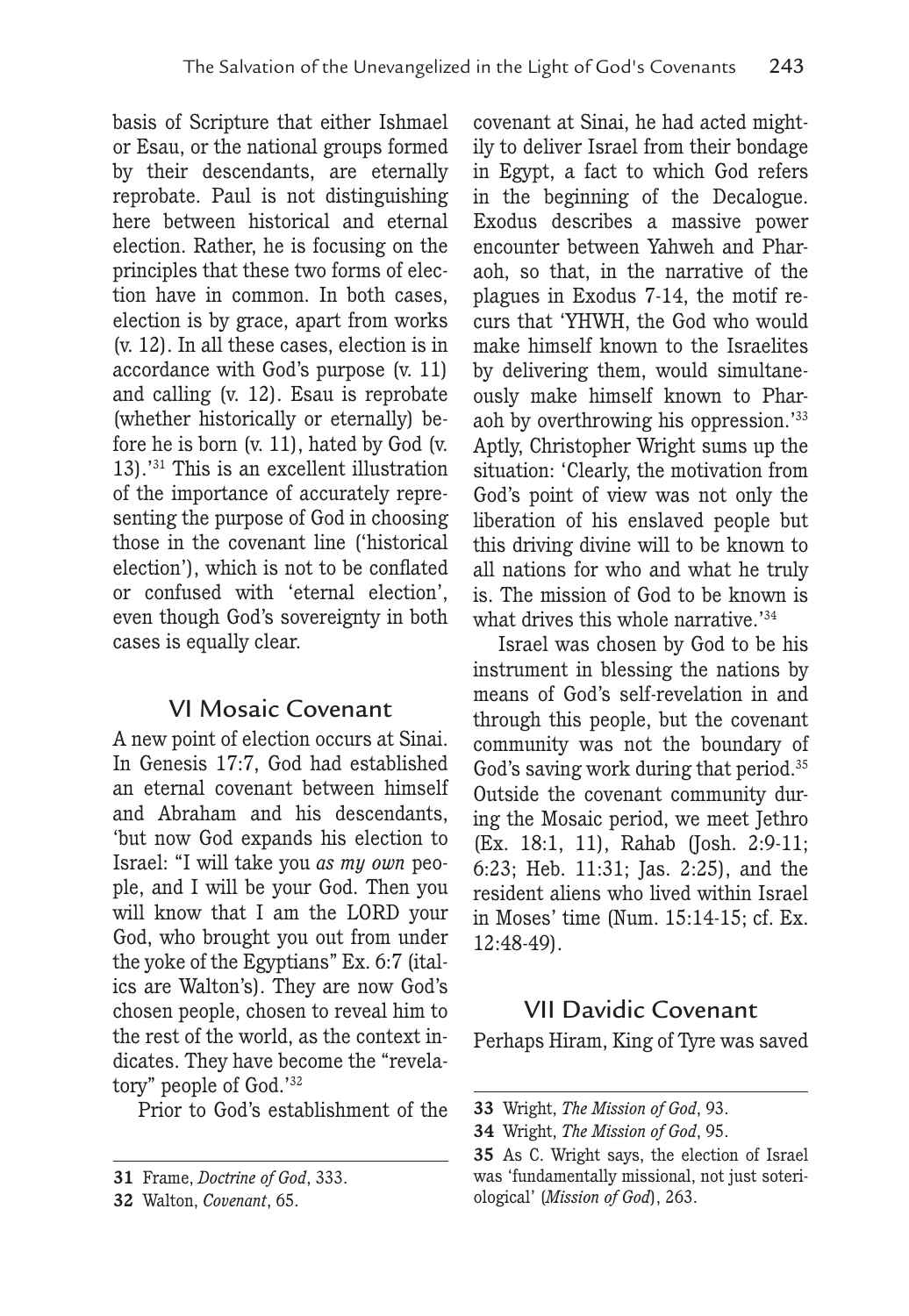basis of Scripture that either Ishmael or Esau, or the national groups formed by their descendants, are eternally reprobate. Paul is not distinguishing here between historical and eternal election. Rather, he is focusing on the principles that these two forms of election have in common. In both cases, election is by grace, apart from works (v. 12). In all these cases, election is in accordance with God's purpose (v. 11) and calling (v. 12). Esau is reprobate (whether historically or eternally) before he is born (v. 11), hated by God (v. 13).'[31] This is an excellent illustration of the importance of accurately representing the purpose of God in choosing those in the covenant line ('historical election'), which is not to be conflated or confused with 'eternal election', even though God's sovereignty in both cases is equally clear.

## VI Mosaic Covenant

A new point of election occurs at Sinai. In Genesis 17:7, God had established an eternal covenant between himself and Abraham and his descendants, 'but now God expands his election to Israel: "I will take you *as my own* people, and I will be your God. Then you will know that I am the LORD your God, who brought you out from under the yoke of the Egyptians" Ex. 6:7 (italics are Walton's). They are now God's chosen people, chosen to reveal him to the rest of the world, as the context indicates. They have become the "revelatory" people of God.'[32]

Prior to God's establishment of the covenant at Sinai, he had acted mightily to deliver Israel from their bondage in Egypt, a fact to which God refers in the beginning of the Decalogue. Exodus describes a massive power encounter between Yahweh and Pharaoh, so that, in the narrative of the plagues in Exodus 7-14, the motif recurs that 'YHWH, the God who would make himself known to the Israelites by delivering them, would simultaneously make himself known to Pharaoh by overthrowing his oppression.'[33] Aptly, Christopher Wright sums up the situation: 'Clearly, the motivation from God's point of view was not only the liberation of his enslaved people but this driving divine will to be known to all nations for who and what he truly is. The mission of God to be known is what drives this whole narrative.'[34]

Israel was chosen by God to be his instrument in blessing the nations by means of God's self-revelation in and through this people, but the covenant community was not the boundary of God's saving work during that period.[35] Outside the covenant community during the Mosaic period, we meet Jethro (Ex. 18:1, 11), Rahab (Josh. 2:9-11; 6:23; Heb. 11:31; Jas. 2:25), and the resident aliens who lived within Israel in Moses' time (Num. 15:14-15; cf. Ex. 12:48-49).

## VII Davidic Covenant

Perhaps Hiram, King of Tyre was saved

---

**31** Frame, *Doctrine of God*, 333.

**32** Walton, *Covenant*, 65.

**33** Wright, *The Mission of God*, 93.

**34** Wright, *The Mission of God*, 95.

**35** As C. Wright says, the election of Israel was 'fundamentally missional, not just soteriological' (*Mission of God*), 263.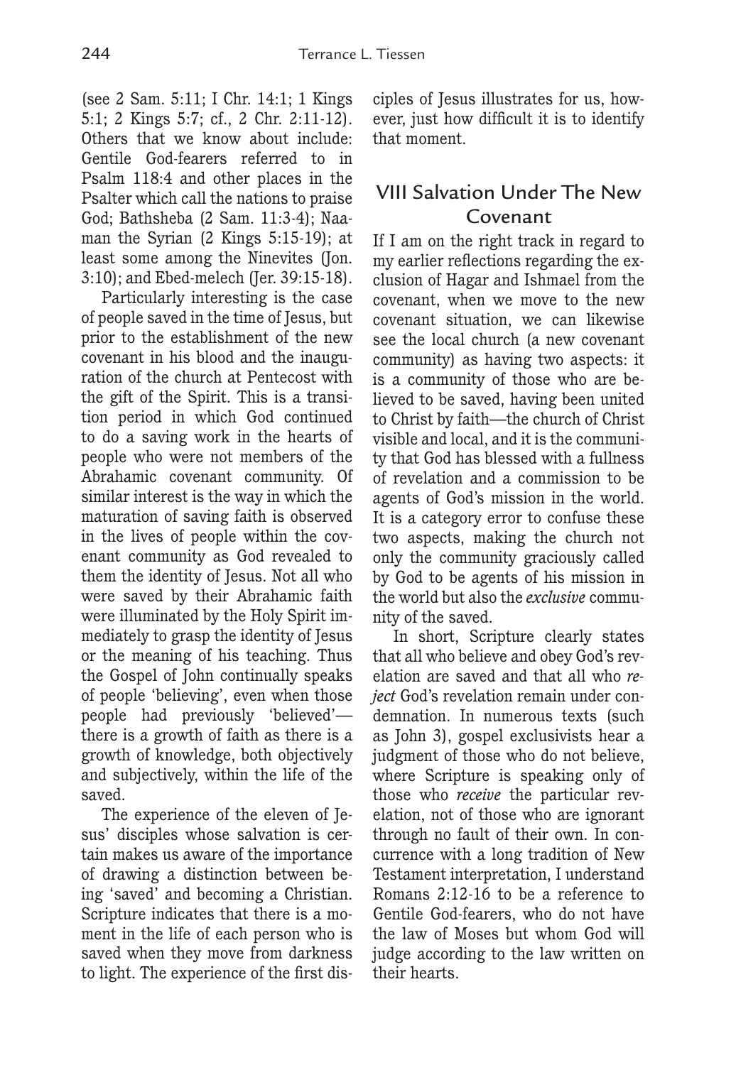(see 2 Sam. 5:11; I Chr. 14:1; 1 Kings 5:1; 2 Kings 5:7; cf., 2 Chr. 2:11-12). Others that we know about include: Gentile God-fearers referred to in Psalm 118:4 and other places in the Psalter which call the nations to praise God; Bathsheba (2 Sam. 11:3-4); Naaman the Syrian (2 Kings 5:15-19); at least some among the Ninevites (Jon. 3:10); and Ebed-melech (Jer. 39:15-18).

Particularly interesting is the case of people saved in the time of Jesus, but prior to the establishment of the new covenant in his blood and the inauguration of the church at Pentecost with the gift of the Spirit. This is a transition period in which God continued to do a saving work in the hearts of people who were not members of the Abrahamic covenant community. Of similar interest is the way in which the maturation of saving faith is observed in the lives of people within the covenant community as God revealed to them the identity of Jesus. Not all who were saved by their Abrahamic faith were illuminated by the Holy Spirit immediately to grasp the identity of Jesus or the meaning of his teaching. Thus the Gospel of John continually speaks of people 'believing', even when those people had previously 'believed'—there is a growth of faith as there is a growth of knowledge, both objectively and subjectively, within the life of the saved.

The experience of the eleven of Jesus' disciples whose salvation is certain makes us aware of the importance of drawing a distinction between being 'saved' and becoming a Christian. Scripture indicates that there is a moment in the life of each person who is saved when they move from darkness to light. The experience of the first disciples of Jesus illustrates for us, however, just how difficult it is to identify that moment.

## VIII Salvation Under The New Covenant

If I am on the right track in regard to my earlier reflections regarding the exclusion of Hagar and Ishmael from the covenant, when we move to the new covenant situation, we can likewise see the local church (a new covenant community) as having two aspects: it is a community of those who are believed to be saved, having been united to Christ by faith—the church of Christ visible and local, and it is the community that God has blessed with a fullness of revelation and a commission to be agents of God's mission in the world. It is a category error to confuse these two aspects, making the church not only the community graciously called by God to be agents of his mission in the world but also the *exclusive* community of the saved.

In short, Scripture clearly states that all who believe and obey God's revelation are saved and that all who *reject* God's revelation remain under condemnation. In numerous texts (such as John 3), gospel exclusivists hear a judgment of those who do not believe, where Scripture is speaking only of those who *receive* the particular revelation, not of those who are ignorant through no fault of their own. In concurrence with a long tradition of New Testament interpretation, I understand Romans 2:12-16 to be a reference to Gentile God-fearers, who do not have the law of Moses but whom God will judge according to the law written on their hearts.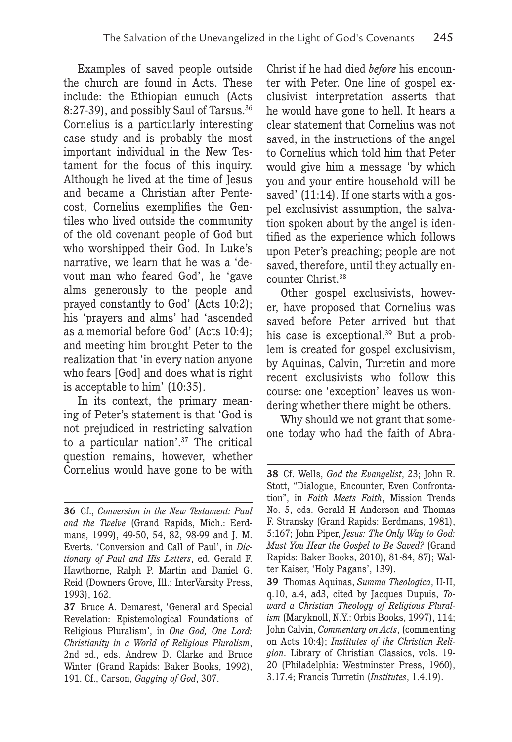Examples of saved people outside the church are found in Acts. These include: the Ethiopian eunuch (Acts 8:27-39), and possibly Saul of Tarsus.[36] Cornelius is a particularly interesting case study and is probably the most important individual in the New Testament for the focus of this inquiry. Although he lived at the time of Jesus and became a Christian after Pentecost, Cornelius exemplifies the Gentiles who lived outside the community of the old covenant people of God but who worshipped their God. In Luke's narrative, we learn that he was a 'devout man who feared God', he 'gave alms generously to the people and prayed constantly to God' (Acts 10:2); his 'prayers and alms' had 'ascended as a memorial before God' (Acts 10:4); and meeting him brought Peter to the realization that 'in every nation anyone who fears [God] and does what is right is acceptable to him' (10:35).

In its context, the primary meaning of Peter's statement is that 'God is not prejudiced in restricting salvation to a particular nation'.[37] The critical question remains, however, whether Cornelius would have gone to be with Christ if he had died *before* his encounter with Peter. One line of gospel exclusivist interpretation asserts that he would have gone to hell. It hears a clear statement that Cornelius was not saved, in the instructions of the angel to Cornelius which told him that Peter would give him a message 'by which you and your entire household will be saved' (11:14). If one starts with a gospel exclusivist assumption, the salvation spoken about by the angel is identified as the experience which follows upon Peter's preaching; people are not saved, therefore, until they actually encounter Christ.[38]

Other gospel exclusivists, however, have proposed that Cornelius was saved before Peter arrived but that his case is exceptional.[39] But a problem is created for gospel exclusivism, by Aquinas, Calvin, Turretin and more recent exclusivists who follow this course: one 'exception' leaves us wondering whether there might be others.

Why should we not grant that someone today who had the faith of Abra-

---

**36** Cf., *Conversion in the New Testament: Paul and the Twelve* (Grand Rapids, Mich.: Eerdmans, 1999), 49-50, 54, 82, 98-99 and J. M. Everts. 'Conversion and Call of Paul', in *Dictionary of Paul and His Letters*, ed. Gerald F. Hawthorne, Ralph P. Martin and Daniel G. Reid (Downers Grove, Ill.: InterVarsity Press, 1993), 162.

**37** Bruce A. Demarest, 'General and Special Revelation: Epistemological Foundations of Religious Pluralism', in *One God, One Lord: Christianity in a World of Religious Pluralism*, 2nd ed., eds. Andrew D. Clarke and Bruce Winter (Grand Rapids: Baker Books, 1992), 191. Cf., Carson, *Gagging of God*, 307.

**38** Cf. Wells, *God the Evangelist*, 23; John R. Stott, "Dialogue, Encounter, Even Confrontation", in *Faith Meets Faith*, Mission Trends No. 5, eds. Gerald H Anderson and Thomas F. Stransky (Grand Rapids: Eerdmans, 1981), 5:167; John Piper, *Jesus: The Only Way to God: Must You Hear the Gospel to Be Saved?* (Grand Rapids: Baker Books, 2010), 81-84, 87); Walter Kaiser, 'Holy Pagans', 139).

**39** Thomas Aquinas, *Summa Theologica*, II-II, q.10, a.4, ad3, cited by Jacques Dupuis, *Toward a Christian Theology of Religious Pluralism* (Maryknoll, N.Y.: Orbis Books, 1997), 114; John Calvin, *Commentary on Acts*, (commenting on Acts 10:4); *Institutes of the Christian Religion*. Library of Christian Classics, vols. 19-20 (Philadelphia: Westminster Press, 1960), 3.17.4; Francis Turretin (*Institutes*, 1.4.19).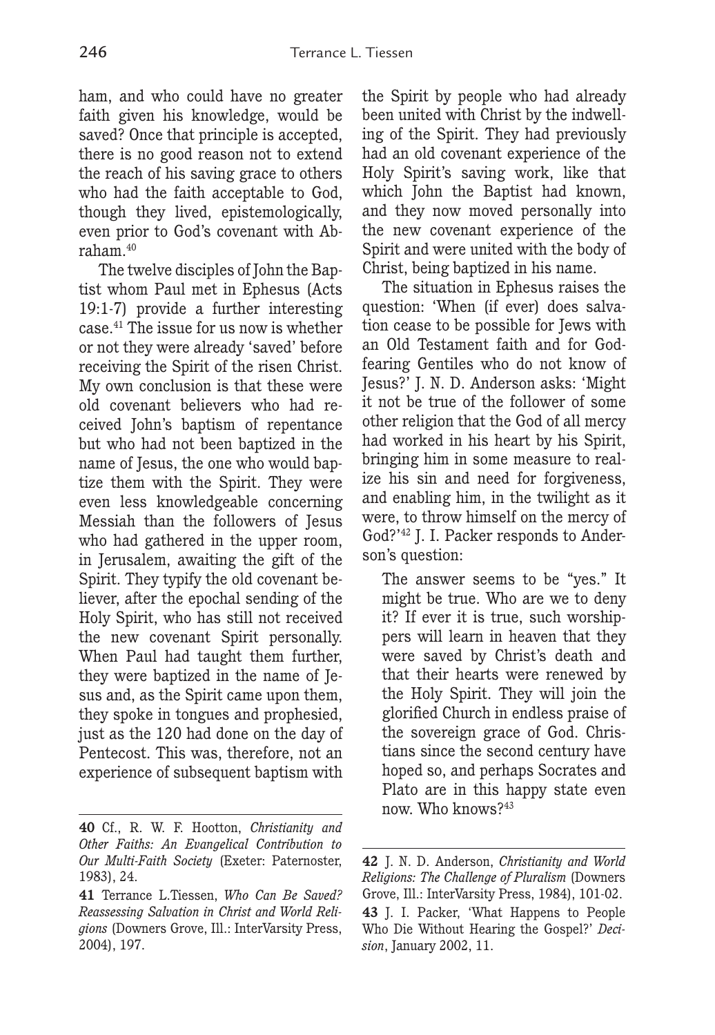ham, and who could have no greater faith given his knowledge, would be saved? Once that principle is accepted, there is no good reason not to extend the reach of his saving grace to others who had the faith acceptable to God, though they lived, epistemologically, even prior to God's covenant with Abraham.[40]

The twelve disciples of John the Baptist whom Paul met in Ephesus (Acts 19:1-7) provide a further interesting case.[41] The issue for us now is whether or not they were already 'saved' before receiving the Spirit of the risen Christ. My own conclusion is that these were old covenant believers who had received John's baptism of repentance but who had not been baptized in the name of Jesus, the one who would baptize them with the Spirit. They were even less knowledgeable concerning Messiah than the followers of Jesus who had gathered in the upper room, in Jerusalem, awaiting the gift of the Spirit. They typify the old covenant believer, after the epochal sending of the Holy Spirit, who has still not received the new covenant Spirit personally. When Paul had taught them further, they were baptized in the name of Jesus and, as the Spirit came upon them, they spoke in tongues and prophesied, just as the 120 had done on the day of Pentecost. This was, therefore, not an experience of subsequent baptism with the Spirit by people who had already been united with Christ by the indwelling of the Spirit. They had previously had an old covenant experience of the Holy Spirit's saving work, like that which John the Baptist had known, and they now moved personally into the new covenant experience of the Spirit and were united with the body of Christ, being baptized in his name.

The situation in Ephesus raises the question: 'When (if ever) does salvation cease to be possible for Jews with an Old Testament faith and for God-fearing Gentiles who do not know of Jesus?' J. N. D. Anderson asks: 'Might it not be true of the follower of some other religion that the God of all mercy had worked in his heart by his Spirit, bringing him in some measure to realize his sin and need for forgiveness, and enabling him, in the twilight as it were, to throw himself on the mercy of God?'[42] J. I. Packer responds to Anderson's question:

> The answer seems to be "yes." It might be true. Who are we to deny it? If ever it is true, such worshippers will learn in heaven that they were saved by Christ's death and that their hearts were renewed by the Holy Spirit. They will join the glorified Church in endless praise of the sovereign grace of God. Christians since the second century have hoped so, and perhaps Socrates and Plato are in this happy state even now. Who knows?[43]

---

**40** Cf., R. W. F. Hootton, *Christianity and Other Faiths: An Evangelical Contribution to Our Multi-Faith Society* (Exeter: Paternoster, 1983), 24.

**41** Terrance L.Tiessen, *Who Can Be Saved? Reassessing Salvation in Christ and World Religions* (Downers Grove, Ill.: InterVarsity Press, 2004), 197.

**42** J. N. D. Anderson, *Christianity and World Religions: The Challenge of Pluralism* (Downers Grove, Ill.: InterVarsity Press, 1984), 101-02.

**43** J. I. Packer, 'What Happens to People Who Die Without Hearing the Gospel?' *Decision*, January 2002, 11.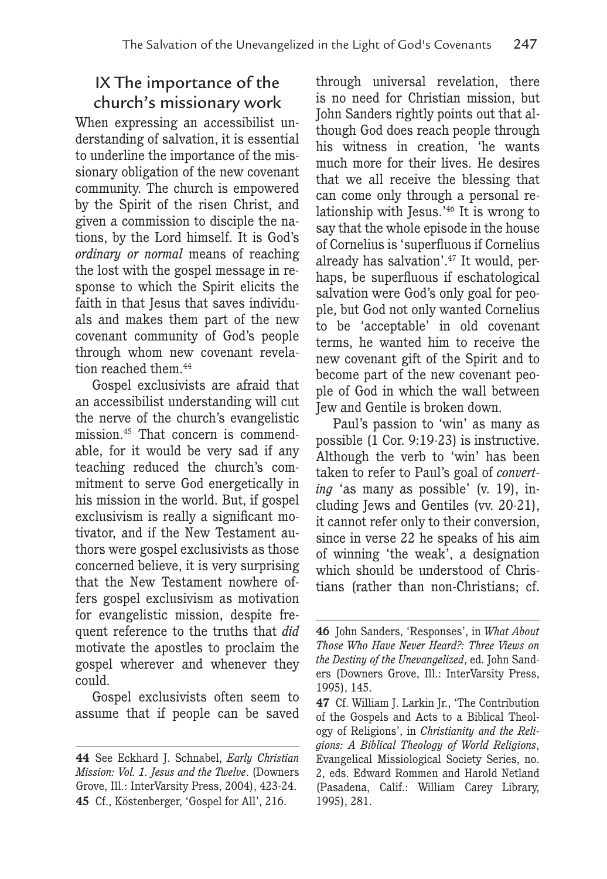## IX The importance of the church's missionary work

When expressing an accessibilist understanding of salvation, it is essential to underline the importance of the missionary obligation of the new covenant community. The church is empowered by the Spirit of the risen Christ, and given a commission to disciple the nations, by the Lord himself. It is God's *ordinary or normal* means of reaching the lost with the gospel message in response to which the Spirit elicits the faith in that Jesus that saves individuals and makes them part of the new covenant community of God's people through whom new covenant revelation reached them.[44]

Gospel exclusivists are afraid that an accessibilist understanding will cut the nerve of the church's evangelistic mission.[45] That concern is commendable, for it would be very sad if any teaching reduced the church's commitment to serve God energetically in his mission in the world. But, if gospel exclusivism is really a significant motivator, and if the New Testament authors were gospel exclusivists as those concerned believe, it is very surprising that the New Testament nowhere offers gospel exclusivism as motivation for evangelistic mission, despite frequent reference to the truths that *did* motivate the apostles to proclaim the gospel wherever and whenever they could.

Gospel exclusivists often seem to assume that if people can be saved through universal revelation, there is no need for Christian mission, but John Sanders rightly points out that although God does reach people through his witness in creation, 'he wants much more for their lives. He desires that we all receive the blessing that can come only through a personal relationship with Jesus.'[46] It is wrong to say that the whole episode in the house of Cornelius is 'superfluous if Cornelius already has salvation'.[47] It would, perhaps, be superfluous if eschatological salvation were God's only goal for people, but God not only wanted Cornelius to be 'acceptable' in old covenant terms, he wanted him to receive the new covenant gift of the Spirit and to become part of the new covenant people of God in which the wall between Jew and Gentile is broken down.

Paul's passion to 'win' as many as possible (1 Cor. 9:19-23) is instructive. Although the verb to 'win' has been taken to refer to Paul's goal of *converting* 'as many as possible' (v. 19), including Jews and Gentiles (vv. 20-21), it cannot refer only to their conversion, since in verse 22 he speaks of his aim of winning 'the weak', a designation which should be understood of Christians (rather than non-Christians; cf.

---

**44** See Eckhard J. Schnabel, *Early Christian Mission: Vol. 1. Jesus and the Twelve*. (Downers Grove, Ill.: InterVarsity Press, 2004), 423-24.

**45** Cf., Köstenberger, 'Gospel for All', 216.

**46** John Sanders, 'Responses', in *What About Those Who Have Never Heard?: Three Views on the Destiny of the Unevangelized*, ed. John Sanders (Downers Grove, Ill.: InterVarsity Press, 1995), 145.

**47** Cf. William J. Larkin Jr., 'The Contribution of the Gospels and Acts to a Biblical Theology of Religions', in *Christianity and the Religions: A Biblical Theology of World Religions*, Evangelical Missiological Society Series, no. 2, eds. Edward Rommen and Harold Netland (Pasadena, Calif.: William Carey Library, 1995), 281.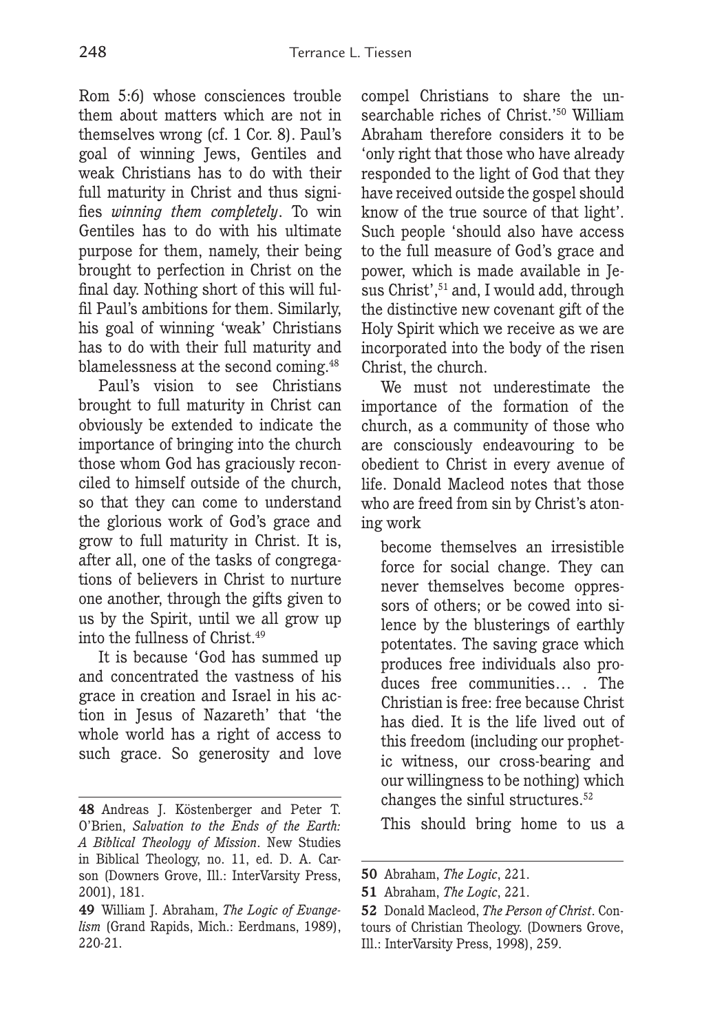Rom 5:6) whose consciences trouble them about matters which are not in themselves wrong (cf. 1 Cor. 8). Paul's goal of winning Jews, Gentiles and weak Christians has to do with their full maturity in Christ and thus signifies *winning them completely*. To win Gentiles has to do with his ultimate purpose for them, namely, their being brought to perfection in Christ on the final day. Nothing short of this will fulfil Paul's ambitions for them. Similarly, his goal of winning 'weak' Christians has to do with their full maturity and blamelessness at the second coming.[48]

Paul's vision to see Christians brought to full maturity in Christ can obviously be extended to indicate the importance of bringing into the church those whom God has graciously reconciled to himself outside of the church, so that they can come to understand the glorious work of God's grace and grow to full maturity in Christ. It is, after all, one of the tasks of congregations of believers in Christ to nurture one another, through the gifts given to us by the Spirit, until we all grow up into the fullness of Christ.[49]

It is because 'God has summed up and concentrated the vastness of his grace in creation and Israel in his action in Jesus of Nazareth' that 'the whole world has a right of access to such grace. So generosity and love compel Christians to share the unsearchable riches of Christ.'[50] William Abraham therefore considers it to be 'only right that those who have already responded to the light of God that they have received outside the gospel should know of the true source of that light'. Such people 'should also have access to the full measure of God's grace and power, which is made available in Jesus Christ',[51] and, I would add, through the distinctive new covenant gift of the Holy Spirit which we receive as we are incorporated into the body of the risen Christ, the church.

We must not underestimate the importance of the formation of the church, as a community of those who are consciously endeavouring to be obedient to Christ in every avenue of life. Donald Macleod notes that those who are freed from sin by Christ's atoning work

> become themselves an irresistible force for social change. They can never themselves become oppressors of others; or be cowed into silence by the blusterings of earthly potentates. The saving grace which produces free individuals also produces free communities… . The Christian is free: free because Christ has died. It is the life lived out of this freedom (including our prophetic witness, our cross-bearing and our willingness to be nothing) which changes the sinful structures.[52]

This should bring home to us a

---

**48** Andreas J. Köstenberger and Peter T. O'Brien, *Salvation to the Ends of the Earth: A Biblical Theology of Mission*. New Studies in Biblical Theology, no. 11, ed. D. A. Carson (Downers Grove, Ill.: InterVarsity Press, 2001), 181.

**49** William J. Abraham, *The Logic of Evangelism* (Grand Rapids, Mich.: Eerdmans, 1989), 220-21.

**50** Abraham, *The Logic*, 221.

**51** Abraham, *The Logic*, 221.

**52** Donald Macleod, *The Person of Christ*. Contours of Christian Theology. (Downers Grove, Ill.: InterVarsity Press, 1998), 259.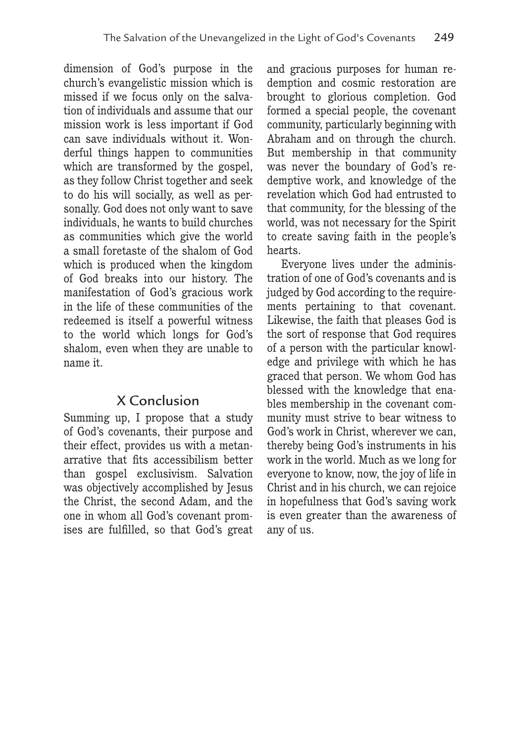dimension of God's purpose in the church's evangelistic mission which is missed if we focus only on the salvation of individuals and assume that our mission work is less important if God can save individuals without it. Wonderful things happen to communities which are transformed by the gospel, as they follow Christ together and seek to do his will socially, as well as personally. God does not only want to save individuals, he wants to build churches as communities which give the world a small foretaste of the shalom of God which is produced when the kingdom of God breaks into our history. The manifestation of God's gracious work in the life of these communities of the redeemed is itself a powerful witness to the world which longs for God's shalom, even when they are unable to name it.

## X Conclusion

Summing up, I propose that a study of God's covenants, their purpose and their effect, provides us with a metanarrative that fits accessibilism better than gospel exclusivism. Salvation was objectively accomplished by Jesus the Christ, the second Adam, and the one in whom all God's covenant promises are fulfilled, so that God's great and gracious purposes for human redemption and cosmic restoration are brought to glorious completion. God formed a special people, the covenant community, particularly beginning with Abraham and on through the church. But membership in that community was never the boundary of God's redemptive work, and knowledge of the revelation which God had entrusted to that community, for the blessing of the world, was not necessary for the Spirit to create saving faith in the people's hearts.

Everyone lives under the administration of one of God's covenants and is judged by God according to the requirements pertaining to that covenant. Likewise, the faith that pleases God is the sort of response that God requires of a person with the particular knowledge and privilege with which he has graced that person. We whom God has blessed with the knowledge that enables membership in the covenant community must strive to bear witness to God's work in Christ, wherever we can, thereby being God's instruments in his work in the world. Much as we long for everyone to know, now, the joy of life in Christ and in his church, we can rejoice in hopefulness that God's saving work is even greater than the awareness of any of us.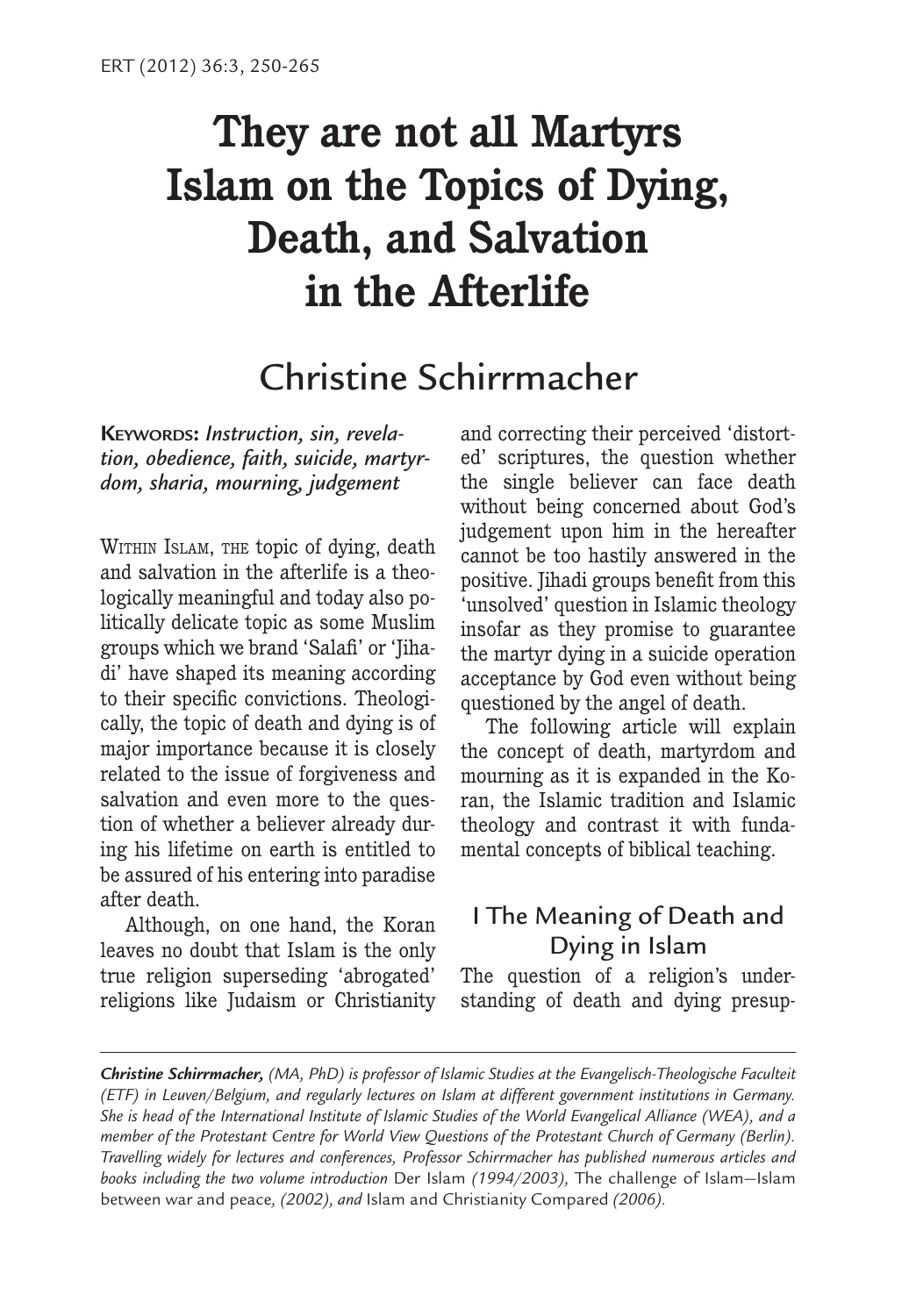# They are not all Martyrs Islam on the Topics of Dying, Death, and Salvation in the Afterlife

## Christine Schirrmacher

**Keywords:** *Instruction, sin, revelation, obedience, faith, suicide, martyrdom, sharia, mourning, judgement*

WITHIN ISLAM, THE topic of dying, death and salvation in the afterlife is a theologically meaningful and today also politically delicate topic as some Muslim groups which we brand 'Salafi' or 'Jihadi' have shaped its meaning according to their specific convictions. Theologically, the topic of death and dying is of major importance because it is closely related to the issue of forgiveness and salvation and even more to the question of whether a believer already during his lifetime on earth is entitled to be assured of his entering into paradise after death.

Although, on one hand, the Koran leaves no doubt that Islam is the only true religion superseding 'abrogated' religions like Judaism or Christianity and correcting their perceived 'distorted' scriptures, the question whether the single believer can face death without being concerned about God's judgement upon him in the hereafter cannot be too hastily answered in the positive. Jihadi groups benefit from this 'unsolved' question in Islamic theology insofar as they promise to guarantee the martyr dying in a suicide operation acceptance by God even without being questioned by the angel of death.

The following article will explain the concept of death, martyrdom and mourning as it is expanded in the Koran, the Islamic tradition and Islamic theology and contrast it with fundamental concepts of biblical teaching.

## I The Meaning of Death and Dying in Islam

The question of a religion's understanding of death and dying presup-

---

***Christine Schirrmacher,*** *(MA, PhD) is professor of Islamic Studies at the Evangelisch-Theologische Faculteit (ETF) in Leuven/Belgium, and regularly lectures on Islam at different government institutions in Germany. She is head of the International Institute of Islamic Studies of the World Evangelical Alliance (WEA), and a member of the Protestant Centre for World View Questions of the Protestant Church of Germany (Berlin). Travelling widely for lectures and conferences, Professor Schirrmacher has published numerous articles and books including the two volume introduction* Der Islam *(1994/2003),* The challenge of Islam—Islam between war and peace, *(2002), and* Islam and Christianity Compared *(2006).*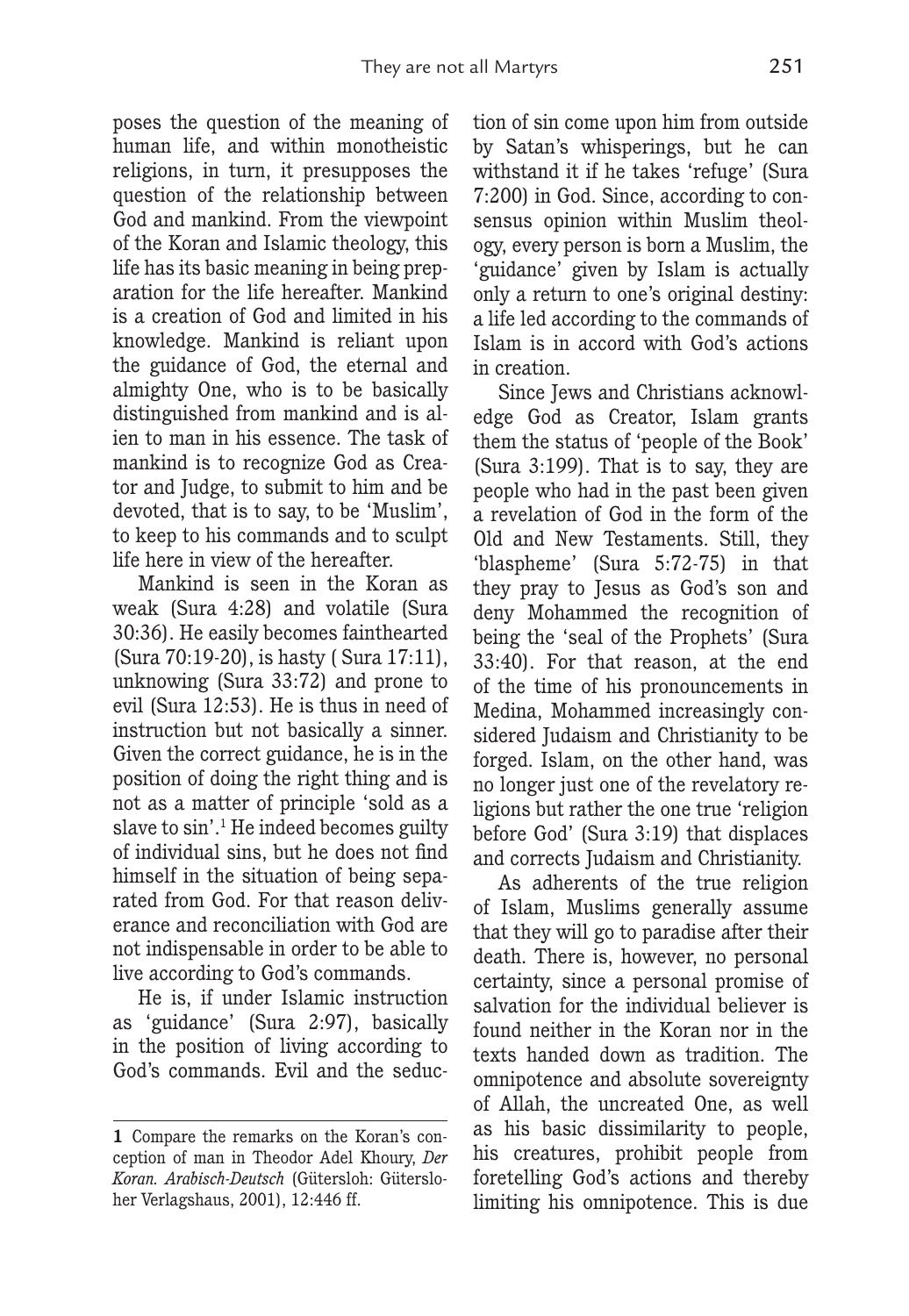poses the question of the meaning of human life, and within monotheistic religions, in turn, it presupposes the question of the relationship between God and mankind. From the viewpoint of the Koran and Islamic theology, this life has its basic meaning in being preparation for the life hereafter. Mankind is a creation of God and limited in his knowledge. Mankind is reliant upon the guidance of God, the eternal and almighty One, who is to be basically distinguished from mankind and is alien to man in his essence. The task of mankind is to recognize God as Creator and Judge, to submit to him and be devoted, that is to say, to be 'Muslim', to keep to his commands and to sculpt life here in view of the hereafter.

Mankind is seen in the Koran as weak (Sura 4:28) and volatile (Sura 30:36). He easily becomes fainthearted (Sura 70:19-20), is hasty ( Sura 17:11), unknowing (Sura 33:72) and prone to evil (Sura 12:53). He is thus in need of instruction but not basically a sinner. Given the correct guidance, he is in the position of doing the right thing and is not as a matter of principle 'sold as a slave to sin'.[1] He indeed becomes guilty of individual sins, but he does not find himself in the situation of being separated from God. For that reason deliverance and reconciliation with God are not indispensable in order to be able to live according to God's commands.

He is, if under Islamic instruction as 'guidance' (Sura 2:97), basically in the position of living according to God's commands. Evil and the seduction of sin come upon him from outside by Satan's whisperings, but he can withstand it if he takes 'refuge' (Sura 7:200) in God. Since, according to consensus opinion within Muslim theology, every person is born a Muslim, the 'guidance' given by Islam is actually only a return to one's original destiny: a life led according to the commands of Islam is in accord with God's actions in creation.

Since Jews and Christians acknowledge God as Creator, Islam grants them the status of 'people of the Book' (Sura 3:199). That is to say, they are people who had in the past been given a revelation of God in the form of the Old and New Testaments. Still, they 'blaspheme' (Sura 5:72-75) in that they pray to Jesus as God's son and deny Mohammed the recognition of being the 'seal of the Prophets' (Sura 33:40). For that reason, at the end of the time of his pronouncements in Medina, Mohammed increasingly considered Judaism and Christianity to be forged. Islam, on the other hand, was no longer just one of the revelatory religions but rather the one true 'religion before God' (Sura 3:19) that displaces and corrects Judaism and Christianity.

As adherents of the true religion of Islam, Muslims generally assume that they will go to paradise after their death. There is, however, no personal certainty, since a personal promise of salvation for the individual believer is found neither in the Koran nor in the texts handed down as tradition. The omnipotence and absolute sovereignty of Allah, the uncreated One, as well as his basic dissimilarity to people, his creatures, prohibit people from foretelling God's actions and thereby limiting his omnipotence. This is due

---

**1** Compare the remarks on the Koran's conception of man in Theodor Adel Khoury, *Der Koran. Arabisch-Deutsch* (Gütersloh: Gütersloher Verlagshaus, 2001), 12:446 ff.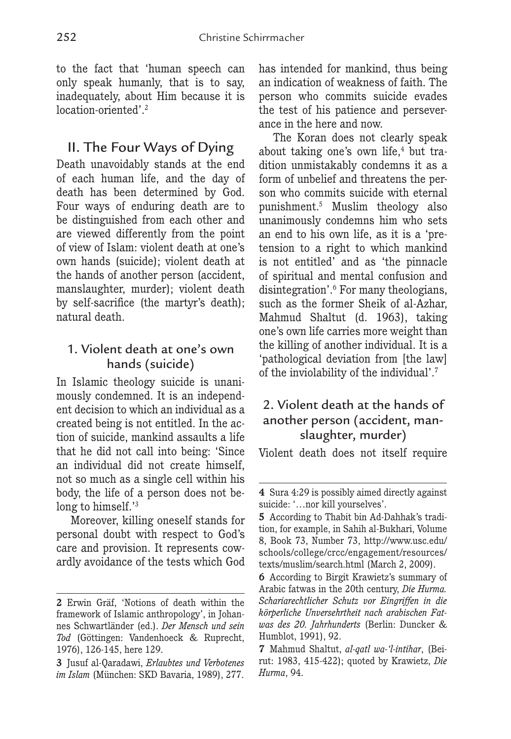to the fact that 'human speech can only speak humanly, that is to say, inadequately, about Him because it is location-oriented'.[2]

## II. The Four Ways of Dying

Death unavoidably stands at the end of each human life, and the day of death has been determined by God. Four ways of enduring death are to be distinguished from each other and are viewed differently from the point of view of Islam: violent death at one's own hands (suicide); violent death at the hands of another person (accident, manslaughter, murder); violent death by self-sacrifice (the martyr's death); natural death.

### 1. Violent death at one's own hands (suicide)

In Islamic theology suicide is unanimously condemned. It is an independent decision to which an individual as a created being is not entitled. In the action of suicide, mankind assaults a life that he did not call into being: 'Since an individual did not create himself, not so much as a single cell within his body, the life of a person does not belong to himself.'[3]

Moreover, killing oneself stands for personal doubt with respect to God's care and provision. It represents cowardly avoidance of the tests which God has intended for mankind, thus being an indication of weakness of faith. The person who commits suicide evades the test of his patience and perseverance in the here and now.

The Koran does not clearly speak about taking one's own life,[4] but tradition unmistakably condemns it as a form of unbelief and threatens the person who commits suicide with eternal punishment.[5] Muslim theology also unanimously condemns him who sets an end to his own life, as it is a 'pretension to a right to which mankind is not entitled' and as 'the pinnacle of spiritual and mental confusion and disintegration'.[6] For many theologians, such as the former Sheik of al-Azhar, Mahmud Shaltut (d. 1963), taking one's own life carries more weight than the killing of another individual. It is a 'pathological deviation from [the law] of the inviolability of the individual'.[7]

### 2. Violent death at the hands of another person (accident, manslaughter, murder)

Violent death does not itself require

---

**2** Erwin Gräf, 'Notions of death within the framework of Islamic anthropology', in Johannes Schwartländer (ed.). *Der Mensch und sein Tod* (Göttingen: Vandenhoeck & Ruprecht, 1976), 126-145, here 129.

**3** Jusuf al-Qaradawi, *Erlaubtes und Verbotenes im Islam* (München: SKD Bavaria, 1989), 277.

**4** Sura 4:29 is possibly aimed directly against suicide: '…nor kill yourselves'.

**5** According to Thabit bin Ad-Dahhak's tradition, for example, in Sahih al-Bukhari, Volume 8, Book 73, Number 73, http://www.usc.edu/schools/college/crcc/engagement/resources/texts/muslim/search.html (March 2, 2009).

**6** According to Birgit Krawietz's summary of Arabic fatwas in the 20th century, *Die Hurma. Schariarechtlicher Schutz vor Eingriffen in die körperliche Unversehrtheit nach arabischen Fatwas des 20. Jahrhunderts* (Berlin: Duncker & Humblot, 1991), 92.

**7** Mahmud Shaltut, *al-qatl wa-'l-intihar*, (Beirut: 1983, 415-422); quoted by Krawietz, *Die Hurma*, 94.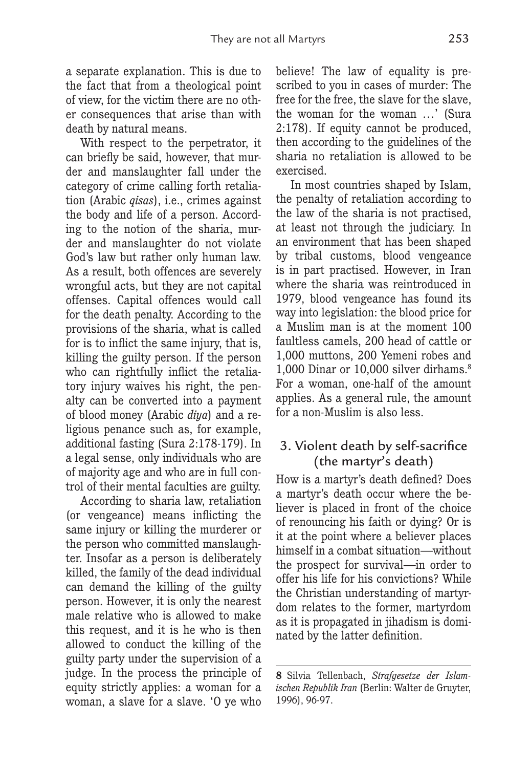a separate explanation. This is due to the fact that from a theological point of view, for the victim there are no other consequences that arise than with death by natural means.

With respect to the perpetrator, it can briefly be said, however, that murder and manslaughter fall under the category of crime calling forth retaliation (Arabic *qisas*), i.e., crimes against the body and life of a person. According to the notion of the sharia, murder and manslaughter do not violate God's law but rather only human law. As a result, both offences are severely wrongful acts, but they are not capital offenses. Capital offences would call for the death penalty. According to the provisions of the sharia, what is called for is to inflict the same injury, that is, killing the guilty person. If the person who can rightfully inflict the retaliatory injury waives his right, the penalty can be converted into a payment of blood money (Arabic *diya*) and a religious penance such as, for example, additional fasting (Sura 2:178-179). In a legal sense, only individuals who are of majority age and who are in full control of their mental faculties are guilty.

According to sharia law, retaliation (or vengeance) means inflicting the same injury or killing the murderer or the person who committed manslaughter. Insofar as a person is deliberately killed, the family of the dead individual can demand the killing of the guilty person. However, it is only the nearest male relative who is allowed to make this request, and it is he who is then allowed to conduct the killing of the guilty party under the supervision of a judge. In the process the principle of equity strictly applies: a woman for a woman, a slave for a slave. 'O ye who believe! The law of equality is prescribed to you in cases of murder: The free for the free, the slave for the slave, the woman for the woman …' (Sura 2:178). If equity cannot be produced, then according to the guidelines of the sharia no retaliation is allowed to be exercised.

In most countries shaped by Islam, the penalty of retaliation according to the law of the sharia is not practised, at least not through the judiciary. In an environment that has been shaped by tribal customs, blood vengeance is in part practised. However, in Iran where the sharia was reintroduced in 1979, blood vengeance has found its way into legislation: the blood price for a Muslim man is at the moment 100 faultless camels, 200 head of cattle or 1,000 muttons, 200 Yemeni robes and 1,000 Dinar or 10,000 silver dirhams.[8] For a woman, one-half of the amount applies. As a general rule, the amount for a non-Muslim is also less.

## 3. Violent death by self-sacrifice (the martyr's death)

How is a martyr's death defined? Does a martyr's death occur where the believer is placed in front of the choice of renouncing his faith or dying? Or is it at the point where a believer places himself in a combat situation—without the prospect for survival—in order to offer his life for his convictions? While the Christian understanding of martyrdom relates to the former, martyrdom as it is propagated in jihadism is dominated by the latter definition.

---

**8** Silvia Tellenbach, *Strafgesetze der Islamischen Republik Iran* (Berlin: Walter de Gruyter, 1996), 96-97.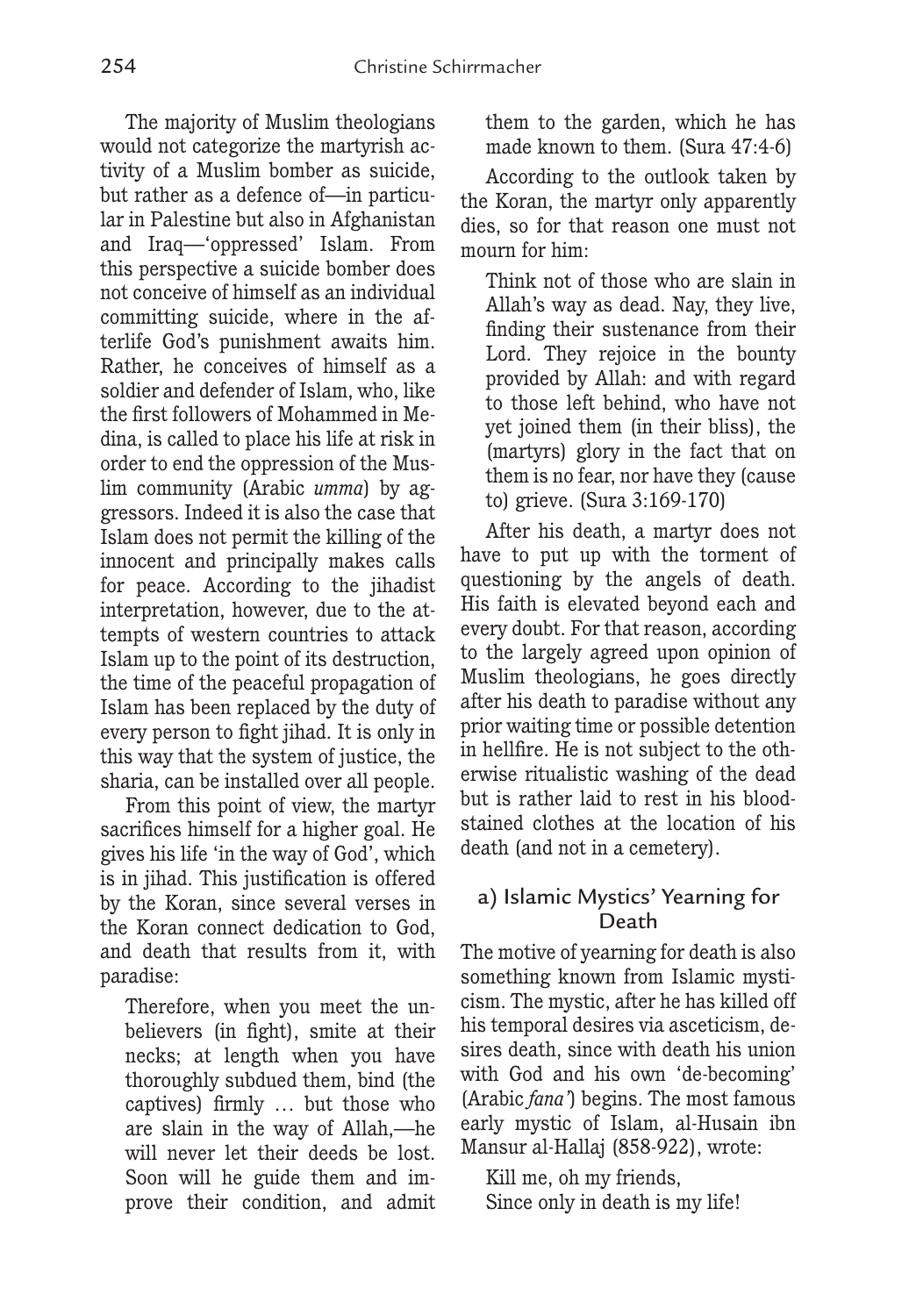The majority of Muslim theologians would not categorize the martyrish activity of a Muslim bomber as suicide, but rather as a defence of—in particular in Palestine but also in Afghanistan and Iraq—'oppressed' Islam. From this perspective a suicide bomber does not conceive of himself as an individual committing suicide, where in the afterlife God's punishment awaits him. Rather, he conceives of himself as a soldier and defender of Islam, who, like the first followers of Mohammed in Medina, is called to place his life at risk in order to end the oppression of the Muslim community (Arabic *umma*) by aggressors. Indeed it is also the case that Islam does not permit the killing of the innocent and principally makes calls for peace. According to the jihadist interpretation, however, due to the attempts of western countries to attack Islam up to the point of its destruction, the time of the peaceful propagation of Islam has been replaced by the duty of every person to fight jihad. It is only in this way that the system of justice, the sharia, can be installed over all people.

From this point of view, the martyr sacrifices himself for a higher goal. He gives his life 'in the way of God', which is in jihad. This justification is offered by the Koran, since several verses in the Koran connect dedication to God, and death that results from it, with paradise:

> Therefore, when you meet the unbelievers (in fight), smite at their necks; at length when you have thoroughly subdued them, bind (the captives) firmly … but those who are slain in the way of Allah,—he will never let their deeds be lost. Soon will he guide them and improve their condition, and admit them to the garden, which he has made known to them. (Sura 47:4-6)

According to the outlook taken by the Koran, the martyr only apparently dies, so for that reason one must not mourn for him:

> Think not of those who are slain in Allah's way as dead. Nay, they live, finding their sustenance from their Lord. They rejoice in the bounty provided by Allah: and with regard to those left behind, who have not yet joined them (in their bliss), the (martyrs) glory in the fact that on them is no fear, nor have they (cause to) grieve. (Sura 3:169-170)

After his death, a martyr does not have to put up with the torment of questioning by the angels of death. His faith is elevated beyond each and every doubt. For that reason, according to the largely agreed upon opinion of Muslim theologians, he goes directly after his death to paradise without any prior waiting time or possible detention in hellfire. He is not subject to the otherwise ritualistic washing of the dead but is rather laid to rest in his blood-stained clothes at the location of his death (and not in a cemetery).

### a) Islamic Mystics' Yearning for Death

The motive of yearning for death is also something known from Islamic mysticism. The mystic, after he has killed off his temporal desires via asceticism, desires death, since with death his union with God and his own 'de-becoming' (Arabic *fana'*) begins. The most famous early mystic of Islam, al-Husain ibn Mansur al-Hallaj (858-922), wrote:

> Kill me, oh my friends,
> Since only in death is my life!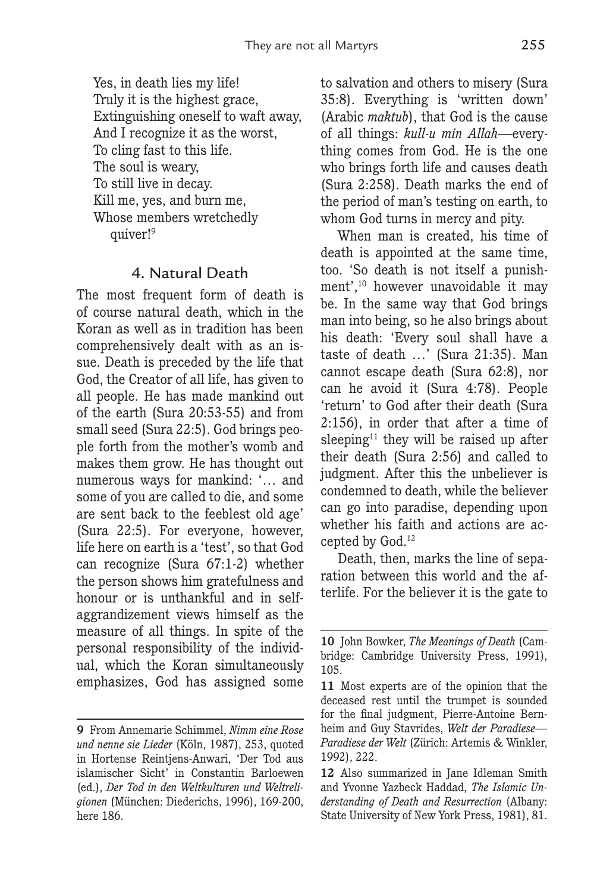Yes, in death lies my life!
Truly it is the highest grace,
Extinguishing oneself to waft away,
And I recognize it as the worst,
To cling fast to this life.
The soul is weary,
To still live in decay.
Kill me, yes, and burn me,
Whose members wretchedly
quiver![9]

## 4. Natural Death

The most frequent form of death is of course natural death, which in the Koran as well as in tradition has been comprehensively dealt with as an issue. Death is preceded by the life that God, the Creator of all life, has given to all people. He has made mankind out of the earth (Sura 20:53-55) and from small seed (Sura 22:5). God brings people forth from the mother's womb and makes them grow. He has thought out numerous ways for mankind: '… and some of you are called to die, and some are sent back to the feeblest old age' (Sura 22:5). For everyone, however, life here on earth is a 'test', so that God can recognize (Sura 67:1-2) whether the person shows him gratefulness and honour or is unthankful and in self-aggrandizement views himself as the measure of all things. In spite of the personal responsibility of the individual, which the Koran simultaneously emphasizes, God has assigned some to salvation and others to misery (Sura 35:8). Everything is 'written down' (Arabic *maktub*), that God is the cause of all things: *kull-u min Allah*—everything comes from God. He is the one who brings forth life and causes death (Sura 2:258). Death marks the end of the period of man's testing on earth, to whom God turns in mercy and pity.

When man is created, his time of death is appointed at the same time, too. 'So death is not itself a punishment',[10] however unavoidable it may be. In the same way that God brings man into being, so he also brings about his death: 'Every soul shall have a taste of death …' (Sura 21:35). Man cannot escape death (Sura 62:8), nor can he avoid it (Sura 4:78). People 'return' to God after their death (Sura 2:156), in order that after a time of sleeping[11] they will be raised up after their death (Sura 2:56) and called to judgment. After this the unbeliever is condemned to death, while the believer can go into paradise, depending upon whether his faith and actions are accepted by God.[12]

Death, then, marks the line of separation between this world and the afterlife. For the believer it is the gate to

---

**9** From Annemarie Schimmel, *Nimm eine Rose und nenne sie Lieder* (Köln, 1987), 253, quoted in Hortense Reintjens-Anwari, 'Der Tod aus islamischer Sicht' in Constantin Barloewen (ed.), *Der Tod in den Weltkulturen und Weltreligionen* (München: Diederichs, 1996), 169-200, here 186.

**10** John Bowker, *The Meanings of Death* (Cambridge: Cambridge University Press, 1991), 105.

**11** Most experts are of the opinion that the deceased rest until the trumpet is sounded for the final judgment, Pierre-Antoine Bernheim and Guy Stavrides, *Welt der Paradiese—Paradiese der Welt* (Zürich: Artemis & Winkler, 1992), 222.

**12** Also summarized in Jane Idleman Smith and Yvonne Yazbeck Haddad, *The Islamic Understanding of Death and Resurrection* (Albany: State University of New York Press, 1981), 81.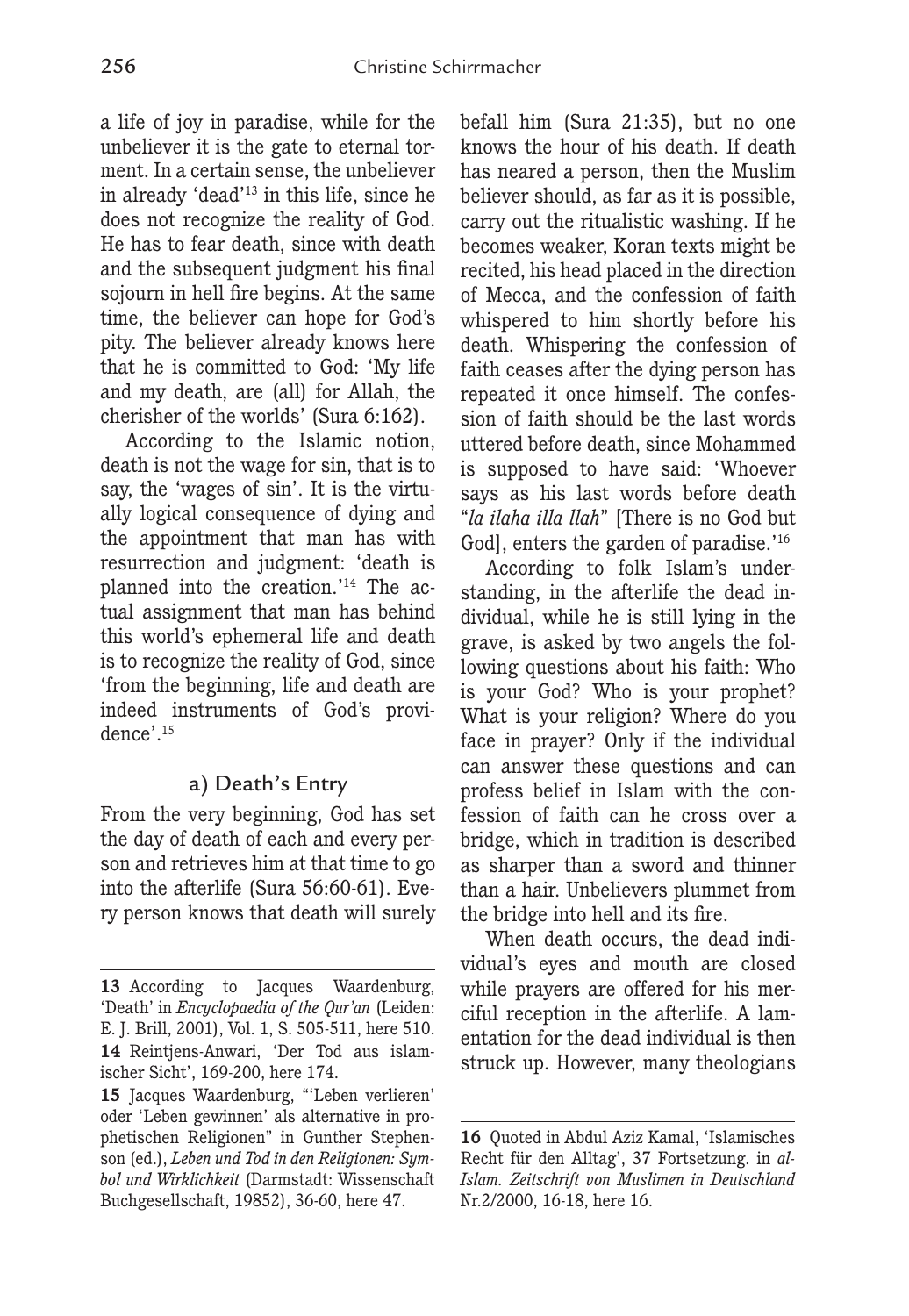a life of joy in paradise, while for the unbeliever it is the gate to eternal torment. In a certain sense, the unbeliever in already 'dead'[13] in this life, since he does not recognize the reality of God. He has to fear death, since with death and the subsequent judgment his final sojourn in hell fire begins. At the same time, the believer can hope for God's pity. The believer already knows here that he is committed to God: 'My life and my death, are (all) for Allah, the cherisher of the worlds' (Sura 6:162).

According to the Islamic notion, death is not the wage for sin, that is to say, the 'wages of sin'. It is the virtually logical consequence of dying and the appointment that man has with resurrection and judgment: 'death is planned into the creation.'[14] The actual assignment that man has behind this world's ephemeral life and death is to recognize the reality of God, since 'from the beginning, life and death are indeed instruments of God's providence'.[15]

### a) Death's Entry

From the very beginning, God has set the day of death of each and every person and retrieves him at that time to go into the afterlife (Sura 56:60-61). Every person knows that death will surely befall him (Sura 21:35), but no one knows the hour of his death. If death has neared a person, then the Muslim believer should, as far as it is possible, carry out the ritualistic washing. If he becomes weaker, Koran texts might be recited, his head placed in the direction of Mecca, and the confession of faith whispered to him shortly before his death. Whispering the confession of faith ceases after the dying person has repeated it once himself. The confession of faith should be the last words uttered before death, since Mohammed is supposed to have said: 'Whoever says as his last words before death "*la ilaha illa llah*" [There is no God but God], enters the garden of paradise.'[16]

According to folk Islam's understanding, in the afterlife the dead individual, while he is still lying in the grave, is asked by two angels the following questions about his faith: Who is your God? Who is your prophet? What is your religion? Where do you face in prayer? Only if the individual can answer these questions and can profess belief in Islam with the confession of faith can he cross over a bridge, which in tradition is described as sharper than a sword and thinner than a hair. Unbelievers plummet from the bridge into hell and its fire.

When death occurs, the dead individual's eyes and mouth are closed while prayers are offered for his merciful reception in the afterlife. A lamentation for the dead individual is then struck up. However, many theologians

---

**13** According to Jacques Waardenburg, 'Death' in *Encyclopaedia of the Qur'an* (Leiden: E. J. Brill, 2001), Vol. 1, S. 505-511, here 510.

**14** Reintjens-Anwari, 'Der Tod aus islamischer Sicht', 169-200, here 174.

**15** Jacques Waardenburg, "'Leben verlieren' oder 'Leben gewinnen' als alternative in prophetischen Religionen" in Gunther Stephenson (ed.), *Leben und Tod in den Religionen: Symbol und Wirklichkeit* (Darmstadt: Wissenschaft Buchgesellschaft, 19852), 36-60, here 47.

**16** Quoted in Abdul Aziz Kamal, 'Islamisches Recht für den Alltag', 37 Fortsetzung. in *al-Islam. Zeitschrift von Muslimen in Deutschland* Nr.2/2000, 16-18, here 16.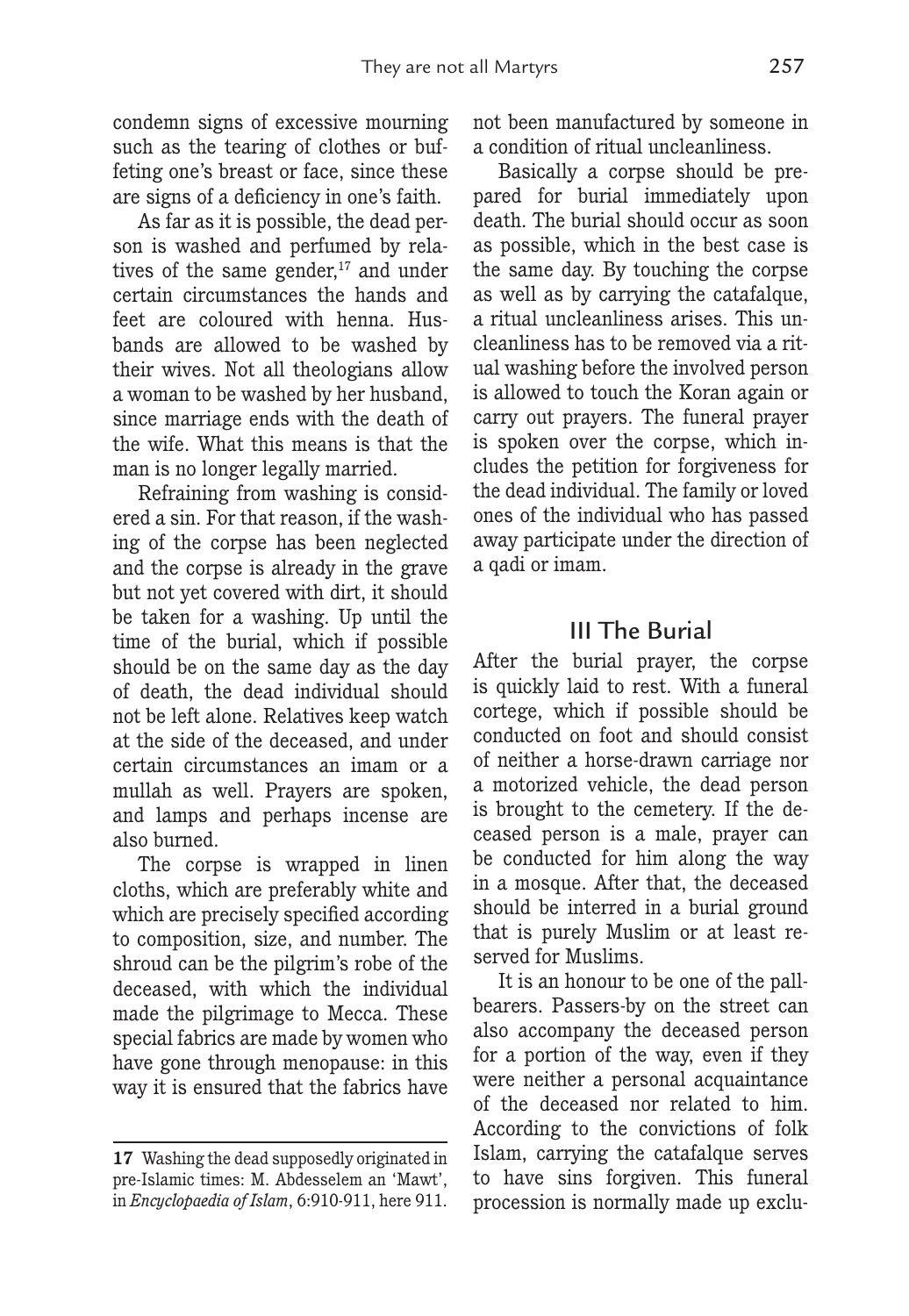condemn signs of excessive mourning such as the tearing of clothes or buffeting one's breast or face, since these are signs of a deficiency in one's faith.

As far as it is possible, the dead person is washed and perfumed by relatives of the same gender,[17] and under certain circumstances the hands and feet are coloured with henna. Husbands are allowed to be washed by their wives. Not all theologians allow a woman to be washed by her husband, since marriage ends with the death of the wife. What this means is that the man is no longer legally married.

Refraining from washing is considered a sin. For that reason, if the washing of the corpse has been neglected and the corpse is already in the grave but not yet covered with dirt, it should be taken for a washing. Up until the time of the burial, which if possible should be on the same day as the day of death, the dead individual should not be left alone. Relatives keep watch at the side of the deceased, and under certain circumstances an imam or a mullah as well. Prayers are spoken, and lamps and perhaps incense are also burned.

The corpse is wrapped in linen cloths, which are preferably white and which are precisely specified according to composition, size, and number. The shroud can be the pilgrim's robe of the deceased, with which the individual made the pilgrimage to Mecca. These special fabrics are made by women who have gone through menopause: in this way it is ensured that the fabrics have not been manufactured by someone in a condition of ritual uncleanliness.

Basically a corpse should be prepared for burial immediately upon death. The burial should occur as soon as possible, which in the best case is the same day. By touching the corpse as well as by carrying the catafalque, a ritual uncleanliness arises. This uncleanliness has to be removed via a ritual washing before the involved person is allowed to touch the Koran again or carry out prayers. The funeral prayer is spoken over the corpse, which includes the petition for forgiveness for the dead individual. The family or loved ones of the individual who has passed away participate under the direction of a qadi or imam.

## III The Burial

After the burial prayer, the corpse is quickly laid to rest. With a funeral cortege, which if possible should be conducted on foot and should consist of neither a horse-drawn carriage nor a motorized vehicle, the dead person is brought to the cemetery. If the deceased person is a male, prayer can be conducted for him along the way in a mosque. After that, the deceased should be interred in a burial ground that is purely Muslim or at least reserved for Muslims.

It is an honour to be one of the pallbearers. Passers-by on the street can also accompany the deceased person for a portion of the way, even if they were neither a personal acquaintance of the deceased nor related to him. According to the convictions of folk Islam, carrying the catafalque serves to have sins forgiven. This funeral procession is normally made up exclu-

---

**17** Washing the dead supposedly originated in pre-Islamic times: M. Abdesselem an 'Mawt', in *Encyclopaedia of Islam*, 6:910-911, here 911.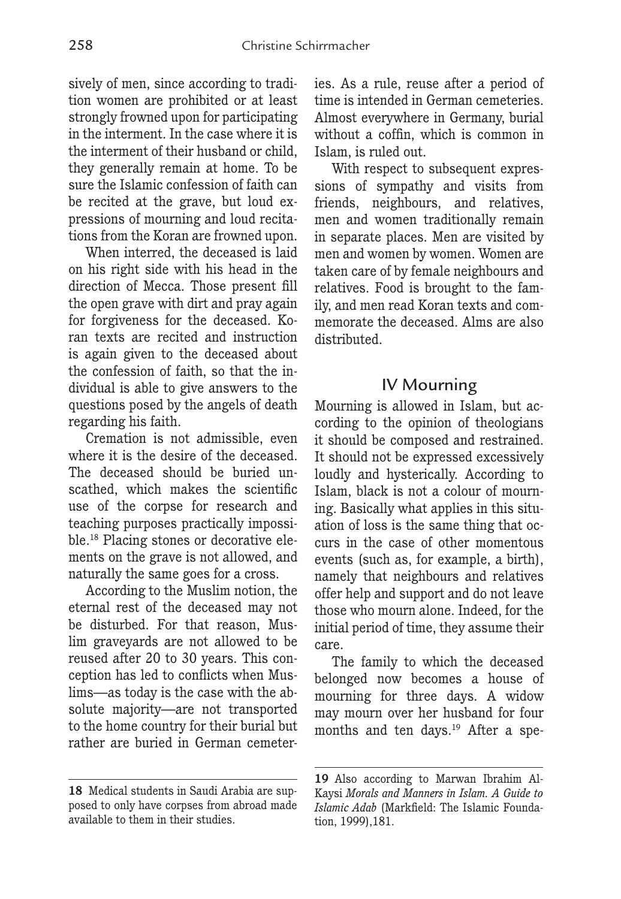sively of men, since according to tradition women are prohibited or at least strongly frowned upon for participating in the interment. In the case where it is the interment of their husband or child, they generally remain at home. To be sure the Islamic confession of faith can be recited at the grave, but loud expressions of mourning and loud recitations from the Koran are frowned upon.

When interred, the deceased is laid on his right side with his head in the direction of Mecca. Those present fill the open grave with dirt and pray again for forgiveness for the deceased. Koran texts are recited and instruction is again given to the deceased about the confession of faith, so that the individual is able to give answers to the questions posed by the angels of death regarding his faith.

Cremation is not admissible, even where it is the desire of the deceased. The deceased should be buried unscathed, which makes the scientific use of the corpse for research and teaching purposes practically impossible.[18] Placing stones or decorative elements on the grave is not allowed, and naturally the same goes for a cross.

According to the Muslim notion, the eternal rest of the deceased may not be disturbed. For that reason, Muslim graveyards are not allowed to be reused after 20 to 30 years. This conception has led to conflicts when Muslims—as today is the case with the absolute majority—are not transported to the home country for their burial but rather are buried in German cemeteries. As a rule, reuse after a period of time is intended in German cemeteries. Almost everywhere in Germany, burial without a coffin, which is common in Islam, is ruled out.

With respect to subsequent expressions of sympathy and visits from friends, neighbours, and relatives, men and women traditionally remain in separate places. Men are visited by men and women by women. Women are taken care of by female neighbours and relatives. Food is brought to the family, and men read Koran texts and commemorate the deceased. Alms are also distributed.

## IV Mourning

Mourning is allowed in Islam, but according to the opinion of theologians it should be composed and restrained. It should not be expressed excessively loudly and hysterically. According to Islam, black is not a colour of mourning. Basically what applies in this situation of loss is the same thing that occurs in the case of other momentous events (such as, for example, a birth), namely that neighbours and relatives offer help and support and do not leave those who mourn alone. Indeed, for the initial period of time, they assume their care.

The family to which the deceased belonged now becomes a house of mourning for three days. A widow may mourn over her husband for four months and ten days.[19] After a spe-

---

**18** Medical students in Saudi Arabia are supposed to only have corpses from abroad made available to them in their studies.

**19** Also according to Marwan Ibrahim Al-Kaysi *Morals and Manners in Islam. A Guide to Islamic Adab* (Markfield: The Islamic Foundation, 1999),181.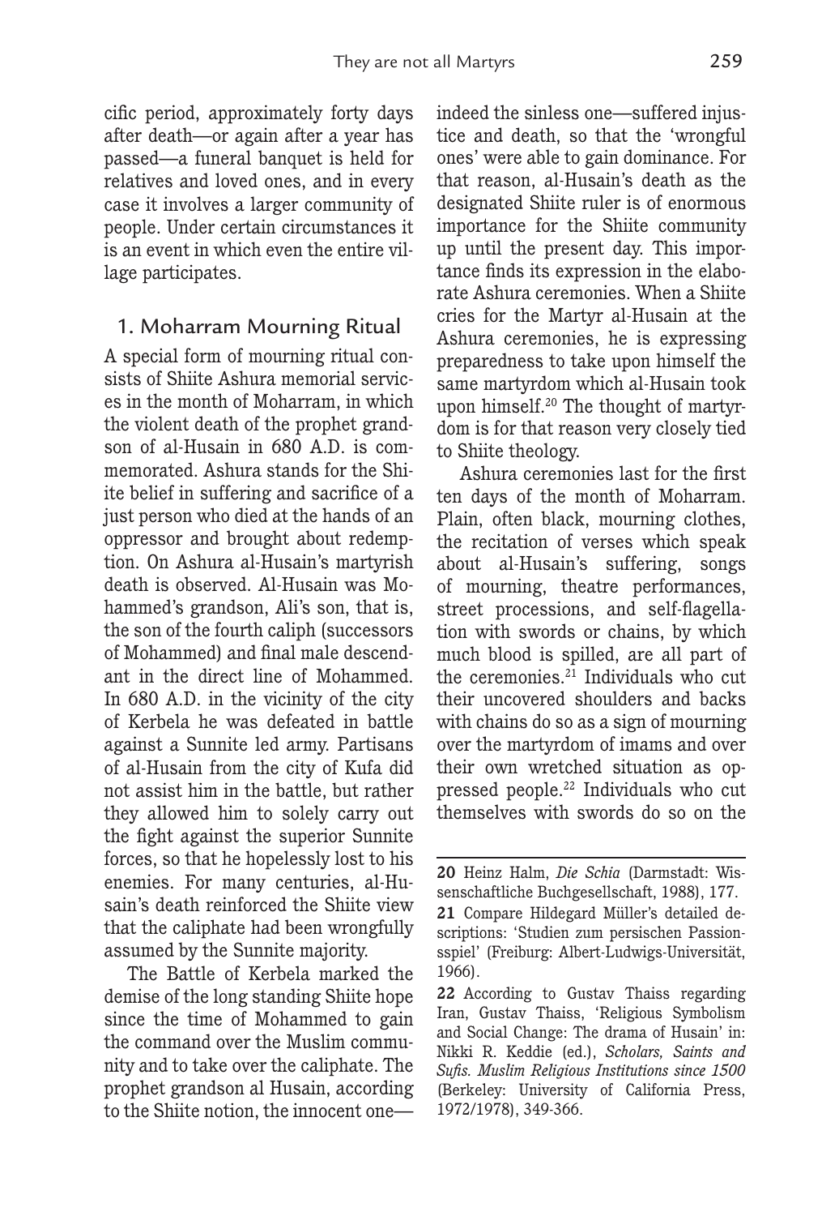cific period, approximately forty days after death—or again after a year has passed—a funeral banquet is held for relatives and loved ones, and in every case it involves a larger community of people. Under certain circumstances it is an event in which even the entire village participates.

## 1. Moharram Mourning Ritual

A special form of mourning ritual consists of Shiite Ashura memorial services in the month of Moharram, in which the violent death of the prophet grandson of al-Husain in 680 A.D. is commemorated. Ashura stands for the Shiite belief in suffering and sacrifice of a just person who died at the hands of an oppressor and brought about redemption. On Ashura al-Husain's martyrish death is observed. Al-Husain was Mohammed's grandson, Ali's son, that is, the son of the fourth caliph (successors of Mohammed) and final male descendant in the direct line of Mohammed. In 680 A.D. in the vicinity of the city of Kerbela he was defeated in battle against a Sunnite led army. Partisans of al-Husain from the city of Kufa did not assist him in the battle, but rather they allowed him to solely carry out the fight against the superior Sunnite forces, so that he hopelessly lost to his enemies. For many centuries, al-Husain's death reinforced the Shiite view that the caliphate had been wrongfully assumed by the Sunnite majority.

The Battle of Kerbela marked the demise of the long standing Shiite hope since the time of Mohammed to gain the command over the Muslim community and to take over the caliphate. The prophet grandson al Husain, according to the Shiite notion, the innocent one—indeed the sinless one—suffered injustice and death, so that the 'wrongful ones' were able to gain dominance. For that reason, al-Husain's death as the designated Shiite ruler is of enormous importance for the Shiite community up until the present day. This importance finds its expression in the elaborate Ashura ceremonies. When a Shiite cries for the Martyr al-Husain at the Ashura ceremonies, he is expressing preparedness to take upon himself the same martyrdom which al-Husain took upon himself.[20] The thought of martyrdom is for that reason very closely tied to Shiite theology.

Ashura ceremonies last for the first ten days of the month of Moharram. Plain, often black, mourning clothes, the recitation of verses which speak about al-Husain's suffering, songs of mourning, theatre performances, street processions, and self-flagellation with swords or chains, by which much blood is spilled, are all part of the ceremonies.[21] Individuals who cut their uncovered shoulders and backs with chains do so as a sign of mourning over the martyrdom of imams and over their own wretched situation as oppressed people.[22] Individuals who cut themselves with swords do so on the

---

**20** Heinz Halm, *Die Schia* (Darmstadt: Wissenschaftliche Buchgesellschaft, 1988), 177.

**21** Compare Hildegard Müller's detailed descriptions: 'Studien zum persischen Passionsspiel' (Freiburg: Albert-Ludwigs-Universität, 1966).

**22** According to Gustav Thaiss regarding Iran, Gustav Thaiss, 'Religious Symbolism and Social Change: The drama of Husain' in: Nikki R. Keddie (ed.), *Scholars, Saints and Sufis. Muslim Religious Institutions since 1500* (Berkeley: University of California Press, 1972/1978), 349-366.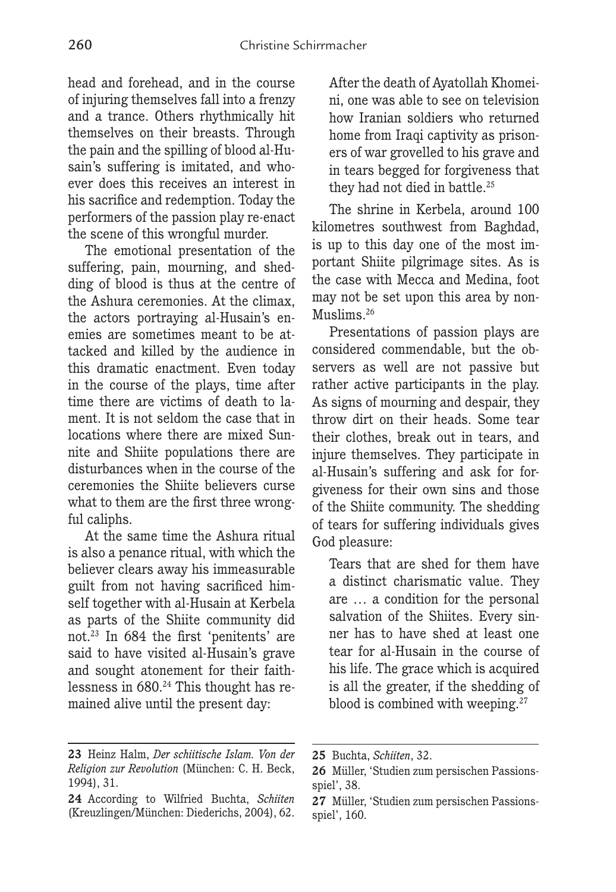head and forehead, and in the course of injuring themselves fall into a frenzy and a trance. Others rhythmically hit themselves on their breasts. Through the pain and the spilling of blood al-Husain's suffering is imitated, and whoever does this receives an interest in his sacrifice and redemption. Today the performers of the passion play re-enact the scene of this wrongful murder.

The emotional presentation of the suffering, pain, mourning, and shedding of blood is thus at the centre of the Ashura ceremonies. At the climax, the actors portraying al-Husain's enemies are sometimes meant to be attacked and killed by the audience in this dramatic enactment. Even today in the course of the plays, time after time there are victims of death to lament. It is not seldom the case that in locations where there are mixed Sunnite and Shiite populations there are disturbances when in the course of the ceremonies the Shiite believers curse what to them are the first three wrongful caliphs.

At the same time the Ashura ritual is also a penance ritual, with which the believer clears away his immeasurable guilt from not having sacrificed himself together with al-Husain at Kerbela as parts of the Shiite community did not.[23] In 684 the first 'penitents' are said to have visited al-Husain's grave and sought atonement for their faithlessness in 680.[24] This thought has remained alive until the present day:

> After the death of Ayatollah Khomeini, one was able to see on television how Iranian soldiers who returned home from Iraqi captivity as prisoners of war grovelled to his grave and in tears begged for forgiveness that they had not died in battle.[25]

The shrine in Kerbela, around 100 kilometres southwest from Baghdad, is up to this day one of the most important Shiite pilgrimage sites. As is the case with Mecca and Medina, foot may not be set upon this area by non-Muslims.[26]

Presentations of passion plays are considered commendable, but the observers as well are not passive but rather active participants in the play. As signs of mourning and despair, they throw dirt on their heads. Some tear their clothes, break out in tears, and injure themselves. They participate in al-Husain's suffering and ask for forgiveness for their own sins and those of the Shiite community. The shedding of tears for suffering individuals gives God pleasure:

> Tears that are shed for them have a distinct charismatic value. They are … a condition for the personal salvation of the Shiites. Every sinner has to have shed at least one tear for al-Husain in the course of his life. The grace which is acquired is all the greater, if the shedding of blood is combined with weeping.[27]

---

**23** Heinz Halm, *Der schiitische Islam. Von der Religion zur Revolution* (München: C. H. Beck, 1994), 31.

**24** According to Wilfried Buchta, *Schiiten* (Kreuzlingen/München: Diederichs, 2004), 62.

**25** Buchta, *Schiiten*, 32.

**26** Müller, 'Studien zum persischen Passionsspiel', 38.

**27** Müller, 'Studien zum persischen Passionsspiel', 160.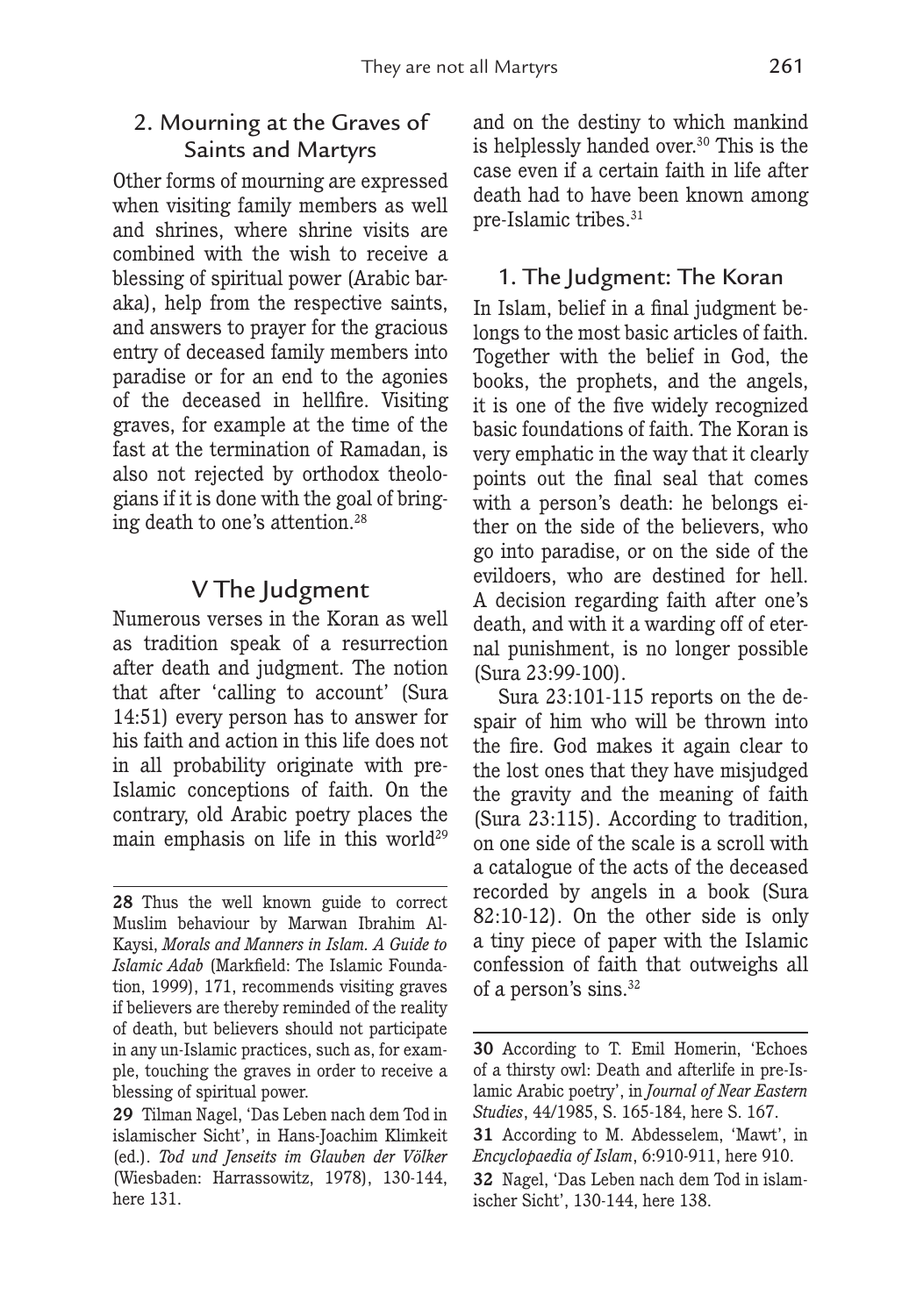## 2. Mourning at the Graves of Saints and Martyrs

Other forms of mourning are expressed when visiting family members as well and shrines, where shrine visits are combined with the wish to receive a blessing of spiritual power (Arabic baraka), help from the respective saints, and answers to prayer for the gracious entry of deceased family members into paradise or for an end to the agonies of the deceased in hellfire. Visiting graves, for example at the time of the fast at the termination of Ramadan, is also not rejected by orthodox theologians if it is done with the goal of bringing death to one's attention.[28]

# V The Judgment

Numerous verses in the Koran as well as tradition speak of a resurrection after death and judgment. The notion that after 'calling to account' (Sura 14:51) every person has to answer for his faith and action in this life does not in all probability originate with pre-Islamic conceptions of faith. On the contrary, old Arabic poetry places the main emphasis on life in this world[29] and on the destiny to which mankind is helplessly handed over.[30] This is the case even if a certain faith in life after death had to have been known among pre-Islamic tribes.[31]

## 1. The Judgment: The Koran

In Islam, belief in a final judgment belongs to the most basic articles of faith. Together with the belief in God, the books, the prophets, and the angels, it is one of the five widely recognized basic foundations of faith. The Koran is very emphatic in the way that it clearly points out the final seal that comes with a person's death: he belongs either on the side of the believers, who go into paradise, or on the side of the evildoers, who are destined for hell. A decision regarding faith after one's death, and with it a warding off of eternal punishment, is no longer possible (Sura 23:99-100).

Sura 23:101-115 reports on the despair of him who will be thrown into the fire. God makes it again clear to the lost ones that they have misjudged the gravity and the meaning of faith (Sura 23:115). According to tradition, on one side of the scale is a scroll with a catalogue of the acts of the deceased recorded by angels in a book (Sura 82:10-12). On the other side is only a tiny piece of paper with the Islamic confession of faith that outweighs all of a person's sins.[32]

---

**28** Thus the well known guide to correct Muslim behaviour by Marwan Ibrahim Al-Kaysi, *Morals and Manners in Islam. A Guide to Islamic Adab* (Markfield: The Islamic Foundation, 1999), 171, recommends visiting graves if believers are thereby reminded of the reality of death, but believers should not participate in any un-Islamic practices, such as, for example, touching the graves in order to receive a blessing of spiritual power.

**29** Tilman Nagel, 'Das Leben nach dem Tod in islamischer Sicht', in Hans-Joachim Klimkeit (ed.). *Tod und Jenseits im Glauben der Völker* (Wiesbaden: Harrassowitz, 1978), 130-144, here 131.

**30** According to T. Emil Homerin, 'Echoes of a thirsty owl: Death and afterlife in pre-Islamic Arabic poetry', in *Journal of Near Eastern Studies*, 44/1985, S. 165-184, here S. 167.

**31** According to M. Abdesselem, 'Mawt', in *Encyclopaedia of Islam*, 6:910-911, here 910.

**32** Nagel, 'Das Leben nach dem Tod in islamischer Sicht', 130-144, here 138.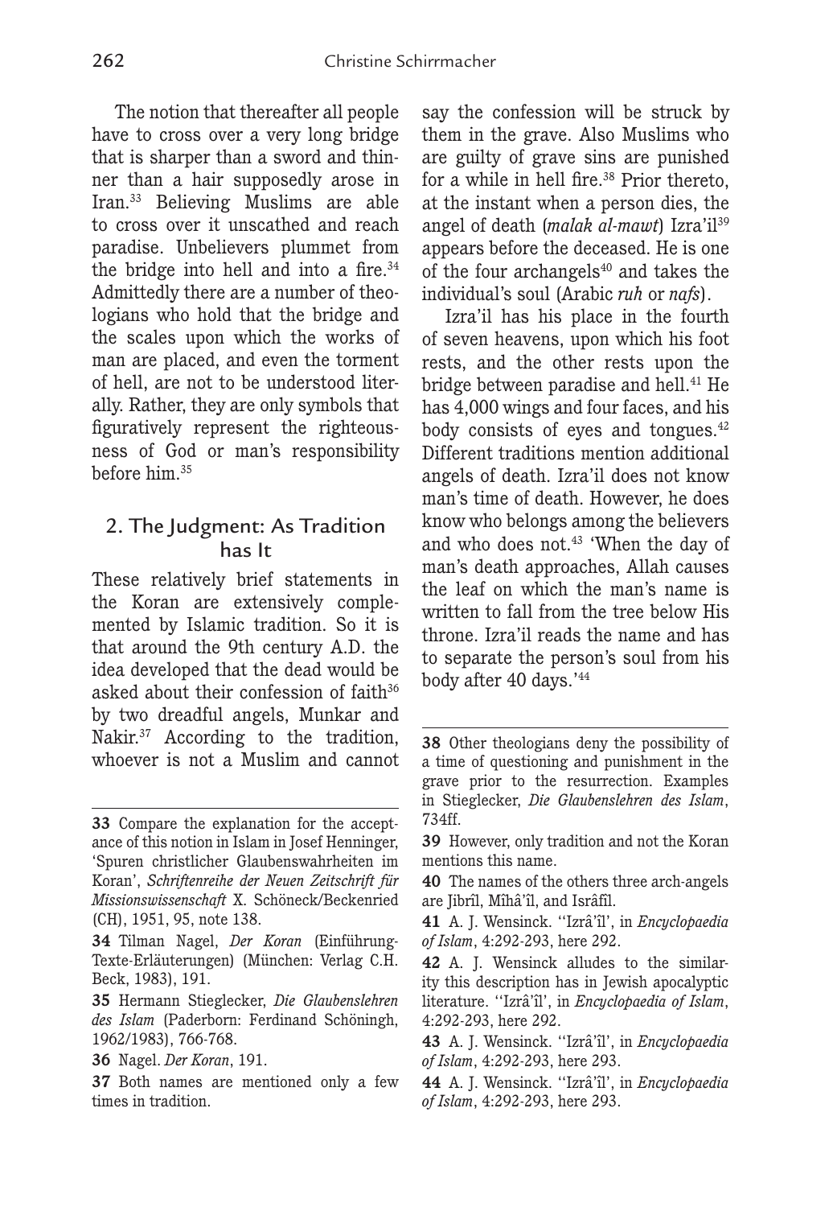The notion that thereafter all people have to cross over a very long bridge that is sharper than a sword and thinner than a hair supposedly arose in Iran.[33] Believing Muslims are able to cross over it unscathed and reach paradise. Unbelievers plummet from the bridge into hell and into a fire.[34] Admittedly there are a number of theologians who hold that the bridge and the scales upon which the works of man are placed, and even the torment of hell, are not to be understood literally. Rather, they are only symbols that figuratively represent the righteousness of God or man's responsibility before him.[35]

## 2. The Judgment: As Tradition has It

These relatively brief statements in the Koran are extensively complemented by Islamic tradition. So it is that around the 9th century A.D. the idea developed that the dead would be asked about their confession of faith[36] by two dreadful angels, Munkar and Nakir.[37] According to the tradition, whoever is not a Muslim and cannot say the confession will be struck by them in the grave. Also Muslims who are guilty of grave sins are punished for a while in hell fire.[38] Prior thereto, at the instant when a person dies, the angel of death (*malak al-mawt*) Izra'il[39] appears before the deceased. He is one of the four archangels[40] and takes the individual's soul (Arabic *ruh* or *nafs*).

Izra'il has his place in the fourth of seven heavens, upon which his foot rests, and the other rests upon the bridge between paradise and hell.[41] He has 4,000 wings and four faces, and his body consists of eyes and tongues.[42] Different traditions mention additional angels of death. Izra'il does not know man's time of death. However, he does know who belongs among the believers and who does not.[43] 'When the day of man's death approaches, Allah causes the leaf on which the man's name is written to fall from the tree below His throne. Izra'il reads the name and has to separate the person's soul from his body after 40 days.'[44]

---

**33** Compare the explanation for the acceptance of this notion in Islam in Josef Henninger, 'Spuren christlicher Glaubenswahrheiten im Koran', *Schriftenreihe der Neuen Zeitschrift für Missionswissenschaft* X. Schöneck/Beckenried (CH), 1951, 95, note 138.

**34** Tilman Nagel, *Der Koran* (Einführung-Texte-Erläuterungen) (München: Verlag C.H. Beck, 1983), 191.

**35** Hermann Stieglecker, *Die Glaubenslehren des Islam* (Paderborn: Ferdinand Schöningh, 1962/1983), 766-768.

**36** Nagel. *Der Koran*, 191.

**37** Both names are mentioned only a few times in tradition.

**38** Other theologians deny the possibility of a time of questioning and punishment in the grave prior to the resurrection. Examples in Stieglecker, *Die Glaubenslehren des Islam*, 734ff.

**39** However, only tradition and not the Koran mentions this name.

**40** The names of the others three arch-angels are Jibrîl, Mîhâ'îl, and Isrâfîl.

**41** A. J. Wensinck. ''Izrâ'îl', in *Encyclopaedia of Islam*, 4:292-293, here 292.

**42** A. J. Wensinck alludes to the similarity this description has in Jewish apocalyptic literature. ''Izrâ'îl', in *Encyclopaedia of Islam*, 4:292-293, here 292.

**43** A. J. Wensinck. ''Izrâ'îl', in *Encyclopaedia of Islam*, 4:292-293, here 293.

**44** A. J. Wensinck. ''Izrâ'îl', in *Encyclopaedia of Islam*, 4:292-293, here 293.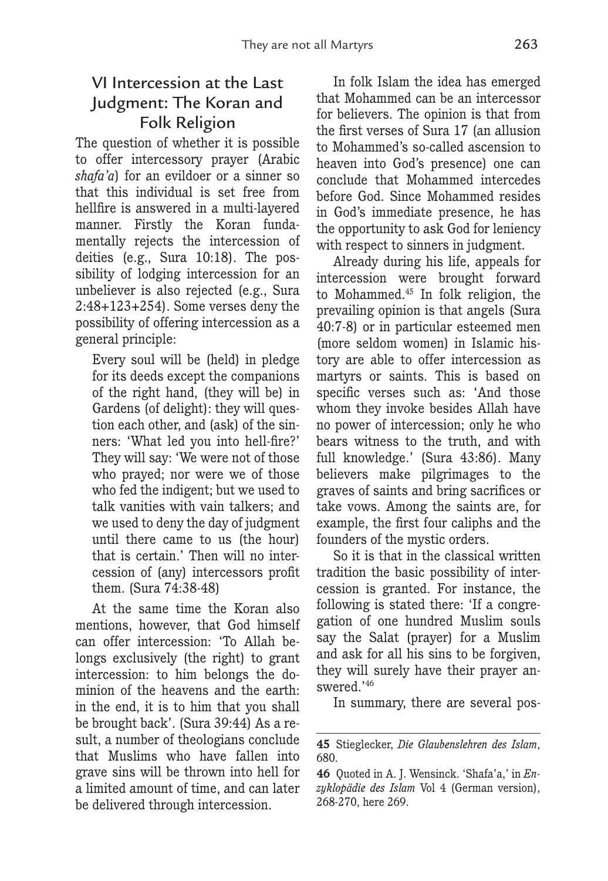## VI Intercession at the Last Judgment: The Koran and Folk Religion

The question of whether it is possible to offer intercessory prayer (Arabic *shafa'a*) for an evildoer or a sinner so that this individual is set free from hellfire is answered in a multi-layered manner. Firstly the Koran fundamentally rejects the intercession of deities (e.g., Sura 10:18). The possibility of lodging intercession for an unbeliever is also rejected (e.g., Sura 2:48+123+254). Some verses deny the possibility of offering intercession as a general principle:

> Every soul will be (held) in pledge for its deeds except the companions of the right hand, (they will be) in Gardens (of delight): they will question each other, and (ask) of the sinners: 'What led you into hell-fire?' They will say: 'We were not of those who prayed; nor were we of those who fed the indigent; but we used to talk vanities with vain talkers; and we used to deny the day of judgment until there came to us (the hour) that is certain.' Then will no intercession of (any) intercessors profit them. (Sura 74:38-48)

At the same time the Koran also mentions, however, that God himself can offer intercession: 'To Allah belongs exclusively (the right) to grant intercession: to him belongs the dominion of the heavens and the earth: in the end, it is to him that you shall be brought back'. (Sura 39:44) As a result, a number of theologians conclude that Muslims who have fallen into grave sins will be thrown into hell for a limited amount of time, and can later be delivered through intercession.

In folk Islam the idea has emerged that Mohammed can be an intercessor for believers. The opinion is that from the first verses of Sura 17 (an allusion to Mohammed's so-called ascension to heaven into God's presence) one can conclude that Mohammed intercedes before God. Since Mohammed resides in God's immediate presence, he has the opportunity to ask God for leniency with respect to sinners in judgment.

Already during his life, appeals for intercession were brought forward to Mohammed.[45] In folk religion, the prevailing opinion is that angels (Sura 40:7-8) or in particular esteemed men (more seldom women) in Islamic history are able to offer intercession as martyrs or saints. This is based on specific verses such as: 'And those whom they invoke besides Allah have no power of intercession; only he who bears witness to the truth, and with full knowledge.' (Sura 43:86). Many believers make pilgrimages to the graves of saints and bring sacrifices or take vows. Among the saints are, for example, the first four caliphs and the founders of the mystic orders.

So it is that in the classical written tradition the basic possibility of intercession is granted. For instance, the following is stated there: 'If a congregation of one hundred Muslim souls say the Salat (prayer) for a Muslim and ask for all his sins to be forgiven, they will surely have their prayer answered.'[46]

In summary, there are several pos-

---

**45** Stieglecker, *Die Glaubenslehren des Islam*, 680.

**46** Quoted in A. J. Wensinck. 'Shafa'a,' in *Enzyklopädie des Islam* Vol 4 (German version), 268-270, here 269.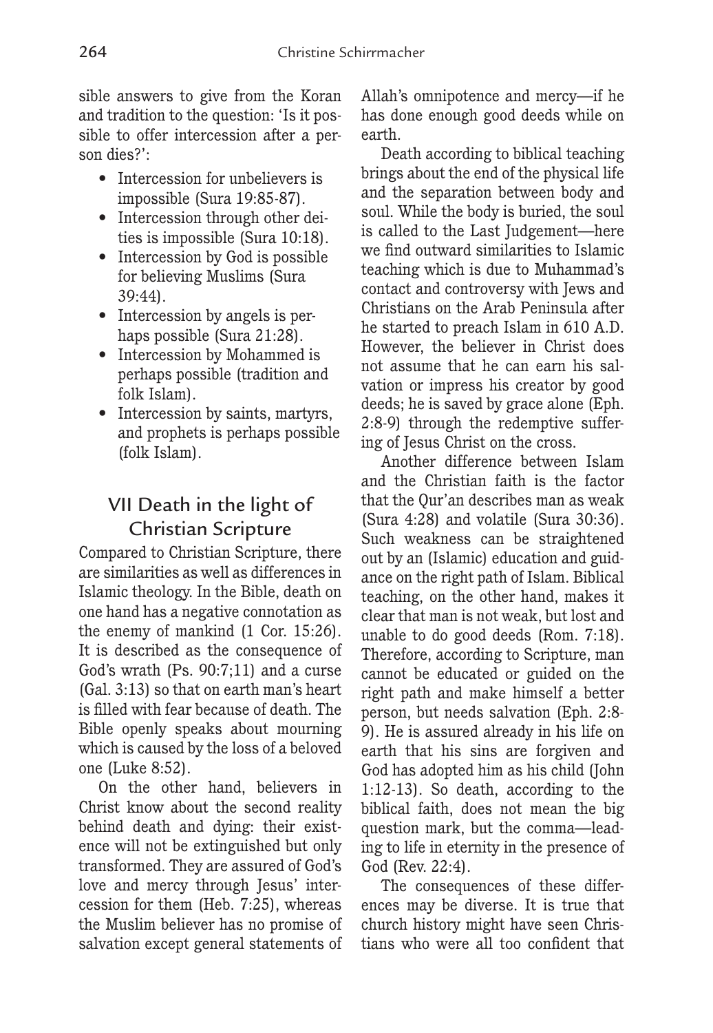sible answers to give from the Koran and tradition to the question: 'Is it possible to offer intercession after a person dies?':

- Intercession for unbelievers is impossible (Sura 19:85-87).
- Intercession through other deities is impossible (Sura 10:18).
- Intercession by God is possible for believing Muslims (Sura 39:44).
- Intercession by angels is perhaps possible (Sura 21:28).
- Intercession by Mohammed is perhaps possible (tradition and folk Islam).
- Intercession by saints, martyrs, and prophets is perhaps possible (folk Islam).

## VII Death in the light of Christian Scripture

Compared to Christian Scripture, there are similarities as well as differences in Islamic theology. In the Bible, death on one hand has a negative connotation as the enemy of mankind (1 Cor. 15:26). It is described as the consequence of God's wrath (Ps. 90:7;11) and a curse (Gal. 3:13) so that on earth man's heart is filled with fear because of death. The Bible openly speaks about mourning which is caused by the loss of a beloved one (Luke 8:52).

On the other hand, believers in Christ know about the second reality behind death and dying: their existence will not be extinguished but only transformed. They are assured of God's love and mercy through Jesus' intercession for them (Heb. 7:25), whereas the Muslim believer has no promise of salvation except general statements of Allah's omnipotence and mercy—if he has done enough good deeds while on earth.

Death according to biblical teaching brings about the end of the physical life and the separation between body and soul. While the body is buried, the soul is called to the Last Judgement—here we find outward similarities to Islamic teaching which is due to Muhammad's contact and controversy with Jews and Christians on the Arab Peninsula after he started to preach Islam in 610 A.D. However, the believer in Christ does not assume that he can earn his salvation or impress his creator by good deeds; he is saved by grace alone (Eph. 2:8-9) through the redemptive suffering of Jesus Christ on the cross.

Another difference between Islam and the Christian faith is the factor that the Qur'an describes man as weak (Sura 4:28) and volatile (Sura 30:36). Such weakness can be straightened out by an (Islamic) education and guidance on the right path of Islam. Biblical teaching, on the other hand, makes it clear that man is not weak, but lost and unable to do good deeds (Rom. 7:18). Therefore, according to Scripture, man cannot be educated or guided on the right path and make himself a better person, but needs salvation (Eph. 2:8-9). He is assured already in his life on earth that his sins are forgiven and God has adopted him as his child (John 1:12-13). So death, according to the biblical faith, does not mean the big question mark, but the comma—leading to life in eternity in the presence of God (Rev. 22:4).

The consequences of these differences may be diverse. It is true that church history might have seen Christians who were all too confident that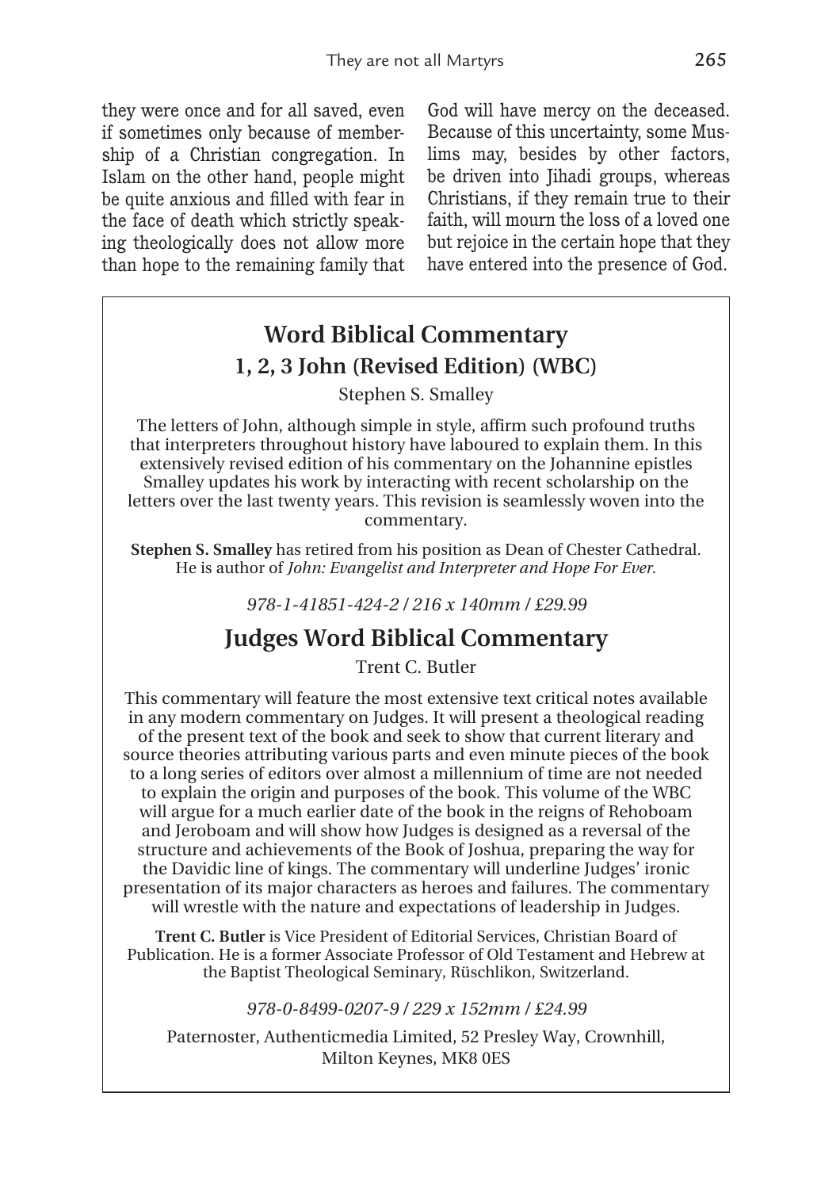they were once and for all saved, even if sometimes only because of membership of a Christian congregation. In Islam on the other hand, people might be quite anxious and filled with fear in the face of death which strictly speaking theologically does not allow more than hope to the remaining family that God will have mercy on the deceased. Because of this uncertainty, some Muslims may, besides by other factors, be driven into Jihadi groups, whereas Christians, if they remain true to their faith, will mourn the loss of a loved one but rejoice in the certain hope that they have entered into the presence of God.

## Word Biblical Commentary

### 1, 2, 3 John (Revised Edition) (WBC)

Stephen S. Smalley

The letters of John, although simple in style, affirm such profound truths that interpreters throughout history have laboured to explain them. In this extensively revised edition of his commentary on the Johannine epistles Smalley updates his work by interacting with recent scholarship on the letters over the last twenty years. This revision is seamlessly woven into the commentary.

**Stephen S. Smalley** has retired from his position as Dean of Chester Cathedral. He is author of *John: Evangelist and Interpreter and Hope For Ever.*

*978-1-41851-424-2 / 216 x 140mm / £29.99*

## Judges Word Biblical Commentary

Trent C. Butler

This commentary will feature the most extensive text critical notes available in any modern commentary on Judges. It will present a theological reading of the present text of the book and seek to show that current literary and source theories attributing various parts and even minute pieces of the book to a long series of editors over almost a millennium of time are not needed to explain the origin and purposes of the book. This volume of the WBC will argue for a much earlier date of the book in the reigns of Rehoboam and Jeroboam and will show how Judges is designed as a reversal of the structure and achievements of the Book of Joshua, preparing the way for the Davidic line of kings. The commentary will underline Judges' ironic presentation of its major characters as heroes and failures. The commentary will wrestle with the nature and expectations of leadership in Judges.

**Trent C. Butler** is Vice President of Editorial Services, Christian Board of Publication. He is a former Associate Professor of Old Testament and Hebrew at the Baptist Theological Seminary, Rüschlikon, Switzerland.

*978-0-8499-0207-9 / 229 x 152mm / £24.99*

Paternoster, Authenticmedia Limited, 52 Presley Way, Crownhill, Milton Keynes, MK8 0ES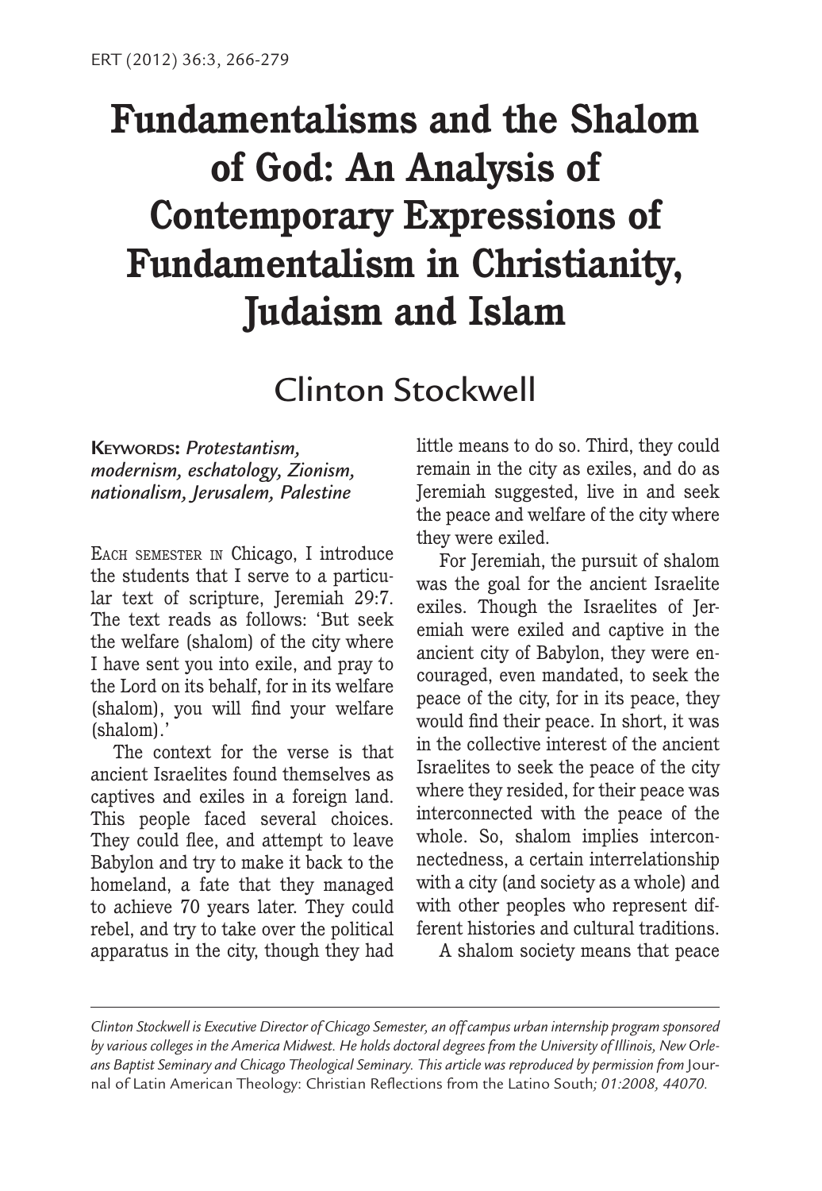# Fundamentalisms and the Shalom of God: An Analysis of Contemporary Expressions of Fundamentalism in Christianity, Judaism and Islam

## Clinton Stockwell

**Keywords:** *Protestantism, modernism, eschatology, Zionism, nationalism, Jerusalem, Palestine*

Each semester in Chicago, I introduce the students that I serve to a particular text of scripture, Jeremiah 29:7. The text reads as follows: 'But seek the welfare (shalom) of the city where I have sent you into exile, and pray to the Lord on its behalf, for in its welfare (shalom), you will find your welfare (shalom).'

The context for the verse is that ancient Israelites found themselves as captives and exiles in a foreign land. This people faced several choices. They could flee, and attempt to leave Babylon and try to make it back to the homeland, a fate that they managed to achieve 70 years later. They could rebel, and try to take over the political apparatus in the city, though they had little means to do so. Third, they could remain in the city as exiles, and do as Jeremiah suggested, live in and seek the peace and welfare of the city where they were exiled.

For Jeremiah, the pursuit of shalom was the goal for the ancient Israelite exiles. Though the Israelites of Jeremiah were exiled and captive in the ancient city of Babylon, they were encouraged, even mandated, to seek the peace of the city, for in its peace, they would find their peace. In short, it was in the collective interest of the ancient Israelites to seek the peace of the city where they resided, for their peace was interconnected with the peace of the whole. So, shalom implies interconnectedness, a certain interrelationship with a city (and society as a whole) and with other peoples who represent different histories and cultural traditions.

A shalom society means that peace

---

*Clinton Stockwell is Executive Director of Chicago Semester, an off campus urban internship program sponsored by various colleges in the America Midwest. He holds doctoral degrees from the University of Illinois, New Orleans Baptist Seminary and Chicago Theological Seminary. This article was reproduced by permission from* Journal of Latin American Theology: Christian Reflections from the Latino South*; 01:2008, 44070.*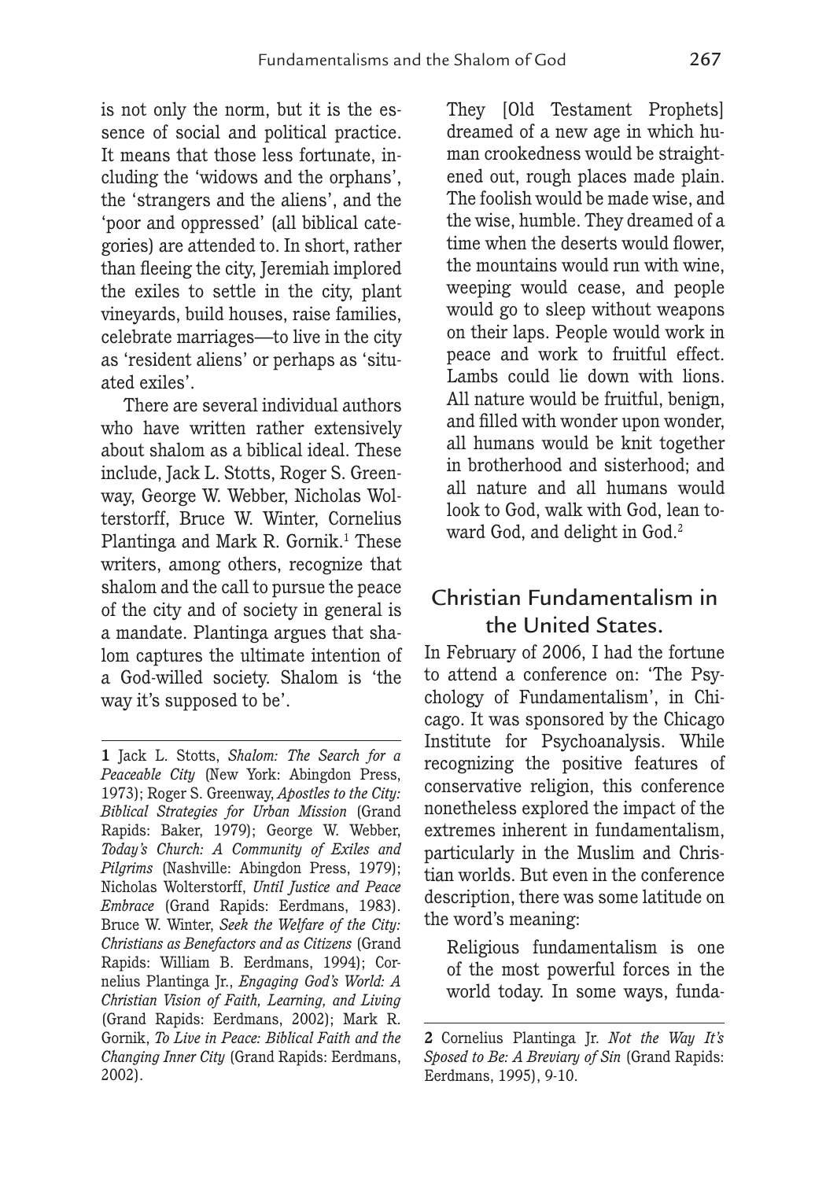is not only the norm, but it is the essence of social and political practice. It means that those less fortunate, including the 'widows and the orphans', the 'strangers and the aliens', and the 'poor and oppressed' (all biblical categories) are attended to. In short, rather than fleeing the city, Jeremiah implored the exiles to settle in the city, plant vineyards, build houses, raise families, celebrate marriages—to live in the city as 'resident aliens' or perhaps as 'situated exiles'.

There are several individual authors who have written rather extensively about shalom as a biblical ideal. These include, Jack L. Stotts, Roger S. Greenway, George W. Webber, Nicholas Wolterstorff, Bruce W. Winter, Cornelius Plantinga and Mark R. Gornik.[1] These writers, among others, recognize that shalom and the call to pursue the peace of the city and of society in general is a mandate. Plantinga argues that shalom captures the ultimate intention of a God-willed society. Shalom is 'the way it's supposed to be'.

> They [Old Testament Prophets] dreamed of a new age in which human crookedness would be straightened out, rough places made plain. The foolish would be made wise, and the wise, humble. They dreamed of a time when the deserts would flower, the mountains would run with wine, weeping would cease, and people would go to sleep without weapons on their laps. People would work in peace and work to fruitful effect. Lambs could lie down with lions. All nature would be fruitful, benign, and filled with wonder upon wonder, all humans would be knit together in brotherhood and sisterhood; and all nature and all humans would look to God, walk with God, lean toward God, and delight in God.[2]

## Christian Fundamentalism in the United States.

In February of 2006, I had the fortune to attend a conference on: 'The Psychology of Fundamentalism', in Chicago. It was sponsored by the Chicago Institute for Psychoanalysis. While recognizing the positive features of conservative religion, this conference nonetheless explored the impact of the extremes inherent in fundamentalism, particularly in the Muslim and Christian worlds. But even in the conference description, there was some latitude on the word's meaning:

> Religious fundamentalism is one of the most powerful forces in the world today. In some ways, funda-

---

**1** Jack L. Stotts, *Shalom: The Search for a Peaceable City* (New York: Abingdon Press, 1973); Roger S. Greenway, *Apostles to the City: Biblical Strategies for Urban Mission* (Grand Rapids: Baker, 1979); George W. Webber, *Today's Church: A Community of Exiles and Pilgrims* (Nashville: Abingdon Press, 1979); Nicholas Wolterstorff, *Until Justice and Peace Embrace* (Grand Rapids: Eerdmans, 1983). Bruce W. Winter, *Seek the Welfare of the City: Christians as Benefactors and as Citizens* (Grand Rapids: William B. Eerdmans, 1994); Cornelius Plantinga Jr., *Engaging God's World: A Christian Vision of Faith, Learning, and Living* (Grand Rapids: Eerdmans, 2002); Mark R. Gornik, *To Live in Peace: Biblical Faith and the Changing Inner City* (Grand Rapids: Eerdmans, 2002).

**2** Cornelius Plantinga Jr. *Not the Way It's Sposed to Be: A Breviary of Sin* (Grand Rapids: Eerdmans, 1995), 9-10.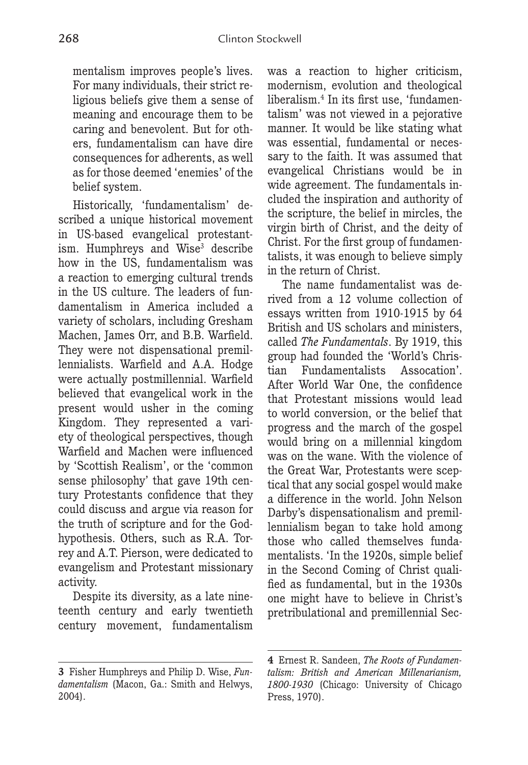mentalism improves people's lives. For many individuals, their strict religious beliefs give them a sense of meaning and encourage them to be caring and benevolent. But for others, fundamentalism can have dire consequences for adherents, as well as for those deemed 'enemies' of the belief system.

Historically, 'fundamentalism' described a unique historical movement in US-based evangelical protestantism. Humphreys and Wise[3] describe how in the US, fundamentalism was a reaction to emerging cultural trends in the US culture. The leaders of fundamentalism in America included a variety of scholars, including Gresham Machen, James Orr, and B.B. Warfield. They were not dispensational premillennialists. Warfield and A.A. Hodge were actually postmillennial. Warfield believed that evangelical work in the present would usher in the coming Kingdom. They represented a variety of theological perspectives, though Warfield and Machen were influenced by 'Scottish Realism', or the 'common sense philosophy' that gave 19th century Protestants confidence that they could discuss and argue via reason for the truth of scripture and for the God-hypothesis. Others, such as R.A. Torrey and A.T. Pierson, were dedicated to evangelism and Protestant missionary activity.

Despite its diversity, as a late nineteenth century and early twentieth century movement, fundamentalism was a reaction to higher criticism, modernism, evolution and theological liberalism.[4] In its first use, 'fundamentalism' was not viewed in a pejorative manner. It would be like stating what was essential, fundamental or necessary to the faith. It was assumed that evangelical Christians would be in wide agreement. The fundamentals included the inspiration and authority of the scripture, the belief in mircles, the virgin birth of Christ, and the deity of Christ. For the first group of fundamentalists, it was enough to believe simply in the return of Christ.

The name fundamentalist was derived from a 12 volume collection of essays written from 1910-1915 by 64 British and US scholars and ministers, called *The Fundamentals*. By 1919, this group had founded the 'World's Christian Fundamentalists Assocation'. After World War One, the confidence that Protestant missions would lead to world conversion, or the belief that progress and the march of the gospel would bring on a millennial kingdom was on the wane. With the violence of the Great War, Protestants were sceptical that any social gospel would make a difference in the world. John Nelson Darby's dispensationalism and premillennialism began to take hold among those who called themselves fundamentalists. 'In the 1920s, simple belief in the Second Coming of Christ qualified as fundamental, but in the 1930s one might have to believe in Christ's pretribulational and premillennial Sec-

---

**3** Fisher Humphreys and Philip D. Wise, *Fundamentalism* (Macon, Ga.: Smith and Helwys, 2004).

**4** Ernest R. Sandeen, *The Roots of Fundamentalism: British and American Millenarianism, 1800-1930* (Chicago: University of Chicago Press, 1970).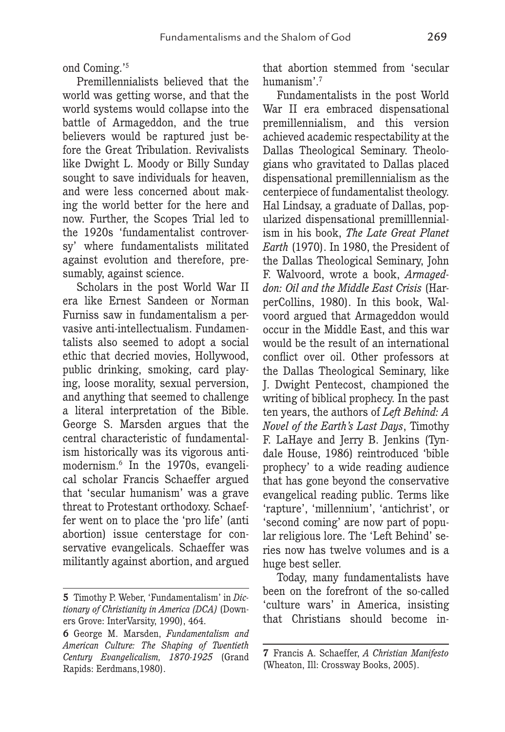ond Coming.'[5]

Premillennialists believed that the world was getting worse, and that the world systems would collapse into the battle of Armageddon, and the true believers would be raptured just before the Great Tribulation. Revivalists like Dwight L. Moody or Billy Sunday sought to save individuals for heaven, and were less concerned about making the world better for the here and now. Further, the Scopes Trial led to the 1920s 'fundamentalist controversy' where fundamentalists militated against evolution and therefore, presumably, against science.

Scholars in the post World War II era like Ernest Sandeen or Norman Furniss saw in fundamentalism a pervasive anti-intellectualism. Fundamentalists also seemed to adopt a social ethic that decried movies, Hollywood, public drinking, smoking, card playing, loose morality, sexual perversion, and anything that seemed to challenge a literal interpretation of the Bible. George S. Marsden argues that the central characteristic of fundamentalism historically was its vigorous antimodernism.[6] In the 1970s, evangelical scholar Francis Schaeffer argued that 'secular humanism' was a grave threat to Protestant orthodoxy. Schaeffer went on to place the 'pro life' (anti abortion) issue centerstage for conservative evangelicals. Schaeffer was militantly against abortion, and argued that abortion stemmed from 'secular humanism'.[7]

Fundamentalists in the post World War II era embraced dispensational premillennialism, and this version achieved academic respectability at the Dallas Theological Seminary. Theologians who gravitated to Dallas placed dispensational premillennialism as the centerpiece of fundamentalist theology. Hal Lindsay, a graduate of Dallas, popularized dispensational premilllennialism in his book, *The Late Great Planet Earth* (1970). In 1980, the President of the Dallas Theological Seminary, John F. Walvoord, wrote a book, *Armageddon: Oil and the Middle East Crisis* (HarperCollins, 1980). In this book, Walvoord argued that Armageddon would occur in the Middle East, and this war would be the result of an international conflict over oil. Other professors at the Dallas Theological Seminary, like J. Dwight Pentecost, championed the writing of biblical prophecy. In the past ten years, the authors of *Left Behind: A Novel of the Earth's Last Days*, Timothy F. LaHaye and Jerry B. Jenkins (Tyndale House, 1986) reintroduced 'bible prophecy' to a wide reading audience that has gone beyond the conservative evangelical reading public. Terms like 'rapture', 'millennium', 'antichrist', or 'second coming' are now part of popular religious lore. The 'Left Behind' series now has twelve volumes and is a huge best seller.

Today, many fundamentalists have been on the forefront of the so-called 'culture wars' in America, insisting that Christians should become in-

---

**5** Timothy P. Weber, 'Fundamentalism' in *Dictionary of Christianity in America (DCA)* (Downers Grove: InterVarsity, 1990), 464.

**6** George M. Marsden, *Fundamentalism and American Culture: The Shaping of Twentieth Century Evangelicalism, 1870-1925* (Grand Rapids: Eerdmans,1980).

**7** Francis A. Schaeffer, *A Christian Manifesto* (Wheaton, Ill: Crossway Books, 2005).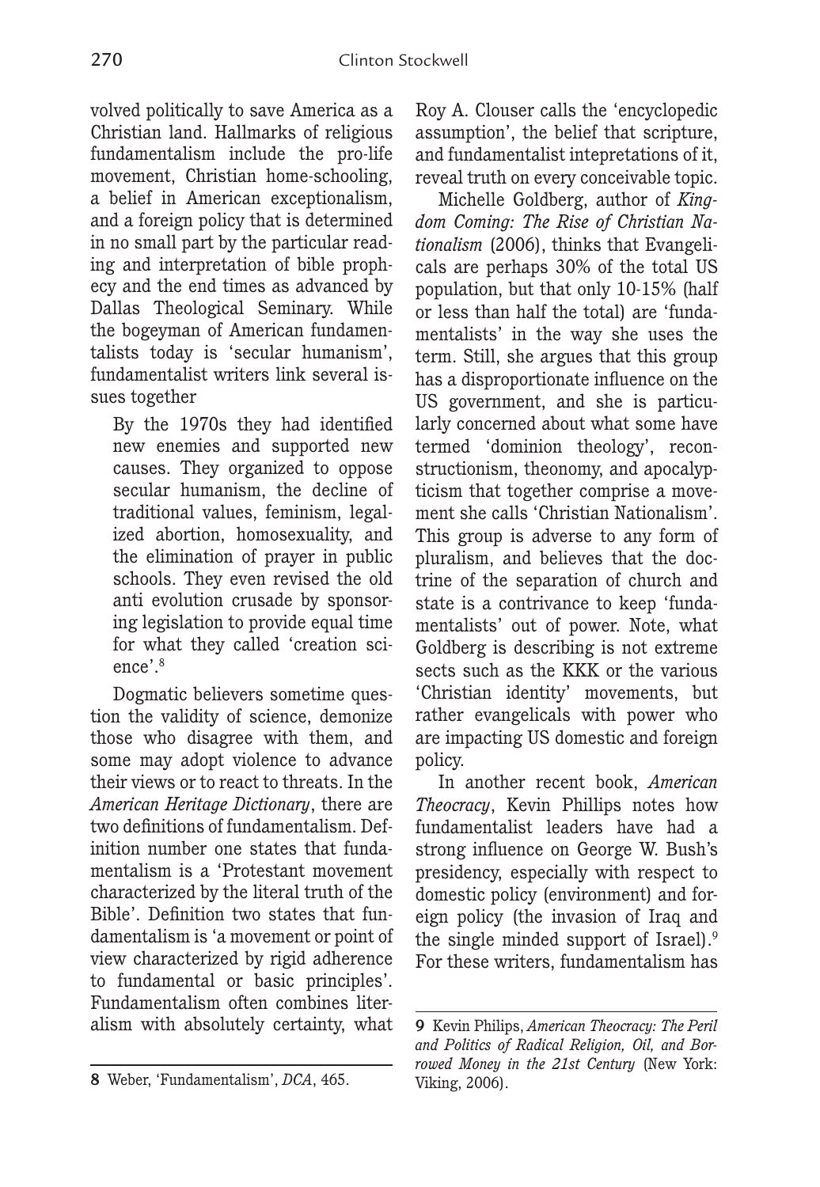volved politically to save America as a Christian land. Hallmarks of religious fundamentalism include the pro-life movement, Christian home-schooling, a belief in American exceptionalism, and a foreign policy that is determined in no small part by the particular reading and interpretation of bible prophecy and the end times as advanced by Dallas Theological Seminary. While the bogeyman of American fundamentalists today is 'secular humanism', fundamentalist writers link several issues together

> By the 1970s they had identified new enemies and supported new causes. They organized to oppose secular humanism, the decline of traditional values, feminism, legalized abortion, homosexuality, and the elimination of prayer in public schools. They even revised the old anti evolution crusade by sponsoring legislation to provide equal time for what they called 'creation science'.[8]

Dogmatic believers sometime question the validity of science, demonize those who disagree with them, and some may adopt violence to advance their views or to react to threats. In the *American Heritage Dictionary*, there are two definitions of fundamentalism. Definition number one states that fundamentalism is a 'Protestant movement characterized by the literal truth of the Bible'. Definition two states that fundamentalism is 'a movement or point of view characterized by rigid adherence to fundamental or basic principles'. Fundamentalism often combines literalism with absolutely certainty, what Roy A. Clouser calls the 'encyclopedic assumption', the belief that scripture, and fundamentalist intepretations of it, reveal truth on every conceivable topic.

Michelle Goldberg, author of *Kingdom Coming: The Rise of Christian Nationalism* (2006), thinks that Evangelicals are perhaps 30% of the total US population, but that only 10-15% (half or less than half the total) are 'fundamentalists' in the way she uses the term. Still, she argues that this group has a disproportionate influence on the US government, and she is particularly concerned about what some have termed 'dominion theology', reconstructionism, theonomy, and apocalypticism that together comprise a movement she calls 'Christian Nationalism'. This group is adverse to any form of pluralism, and believes that the doctrine of the separation of church and state is a contrivance to keep 'fundamentalists' out of power. Note, what Goldberg is describing is not extreme sects such as the KKK or the various 'Christian identity' movements, but rather evangelicals with power who are impacting US domestic and foreign policy.

In another recent book, *American Theocracy*, Kevin Phillips notes how fundamentalist leaders have had a strong influence on George W. Bush's presidency, especially with respect to domestic policy (environment) and foreign policy (the invasion of Iraq and the single minded support of Israel).[9] For these writers, fundamentalism has

---

**8** Weber, 'Fundamentalism', *DCA*, 465.

**9** Kevin Philips, *American Theocracy: The Peril and Politics of Radical Religion, Oil, and Borrowed Money in the 21st Century* (New York: Viking, 2006).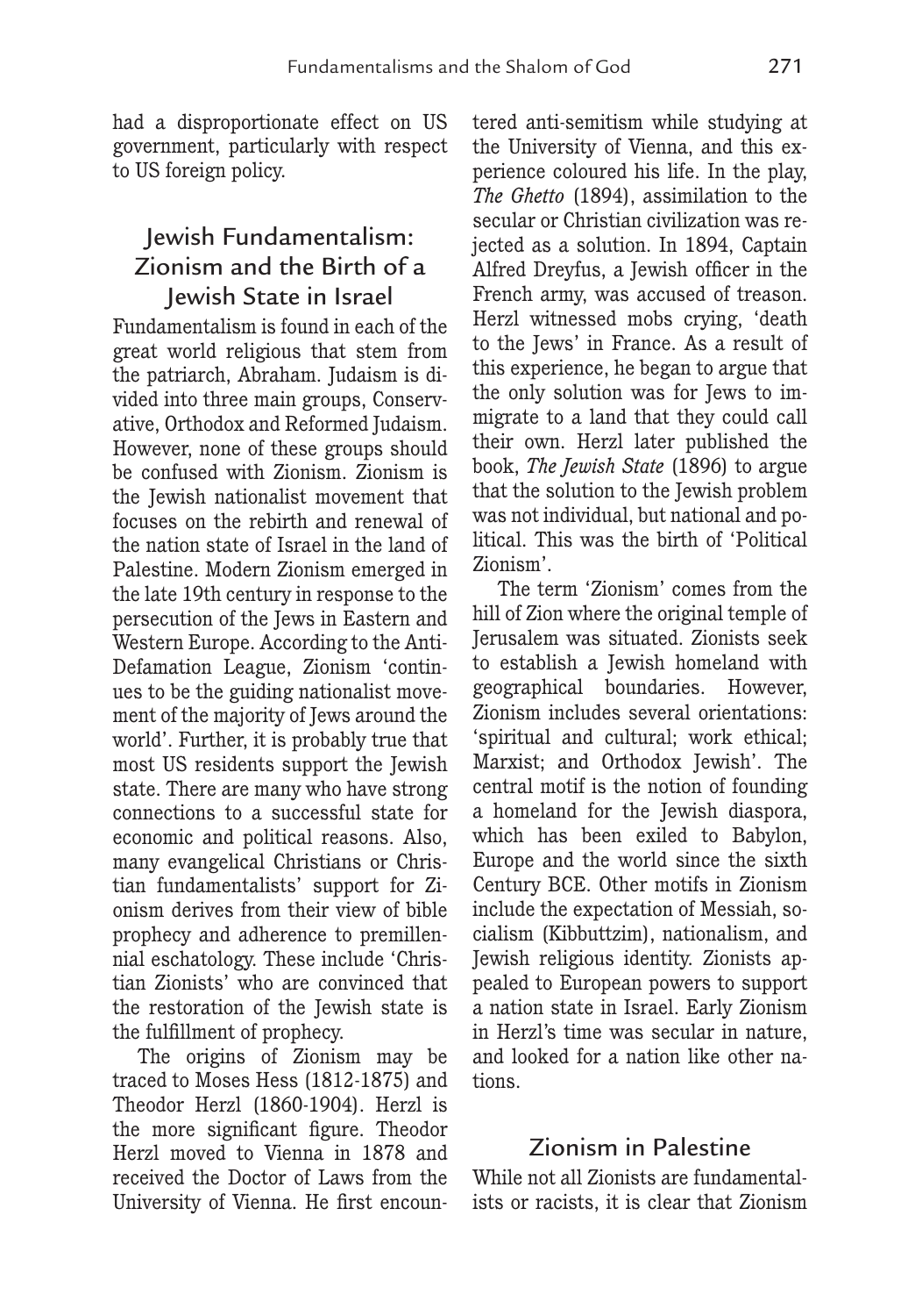had a disproportionate effect on US government, particularly with respect to US foreign policy.

## Jewish Fundamentalism: Zionism and the Birth of a Jewish State in Israel

Fundamentalism is found in each of the great world religious that stem from the patriarch, Abraham. Judaism is divided into three main groups, Conservative, Orthodox and Reformed Judaism. However, none of these groups should be confused with Zionism. Zionism is the Jewish nationalist movement that focuses on the rebirth and renewal of the nation state of Israel in the land of Palestine. Modern Zionism emerged in the late 19th century in response to the persecution of the Jews in Eastern and Western Europe. According to the Anti-Defamation League, Zionism 'continues to be the guiding nationalist movement of the majority of Jews around the world'. Further, it is probably true that most US residents support the Jewish state. There are many who have strong connections to a successful state for economic and political reasons. Also, many evangelical Christians or Christian fundamentalists' support for Zionism derives from their view of bible prophecy and adherence to premillennial eschatology. These include 'Christian Zionists' who are convinced that the restoration of the Jewish state is the fulfillment of prophecy.

The origins of Zionism may be traced to Moses Hess (1812-1875) and Theodor Herzl (1860-1904). Herzl is the more significant figure. Theodor Herzl moved to Vienna in 1878 and received the Doctor of Laws from the University of Vienna. He first encountered anti-semitism while studying at the University of Vienna, and this experience coloured his life. In the play, *The Ghetto* (1894), assimilation to the secular or Christian civilization was rejected as a solution. In 1894, Captain Alfred Dreyfus, a Jewish officer in the French army, was accused of treason. Herzl witnessed mobs crying, 'death to the Jews' in France. As a result of this experience, he began to argue that the only solution was for Jews to immigrate to a land that they could call their own. Herzl later published the book, *The Jewish State* (1896) to argue that the solution to the Jewish problem was not individual, but national and political. This was the birth of 'Political Zionism'.

The term 'Zionism' comes from the hill of Zion where the original temple of Jerusalem was situated. Zionists seek to establish a Jewish homeland with geographical boundaries. However, Zionism includes several orientations: 'spiritual and cultural; work ethical; Marxist; and Orthodox Jewish'. The central motif is the notion of founding a homeland for the Jewish diaspora, which has been exiled to Babylon, Europe and the world since the sixth Century BCE. Other motifs in Zionism include the expectation of Messiah, socialism (Kibbuttzim), nationalism, and Jewish religious identity. Zionists appealed to European powers to support a nation state in Israel. Early Zionism in Herzl's time was secular in nature, and looked for a nation like other nations.

## Zionism in Palestine

While not all Zionists are fundamentalists or racists, it is clear that Zionism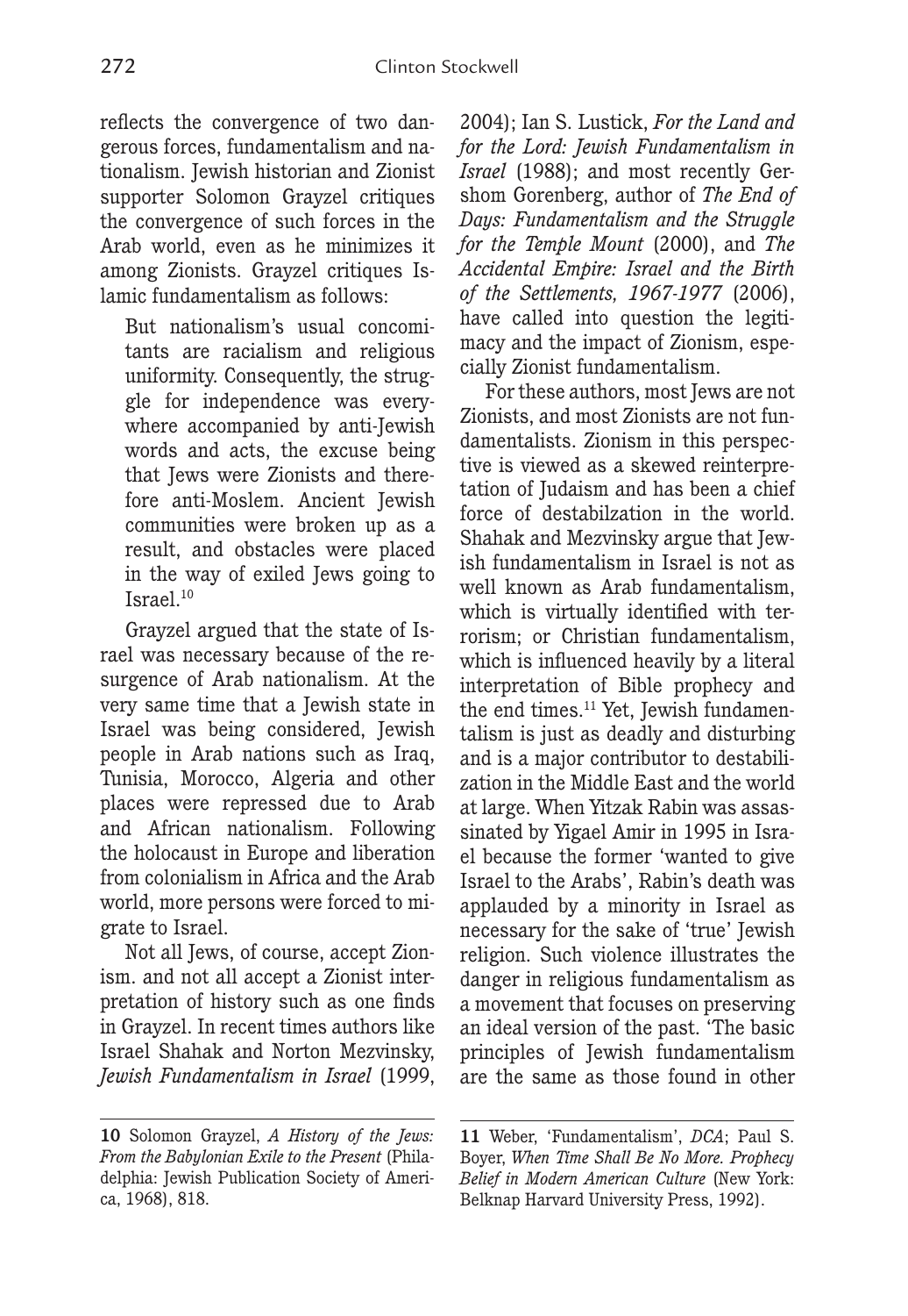reflects the convergence of two dangerous forces, fundamentalism and nationalism. Jewish historian and Zionist supporter Solomon Grayzel critiques the convergence of such forces in the Arab world, even as he minimizes it among Zionists. Grayzel critiques Islamic fundamentalism as follows:

> But nationalism's usual concomitants are racialism and religious uniformity. Consequently, the struggle for independence was everywhere accompanied by anti-Jewish words and acts, the excuse being that Jews were Zionists and therefore anti-Moslem. Ancient Jewish communities were broken up as a result, and obstacles were placed in the way of exiled Jews going to Israel.[10]

Grayzel argued that the state of Israel was necessary because of the resurgence of Arab nationalism. At the very same time that a Jewish state in Israel was being considered, Jewish people in Arab nations such as Iraq, Tunisia, Morocco, Algeria and other places were repressed due to Arab and African nationalism. Following the holocaust in Europe and liberation from colonialism in Africa and the Arab world, more persons were forced to migrate to Israel.

Not all Jews, of course, accept Zionism. and not all accept a Zionist interpretation of history such as one finds in Grayzel. In recent times authors like Israel Shahak and Norton Mezvinsky, *Jewish Fundamentalism in Israel* (1999, 2004); Ian S. Lustick, *For the Land and for the Lord: Jewish Fundamentalism in Israel* (1988); and most recently Gershom Gorenberg, author of *The End of Days: Fundamentalism and the Struggle for the Temple Mount* (2000), and *The Accidental Empire: Israel and the Birth of the Settlements, 1967-1977* (2006), have called into question the legitimacy and the impact of Zionism, especially Zionist fundamentalism.

For these authors, most Jews are not Zionists, and most Zionists are not fundamentalists. Zionism in this perspective is viewed as a skewed reinterpretation of Judaism and has been a chief force of destabilzation in the world. Shahak and Mezvinsky argue that Jewish fundamentalism in Israel is not as well known as Arab fundamentalism, which is virtually identified with terrorism; or Christian fundamentalism, which is influenced heavily by a literal interpretation of Bible prophecy and the end times.[11] Yet, Jewish fundamentalism is just as deadly and disturbing and is a major contributor to destabilization in the Middle East and the world at large. When Yitzak Rabin was assassinated by Yigael Amir in 1995 in Israel because the former 'wanted to give Israel to the Arabs', Rabin's death was applauded by a minority in Israel as necessary for the sake of 'true' Jewish religion. Such violence illustrates the danger in religious fundamentalism as a movement that focuses on preserving an ideal version of the past. 'The basic principles of Jewish fundamentalism are the same as those found in other

---

**10** Solomon Grayzel, *A History of the Jews: From the Babylonian Exile to the Present* (Philadelphia: Jewish Publication Society of America, 1968), 818.

**11** Weber, 'Fundamentalism', *DCA*; Paul S. Boyer, *When Time Shall Be No More. Prophecy Belief in Modern American Culture* (New York: Belknap Harvard University Press, 1992).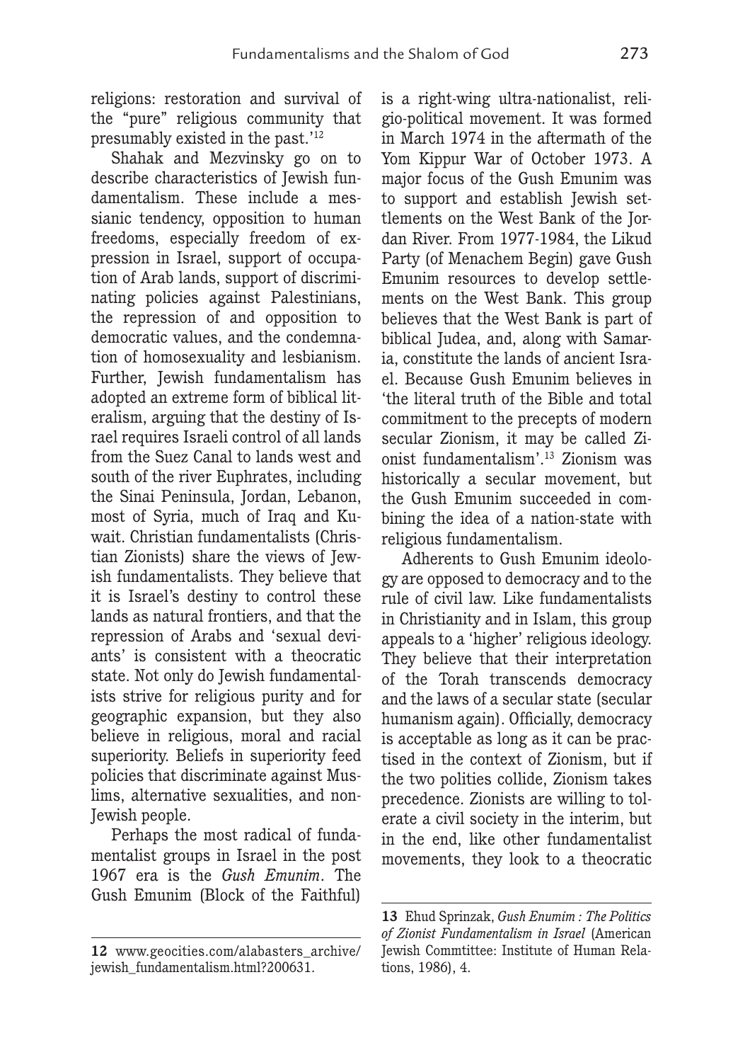religions: restoration and survival of the "pure" religious community that presumably existed in the past.'[12]

Shahak and Mezvinsky go on to describe characteristics of Jewish fundamentalism. These include a messianic tendency, opposition to human freedoms, especially freedom of expression in Israel, support of occupation of Arab lands, support of discriminating policies against Palestinians, the repression of and opposition to democratic values, and the condemnation of homosexuality and lesbianism. Further, Jewish fundamentalism has adopted an extreme form of biblical literalism, arguing that the destiny of Israel requires Israeli control of all lands from the Suez Canal to lands west and south of the river Euphrates, including the Sinai Peninsula, Jordan, Lebanon, most of Syria, much of Iraq and Kuwait. Christian fundamentalists (Christian Zionists) share the views of Jewish fundamentalists. They believe that it is Israel's destiny to control these lands as natural frontiers, and that the repression of Arabs and 'sexual deviants' is consistent with a theocratic state. Not only do Jewish fundamentalists strive for religious purity and for geographic expansion, but they also believe in religious, moral and racial superiority. Beliefs in superiority feed policies that discriminate against Muslims, alternative sexualities, and non-Jewish people.

Perhaps the most radical of fundamentalist groups in Israel in the post 1967 era is the *Gush Emunim*. The Gush Emunim (Block of the Faithful) is a right-wing ultra-nationalist, religio-political movement. It was formed in March 1974 in the aftermath of the Yom Kippur War of October 1973. A major focus of the Gush Emunim was to support and establish Jewish settlements on the West Bank of the Jordan River. From 1977-1984, the Likud Party (of Menachem Begin) gave Gush Emunim resources to develop settlements on the West Bank. This group believes that the West Bank is part of biblical Judea, and, along with Samaria, constitute the lands of ancient Israel. Because Gush Emunim believes in 'the literal truth of the Bible and total commitment to the precepts of modern secular Zionism, it may be called Zionist fundamentalism'.[13] Zionism was historically a secular movement, but the Gush Emunim succeeded in combining the idea of a nation-state with religious fundamentalism.

Adherents to Gush Emunim ideology are opposed to democracy and to the rule of civil law. Like fundamentalists in Christianity and in Islam, this group appeals to a 'higher' religious ideology. They believe that their interpretation of the Torah transcends democracy and the laws of a secular state (secular humanism again). Officially, democracy is acceptable as long as it can be practised in the context of Zionism, but if the two polities collide, Zionism takes precedence. Zionists are willing to tolerate a civil society in the interim, but in the end, like other fundamentalist movements, they look to a theocratic

---

**12** www.geocities.com/alabasters_archive/jewish_fundamentalism.html?200631.

**13** Ehud Sprinzak, *Gush Enumim : The Politics of Zionist Fundamentalism in Israel* (American Jewish Commtittee: Institute of Human Relations, 1986), 4.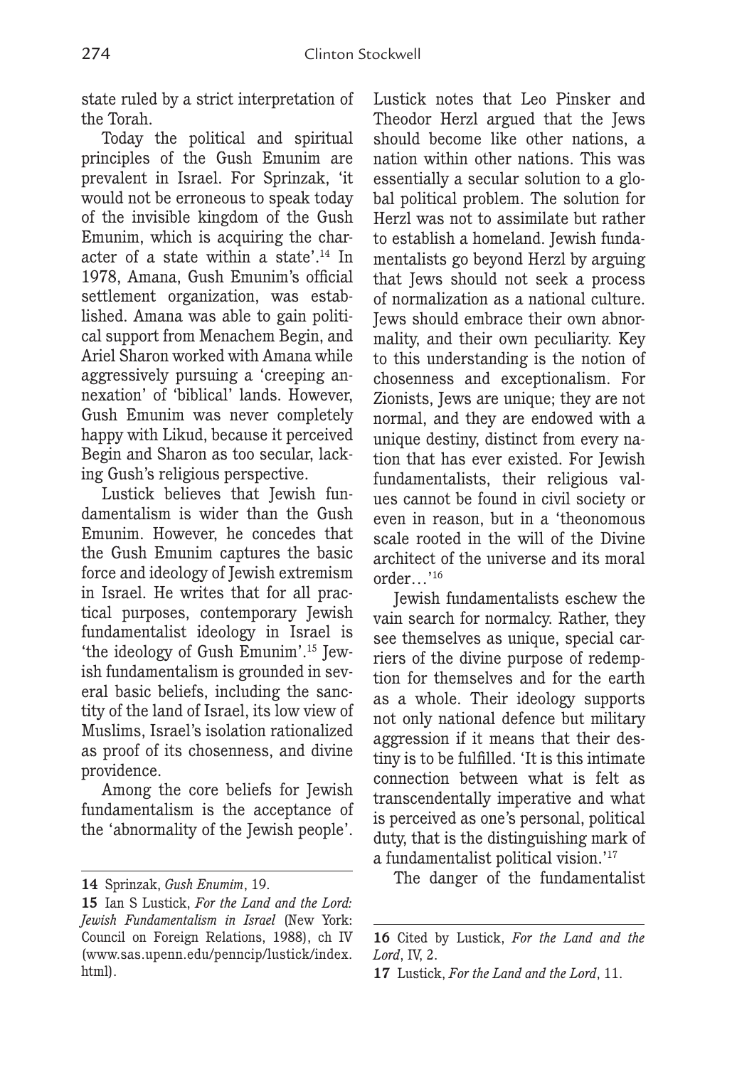state ruled by a strict interpretation of the Torah.

Today the political and spiritual principles of the Gush Emunim are prevalent in Israel. For Sprinzak, 'it would not be erroneous to speak today of the invisible kingdom of the Gush Emunim, which is acquiring the character of a state within a state'.[14] In 1978, Amana, Gush Emunim's official settlement organization, was established. Amana was able to gain political support from Menachem Begin, and Ariel Sharon worked with Amana while aggressively pursuing a 'creeping annexation' of 'biblical' lands. However, Gush Emunim was never completely happy with Likud, because it perceived Begin and Sharon as too secular, lacking Gush's religious perspective.

Lustick believes that Jewish fundamentalism is wider than the Gush Emunim. However, he concedes that the Gush Emunim captures the basic force and ideology of Jewish extremism in Israel. He writes that for all practical purposes, contemporary Jewish fundamentalist ideology in Israel is 'the ideology of Gush Emunim'.[15] Jewish fundamentalism is grounded in several basic beliefs, including the sanctity of the land of Israel, its low view of Muslims, Israel's isolation rationalized as proof of its chosenness, and divine providence.

Among the core beliefs for Jewish fundamentalism is the acceptance of the 'abnormality of the Jewish people'. Lustick notes that Leo Pinsker and Theodor Herzl argued that the Jews should become like other nations, a nation within other nations. This was essentially a secular solution to a global political problem. The solution for Herzl was not to assimilate but rather to establish a homeland. Jewish fundamentalists go beyond Herzl by arguing that Jews should not seek a process of normalization as a national culture. Jews should embrace their own abnormality, and their own peculiarity. Key to this understanding is the notion of chosenness and exceptionalism. For Zionists, Jews are unique; they are not normal, and they are endowed with a unique destiny, distinct from every nation that has ever existed. For Jewish fundamentalists, their religious values cannot be found in civil society or even in reason, but in a 'theonomous scale rooted in the will of the Divine architect of the universe and its moral order…'[16]

Jewish fundamentalists eschew the vain search for normalcy. Rather, they see themselves as unique, special carriers of the divine purpose of redemption for themselves and for the earth as a whole. Their ideology supports not only national defence but military aggression if it means that their destiny is to be fulfilled. 'It is this intimate connection between what is felt as transcendentally imperative and what is perceived as one's personal, political duty, that is the distinguishing mark of a fundamentalist political vision.'[17]

The danger of the fundamentalist

---

**14** Sprinzak, *Gush Enumim*, 19.

**15** Ian S Lustick, *For the Land and the Lord: Jewish Fundamentalism in Israel* (New York: Council on Foreign Relations, 1988), ch IV (www.sas.upenn.edu/penncip/lustick/index.html).

**16** Cited by Lustick, *For the Land and the Lord*, IV, 2.

**17** Lustick, *For the Land and the Lord*, 11.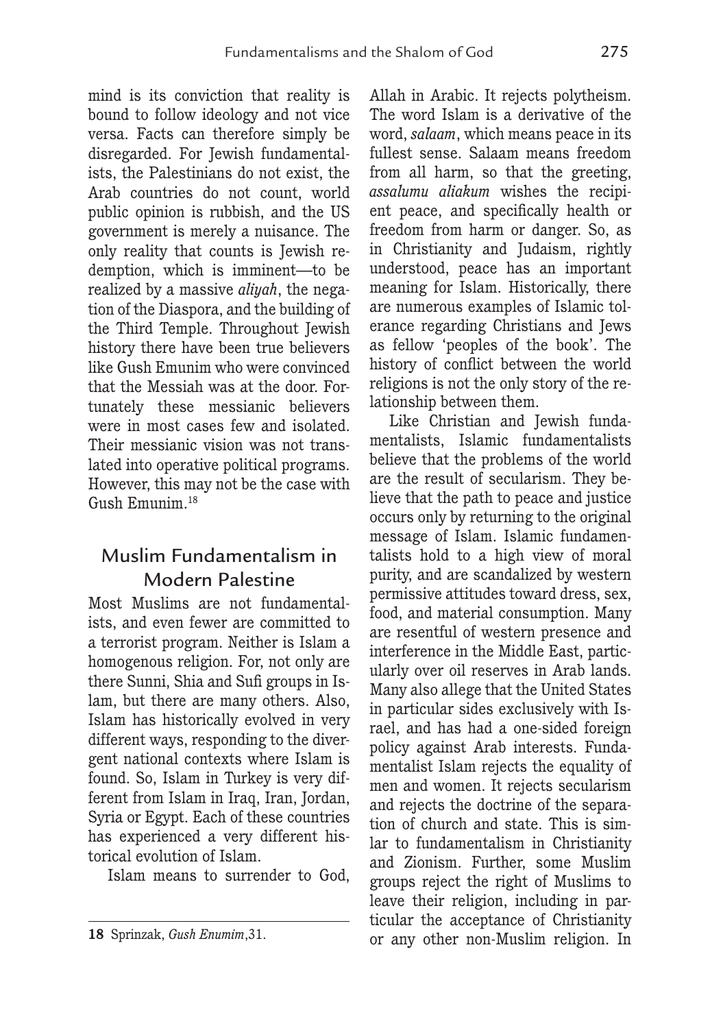mind is its conviction that reality is bound to follow ideology and not vice versa. Facts can therefore simply be disregarded. For Jewish fundamentalists, the Palestinians do not exist, the Arab countries do not count, world public opinion is rubbish, and the US government is merely a nuisance. The only reality that counts is Jewish redemption, which is imminent—to be realized by a massive *aliyah*, the negation of the Diaspora, and the building of the Third Temple. Throughout Jewish history there have been true believers like Gush Emunim who were convinced that the Messiah was at the door. Fortunately these messianic believers were in most cases few and isolated. Their messianic vision was not translated into operative political programs. However, this may not be the case with Gush Emunim.[18]

## Muslim Fundamentalism in Modern Palestine

Most Muslims are not fundamentalists, and even fewer are committed to a terrorist program. Neither is Islam a homogenous religion. For, not only are there Sunni, Shia and Sufi groups in Islam, but there are many others. Also, Islam has historically evolved in very different ways, responding to the divergent national contexts where Islam is found. So, Islam in Turkey is very different from Islam in Iraq, Iran, Jordan, Syria or Egypt. Each of these countries has experienced a very different historical evolution of Islam.

Islam means to surrender to God, Allah in Arabic. It rejects polytheism. The word Islam is a derivative of the word, *salaam*, which means peace in its fullest sense. Salaam means freedom from all harm, so that the greeting, *assalumu aliakum* wishes the recipient peace, and specifically health or freedom from harm or danger. So, as in Christianity and Judaism, rightly understood, peace has an important meaning for Islam. Historically, there are numerous examples of Islamic tolerance regarding Christians and Jews as fellow 'peoples of the book'. The history of conflict between the world religions is not the only story of the relationship between them.

Like Christian and Jewish fundamentalists, Islamic fundamentalists believe that the problems of the world are the result of secularism. They believe that the path to peace and justice occurs only by returning to the original message of Islam. Islamic fundamentalists hold to a high view of moral purity, and are scandalized by western permissive attitudes toward dress, sex, food, and material consumption. Many are resentful of western presence and interference in the Middle East, particularly over oil reserves in Arab lands. Many also allege that the United States in particular sides exclusively with Israel, and has had a one-sided foreign policy against Arab interests. Fundamentalist Islam rejects the equality of men and women. It rejects secularism and rejects the doctrine of the separation of church and state. This is similar to fundamentalism in Christianity and Zionism. Further, some Muslim groups reject the right of Muslims to leave their religion, including in particular the acceptance of Christianity or any other non-Muslim religion. In

**18** Sprinzak, *Gush Emunim*,31.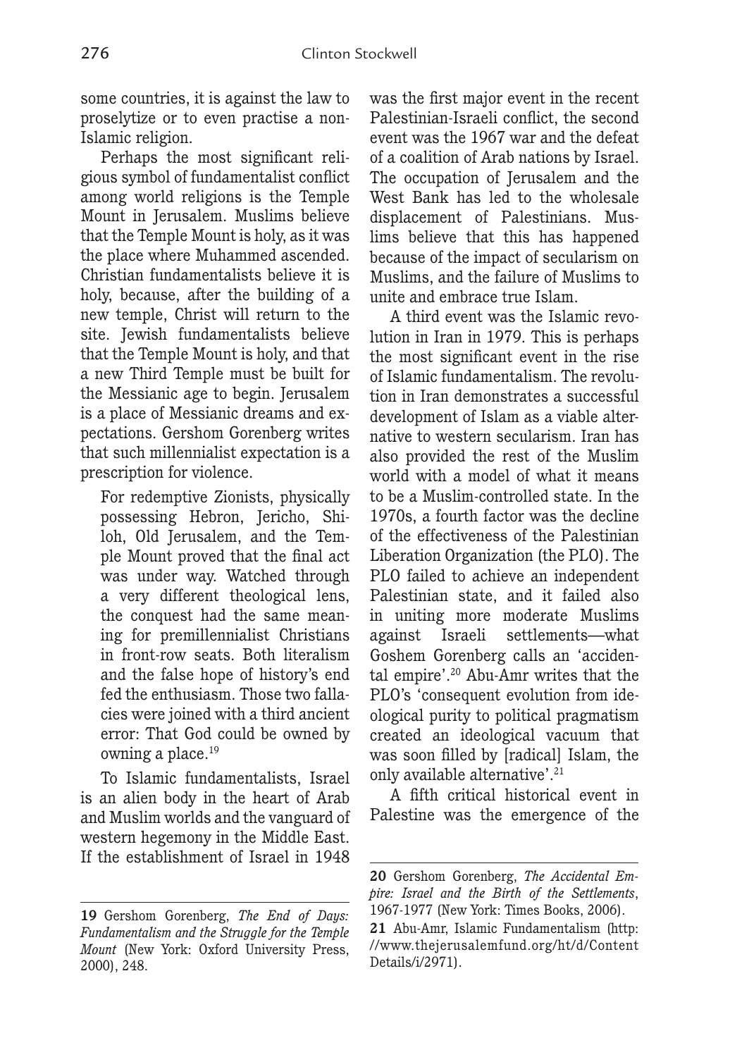some countries, it is against the law to proselytize or to even practise a non-Islamic religion.

Perhaps the most significant religious symbol of fundamentalist conflict among world religions is the Temple Mount in Jerusalem. Muslims believe that the Temple Mount is holy, as it was the place where Muhammed ascended. Christian fundamentalists believe it is holy, because, after the building of a new temple, Christ will return to the site. Jewish fundamentalists believe that the Temple Mount is holy, and that a new Third Temple must be built for the Messianic age to begin. Jerusalem is a place of Messianic dreams and expectations. Gershom Gorenberg writes that such millennialist expectation is a prescription for violence.

> For redemptive Zionists, physically possessing Hebron, Jericho, Shiloh, Old Jerusalem, and the Temple Mount proved that the final act was under way. Watched through a very different theological lens, the conquest had the same meaning for premillennialist Christians in front-row seats. Both literalism and the false hope of history's end fed the enthusiasm. Those two fallacies were joined with a third ancient error: That God could be owned by owning a place.[19]

To Islamic fundamentalists, Israel is an alien body in the heart of Arab and Muslim worlds and the vanguard of western hegemony in the Middle East. If the establishment of Israel in 1948 was the first major event in the recent Palestinian-Israeli conflict, the second event was the 1967 war and the defeat of a coalition of Arab nations by Israel. The occupation of Jerusalem and the West Bank has led to the wholesale displacement of Palestinians. Muslims believe that this has happened because of the impact of secularism on Muslims, and the failure of Muslims to unite and embrace true Islam.

A third event was the Islamic revolution in Iran in 1979. This is perhaps the most significant event in the rise of Islamic fundamentalism. The revolution in Iran demonstrates a successful development of Islam as a viable alternative to western secularism. Iran has also provided the rest of the Muslim world with a model of what it means to be a Muslim-controlled state. In the 1970s, a fourth factor was the decline of the effectiveness of the Palestinian Liberation Organization (the PLO). The PLO failed to achieve an independent Palestinian state, and it failed also in uniting more moderate Muslims against Israeli settlements—what Goshem Gorenberg calls an 'accidental empire'.[20] Abu-Amr writes that the PLO's 'consequent evolution from ideological purity to political pragmatism created an ideological vacuum that was soon filled by [radical] Islam, the only available alternative'.[21]

A fifth critical historical event in Palestine was the emergence of the

---

**19** Gershom Gorenberg, *The End of Days: Fundamentalism and the Struggle for the Temple Mount* (New York: Oxford University Press, 2000), 248.

**20** Gershom Gorenberg, *The Accidental Empire: Israel and the Birth of the Settlements*, 1967-1977 (New York: Times Books, 2006).

**21** Abu-Amr, Islamic Fundamentalism (http://www.thejerusalemfund.org/ht/d/ContentDetails/i/2971).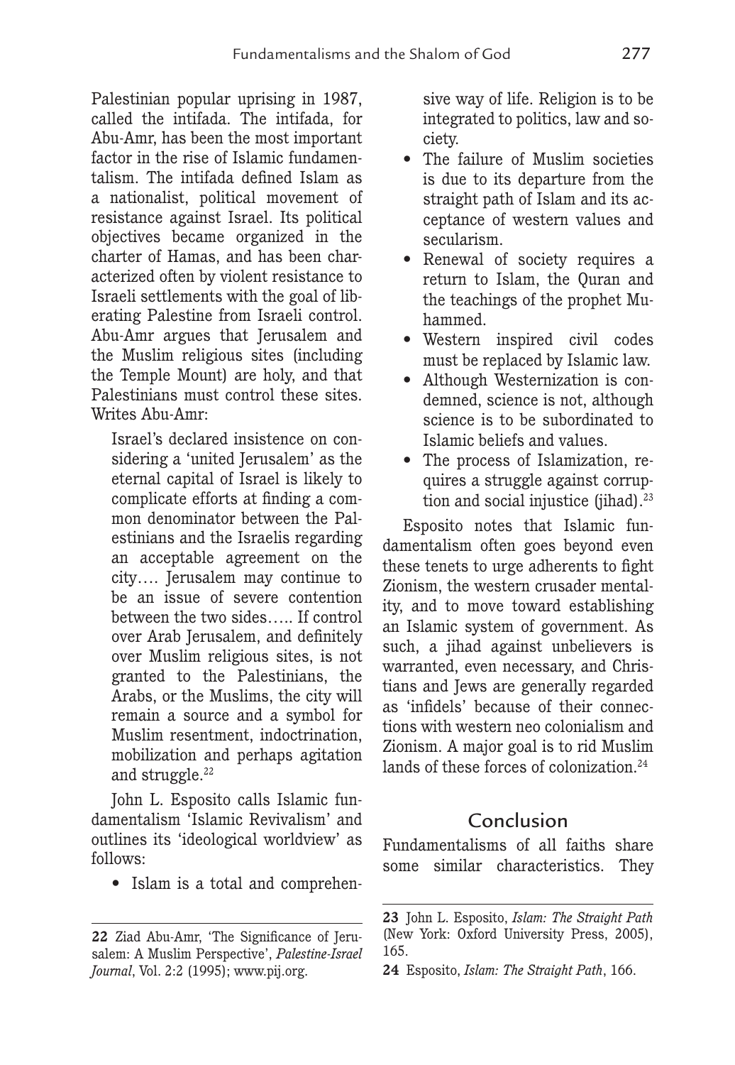Palestinian popular uprising in 1987, called the intifada. The intifada, for Abu-Amr, has been the most important factor in the rise of Islamic fundamentalism. The intifada defined Islam as a nationalist, political movement of resistance against Israel. Its political objectives became organized in the charter of Hamas, and has been characterized often by violent resistance to Israeli settlements with the goal of liberating Palestine from Israeli control. Abu-Amr argues that Jerusalem and the Muslim religious sites (including the Temple Mount) are holy, and that Palestinians must control these sites. Writes Abu-Amr:

> Israel's declared insistence on considering a 'united Jerusalem' as the eternal capital of Israel is likely to complicate efforts at finding a common denominator between the Palestinians and the Israelis regarding an acceptable agreement on the city…. Jerusalem may continue to be an issue of severe contention between the two sides….. If control over Arab Jerusalem, and definitely over Muslim religious sites, is not granted to the Palestinians, the Arabs, or the Muslims, the city will remain a source and a symbol for Muslim resentment, indoctrination, mobilization and perhaps agitation and struggle.[22]

John L. Esposito calls Islamic fundamentalism 'Islamic Revivalism' and outlines its 'ideological worldview' as follows:

- Islam is a total and comprehensive way of life. Religion is to be integrated to politics, law and society.
- The failure of Muslim societies is due to its departure from the straight path of Islam and its acceptance of western values and secularism.
- Renewal of society requires a return to Islam, the Quran and the teachings of the prophet Muhammed.
- Western inspired civil codes must be replaced by Islamic law.
- Although Westernization is condemned, science is not, although science is to be subordinated to Islamic beliefs and values.
- The process of Islamization, requires a struggle against corruption and social injustice (jihad).[23]

Esposito notes that Islamic fundamentalism often goes beyond even these tenets to urge adherents to fight Zionism, the western crusader mentality, and to move toward establishing an Islamic system of government. As such, a jihad against unbelievers is warranted, even necessary, and Christians and Jews are generally regarded as 'infidels' because of their connections with western neo colonialism and Zionism. A major goal is to rid Muslim lands of these forces of colonization.[24]

## Conclusion

Fundamentalisms of all faiths share some similar characteristics. They

---

**22** Ziad Abu-Amr, 'The Significance of Jerusalem: A Muslim Perspective', *Palestine-Israel Journal*, Vol. 2:2 (1995); www.pij.org.

**23** John L. Esposito, *Islam: The Straight Path* (New York: Oxford University Press, 2005), 165.

**24** Esposito, *Islam: The Straight Path*, 166.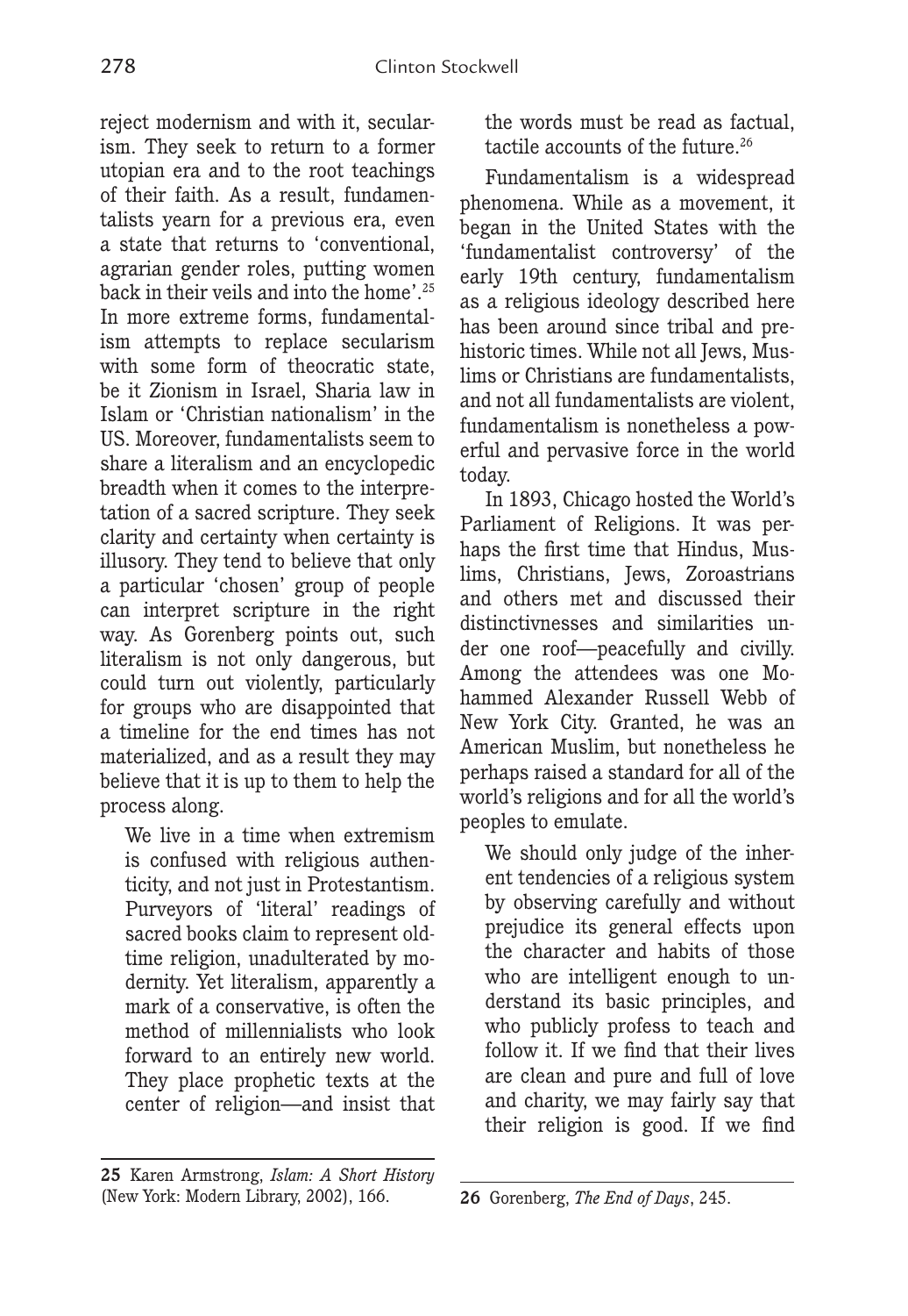reject modernism and with it, secularism. They seek to return to a former utopian era and to the root teachings of their faith. As a result, fundamentalists yearn for a previous era, even a state that returns to 'conventional, agrarian gender roles, putting women back in their veils and into the home'.[25] In more extreme forms, fundamentalism attempts to replace secularism with some form of theocratic state, be it Zionism in Israel, Sharia law in Islam or 'Christian nationalism' in the US. Moreover, fundamentalists seem to share a literalism and an encyclopedic breadth when it comes to the interpretation of a sacred scripture. They seek clarity and certainty when certainty is illusory. They tend to believe that only a particular 'chosen' group of people can interpret scripture in the right way. As Gorenberg points out, such literalism is not only dangerous, but could turn out violently, particularly for groups who are disappointed that a timeline for the end times has not materialized, and as a result they may believe that it is up to them to help the process along.

> We live in a time when extremism is confused with religious authenticity, and not just in Protestantism. Purveyors of 'literal' readings of sacred books claim to represent old-time religion, unadulterated by modernity. Yet literalism, apparently a mark of a conservative, is often the method of millennialists who look forward to an entirely new world. They place prophetic texts at the center of religion—and insist that the words must be read as factual, tactile accounts of the future.[26]

Fundamentalism is a widespread phenomena. While as a movement, it began in the United States with the 'fundamentalist controversy' of the early 19th century, fundamentalism as a religious ideology described here has been around since tribal and prehistoric times. While not all Jews, Muslims or Christians are fundamentalists, and not all fundamentalists are violent, fundamentalism is nonetheless a powerful and pervasive force in the world today.

In 1893, Chicago hosted the World's Parliament of Religions. It was perhaps the first time that Hindus, Muslims, Christians, Jews, Zoroastrians and others met and discussed their distinctivnesses and similarities under one roof—peacefully and civilly. Among the attendees was one Mohammed Alexander Russell Webb of New York City. Granted, he was an American Muslim, but nonetheless he perhaps raised a standard for all of the world's religions and for all the world's peoples to emulate.

> We should only judge of the inherent tendencies of a religious system by observing carefully and without prejudice its general effects upon the character and habits of those who are intelligent enough to understand its basic principles, and who publicly profess to teach and follow it. If we find that their lives are clean and pure and full of love and charity, we may fairly say that their religion is good. If we find

---

25 Karen Armstrong, *Islam: A Short History* (New York: Modern Library, 2002), 166.

26 Gorenberg, *The End of Days*, 245.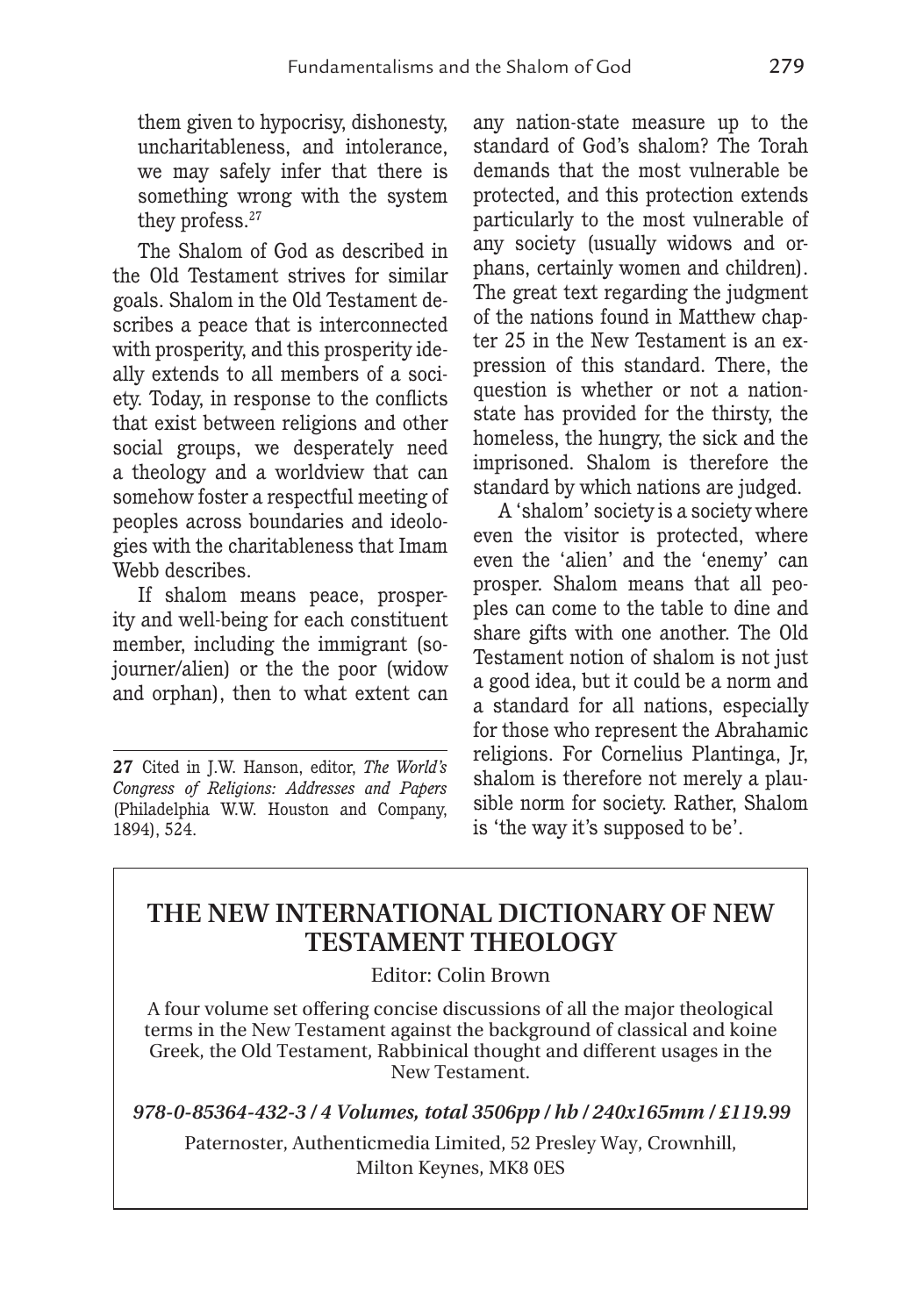them given to hypocrisy, dishonesty, uncharitableness, and intolerance, we may safely infer that there is something wrong with the system they profess.[27]

The Shalom of God as described in the Old Testament strives for similar goals. Shalom in the Old Testament describes a peace that is interconnected with prosperity, and this prosperity ideally extends to all members of a society. Today, in response to the conflicts that exist between religions and other social groups, we desperately need a theology and a worldview that can somehow foster a respectful meeting of peoples across boundaries and ideologies with the charitableness that Imam Webb describes.

If shalom means peace, prosperity and well-being for each constituent member, including the immigrant (sojourner/alien) or the the poor (widow and orphan), then to what extent can any nation-state measure up to the standard of God's shalom? The Torah demands that the most vulnerable be protected, and this protection extends particularly to the most vulnerable of any society (usually widows and orphans, certainly women and children). The great text regarding the judgment of the nations found in Matthew chapter 25 in the New Testament is an expression of this standard. There, the question is whether or not a nation-state has provided for the thirsty, the homeless, the hungry, the sick and the imprisoned. Shalom is therefore the standard by which nations are judged.

A 'shalom' society is a society where even the visitor is protected, where even the 'alien' and the 'enemy' can prosper. Shalom means that all peoples can come to the table to dine and share gifts with one another. The Old Testament notion of shalom is not just a good idea, but it could be a norm and a standard for all nations, especially for those who represent the Abrahamic religions. For Cornelius Plantinga, Jr, shalom is therefore not merely a plausible norm for society. Rather, Shalom is 'the way it's supposed to be'.

**27** Cited in J.W. Hanson, editor, *The World's Congress of Religions: Addresses and Papers* (Philadelphia W.W. Houston and Company, 1894), 524.

## THE NEW INTERNATIONAL DICTIONARY OF NEW TESTAMENT THEOLOGY

Editor: Colin Brown

A four volume set offering concise discussions of all the major theological terms in the New Testament against the background of classical and koine Greek, the Old Testament, Rabbinical thought and different usages in the New Testament.

***978-0-85364-432-3 / 4 Volumes, total 3506pp / hb / 240x165mm / £119.99***

Paternoster, Authenticmedia Limited, 52 Presley Way, Crownhill, Milton Keynes, MK8 0ES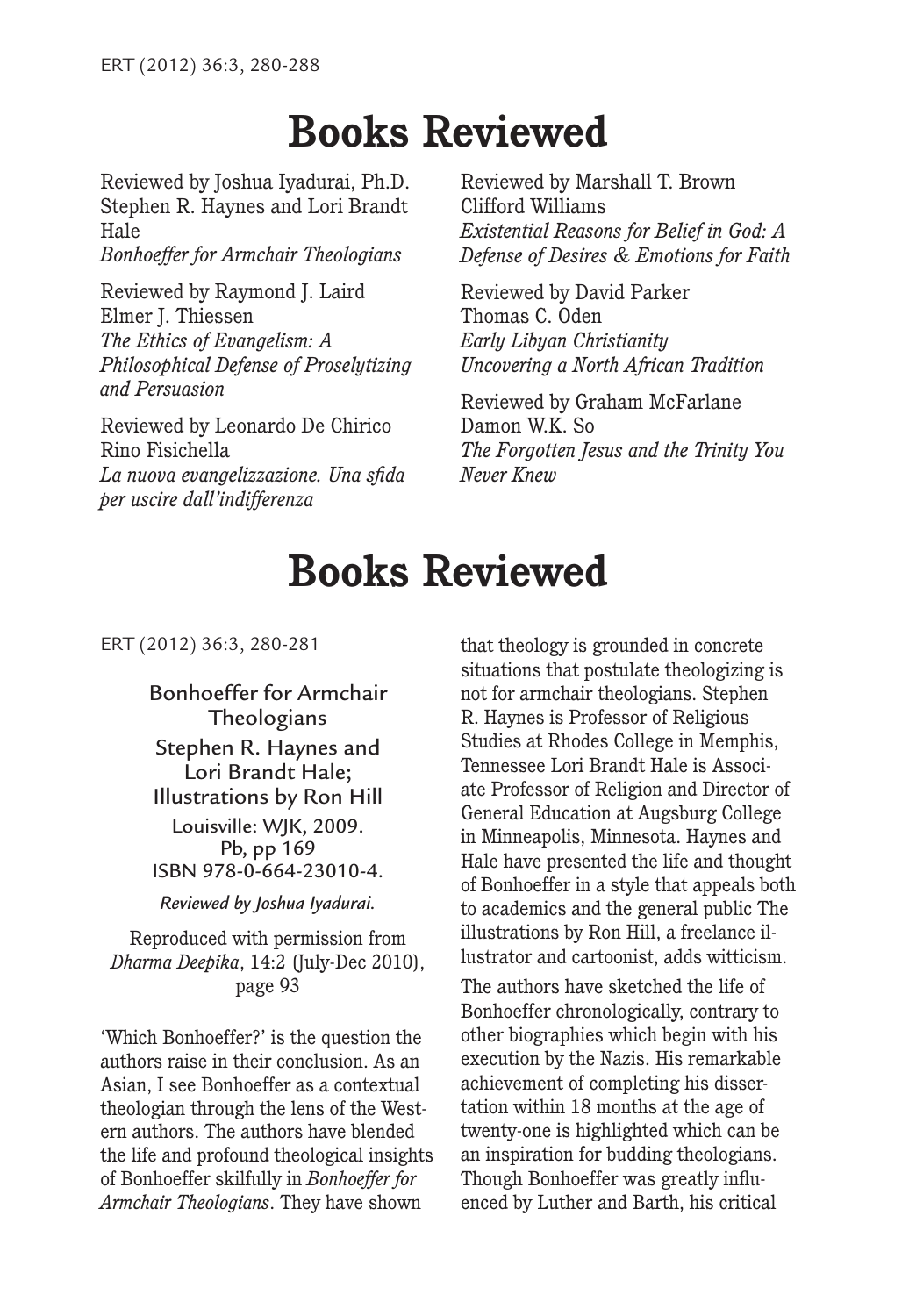# Books Reviewed

Reviewed by Joshua Iyadurai, Ph.D.
Stephen R. Haynes and Lori Brandt Hale
*Bonhoeffer for Armchair Theologians*

Reviewed by Raymond J. Laird
Elmer J. Thiessen
*The Ethics of Evangelism: A Philosophical Defense of Proselytizing and Persuasion*

Reviewed by Leonardo De Chirico
Rino Fisichella
*La nuova evangelizzazione. Una sfida per uscire dall'indifferenza*

Reviewed by Marshall T. Brown
Clifford Williams
*Existential Reasons for Belief in God: A Defense of Desires & Emotions for Faith*

Reviewed by David Parker
Thomas C. Oden
*Early Libyan Christianity Uncovering a North African Tradition*

Reviewed by Graham McFarlane
Damon W.K. So
*The Forgotten Jesus and the Trinity You Never Knew*

# Books Reviewed

ERT (2012) 36:3, 280-281

**Bonhoeffer for Armchair Theologians**
**Stephen R. Haynes and Lori Brandt Hale; Illustrations by Ron Hill**
Louisville: WJK, 2009.
Pb, pp 169
ISBN 978-0-664-23010-4.

*Reviewed by Joshua Iyadurai.*

Reproduced with permission from *Dharma Deepika*, 14:2 (July-Dec 2010), page 93

'Which Bonhoeffer?' is the question the authors raise in their conclusion. As an Asian, I see Bonhoeffer as a contextual theologian through the lens of the Western authors. The authors have blended the life and profound theological insights of Bonhoeffer skilfully in *Bonhoeffer for Armchair Theologians*. They have shown that theology is grounded in concrete situations that postulate theologizing is not for armchair theologians. Stephen R. Haynes is Professor of Religious Studies at Rhodes College in Memphis, Tennessee Lori Brandt Hale is Associate Professor of Religion and Director of General Education at Augsburg College in Minneapolis, Minnesota. Haynes and Hale have presented the life and thought of Bonhoeffer in a style that appeals both to academics and the general public The illustrations by Ron Hill, a freelance illustrator and cartoonist, adds witticism.

The authors have sketched the life of Bonhoeffer chronologically, contrary to other biographies which begin with his execution by the Nazis. His remarkable achievement of completing his dissertation within 18 months at the age of twenty-one is highlighted which can be an inspiration for budding theologians. Though Bonhoeffer was greatly influenced by Luther and Barth, his critical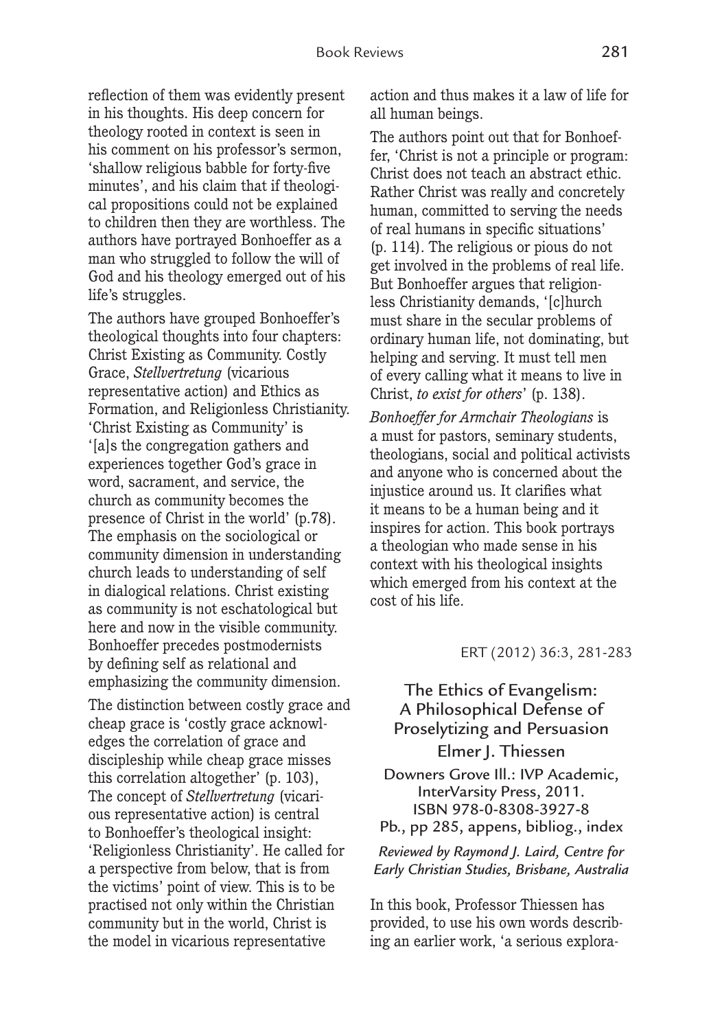reflection of them was evidently present in his thoughts. His deep concern for theology rooted in context is seen in his comment on his professor's sermon, 'shallow religious babble for forty-five minutes', and his claim that if theological propositions could not be explained to children then they are worthless. The authors have portrayed Bonhoeffer as a man who struggled to follow the will of God and his theology emerged out of his life's struggles.

The authors have grouped Bonhoeffer's theological thoughts into four chapters: Christ Existing as Community. Costly Grace, *Stellvertretung* (vicarious representative action) and Ethics as Formation, and Religionless Christianity. 'Christ Existing as Community' is '[a]s the congregation gathers and experiences together God's grace in word, sacrament, and service, the church as community becomes the presence of Christ in the world' (p.78). The emphasis on the sociological or community dimension in understanding church leads to understanding of self in dialogical relations. Christ existing as community is not eschatological but here and now in the visible community. Bonhoeffer precedes postmodernists by defining self as relational and emphasizing the community dimension.

The distinction between costly grace and cheap grace is 'costly grace acknowledges the correlation of grace and discipleship while cheap grace misses this correlation altogether' (p. 103), The concept of *Stellvertretung* (vicarious representative action) is central to Bonhoeffer's theological insight: 'Religionless Christianity'. He called for a perspective from below, that is from the victims' point of view. This is to be practised not only within the Christian community but in the world, Christ is the model in vicarious representative action and thus makes it a law of life for all human beings.

The authors point out that for Bonhoeffer, 'Christ is not a principle or program: Christ does not teach an abstract ethic. Rather Christ was really and concretely human, committed to serving the needs of real humans in specific situations' (p. 114). The religious or pious do not get involved in the problems of real life. But Bonhoeffer argues that religionless Christianity demands, '[c]hurch must share in the secular problems of ordinary human life, not dominating, but helping and serving. It must tell men of every calling what it means to live in Christ, *to exist for others*' (p. 138).

*Bonhoeffer for Armchair Theologians* is a must for pastors, seminary students, theologians, social and political activists and anyone who is concerned about the injustice around us. It clarifies what it means to be a human being and it inspires for action. This book portrays a theologian who made sense in his context with his theological insights which emerged from his context at the cost of his life.

ERT (2012) 36:3, 281-283

## The Ethics of Evangelism: A Philosophical Defense of Proselytizing and Persuasion

Elmer J. Thiessen

Downers Grove Ill.: IVP Academic, InterVarsity Press, 2011.
ISBN 978-0-8308-3927-8
Pb., pp 285, appens, bibliog., index

*Reviewed by Raymond J. Laird, Centre for Early Christian Studies, Brisbane, Australia*

In this book, Professor Thiessen has provided, to use his own words describing an earlier work, 'a serious explora-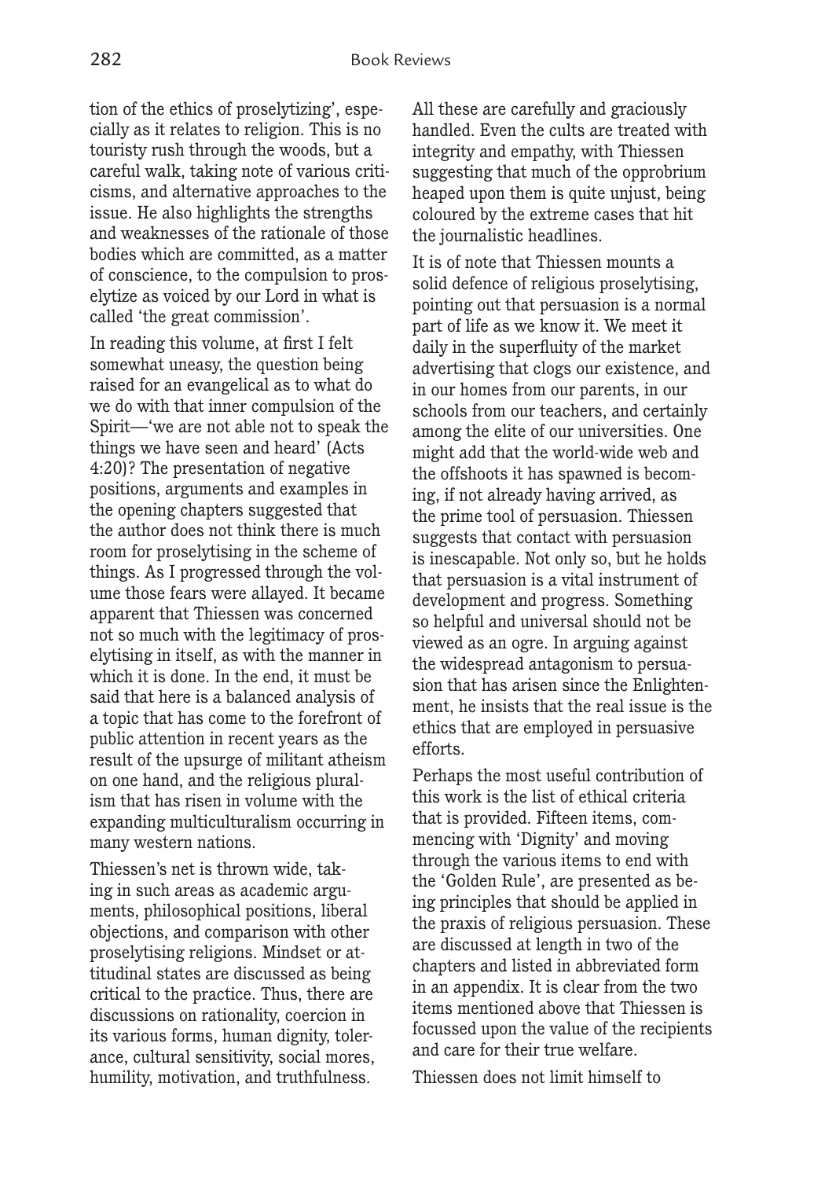tion of the ethics of proselytizing', especially as it relates to religion. This is no touristy rush through the woods, but a careful walk, taking note of various criticisms, and alternative approaches to the issue. He also highlights the strengths and weaknesses of the rationale of those bodies which are committed, as a matter of conscience, to the compulsion to proselytize as voiced by our Lord in what is called 'the great commission'.

In reading this volume, at first I felt somewhat uneasy, the question being raised for an evangelical as to what do we do with that inner compulsion of the Spirit—'we are not able not to speak the things we have seen and heard' (Acts 4:20)? The presentation of negative positions, arguments and examples in the opening chapters suggested that the author does not think there is much room for proselytising in the scheme of things. As I progressed through the volume those fears were allayed. It became apparent that Thiessen was concerned not so much with the legitimacy of proselytising in itself, as with the manner in which it is done. In the end, it must be said that here is a balanced analysis of a topic that has come to the forefront of public attention in recent years as the result of the upsurge of militant atheism on one hand, and the religious pluralism that has risen in volume with the expanding multiculturalism occurring in many western nations.

Thiessen's net is thrown wide, taking in such areas as academic arguments, philosophical positions, liberal objections, and comparison with other proselytising religions. Mindset or attitudinal states are discussed as being critical to the practice. Thus, there are discussions on rationality, coercion in its various forms, human dignity, tolerance, cultural sensitivity, social mores, humility, motivation, and truthfulness. All these are carefully and graciously handled. Even the cults are treated with integrity and empathy, with Thiessen suggesting that much of the opprobrium heaped upon them is quite unjust, being coloured by the extreme cases that hit the journalistic headlines.

It is of note that Thiessen mounts a solid defence of religious proselytising, pointing out that persuasion is a normal part of life as we know it. We meet it daily in the superfluity of the market advertising that clogs our existence, and in our homes from our parents, in our schools from our teachers, and certainly among the elite of our universities. One might add that the world-wide web and the offshoots it has spawned is becoming, if not already having arrived, as the prime tool of persuasion. Thiessen suggests that contact with persuasion is inescapable. Not only so, but he holds that persuasion is a vital instrument of development and progress. Something so helpful and universal should not be viewed as an ogre. In arguing against the widespread antagonism to persuasion that has arisen since the Enlightenment, he insists that the real issue is the ethics that are employed in persuasive efforts.

Perhaps the most useful contribution of this work is the list of ethical criteria that is provided. Fifteen items, commencing with 'Dignity' and moving through the various items to end with the 'Golden Rule', are presented as being principles that should be applied in the praxis of religious persuasion. These are discussed at length in two of the chapters and listed in abbreviated form in an appendix. It is clear from the two items mentioned above that Thiessen is focussed upon the value of the recipients and care for their true welfare.

Thiessen does not limit himself to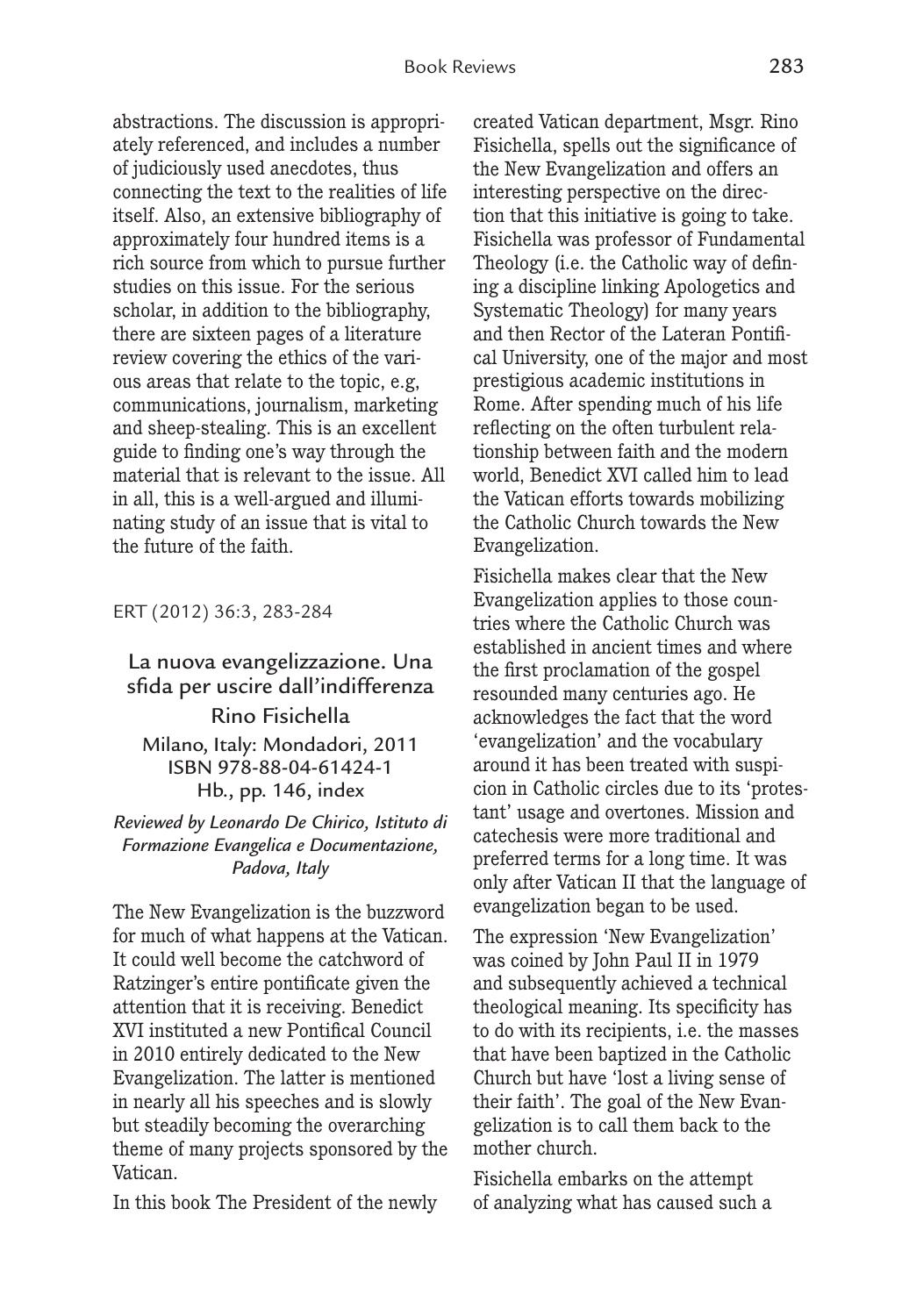abstractions. The discussion is appropriately referenced, and includes a number of judiciously used anecdotes, thus connecting the text to the realities of life itself. Also, an extensive bibliography of approximately four hundred items is a rich source from which to pursue further studies on this issue. For the serious scholar, in addition to the bibliography, there are sixteen pages of a literature review covering the ethics of the various areas that relate to the topic, e.g, communications, journalism, marketing and sheep-stealing. This is an excellent guide to finding one's way through the material that is relevant to the issue. All in all, this is a well-argued and illuminating study of an issue that is vital to the future of the faith.

ERT (2012) 36:3, 283-284

## La nuova evangelizzazione. Una sfida per uscire dall'indifferenza

### Rino Fisichella

Milano, Italy: Mondadori, 2011
ISBN 978-88-04-61424-1
Hb., pp. 146, index

*Reviewed by Leonardo De Chirico, Istituto di Formazione Evangelica e Documentazione, Padova, Italy*

The New Evangelization is the buzzword for much of what happens at the Vatican. It could well become the catchword of Ratzinger's entire pontificate given the attention that it is receiving. Benedict XVI instituted a new Pontifical Council in 2010 entirely dedicated to the New Evangelization. The latter is mentioned in nearly all his speeches and is slowly but steadily becoming the overarching theme of many projects sponsored by the Vatican.

In this book The President of the newly created Vatican department, Msgr. Rino Fisichella, spells out the significance of the New Evangelization and offers an interesting perspective on the direction that this initiative is going to take. Fisichella was professor of Fundamental Theology (i.e. the Catholic way of defining a discipline linking Apologetics and Systematic Theology) for many years and then Rector of the Lateran Pontifical University, one of the major and most prestigious academic institutions in Rome. After spending much of his life reflecting on the often turbulent relationship between faith and the modern world, Benedict XVI called him to lead the Vatican efforts towards mobilizing the Catholic Church towards the New Evangelization.

Fisichella makes clear that the New Evangelization applies to those countries where the Catholic Church was established in ancient times and where the first proclamation of the gospel resounded many centuries ago. He acknowledges the fact that the word 'evangelization' and the vocabulary around it has been treated with suspicion in Catholic circles due to its 'protestant' usage and overtones. Mission and catechesis were more traditional and preferred terms for a long time. It was only after Vatican II that the language of evangelization began to be used.

The expression 'New Evangelization' was coined by John Paul II in 1979 and subsequently achieved a technical theological meaning. Its specificity has to do with its recipients, i.e. the masses that have been baptized in the Catholic Church but have 'lost a living sense of their faith'. The goal of the New Evangelization is to call them back to the mother church.

Fisichella embarks on the attempt of analyzing what has caused such a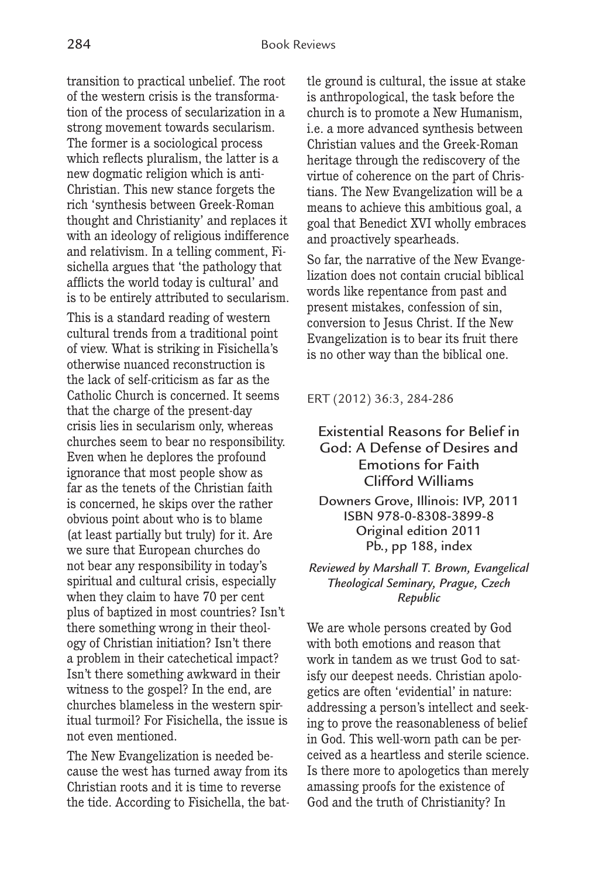transition to practical unbelief. The root of the western crisis is the transformation of the process of secularization in a strong movement towards secularism. The former is a sociological process which reflects pluralism, the latter is a new dogmatic religion which is anti-Christian. This new stance forgets the rich 'synthesis between Greek-Roman thought and Christianity' and replaces it with an ideology of religious indifference and relativism. In a telling comment, Fisichella argues that 'the pathology that afflicts the world today is cultural' and is to be entirely attributed to secularism.

This is a standard reading of western cultural trends from a traditional point of view. What is striking in Fisichella's otherwise nuanced reconstruction is the lack of self-criticism as far as the Catholic Church is concerned. It seems that the charge of the present-day crisis lies in secularism only, whereas churches seem to bear no responsibility. Even when he deplores the profound ignorance that most people show as far as the tenets of the Christian faith is concerned, he skips over the rather obvious point about who is to blame (at least partially but truly) for it. Are we sure that European churches do not bear any responsibility in today's spiritual and cultural crisis, especially when they claim to have 70 per cent plus of baptized in most countries? Isn't there something wrong in their theology of Christian initiation? Isn't there a problem in their catechetical impact? Isn't there something awkward in their witness to the gospel? In the end, are churches blameless in the western spiritual turmoil? For Fisichella, the issue is not even mentioned.

The New Evangelization is needed because the west has turned away from its Christian roots and it is time to reverse the tide. According to Fisichella, the battle ground is cultural, the issue at stake is anthropological, the task before the church is to promote a New Humanism, i.e. a more advanced synthesis between Christian values and the Greek-Roman heritage through the rediscovery of the virtue of coherence on the part of Christians. The New Evangelization will be a means to achieve this ambitious goal, a goal that Benedict XVI wholly embraces and proactively spearheads.

So far, the narrative of the New Evangelization does not contain crucial biblical words like repentance from past and present mistakes, confession of sin, conversion to Jesus Christ. If the New Evangelization is to bear its fruit there is no other way than the biblical one.

ERT (2012) 36:3, 284-286

## Existential Reasons for Belief in God: A Defense of Desires and Emotions for Faith
### Clifford Williams

Downers Grove, Illinois: IVP, 2011
ISBN 978-0-8308-3899-8
Original edition 2011
Pb., pp 188, index

*Reviewed by Marshall T. Brown, Evangelical Theological Seminary, Prague, Czech Republic*

We are whole persons created by God with both emotions and reason that work in tandem as we trust God to satisfy our deepest needs. Christian apologetics are often 'evidential' in nature: addressing a person's intellect and seeking to prove the reasonableness of belief in God. This well-worn path can be perceived as a heartless and sterile science. Is there more to apologetics than merely amassing proofs for the existence of God and the truth of Christianity? In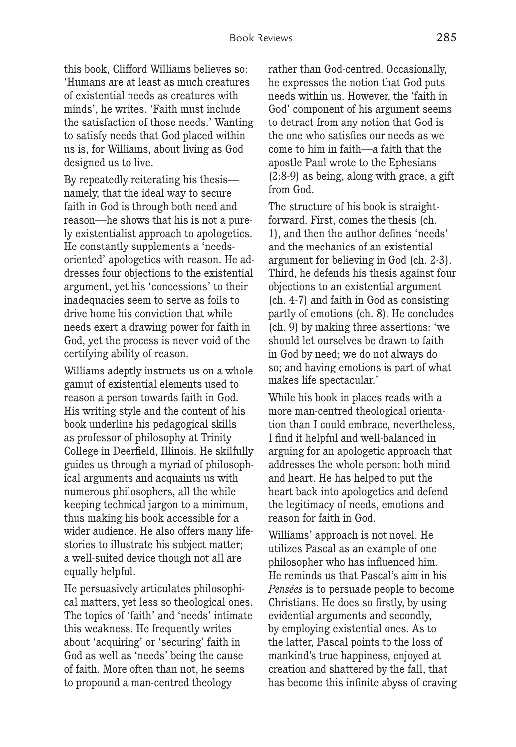this book, Clifford Williams believes so: 'Humans are at least as much creatures of existential needs as creatures with minds', he writes. 'Faith must include the satisfaction of those needs.' Wanting to satisfy needs that God placed within us is, for Williams, about living as God designed us to live.

By repeatedly reiterating his thesis—namely, that the ideal way to secure faith in God is through both need and reason—he shows that his is not a purely existentialist approach to apologetics. He constantly supplements a 'needs-oriented' apologetics with reason. He addresses four objections to the existential argument, yet his 'concessions' to their inadequacies seem to serve as foils to drive home his conviction that while needs exert a drawing power for faith in God, yet the process is never void of the certifying ability of reason.

Williams adeptly instructs us on a whole gamut of existential elements used to reason a person towards faith in God. His writing style and the content of his book underline his pedagogical skills as professor of philosophy at Trinity College in Deerfield, Illinois. He skilfully guides us through a myriad of philosophical arguments and acquaints us with numerous philosophers, all the while keeping technical jargon to a minimum, thus making his book accessible for a wider audience. He also offers many life-stories to illustrate his subject matter; a well-suited device though not all are equally helpful.

He persuasively articulates philosophical matters, yet less so theological ones. The topics of 'faith' and 'needs' intimate this weakness. He frequently writes about 'acquiring' or 'securing' faith in God as well as 'needs' being the cause of faith. More often than not, he seems to propound a man-centred theology rather than God-centred. Occasionally, he expresses the notion that God puts needs within us. However, the 'faith in God' component of his argument seems to detract from any notion that God is the one who satisfies our needs as we come to him in faith—a faith that the apostle Paul wrote to the Ephesians (2:8-9) as being, along with grace, a gift from God.

The structure of his book is straightforward. First, comes the thesis (ch. 1), and then the author defines 'needs' and the mechanics of an existential argument for believing in God (ch. 2-3). Third, he defends his thesis against four objections to an existential argument (ch. 4-7) and faith in God as consisting partly of emotions (ch. 8). He concludes (ch. 9) by making three assertions: 'we should let ourselves be drawn to faith in God by need; we do not always do so; and having emotions is part of what makes life spectacular.'

While his book in places reads with a more man-centred theological orientation than I could embrace, nevertheless, I find it helpful and well-balanced in arguing for an apologetic approach that addresses the whole person: both mind and heart. He has helped to put the heart back into apologetics and defend the legitimacy of needs, emotions and reason for faith in God.

Williams' approach is not novel. He utilizes Pascal as an example of one philosopher who has influenced him. He reminds us that Pascal's aim in his *Pensées* is to persuade people to become Christians. He does so firstly, by using evidential arguments and secondly, by employing existential ones. As to the latter, Pascal points to the loss of mankind's true happiness, enjoyed at creation and shattered by the fall, that has become this infinite abyss of craving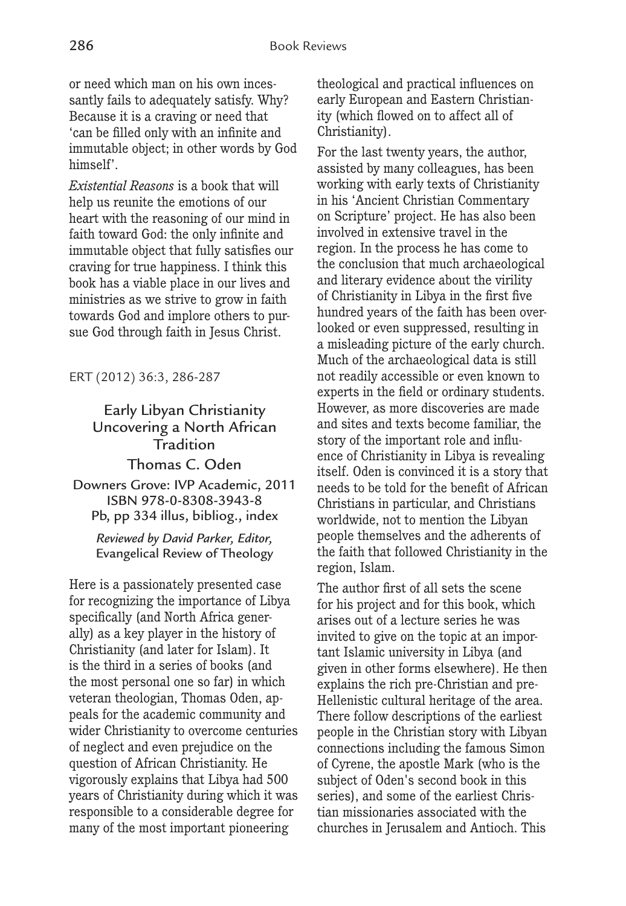or need which man on his own incessantly fails to adequately satisfy. Why? Because it is a craving or need that 'can be filled only with an infinite and immutable object; in other words by God himself'.

*Existential Reasons* is a book that will help us reunite the emotions of our heart with the reasoning of our mind in faith toward God: the only infinite and immutable object that fully satisfies our craving for true happiness. I think this book has a viable place in our lives and ministries as we strive to grow in faith towards God and implore others to pursue God through faith in Jesus Christ.

ERT (2012) 36:3, 286-287

## Early Libyan Christianity Uncovering a North African Tradition

### Thomas C. Oden

Downers Grove: IVP Academic, 2011
ISBN 978-0-8308-3943-8
Pb, pp 334 illus, bibliog., index

*Reviewed by David Parker, Editor,* Evangelical Review of Theology

Here is a passionately presented case for recognizing the importance of Libya specifically (and North Africa generally) as a key player in the history of Christianity (and later for Islam). It is the third in a series of books (and the most personal one so far) in which veteran theologian, Thomas Oden, appeals for the academic community and wider Christianity to overcome centuries of neglect and even prejudice on the question of African Christianity. He vigorously explains that Libya had 500 years of Christianity during which it was responsible to a considerable degree for many of the most important pioneering theological and practical influences on early European and Eastern Christianity (which flowed on to affect all of Christianity).

For the last twenty years, the author, assisted by many colleagues, has been working with early texts of Christianity in his 'Ancient Christian Commentary on Scripture' project. He has also been involved in extensive travel in the region. In the process he has come to the conclusion that much archaeological and literary evidence about the virility of Christianity in Libya in the first five hundred years of the faith has been overlooked or even suppressed, resulting in a misleading picture of the early church. Much of the archaeological data is still not readily accessible or even known to experts in the field or ordinary students. However, as more discoveries are made and sites and texts become familiar, the story of the important role and influence of Christianity in Libya is revealing itself. Oden is convinced it is a story that needs to be told for the benefit of African Christians in particular, and Christians worldwide, not to mention the Libyan people themselves and the adherents of the faith that followed Christianity in the region, Islam.

The author first of all sets the scene for his project and for this book, which arises out of a lecture series he was invited to give on the topic at an important Islamic university in Libya (and given in other forms elsewhere). He then explains the rich pre-Christian and pre-Hellenistic cultural heritage of the area. There follow descriptions of the earliest people in the Christian story with Libyan connections including the famous Simon of Cyrene, the apostle Mark (who is the subject of Oden's second book in this series), and some of the earliest Christian missionaries associated with the churches in Jerusalem and Antioch. This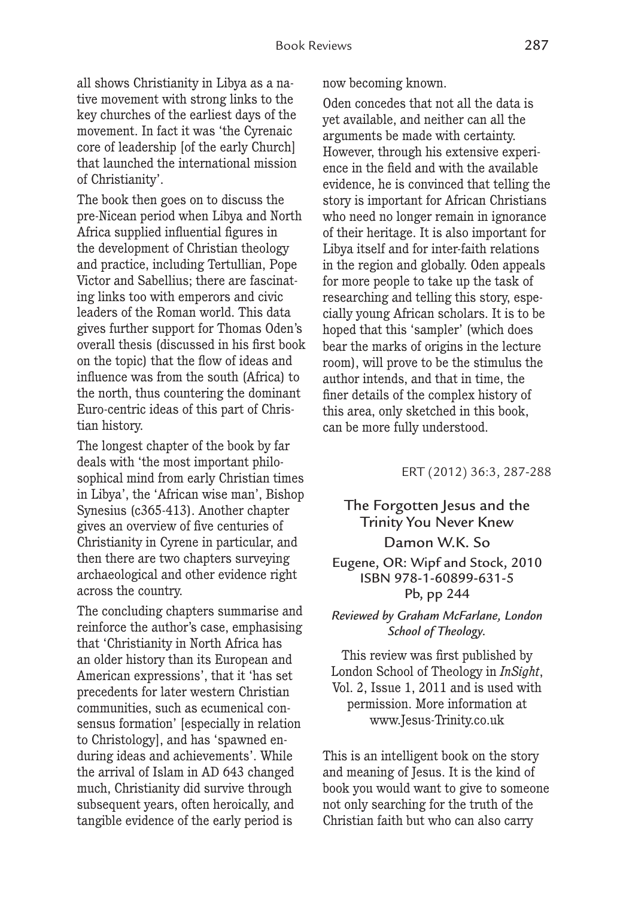all shows Christianity in Libya as a native movement with strong links to the key churches of the earliest days of the movement. In fact it was 'the Cyrenaic core of leadership [of the early Church] that launched the international mission of Christianity'.

The book then goes on to discuss the pre-Nicean period when Libya and North Africa supplied influential figures in the development of Christian theology and practice, including Tertullian, Pope Victor and Sabellius; there are fascinating links too with emperors and civic leaders of the Roman world. This data gives further support for Thomas Oden's overall thesis (discussed in his first book on the topic) that the flow of ideas and influence was from the south (Africa) to the north, thus countering the dominant Euro-centric ideas of this part of Christian history.

The longest chapter of the book by far deals with 'the most important philosophical mind from early Christian times in Libya', the 'African wise man', Bishop Synesius (c365-413). Another chapter gives an overview of five centuries of Christianity in Cyrene in particular, and then there are two chapters surveying archaeological and other evidence right across the country.

The concluding chapters summarise and reinforce the author's case, emphasising that 'Christianity in North Africa has an older history than its European and American expressions', that it 'has set precedents for later western Christian communities, such as ecumenical consensus formation' [especially in relation to Christology], and has 'spawned enduring ideas and achievements'. While the arrival of Islam in AD 643 changed much, Christianity did survive through subsequent years, often heroically, and tangible evidence of the early period is now becoming known.

Oden concedes that not all the data is yet available, and neither can all the arguments be made with certainty. However, through his extensive experience in the field and with the available evidence, he is convinced that telling the story is important for African Christians who need no longer remain in ignorance of their heritage. It is also important for Libya itself and for inter-faith relations in the region and globally. Oden appeals for more people to take up the task of researching and telling this story, especially young African scholars. It is to be hoped that this 'sampler' (which does bear the marks of origins in the lecture room), will prove to be the stimulus the author intends, and that in time, the finer details of the complex history of this area, only sketched in this book, can be more fully understood.

ERT (2012) 36:3, 287-288

## The Forgotten Jesus and the Trinity You Never Knew

Damon W.K. So

Eugene, OR: Wipf and Stock, 2010
ISBN 978-1-60899-631-5
Pb, pp 244

*Reviewed by Graham McFarlane, London School of Theology.*

This review was first published by London School of Theology in *InSight*, Vol. 2, Issue 1, 2011 and is used with permission. More information at www.Jesus-Trinity.co.uk

This is an intelligent book on the story and meaning of Jesus. It is the kind of book you would want to give to someone not only searching for the truth of the Christian faith but who can also carry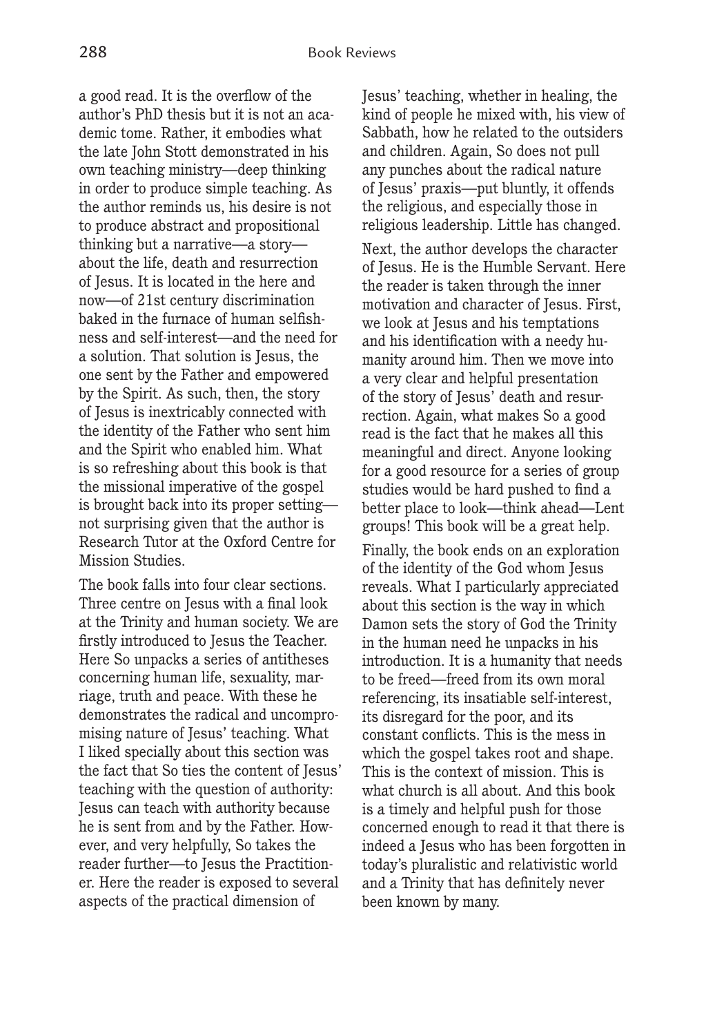a good read. It is the overflow of the author's PhD thesis but it is not an academic tome. Rather, it embodies what the late John Stott demonstrated in his own teaching ministry—deep thinking in order to produce simple teaching. As the author reminds us, his desire is not to produce abstract and propositional thinking but a narrative—a story—about the life, death and resurrection of Jesus. It is located in the here and now—of 21st century discrimination baked in the furnace of human selfishness and self-interest—and the need for a solution. That solution is Jesus, the one sent by the Father and empowered by the Spirit. As such, then, the story of Jesus is inextricably connected with the identity of the Father who sent him and the Spirit who enabled him. What is so refreshing about this book is that the missional imperative of the gospel is brought back into its proper setting—not surprising given that the author is Research Tutor at the Oxford Centre for Mission Studies.

The book falls into four clear sections. Three centre on Jesus with a final look at the Trinity and human society. We are firstly introduced to Jesus the Teacher. Here So unpacks a series of antitheses concerning human life, sexuality, marriage, truth and peace. With these he demonstrates the radical and uncompromising nature of Jesus' teaching. What I liked specially about this section was the fact that So ties the content of Jesus' teaching with the question of authority: Jesus can teach with authority because he is sent from and by the Father. However, and very helpfully, So takes the reader further—to Jesus the Practitioner. Here the reader is exposed to several aspects of the practical dimension of Jesus' teaching, whether in healing, the kind of people he mixed with, his view of Sabbath, how he related to the outsiders and children. Again, So does not pull any punches about the radical nature of Jesus' praxis—put bluntly, it offends the religious, and especially those in religious leadership. Little has changed.

Next, the author develops the character of Jesus. He is the Humble Servant. Here the reader is taken through the inner motivation and character of Jesus. First, we look at Jesus and his temptations and his identification with a needy humanity around him. Then we move into a very clear and helpful presentation of the story of Jesus' death and resurrection. Again, what makes So a good read is the fact that he makes all this meaningful and direct. Anyone looking for a good resource for a series of group studies would be hard pushed to find a better place to look—think ahead—Lent groups! This book will be a great help.

Finally, the book ends on an exploration of the identity of the God whom Jesus reveals. What I particularly appreciated about this section is the way in which Damon sets the story of God the Trinity in the human need he unpacks in his introduction. It is a humanity that needs to be freed—freed from its own moral referencing, its insatiable self-interest, its disregard for the poor, and its constant conflicts. This is the mess in which the gospel takes root and shape. This is the context of mission. This is what church is all about. And this book is a timely and helpful push for those concerned enough to read it that there is indeed a Jesus who has been forgotten in today's pluralistic and relativistic world and a Trinity that has definitely never been known by many.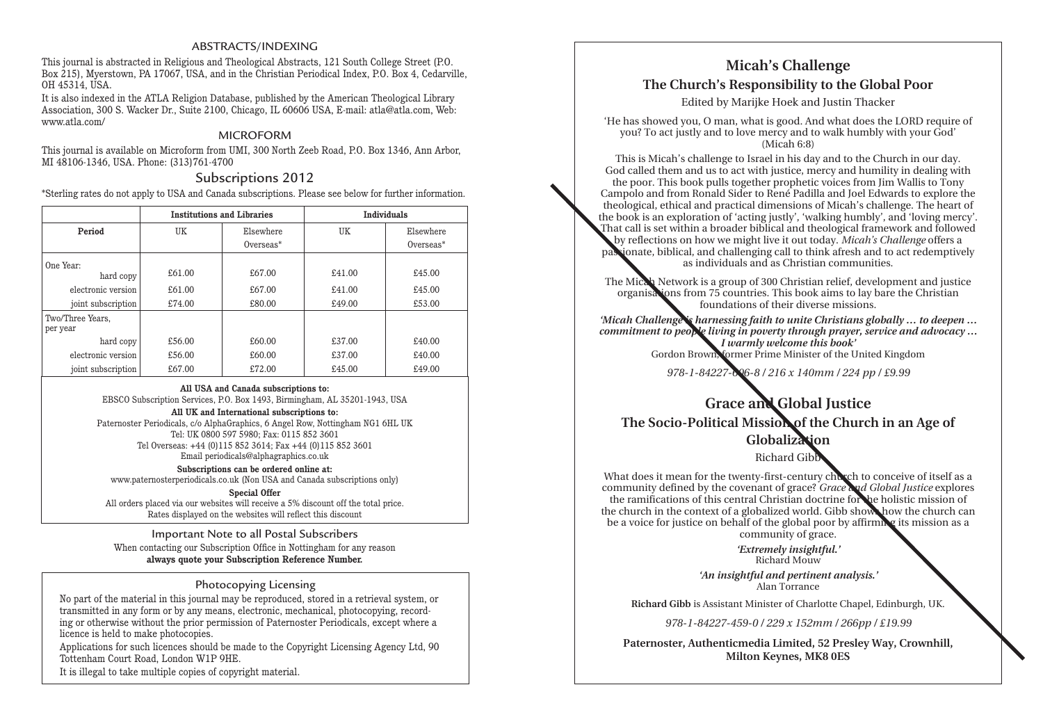## ABSTRACTS/INDEXING

This journal is abstracted in Religious and Theological Abstracts, 121 South College Street (P.O. Box 215), Myerstown, PA 17067, USA, and in the Christian Periodical Index, P.O. Box 4, Cedarville, OH 45314, USA.

It is also indexed in the ATLA Religion Database, published by the American Theological Library Association, 300 S. Wacker Dr., Suite 2100, Chicago, IL 60606 USA, E-mail: atla@atla.com, Web: www.atla.com/

## MICROFORM

This journal is available on Microform from UMI, 300 North Zeeb Road, P.O. Box 1346, Ann Arbor, MI 48106-1346, USA. Phone: (313)761-4700

## Subscriptions 2012

*Sterling rates do not apply to USA and Canada subscriptions. Please see below for further information.

| | Institutions and Libraries | | Individuals | |
|---|---|---|---|---|
| **Period** | UK | Elsewhere Overseas* | UK | Elsewhere Overseas* |
| One Year: | | | | |
| hard copy | £61.00 | £67.00 | £41.00 | £45.00 |
| electronic version | £61.00 | £67.00 | £41.00 | £45.00 |
| joint subscription | £74.00 | £80.00 | £49.00 | £53.00 |
| Two/Three Years, per year | | | | |
| hard copy | £56.00 | £60.00 | £37.00 | £40.00 |
| electronic version | £56.00 | £60.00 | £37.00 | £40.00 |
| joint subscription | £67.00 | £72.00 | £45.00 | £49.00 |

**All USA and Canada subscriptions to:**
EBSCO Subscription Services, P.O. Box 1493, Birmingham, AL 35201-1943, USA

**All UK and International subscriptions to:**
Paternoster Periodicals, c/o AlphaGraphics, 6 Angel Row, Nottingham NG1 6HL UK
Tel: UK 0800 597 5980; Fax: 0115 852 3601
Tel Overseas: +44 (0)115 852 3614; Fax +44 (0)115 852 3601
Email periodicals@alphagraphics.co.uk

**Subscriptions can be ordered online at:**
www.paternosterperiodicals.co.uk (Non USA and Canada subscriptions only)

**Special Offer**
All orders placed via our websites will receive a 5% discount off the total price.
Rates displayed on the websites will reflect this discount

### Important Note to all Postal Subscribers

When contacting our Subscription Office in Nottingham for any reason **always quote your Subscription Reference Number.**

### Photocopying Licensing

No part of the material in this journal may be reproduced, stored in a retrieval system, or transmitted in any form or by any means, electronic, mechanical, photocopying, recording or otherwise without the prior permission of Paternoster Periodicals, except where a licence is held to make photocopies.

Applications for such licences should be made to the Copyright Licensing Agency Ltd, 90 Tottenham Court Road, London W1P 9HE.

It is illegal to take multiple copies of copyright material.

## Micah's Challenge

### The Church's Responsibility to the Global Poor

Edited by Marijke Hoek and Justin Thacker

'He has showed you, O man, what is good. And what does the LORD require of you? To act justly and to love mercy and to walk humbly with your God' (Micah 6:8)

This is Micah's challenge to Israel in his day and to the Church in our day. God called them and us to act with justice, mercy and humility in dealing with the poor. This book pulls together prophetic voices from Jim Wallis to Tony Campolo and from Ronald Sider to René Padilla and Joel Edwards to explore the theological, ethical and practical dimensions of Micah's challenge. The heart of the book is an exploration of 'acting justly', 'walking humbly', and 'loving mercy'. That call is set within a broader biblical and theological framework and followed by reflections on how we might live it out today. *Micah's Challenge* offers a passionate, biblical, and challenging call to think afresh and to act redemptively as individuals and as Christian communities.

The Micah Network is a group of 300 Christian relief, development and justice organisations from 75 countries. This book aims to lay bare the Christian foundations of their diverse missions.

***'Micah Challenge is harnessing faith to unite Christians globally … to deepen … commitment to people living in poverty through prayer, service and advocacy … I warmly welcome this book'***
Gordon Brown, former Prime Minister of the United Kingdom

*978-1-84227-606-8 / 216 x 140mm / 224 pp / £9.99*

## Grace and Global Justice

### The Socio-Political Mission of the Church in an Age of Globalization

Richard Gibb

What does it mean for the twenty-first-century church to conceive of itself as a community defined by the covenant of grace? *Grace and Global Justice* explores the ramifications of this central Christian doctrine for the holistic mission of the church in the context of a globalized world. Gibb shows how the church can be a voice for justice on behalf of the global poor by affirming its mission as a community of grace.

***'Extremely insightful.'***
Richard Mouw

***'An insightful and pertinent analysis.'***
Alan Torrance

**Richard Gibb** is Assistant Minister of Charlotte Chapel, Edinburgh, UK.

*978-1-84227-459-0 / 229 x 152mm / 266pp / £19.99*

**Paternoster, Authenticmedia Limited, 52 Presley Way, Crownhill, Milton Keynes, MK8 0ES**